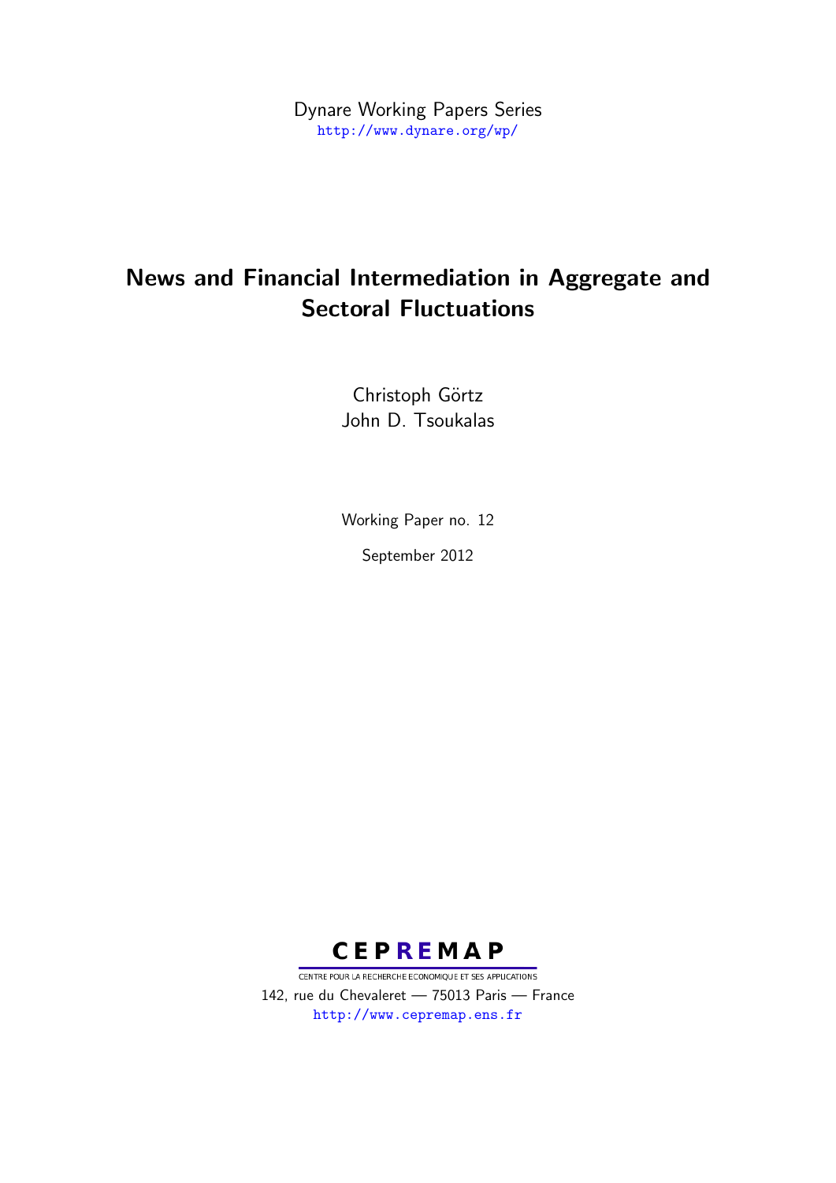Dynare Working Papers Series
http://www.dynare.org/wp/

# News and Financial Intermediation in Aggregate and Sectoral Fluctuations

Christoph Görtz
John D. Tsoukalas

Working Paper no. 12

September 2012

**CEPREMAP**

CENTRE POUR LA RECHERCHE ECONOMIQUE ET SES APPLICATIONS
142, rue du Chevaleret — 75013 Paris — France
http://www.cepremap.ens.fr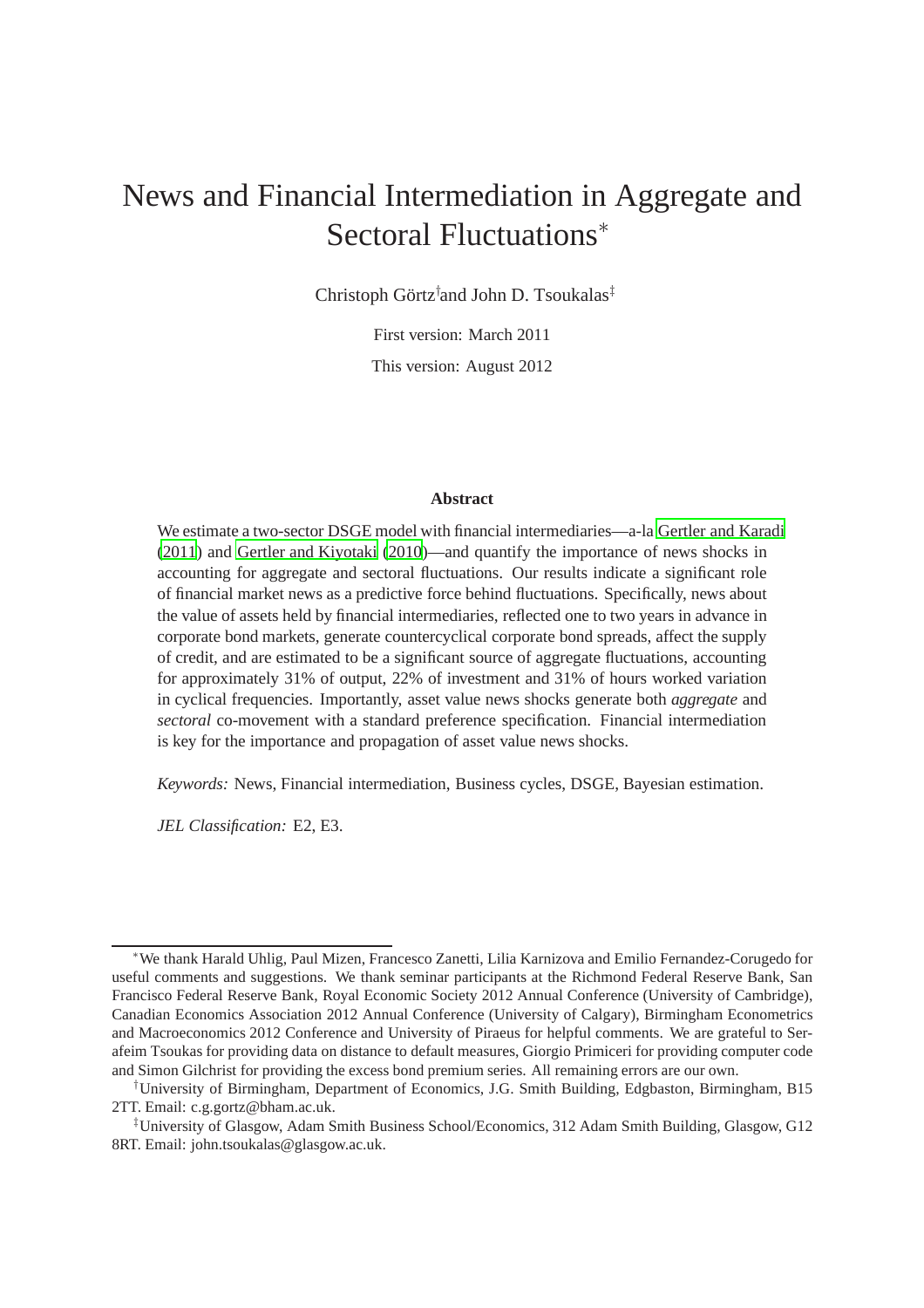# News and Financial Intermediation in Aggregate and Sectoral Fluctuations*

Christoph Görtz[†] and John D. Tsoukalas[‡]

First version: March 2011

This version: August 2012

**Abstract**

We estimate a two-sector DSGE model with financial intermediaries—a-la Gertler and Karadi (2011) and Gertler and Kiyotaki (2010)—and quantify the importance of news shocks in accounting for aggregate and sectoral fluctuations. Our results indicate a significant role of financial market news as a predictive force behind fluctuations. Specifically, news about the value of assets held by financial intermediaries, reflected one to two years in advance in corporate bond markets, generate countercyclical corporate bond spreads, affect the supply of credit, and are estimated to be a significant source of aggregate fluctuations, accounting for approximately 31% of output, 22% of investment and 31% of hours worked variation in cyclical frequencies. Importantly, asset value news shocks generate both *aggregate* and *sectoral* co-movement with a standard preference specification. Financial intermediation is key for the importance and propagation of asset value news shocks.

*Keywords:* News, Financial intermediation, Business cycles, DSGE, Bayesian estimation.

*JEL Classification:* E2, E3.

---

*We thank Harald Uhlig, Paul Mizen, Francesco Zanetti, Lilia Karnizova and Emilio Fernandez-Corugedo for useful comments and suggestions. We thank seminar participants at the Richmond Federal Reserve Bank, San Francisco Federal Reserve Bank, Royal Economic Society 2012 Annual Conference (University of Cambridge), Canadian Economics Association 2012 Annual Conference (University of Calgary), Birmingham Econometrics and Macroeconomics 2012 Conference and University of Piraeus for helpful comments. We are grateful to Serafeim Tsoukas for providing data on distance to default measures, Giorgio Primiceri for providing computer code and Simon Gilchrist for providing the excess bond premium series. All remaining errors are our own.

[†]University of Birmingham, Department of Economics, J.G. Smith Building, Edgbaston, Birmingham, B15 2TT. Email: c.g.gortz@bham.ac.uk.

[‡]University of Glasgow, Adam Smith Business School/Economics, 312 Adam Smith Building, Glasgow, G12 8RT. Email: john.tsoukalas@glasgow.ac.uk.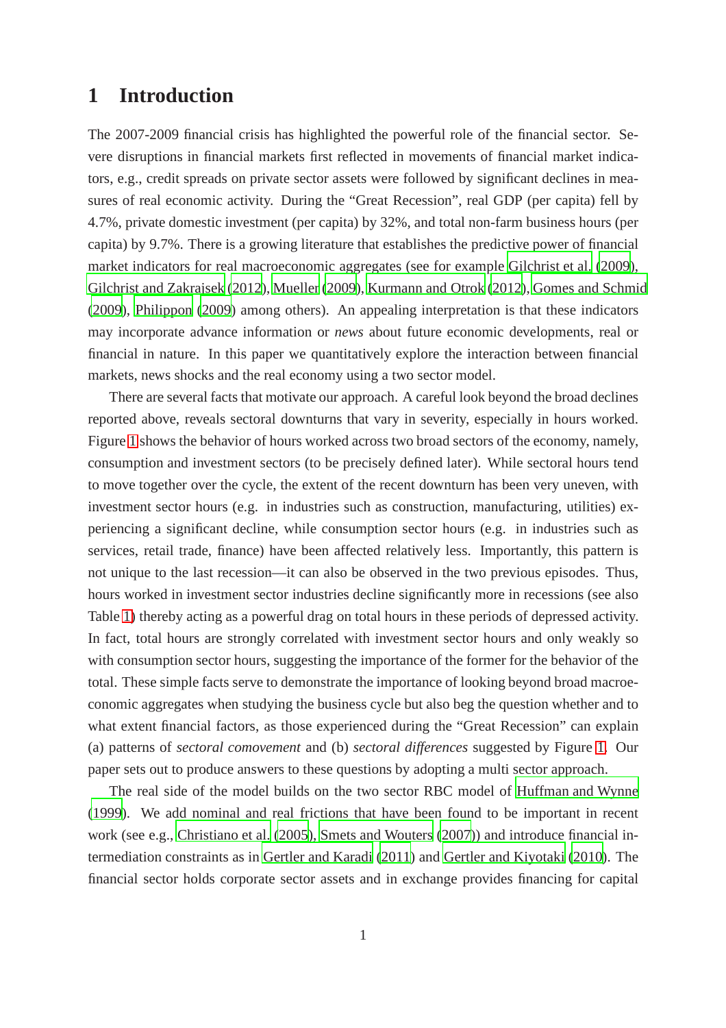# 1 Introduction

The 2007-2009 financial crisis has highlighted the powerful role of the financial sector. Severe disruptions in financial markets first reflected in movements of financial market indicators, e.g., credit spreads on private sector assets were followed by significant declines in measures of real economic activity. During the "Great Recession", real GDP (per capita) fell by 4.7%, private domestic investment (per capita) by 32%, and total non-farm business hours (per capita) by 9.7%. There is a growing literature that establishes the predictive power of financial market indicators for real macroeconomic aggregates (see for example Gilchrist et al. (2009), Gilchrist and Zakrajsek (2012), Mueller (2009), Kurmann and Otrok (2012), Gomes and Schmid (2009), Philippon (2009) among others). An appealing interpretation is that these indicators may incorporate advance information or *news* about future economic developments, real or financial in nature. In this paper we quantitatively explore the interaction between financial markets, news shocks and the real economy using a two sector model.

There are several facts that motivate our approach. A careful look beyond the broad declines reported above, reveals sectoral downturns that vary in severity, especially in hours worked. Figure 1 shows the behavior of hours worked across two broad sectors of the economy, namely, consumption and investment sectors (to be precisely defined later). While sectoral hours tend to move together over the cycle, the extent of the recent downturn has been very uneven, with investment sector hours (e.g. in industries such as construction, manufacturing, utilities) experiencing a significant decline, while consumption sector hours (e.g. in industries such as services, retail trade, finance) have been affected relatively less. Importantly, this pattern is not unique to the last recession—it can also be observed in the two previous episodes. Thus, hours worked in investment sector industries decline significantly more in recessions (see also Table 1) thereby acting as a powerful drag on total hours in these periods of depressed activity. In fact, total hours are strongly correlated with investment sector hours and only weakly so with consumption sector hours, suggesting the importance of the former for the behavior of the total. These simple facts serve to demonstrate the importance of looking beyond broad macroeconomic aggregates when studying the business cycle but also beg the question whether and to what extent financial factors, as those experienced during the "Great Recession" can explain (a) patterns of *sectoral comovement* and (b) *sectoral differences* suggested by Figure 1. Our paper sets out to produce answers to these questions by adopting a multi sector approach.

The real side of the model builds on the two sector RBC model of Huffman and Wynne (1999). We add nominal and real frictions that have been found to be important in recent work (see e.g., Christiano et al. (2005), Smets and Wouters (2007)) and introduce financial intermediation constraints as in Gertler and Karadi (2011) and Gertler and Kiyotaki (2010). The financial sector holds corporate sector assets and in exchange provides financing for capital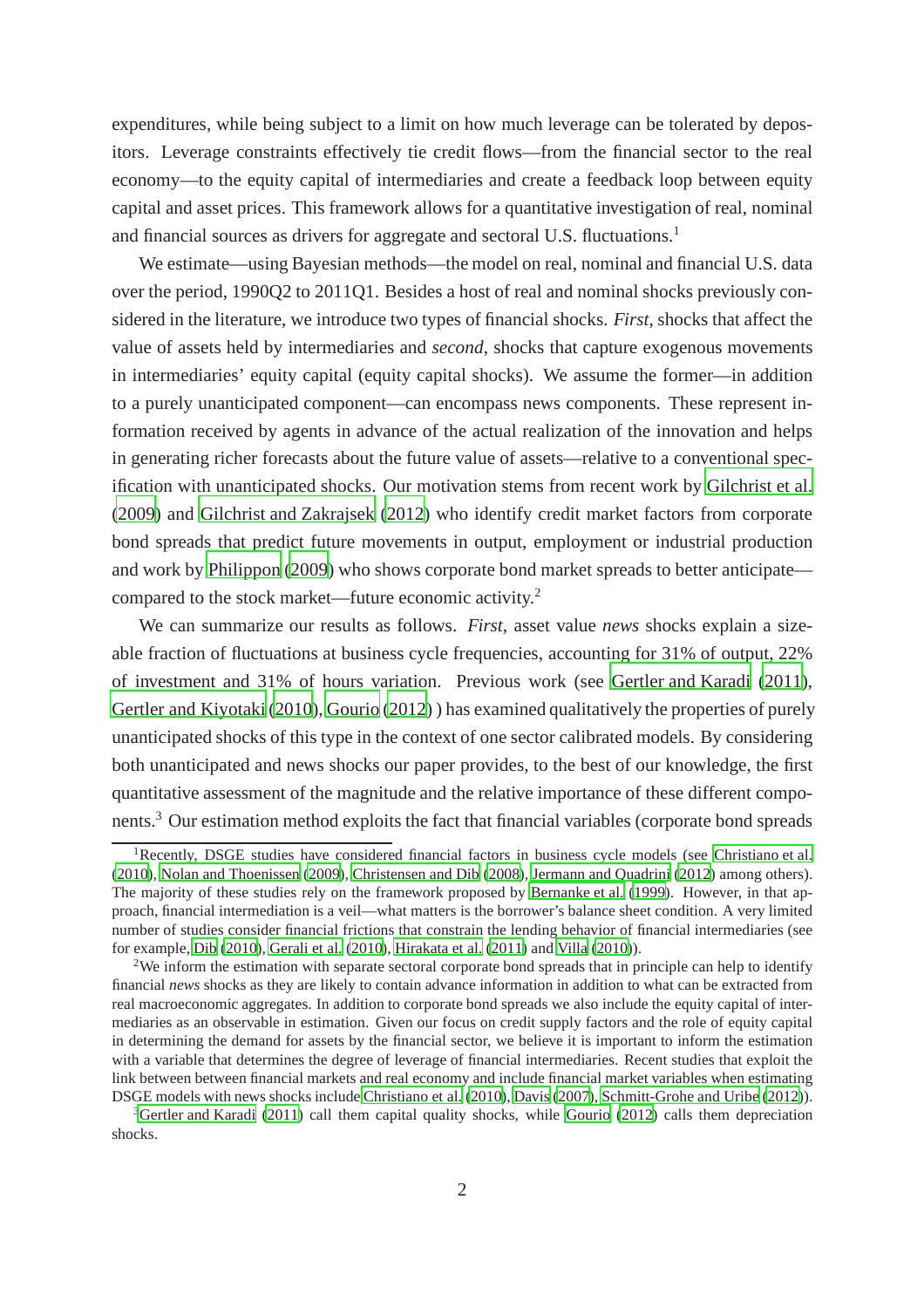expenditures, while being subject to a limit on how much leverage can be tolerated by depositors. Leverage constraints effectively tie credit flows—from the financial sector to the real economy—to the equity capital of intermediaries and create a feedback loop between equity capital and asset prices. This framework allows for a quantitative investigation of real, nominal and financial sources as drivers for aggregate and sectoral U.S. fluctuations.[1]

We estimate—using Bayesian methods—the model on real, nominal and financial U.S. data over the period, 1990Q2 to 2011Q1. Besides a host of real and nominal shocks previously considered in the literature, we introduce two types of financial shocks. *First*, shocks that affect the value of assets held by intermediaries and *second*, shocks that capture exogenous movements in intermediaries' equity capital (equity capital shocks). We assume the former—in addition to a purely unanticipated component—can encompass news components. These represent information received by agents in advance of the actual realization of the innovation and helps in generating richer forecasts about the future value of assets—relative to a conventional specification with unanticipated shocks. Our motivation stems from recent work by Gilchrist et al. (2009) and Gilchrist and Zakrajsek (2012) who identify credit market factors from corporate bond spreads that predict future movements in output, employment or industrial production and work by Philippon (2009) who shows corporate bond market spreads to better anticipate—compared to the stock market—future economic activity.[2]

We can summarize our results as follows. *First*, asset value *news* shocks explain a sizeable fraction of fluctuations at business cycle frequencies, accounting for 31% of output, 22% of investment and 31% of hours variation. Previous work (see Gertler and Karadi (2011), Gertler and Kiyotaki (2010), Gourio (2012) ) has examined qualitatively the properties of purely unanticipated shocks of this type in the context of one sector calibrated models. By considering both unanticipated and news shocks our paper provides, to the best of our knowledge, the first quantitative assessment of the magnitude and the relative importance of these different components.[3] Our estimation method exploits the fact that financial variables (corporate bond spreads

---

[1] Recently, DSGE studies have considered financial factors in business cycle models (see Christiano et al. (2010), Nolan and Thoenissen (2009), Christensen and Dib (2008), Jermann and Quadrini (2012) among others). The majority of these studies rely on the framework proposed by Bernanke et al. (1999). However, in that approach, financial intermediation is a veil—what matters is the borrower's balance sheet condition. A very limited number of studies consider financial frictions that constrain the lending behavior of financial intermediaries (see for example, Dib (2010), Gerali et al. (2010), Hirakata et al. (2011) and Villa (2010)).

[2] We inform the estimation with separate sectoral corporate bond spreads that in principle can help to identify financial *news* shocks as they are likely to contain advance information in addition to what can be extracted from real macroeconomic aggregates. In addition to corporate bond spreads we also include the equity capital of intermediaries as an observable in estimation. Given our focus on credit supply factors and the role of equity capital in determining the demand for assets by the financial sector, we believe it is important to inform the estimation with a variable that determines the degree of leverage of financial intermediaries. Recent studies that exploit the link between between financial markets and real economy and include financial market variables when estimating DSGE models with news shocks include Christiano et al. (2010), Davis (2007), Schmitt-Grohe and Uribe (2012)).

[3] Gertler and Karadi (2011) call them capital quality shocks, while Gourio (2012) calls them depreciation shocks.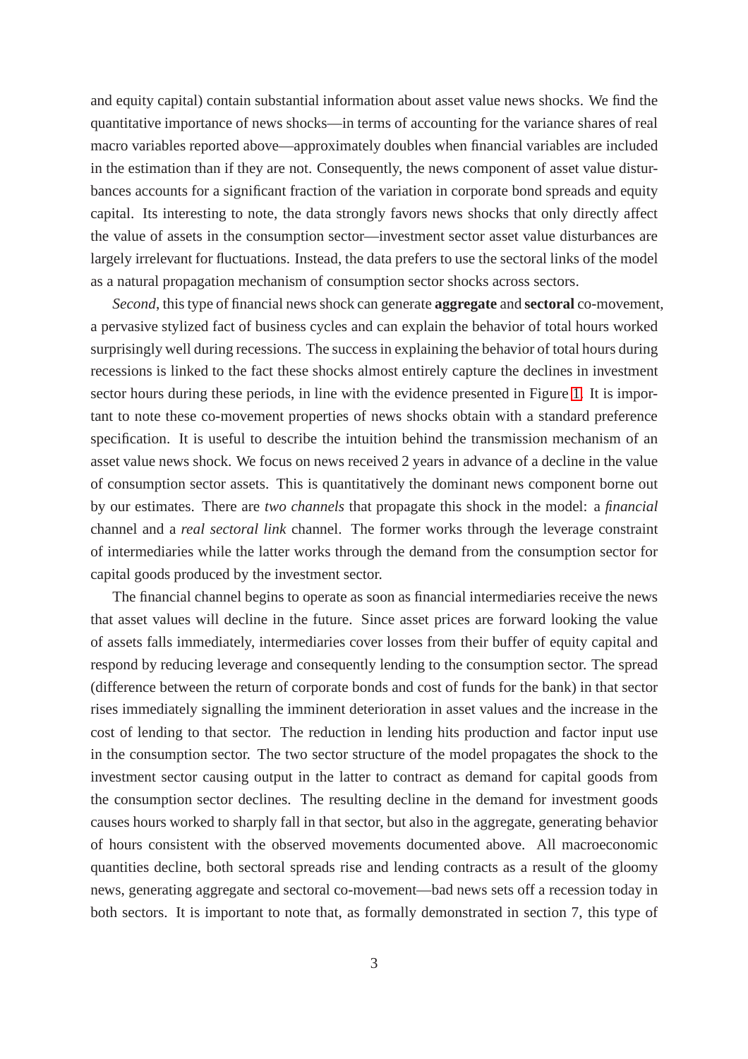and equity capital) contain substantial information about asset value news shocks. We find the quantitative importance of news shocks—in terms of accounting for the variance shares of real macro variables reported above—approximately doubles when financial variables are included in the estimation than if they are not. Consequently, the news component of asset value disturbances accounts for a significant fraction of the variation in corporate bond spreads and equity capital. Its interesting to note, the data strongly favors news shocks that only directly affect the value of assets in the consumption sector—investment sector asset value disturbances are largely irrelevant for fluctuations. Instead, the data prefers to use the sectoral links of the model as a natural propagation mechanism of consumption sector shocks across sectors.

*Second*, this type of financial news shock can generate **aggregate** and **sectoral** co-movement, a pervasive stylized fact of business cycles and can explain the behavior of total hours worked surprisingly well during recessions. The success in explaining the behavior of total hours during recessions is linked to the fact these shocks almost entirely capture the declines in investment sector hours during these periods, in line with the evidence presented in Figure 1. It is important to note these co-movement properties of news shocks obtain with a standard preference specification. It is useful to describe the intuition behind the transmission mechanism of an asset value news shock. We focus on news received 2 years in advance of a decline in the value of consumption sector assets. This is quantitatively the dominant news component borne out by our estimates. There are *two channels* that propagate this shock in the model: a *financial* channel and a *real sectoral link* channel. The former works through the leverage constraint of intermediaries while the latter works through the demand from the consumption sector for capital goods produced by the investment sector.

The financial channel begins to operate as soon as financial intermediaries receive the news that asset values will decline in the future. Since asset prices are forward looking the value of assets falls immediately, intermediaries cover losses from their buffer of equity capital and respond by reducing leverage and consequently lending to the consumption sector. The spread (difference between the return of corporate bonds and cost of funds for the bank) in that sector rises immediately signalling the imminent deterioration in asset values and the increase in the cost of lending to that sector. The reduction in lending hits production and factor input use in the consumption sector. The two sector structure of the model propagates the shock to the investment sector causing output in the latter to contract as demand for capital goods from the consumption sector declines. The resulting decline in the demand for investment goods causes hours worked to sharply fall in that sector, but also in the aggregate, generating behavior of hours consistent with the observed movements documented above. All macroeconomic quantities decline, both sectoral spreads rise and lending contracts as a result of the gloomy news, generating aggregate and sectoral co-movement—bad news sets off a recession today in both sectors. It is important to note that, as formally demonstrated in section 7, this type of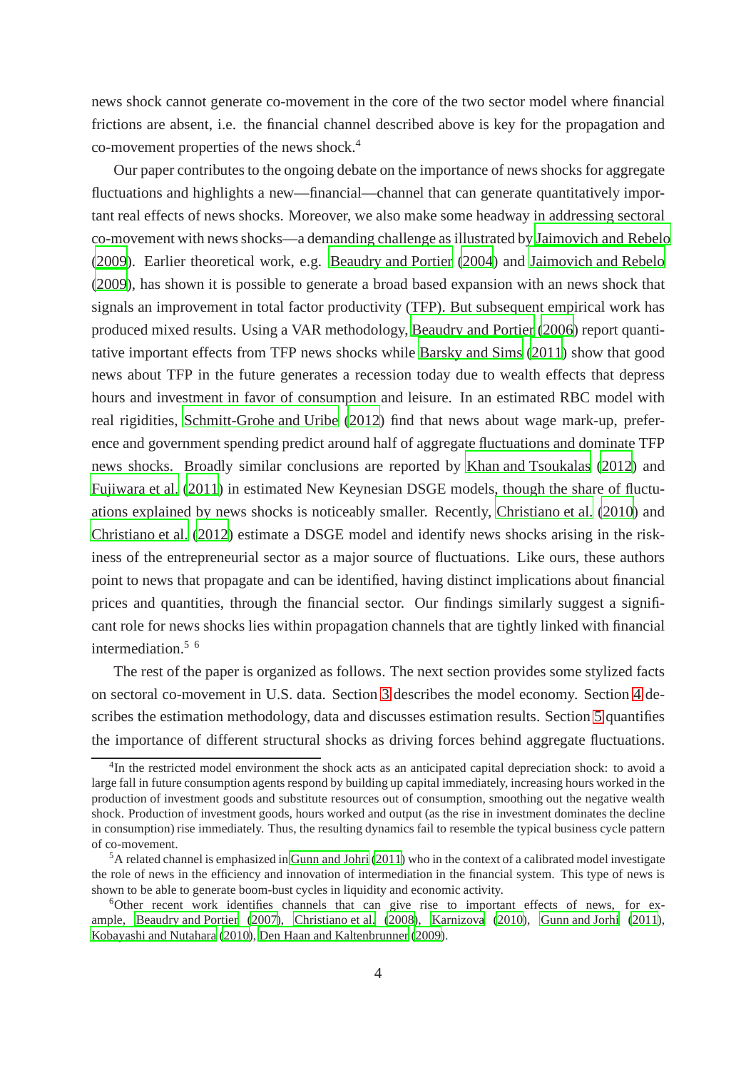news shock cannot generate co-movement in the core of the two sector model where financial frictions are absent, i.e. the financial channel described above is key for the propagation and co-movement properties of the news shock.[4]

Our paper contributes to the ongoing debate on the importance of news shocks for aggregate fluctuations and highlights a new—financial—channel that can generate quantitatively important real effects of news shocks. Moreover, we also make some headway in addressing sectoral co-movement with news shocks—a demanding challenge as illustrated by Jaimovich and Rebelo (2009). Earlier theoretical work, e.g. Beaudry and Portier (2004) and Jaimovich and Rebelo (2009), has shown it is possible to generate a broad based expansion with an news shock that signals an improvement in total factor productivity (TFP). But subsequent empirical work has produced mixed results. Using a VAR methodology, Beaudry and Portier (2006) report quantitative important effects from TFP news shocks while Barsky and Sims (2011) show that good news about TFP in the future generates a recession today due to wealth effects that depress hours and investment in favor of consumption and leisure. In an estimated RBC model with real rigidities, Schmitt-Grohe and Uribe (2012) find that news about wage mark-up, preference and government spending predict around half of aggregate fluctuations and dominate TFP news shocks. Broadly similar conclusions are reported by Khan and Tsoukalas (2012) and Fujiwara et al. (2011) in estimated New Keynesian DSGE models, though the share of fluctuations explained by news shocks is noticeably smaller. Recently, Christiano et al. (2010) and Christiano et al. (2012) estimate a DSGE model and identify news shocks arising in the riskiness of the entrepreneurial sector as a major source of fluctuations. Like ours, these authors point to news that propagate and can be identified, having distinct implications about financial prices and quantities, through the financial sector. Our findings similarly suggest a significant role for news shocks lies within propagation channels that are tightly linked with financial intermediation.[5] [6]

The rest of the paper is organized as follows. The next section provides some stylized facts on sectoral co-movement in U.S. data. Section 3 describes the model economy. Section 4 describes the estimation methodology, data and discusses estimation results. Section 5 quantifies the importance of different structural shocks as driving forces behind aggregate fluctuations.

---

[4]In the restricted model environment the shock acts as an anticipated capital depreciation shock: to avoid a large fall in future consumption agents respond by building up capital immediately, increasing hours worked in the production of investment goods and substitute resources out of consumption, smoothing out the negative wealth shock. Production of investment goods, hours worked and output (as the rise in investment dominates the decline in consumption) rise immediately. Thus, the resulting dynamics fail to resemble the typical business cycle pattern of co-movement.

[5]A related channel is emphasized in Gunn and Johri (2011) who in the context of a calibrated model investigate the role of news in the efficiency and innovation of intermediation in the financial system. This type of news is shown to be able to generate boom-bust cycles in liquidity and economic activity.

[6]Other recent work identifies channels that can give rise to important effects of news, for example, Beaudry and Portier (2007), Christiano et al. (2008), Karnizova (2010), Gunn and Jorhi (2011), Kobayashi and Nutahara (2010), Den Haan and Kaltenbrunner (2009).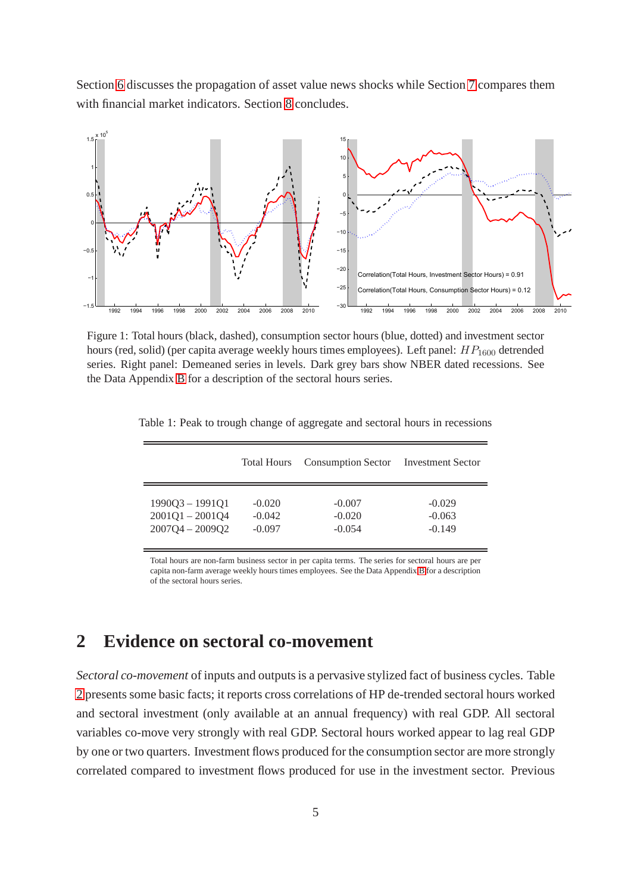Section 6 discusses the propagation of asset value news shocks while Section 7 compares them with financial market indicators. Section 8 concludes.

Figure 1: Total hours (black, dashed), consumption sector hours (blue, dotted) and investment sector hours (red, solid) (per capita average weekly hours times employees). Left panel: $HP_{1600}$ detrended series. Right panel: Demeaned series in levels. Dark grey bars show NBER dated recessions. See the Data Appendix B for a description of the sectoral hours series.

Table 1: Peak to trough change of aggregate and sectoral hours in recessions

| | Total Hours | Consumption Sector | Investment Sector |
|---|---|---|---|
| 1990Q3 – 1991Q1 | -0.020 | -0.007 | -0.029 |
| 2001Q1 – 2001Q4 | -0.042 | -0.020 | -0.063 |
| 2007Q4 – 2009Q2 | -0.097 | -0.054 | -0.149 |

Total hours are non-farm business sector in per capita terms. The series for sectoral hours are per capita non-farm average weekly hours times employees. See the Data Appendix B for a description of the sectoral hours series.

## 2 Evidence on sectoral co-movement

*Sectoral co-movement* of inputs and outputs is a pervasive stylized fact of business cycles. Table 2 presents some basic facts; it reports cross correlations of HP de-trended sectoral hours worked and sectoral investment (only available at an annual frequency) with real GDP. All sectoral variables co-move very strongly with real GDP. Sectoral hours worked appear to lag real GDP by one or two quarters. Investment flows produced for the consumption sector are more strongly correlated compared to investment flows produced for use in the investment sector. Previous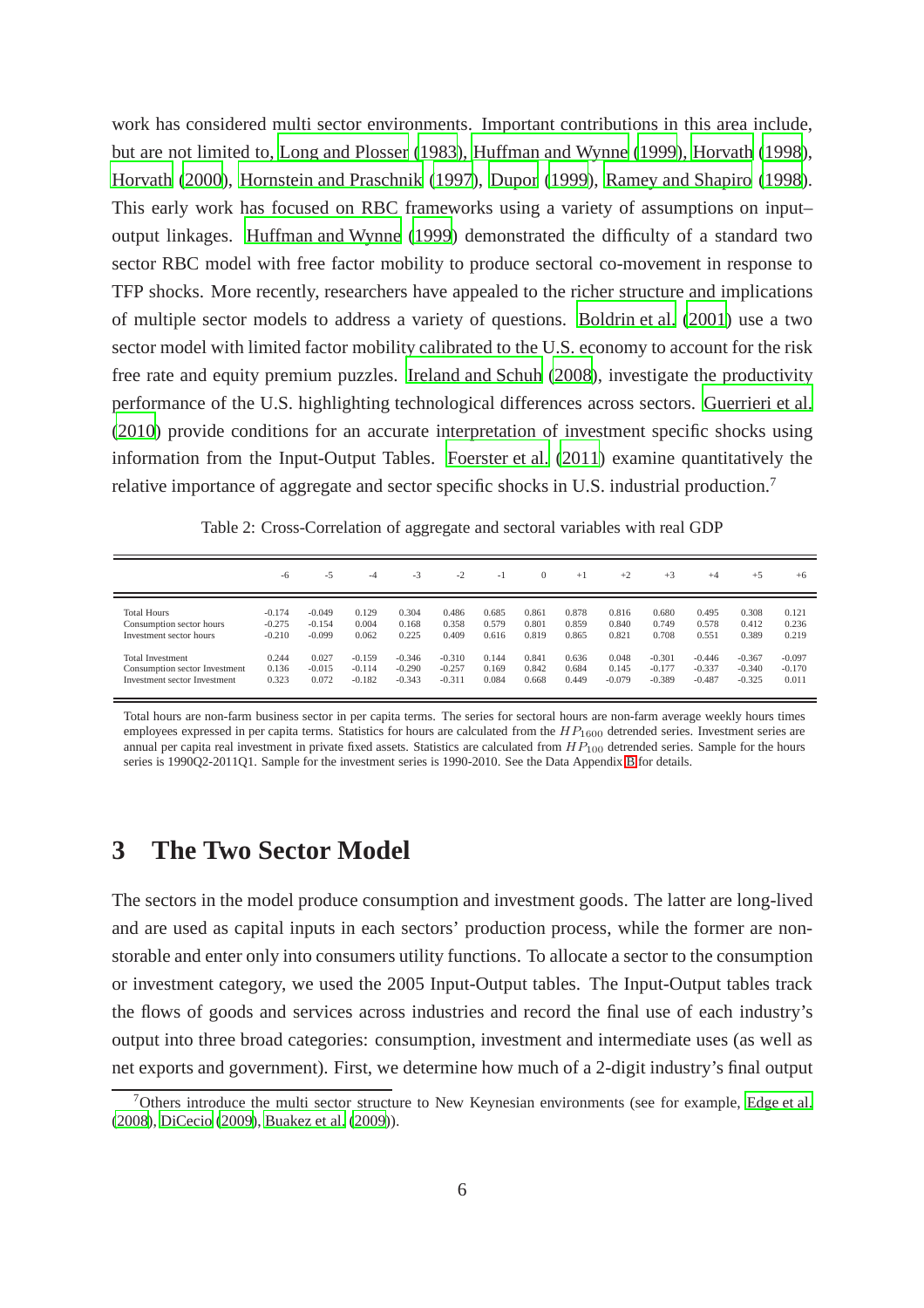work has considered multi sector environments. Important contributions in this area include, but are not limited to, Long and Plosser (1983), Huffman and Wynne (1999), Horvath (1998), Horvath (2000), Hornstein and Praschnik (1997), Dupor (1999), Ramey and Shapiro (1998). This early work has focused on RBC frameworks using a variety of assumptions on input–output linkages. Huffman and Wynne (1999) demonstrated the difficulty of a standard two sector RBC model with free factor mobility to produce sectoral co-movement in response to TFP shocks. More recently, researchers have appealed to the richer structure and implications of multiple sector models to address a variety of questions. Boldrin et al. (2001) use a two sector model with limited factor mobility calibrated to the U.S. economy to account for the risk free rate and equity premium puzzles. Ireland and Schuh (2008), investigate the productivity performance of the U.S. highlighting technological differences across sectors. Guerrieri et al. (2010) provide conditions for an accurate interpretation of investment specific shocks using information from the Input-Output Tables. Foerster et al. (2011) examine quantitatively the relative importance of aggregate and sector specific shocks in U.S. industrial production.[7]

Table 2: Cross-Correlation of aggregate and sectoral variables with real GDP

| | -6 | -5 | -4 | -3 | -2 | -1 | 0 | +1 | +2 | +3 | +4 | +5 | +6 |
|---|---|---|---|---|---|---|---|---|---|---|---|---|---|
| Total Hours | -0.174 | -0.049 | 0.129 | 0.304 | 0.486 | 0.685 | 0.861 | 0.878 | 0.816 | 0.680 | 0.495 | 0.308 | 0.121 |
| Consumption sector hours | -0.275 | -0.154 | 0.004 | 0.168 | 0.358 | 0.579 | 0.801 | 0.859 | 0.840 | 0.749 | 0.578 | 0.412 | 0.236 |
| Investment sector hours | -0.210 | -0.099 | 0.062 | 0.225 | 0.409 | 0.616 | 0.819 | 0.865 | 0.821 | 0.708 | 0.551 | 0.389 | 0.219 |
| Total Investment | 0.244 | 0.027 | -0.159 | -0.346 | -0.310 | 0.144 | 0.841 | 0.636 | 0.048 | -0.301 | -0.446 | -0.367 | -0.097 |
| Consumption sector Investment | 0.136 | -0.015 | -0.114 | -0.290 | -0.257 | 0.169 | 0.842 | 0.684 | 0.145 | -0.177 | -0.337 | -0.340 | -0.170 |
| Investment sector Investment | 0.323 | 0.072 | -0.182 | -0.343 | -0.311 | 0.084 | 0.668 | 0.449 | -0.079 | -0.389 | -0.487 | -0.325 | 0.011 |

Total hours are non-farm business sector in per capita terms. The series for sectoral hours are non-farm average weekly hours times employees expressed in per capita terms. Statistics for hours are calculated from the $HP_{1600}$ detrended series. Investment series are annual per capita real investment in private fixed assets. Statistics are calculated from $HP_{100}$ detrended series. Sample for the hours series is 1990Q2-2011Q1. Sample for the investment series is 1990-2010. See the Data Appendix B for details.

# 3 The Two Sector Model

The sectors in the model produce consumption and investment goods. The latter are long-lived and are used as capital inputs in each sectors' production process, while the former are non-storable and enter only into consumers utility functions. To allocate a sector to the consumption or investment category, we used the 2005 Input-Output tables. The Input-Output tables track the flows of goods and services across industries and record the final use of each industry's output into three broad categories: consumption, investment and intermediate uses (as well as net exports and government). First, we determine how much of a 2-digit industry's final output

[7] Others introduce the multi sector structure to New Keynesian environments (see for example, Edge et al. (2008), DiCecio (2009), Buakez et al. (2009)).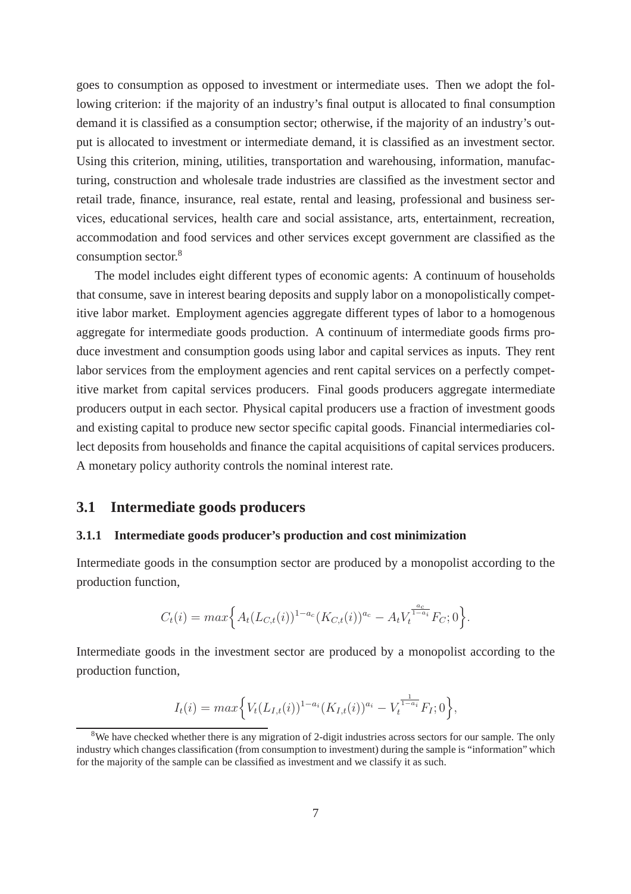goes to consumption as opposed to investment or intermediate uses. Then we adopt the following criterion: if the majority of an industry's final output is allocated to final consumption demand it is classified as a consumption sector; otherwise, if the majority of an industry's output is allocated to investment or intermediate demand, it is classified as an investment sector. Using this criterion, mining, utilities, transportation and warehousing, information, manufacturing, construction and wholesale trade industries are classified as the investment sector and retail trade, finance, insurance, real estate, rental and leasing, professional and business services, educational services, health care and social assistance, arts, entertainment, recreation, accommodation and food services and other services except government are classified as the consumption sector.[8]

The model includes eight different types of economic agents: A continuum of households that consume, save in interest bearing deposits and supply labor on a monopolistically competitive labor market. Employment agencies aggregate different types of labor to a homogenous aggregate for intermediate goods production. A continuum of intermediate goods firms produce investment and consumption goods using labor and capital services as inputs. They rent labor services from the employment agencies and rent capital services on a perfectly competitive market from capital services producers. Final goods producers aggregate intermediate producers output in each sector. Physical capital producers use a fraction of investment goods and existing capital to produce new sector specific capital goods. Financial intermediaries collect deposits from households and finance the capital acquisitions of capital services producers. A monetary policy authority controls the nominal interest rate.

## 3.1 Intermediate goods producers

### 3.1.1 Intermediate goods producer's production and cost minimization

Intermediate goods in the consumption sector are produced by a monopolist according to the production function,

$$C_t(i) = max\Big\{A_t(L_{C,t}(i))^{1-a_c}(K_{C,t}(i))^{a_c} - A_t V_t^{\frac{a_c}{1-a_i}} F_C; 0\Big\}.$$

Intermediate goods in the investment sector are produced by a monopolist according to the production function,

$$I_t(i) = max\Big\{V_t(L_{I,t}(i))^{1-a_i}(K_{I,t}(i))^{a_i} - V_t^{\frac{1}{1-a_i}} F_I; 0\Big\},$$

[8] We have checked whether there is any migration of 2-digit industries across sectors for our sample. The only industry which changes classification (from consumption to investment) during the sample is "information" which for the majority of the sample can be classified as investment and we classify it as such.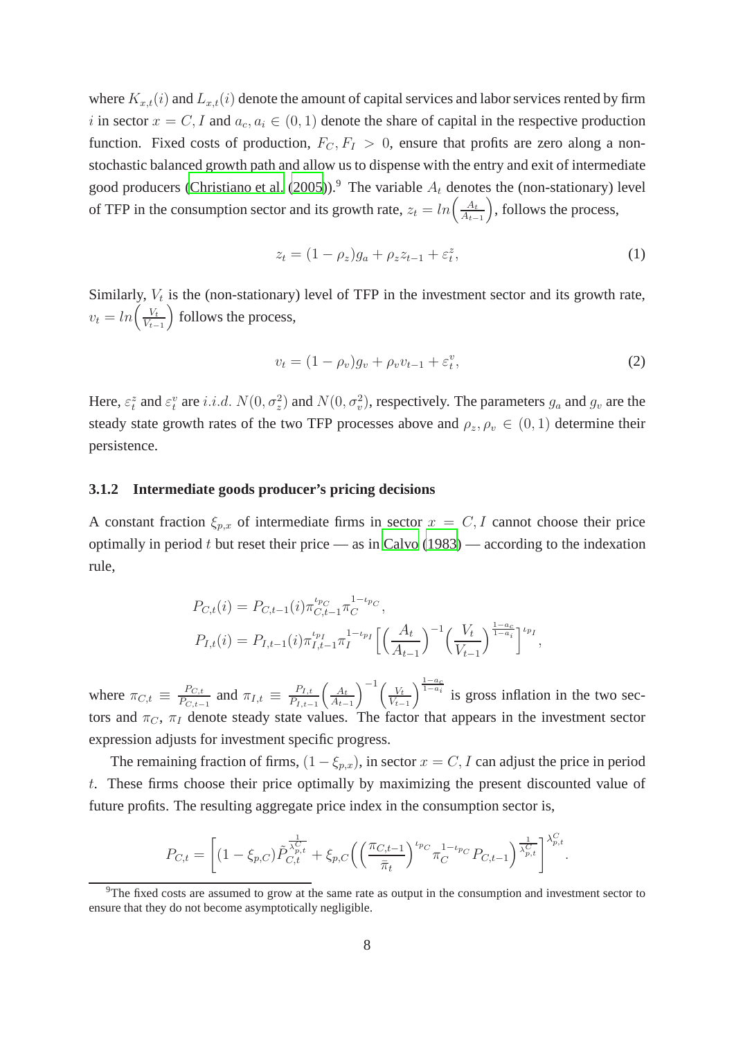where $K_{x,t}(i)$ and $L_{x,t}(i)$ denote the amount of capital services and labor services rented by firm $i$ in sector $x = C, I$ and $a_c, a_i \in (0,1)$ denote the share of capital in the respective production function. Fixed costs of production, $F_C, F_I > 0$, ensure that profits are zero along a non-stochastic balanced growth path and allow us to dispense with the entry and exit of intermediate good producers (Christiano et al. (2005)).[9] The variable $A_t$ denotes the (non-stationary) level of TFP in the consumption sector and its growth rate, $z_t = ln\left(\frac{A_t}{A_{t-1}}\right)$, follows the process,

$$z_t = (1 - \rho_z)g_a + \rho_z z_{t-1} + \varepsilon_t^z, \tag{1}$$

Similarly, $V_t$ is the (non-stationary) level of TFP in the investment sector and its growth rate, $v_t = ln\left(\frac{V_t}{V_{t-1}}\right)$ follows the process,

$$v_t = (1 - \rho_v)g_v + \rho_v v_{t-1} + \varepsilon_t^v, \tag{2}$$

Here, $\varepsilon_t^z$ and $\varepsilon_t^v$ are $i.i.d.$ $N(0, \sigma_z^2)$ and $N(0, \sigma_v^2)$, respectively. The parameters $g_a$ and $g_v$ are the steady state growth rates of the two TFP processes above and $\rho_z, \rho_v \in (0,1)$ determine their persistence.

### 3.1.2 Intermediate goods producer's pricing decisions

A constant fraction $\xi_{p,x}$ of intermediate firms in sector $x = C, I$ cannot choose their price optimally in period $t$ but reset their price — as in Calvo (1983) — according to the indexation rule,

$$P_{C,t}(i) = P_{C,t-1}(i)\pi_{C,t-1}^{\iota_{p_C}}\pi_C^{1-\iota_{p_C}},$$
$$P_{I,t}(i) = P_{I,t-1}(i)\pi_{I,t-1}^{\iota_{p_I}}\pi_I^{1-\iota_{p_I}}\Big[\Big(\frac{A_t}{A_{t-1}}\Big)^{-1}\Big(\frac{V_t}{V_{t-1}}\Big)^{\frac{1-a_c}{1-a_i}}\Big]^{\iota_{p_I}},$$

where $\pi_{C,t} \equiv \frac{P_{C,t}}{P_{C,t-1}}$ and $\pi_{I,t} \equiv \frac{P_{I,t}}{P_{I,t-1}}\Big(\frac{A_t}{A_{t-1}}\Big)^{-1}\Big(\frac{V_t}{V_{t-1}}\Big)^{\frac{1-a_c}{1-a_i}}$ is gross inflation in the two sectors and $\pi_C$, $\pi_I$ denote steady state values. The factor that appears in the investment sector expression adjusts for investment specific progress.

The remaining fraction of firms, $(1 - \xi_{p,x})$, in sector $x = C, I$ can adjust the price in period $t$. These firms choose their price optimally by maximizing the present discounted value of future profits. The resulting aggregate price index in the consumption sector is,

$$P_{C,t} = \left[(1 - \xi_{p,C})\tilde{P}_{C,t}^{\frac{1}{\lambda_{p,t}^C}} + \xi_{p,C}\Big(\Big(\frac{\pi_{C,t-1}}{\bar{\pi}_t}\Big)^{\iota_{p_C}}\pi_C^{1-\iota_{p_C}}P_{C,t-1}\Big)^{\frac{1}{\lambda_{p,t}^C}}\right]^{\lambda_{p,t}^C}.$$

[9] The fixed costs are assumed to grow at the same rate as output in the consumption and investment sector to ensure that they do not become asymptotically negligible.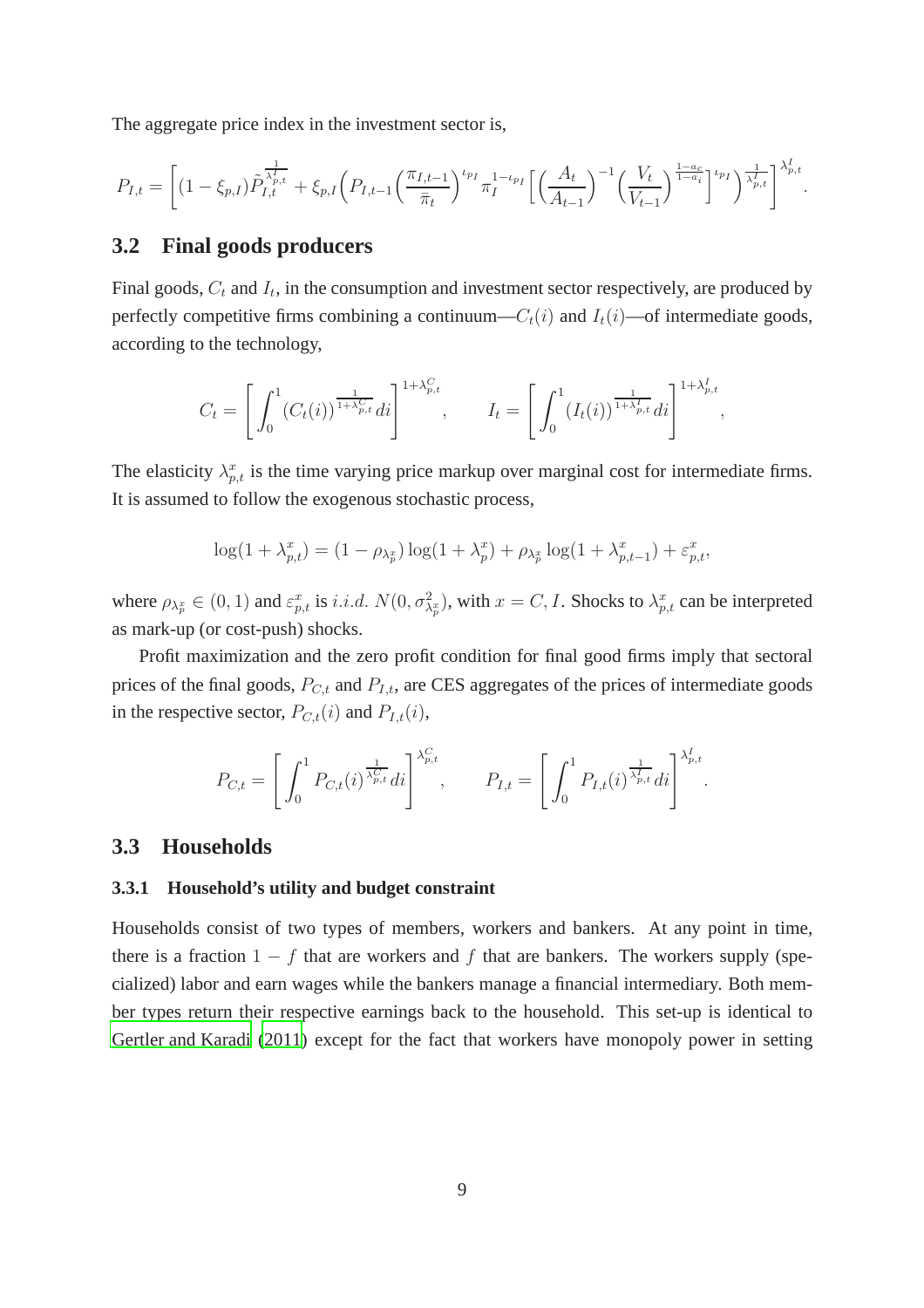The aggregate price index in the investment sector is,

$$P_{I,t} = \left[(1-\xi_{p,I})\tilde{P}_{I,t}^{\frac{1}{\lambda_{p,t}^{I}}} + \xi_{p,I}\Big(P_{I,t-1}\Big(\frac{\pi_{I,t-1}}{\bar{\pi}_t}\Big)^{\iota_{pI}}\pi_I^{1-\iota_{pI}}\Big[\Big(\frac{A_t}{A_{t-1}}\Big)^{-1}\Big(\frac{V_t}{V_{t-1}}\Big)^{\frac{1-a_c}{1-a_i}}\Big]^{\iota_{pI}}\Big)^{\frac{1}{\lambda_{p,t}^{I}}}\right]^{\lambda_{p,t}^{I}}.$$

## 3.2 Final goods producers

Final goods, $C_t$ and $I_t$, in the consumption and investment sector respectively, are produced by perfectly competitive firms combining a continuum—$C_t(i)$ and $I_t(i)$—of intermediate goods, according to the technology,

$$C_t = \left[\int_0^1 (C_t(i))^{\frac{1}{1+\lambda_{p,t}^{C}}} di\right]^{1+\lambda_{p,t}^{C}}, \qquad I_t = \left[\int_0^1 (I_t(i))^{\frac{1}{1+\lambda_{p,t}^{I}}} di\right]^{1+\lambda_{p,t}^{I}},$$

The elasticity $\lambda_{p,t}^{x}$ is the time varying price markup over marginal cost for intermediate firms. It is assumed to follow the exogenous stochastic process,

$$\log(1+\lambda_{p,t}^{x}) = (1-\rho_{\lambda_p^x})\log(1+\lambda_p^x) + \rho_{\lambda_p^x}\log(1+\lambda_{p,t-1}^{x}) + \varepsilon_{p,t}^{x},$$

where $\rho_{\lambda_p^x} \in (0,1)$ and $\varepsilon_{p,t}^{x}$ is $i.i.d.\ N(0,\sigma_{\lambda_p^x}^2)$, with $x = C, I$. Shocks to $\lambda_{p,t}^{x}$ can be interpreted as mark-up (or cost-push) shocks.

Profit maximization and the zero profit condition for final good firms imply that sectoral prices of the final goods, $P_{C,t}$ and $P_{I,t}$, are CES aggregates of the prices of intermediate goods in the respective sector, $P_{C,t}(i)$ and $P_{I,t}(i)$,

$$P_{C,t} = \left[\int_0^1 P_{C,t}(i)^{\frac{1}{\lambda_{p,t}^{C}}} di\right]^{\lambda_{p,t}^{C}}, \qquad P_{I,t} = \left[\int_0^1 P_{I,t}(i)^{\frac{1}{\lambda_{p,t}^{I}}} di\right]^{\lambda_{p,t}^{I}}.$$

## 3.3 Households

### 3.3.1 Household's utility and budget constraint

Households consist of two types of members, workers and bankers. At any point in time, there is a fraction $1-f$ that are workers and $f$ that are bankers. The workers supply (specialized) labor and earn wages while the bankers manage a financial intermediary. Both member types return their respective earnings back to the household. This set-up is identical to Gertler and Karadi (2011) except for the fact that workers have monopoly power in setting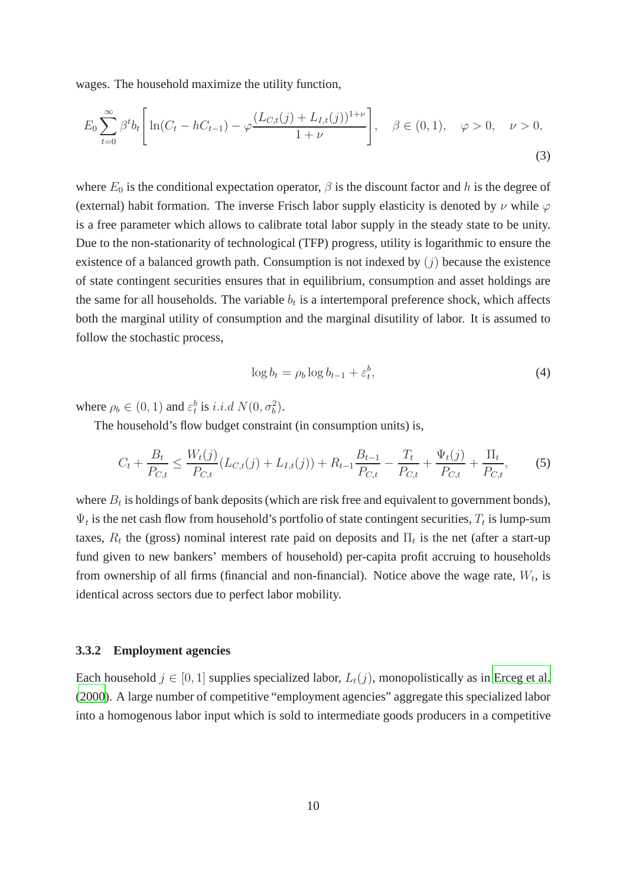wages. The household maximize the utility function,

$$E_0 \sum_{t=0}^{\infty} \beta^t b_t \left[ \ln(C_t - hC_{t-1}) - \varphi \frac{(L_{C,t}(j) + L_{I,t}(j))^{1+\nu}}{1+\nu} \right], \quad \beta \in (0,1), \quad \varphi > 0, \quad \nu > 0, \tag{3}$$

where $E_0$ is the conditional expectation operator, $\beta$ is the discount factor and $h$ is the degree of (external) habit formation. The inverse Frisch labor supply elasticity is denoted by $\nu$ while $\varphi$ is a free parameter which allows to calibrate total labor supply in the steady state to be unity. Due to the non-stationarity of technological (TFP) progress, utility is logarithmic to ensure the existence of a balanced growth path. Consumption is not indexed by $(j)$ because the existence of state contingent securities ensures that in equilibrium, consumption and asset holdings are the same for all households. The variable $b_t$ is a intertemporal preference shock, which affects both the marginal utility of consumption and the marginal disutility of labor. It is assumed to follow the stochastic process,

$$\log b_t = \rho_b \log b_{t-1} + \varepsilon_t^b, \tag{4}$$

where $\rho_b \in (0,1)$ and $\varepsilon_t^b$ is $i.i.d\ N(0, \sigma_b^2)$.

The household's flow budget constraint (in consumption units) is,

$$C_t + \frac{B_t}{P_{C,t}} \leq \frac{W_t(j)}{P_{C,t}}(L_{C,t}(j) + L_{I,t}(j)) + R_{t-1}\frac{B_{t-1}}{P_{C,t}} - \frac{T_t}{P_{C,t}} + \frac{\Psi_t(j)}{P_{C,t}} + \frac{\Pi_t}{P_{C,t}}, \tag{5}$$

where $B_t$ is holdings of bank deposits (which are risk free and equivalent to government bonds), $\Psi_t$ is the net cash flow from household's portfolio of state contingent securities, $T_t$ is lump-sum taxes, $R_t$ the (gross) nominal interest rate paid on deposits and $\Pi_t$ is the net (after a start-up fund given to new bankers' members of household) per-capita profit accruing to households from ownership of all firms (financial and non-financial). Notice above the wage rate, $W_t$, is identical across sectors due to perfect labor mobility.

### 3.3.2 Employment agencies

Each household $j \in [0,1]$ supplies specialized labor, $L_t(j)$, monopolistically as in Erceg et al. (2000). A large number of competitive "employment agencies" aggregate this specialized labor into a homogenous labor input which is sold to intermediate goods producers in a competitive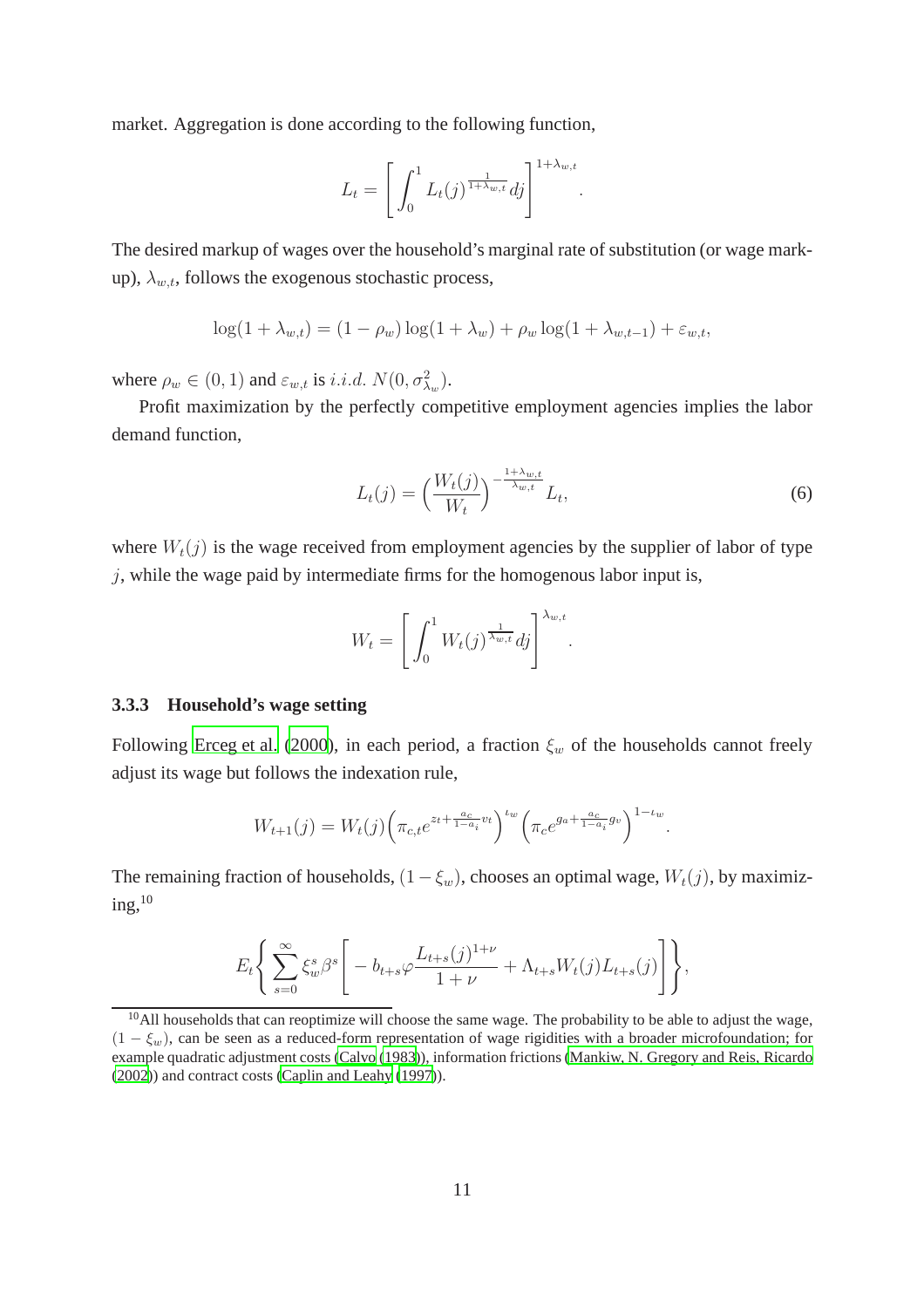market. Aggregation is done according to the following function,

$$L_t = \left[ \int_0^1 L_t(j)^{\frac{1}{1+\lambda_{w,t}}} dj \right]^{1+\lambda_{w,t}}.$$

The desired markup of wages over the household's marginal rate of substitution (or wage markup), $\lambda_{w,t}$, follows the exogenous stochastic process,

$$\log(1+\lambda_{w,t}) = (1-\rho_w)\log(1+\lambda_w) + \rho_w \log(1+\lambda_{w,t-1}) + \varepsilon_{w,t},$$

where $\rho_w \in (0,1)$ and $\varepsilon_{w,t}$ is $i.i.d.$ $N(0, \sigma^2_{\lambda_w})$.

Profit maximization by the perfectly competitive employment agencies implies the labor demand function,

$$L_t(j) = \left( \frac{W_t(j)}{W_t} \right)^{-\frac{1+\lambda_{w,t}}{\lambda_{w,t}}} L_t, \tag{6}$$

where $W_t(j)$ is the wage received from employment agencies by the supplier of labor of type $j$, while the wage paid by intermediate firms for the homogenous labor input is,

$$W_t = \left[ \int_0^1 W_t(j)^{\frac{1}{\lambda_{w,t}}} dj \right]^{\lambda_{w,t}}.$$

### 3.3.3 Household's wage setting

Following Erceg et al. (2000), in each period, a fraction $\xi_w$ of the households cannot freely adjust its wage but follows the indexation rule,

$$W_{t+1}(j) = W_t(j) \left( \pi_{c,t} e^{z_t + \frac{a_c}{1-a_i} v_t} \right)^{\iota_w} \left( \pi_c e^{g_a + \frac{a_c}{1-a_i} g_v} \right)^{1-\iota_w}.$$

The remaining fraction of households, $(1-\xi_w)$, chooses an optimal wage, $W_t(j)$, by maximizing,[10]

$$E_t \left\{ \sum_{s=0}^{\infty} \xi_w^s \beta^s \left[ -b_{t+s} \varphi \frac{L_{t+s}(j)^{1+\nu}}{1+\nu} + \Lambda_{t+s} W_t(j) L_{t+s}(j) \right] \right\},$$

[10] All households that can reoptimize will choose the same wage. The probability to be able to adjust the wage, $(1-\xi_w)$, can be seen as a reduced-form representation of wage rigidities with a broader microfoundation; for example quadratic adjustment costs (Calvo (1983)), information frictions (Mankiw, N. Gregory and Reis, Ricardo (2002)) and contract costs (Caplin and Leahy (1997)).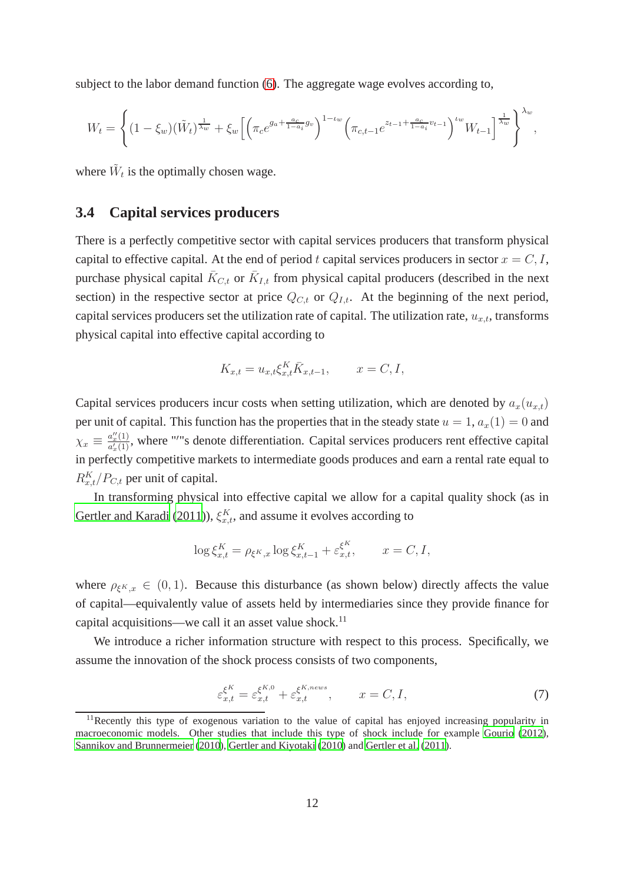subject to the labor demand function (6). The aggregate wage evolves according to,

$$W_t = \left\{ (1-\xi_w)(\tilde{W}_t)^{\frac{1}{\lambda_w}} + \xi_w \left[ \left( \pi_c e^{g_a + \frac{a_c}{1-a_i} g_v} \right)^{1-\iota_w} \left( \pi_{c,t-1} e^{z_{t-1} + \frac{a_c}{1-a_i} v_{t-1}} \right)^{\iota_w} W_{t-1} \right]^{\frac{1}{\lambda_w}} \right\}^{\lambda_w},$$

where $\tilde{W}_t$ is the optimally chosen wage.

### 3.4 Capital services producers

There is a perfectly competitive sector with capital services producers that transform physical capital to effective capital. At the end of period $t$ capital services producers in sector $x = C, I$, purchase physical capital $\bar{K}_{C,t}$ or $\bar{K}_{I,t}$ from physical capital producers (described in the next section) in the respective sector at price $Q_{C,t}$ or $Q_{I,t}$. At the beginning of the next period, capital services producers set the utilization rate of capital. The utilization rate, $u_{x,t}$, transforms physical capital into effective capital according to

$$K_{x,t} = u_{x,t} \xi^K_{x,t} \bar{K}_{x,t-1}, \qquad x = C, I,$$

Capital services producers incur costs when setting utilization, which are denoted by $a_x(u_{x,t})$ per unit of capital. This function has the properties that in the steady state $u = 1$, $a_x(1) = 0$ and $\chi_x \equiv \frac{a''_x(1)}{a'_x(1)}$, where "′"s denote differentiation. Capital services producers rent effective capital in perfectly competitive markets to intermediate goods produces and earn a rental rate equal to $R^K_{x,t}/P_{C,t}$ per unit of capital.

In transforming physical into effective capital we allow for a capital quality shock (as in Gertler and Karadi (2011)), $\xi^K_{x,t}$, and assume it evolves according to

$$\log \xi^K_{x,t} = \rho_{\xi^K,x} \log \xi^K_{x,t-1} + \varepsilon^{\xi^K}_{x,t}, \qquad x = C, I,$$

where $\rho_{\xi^K,x} \in (0,1)$. Because this disturbance (as shown below) directly affects the value of capital—equivalently value of assets held by intermediaries since they provide finance for capital acquisitions—we call it an asset value shock.[11]

We introduce a richer information structure with respect to this process. Specifically, we assume the innovation of the shock process consists of two components,

$$\varepsilon^{\xi^K}_{x,t} = \varepsilon^{\xi^{K,0}}_{x,t} + \varepsilon^{\xi^{K,news}}_{x,t}, \qquad x = C, I, \tag{7}$$

[11] Recently this type of exogenous variation to the value of capital has enjoyed increasing popularity in macroeconomic models. Other studies that include this type of shock include for example Gourio (2012), Sannikov and Brunnermeier (2010), Gertler and Kiyotaki (2010) and Gertler et al. (2011).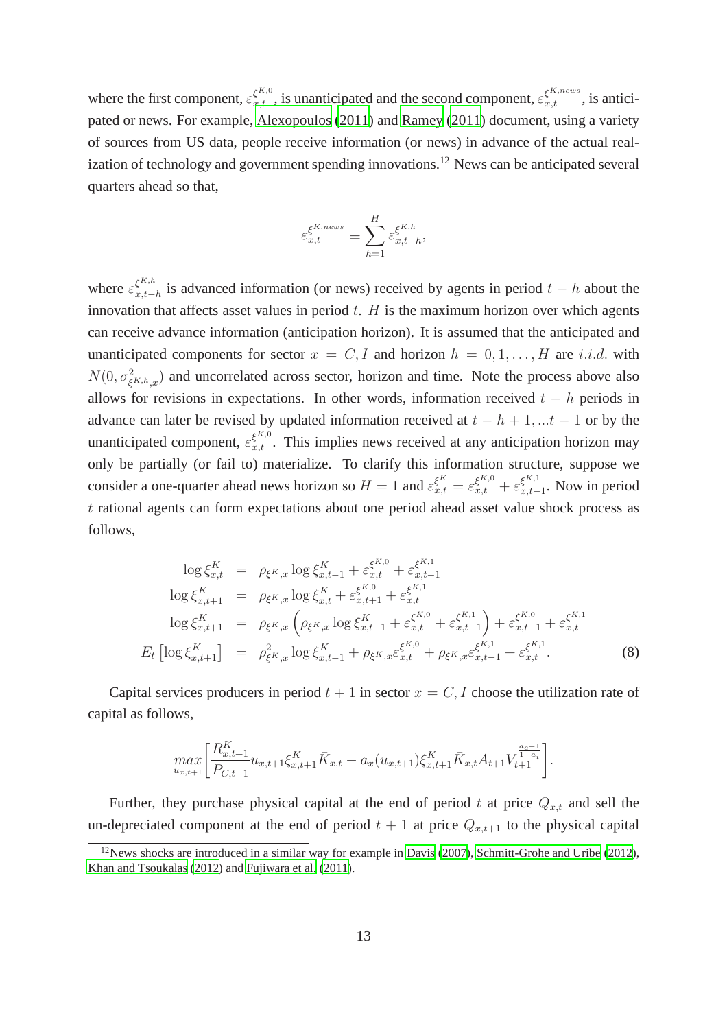where the first component, $\varepsilon_{x,t}^{\xi^{K,0}}$, is unanticipated and the second component, $\varepsilon_{x,t}^{\xi^{K,news}}$, is anticipated or news. For example, Alexopoulos (2011) and Ramey (2011) document, using a variety of sources from US data, people receive information (or news) in advance of the actual realization of technology and government spending innovations.[12] News can be anticipated several quarters ahead so that,

$$\varepsilon_{x,t}^{\xi^{K,news}} \equiv \sum_{h=1}^{H} \varepsilon_{x,t-h}^{\xi^{K,h}},$$

where $\varepsilon_{x,t-h}^{\xi^{K,h}}$ is advanced information (or news) received by agents in period $t-h$ about the innovation that affects asset values in period $t$. $H$ is the maximum horizon over which agents can receive advance information (anticipation horizon). It is assumed that the anticipated and unanticipated components for sector $x = C, I$ and horizon $h = 0, 1, \ldots, H$ are $i.i.d.$ with $N(0, \sigma^2_{\xi^{K,h},x})$ and uncorrelated across sector, horizon and time. Note the process above also allows for revisions in expectations. In other words, information received $t-h$ periods in advance can later be revised by updated information received at $t-h+1, ...t-1$ or by the unanticipated component, $\varepsilon_{x,t}^{\xi^{K,0}}$. This implies news received at any anticipation horizon may only be partially (or fail to) materialize. To clarify this information structure, suppose we consider a one-quarter ahead news horizon so $H = 1$ and $\varepsilon_{x,t}^{\xi^K} = \varepsilon_{x,t}^{\xi^{K,0}} + \varepsilon_{x,t-1}^{\xi^{K,1}}$. Now in period $t$ rational agents can form expectations about one period ahead asset value shock process as follows,

$$\begin{aligned}
\log \xi_{x,t}^K &= \rho_{\xi^K,x} \log \xi_{x,t-1}^K + \varepsilon_{x,t}^{\xi^{K,0}} + \varepsilon_{x,t-1}^{\xi^{K,1}} \\
\log \xi_{x,t+1}^K &= \rho_{\xi^K,x} \log \xi_{x,t}^K + \varepsilon_{x,t+1}^{\xi^{K,0}} + \varepsilon_{x,t}^{\xi^{K,1}} \\
\log \xi_{x,t+1}^K &= \rho_{\xi^K,x} \left( \rho_{\xi^K,x} \log \xi_{x,t-1}^K + \varepsilon_{x,t}^{\xi^{K,0}} + \varepsilon_{x,t-1}^{\xi^{K,1}} \right) + \varepsilon_{x,t+1}^{\xi^{K,0}} + \varepsilon_{x,t}^{\xi^{K,1}} \\
E_t \left[ \log \xi_{x,t+1}^K \right] &= \rho^2_{\xi^K,x} \log \xi_{x,t-1}^K + \rho_{\xi^K,x} \varepsilon_{x,t}^{\xi^{K,0}} + \rho_{\xi^K,x} \varepsilon_{x,t-1}^{\xi^{K,1}} + \varepsilon_{x,t}^{\xi^{K,1}}.
\end{aligned} \tag{8}$$

Capital services producers in period $t+1$ in sector $x = C, I$ choose the utilization rate of capital as follows,

$$\max_{u_{x,t+1}} \left[ \frac{R_{x,t+1}^K}{P_{C,t+1}} u_{x,t+1} \xi_{x,t+1}^K \bar{K}_{x,t} - a_x(u_{x,t+1}) \xi_{x,t+1}^K \bar{K}_{x,t} A_{t+1} V_{t+1}^{\frac{a_c - 1}{1-a_i}} \right].$$

Further, they purchase physical capital at the end of period $t$ at price $Q_{x,t}$ and sell the un-depreciated component at the end of period $t+1$ at price $Q_{x,t+1}$ to the physical capital

[12] News shocks are introduced in a similar way for example in Davis (2007), Schmitt-Grohe and Uribe (2012), Khan and Tsoukalas (2012) and Fujiwara et al. (2011).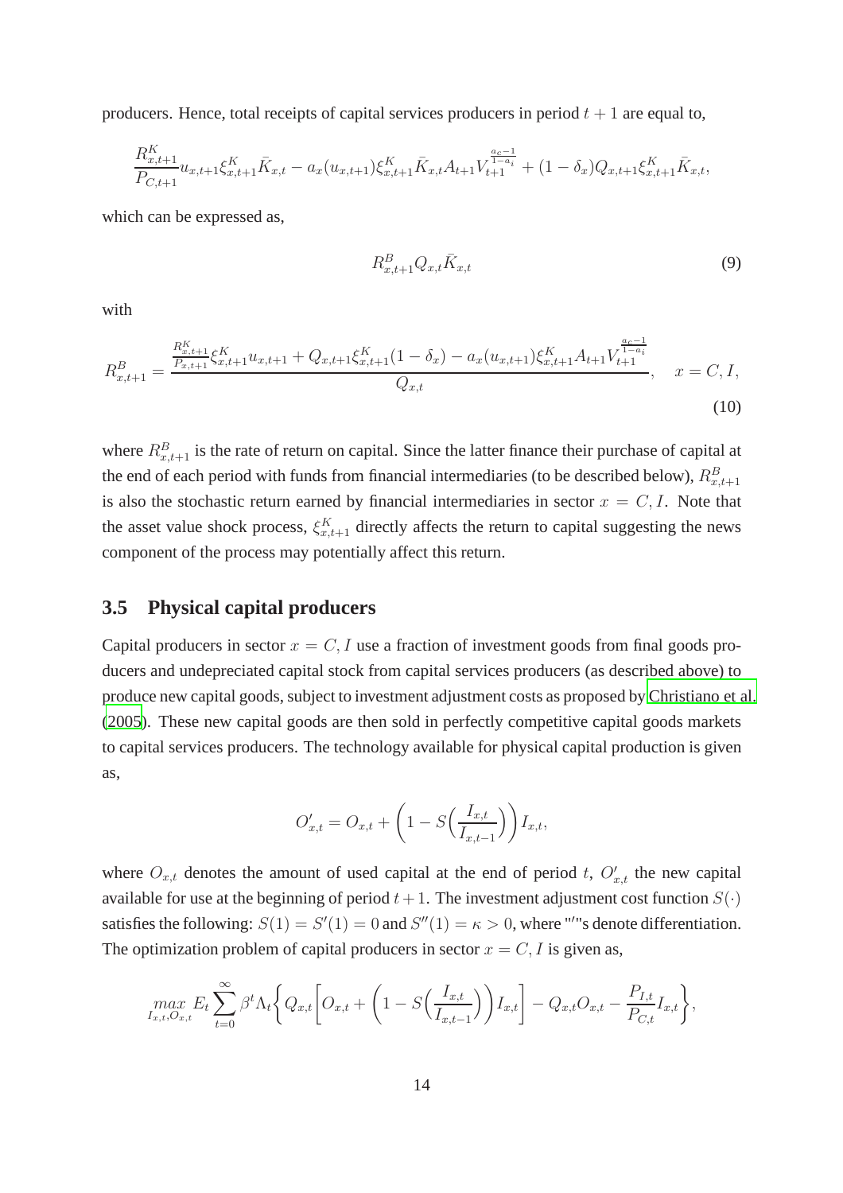producers. Hence, total receipts of capital services producers in period $t+1$ are equal to,

$$\frac{R^K_{x,t+1}}{P_{C,t+1}} u_{x,t+1} \xi^K_{x,t+1} \bar{K}_{x,t} - a_x(u_{x,t+1}) \xi^K_{x,t+1} \bar{K}_{x,t} A_{t+1} V_{t+1}^{\frac{a_c-1}{1-a_i}} + (1-\delta_x) Q_{x,t+1} \xi^K_{x,t+1} \bar{K}_{x,t},$$

which can be expressed as,

$$R^B_{x,t+1} Q_{x,t} \bar{K}_{x,t} \tag{9}$$

with

$$R^B_{x,t+1} = \frac{\frac{R^K_{x,t+1}}{P_{x,t+1}} \xi^K_{x,t+1} u_{x,t+1} + Q_{x,t+1} \xi^K_{x,t+1}(1-\delta_x) - a_x(u_{x,t+1}) \xi^K_{x,t+1} A_{t+1} V_{t+1}^{\frac{a_c-1}{1-a_i}}}{Q_{x,t}}, \quad x = C, I, \tag{10}$$

where $R^B_{x,t+1}$ is the rate of return on capital. Since the latter finance their purchase of capital at the end of each period with funds from financial intermediaries (to be described below), $R^B_{x,t+1}$ is also the stochastic return earned by financial intermediaries in sector $x = C, I$. Note that the asset value shock process, $\xi^K_{x,t+1}$ directly affects the return to capital suggesting the news component of the process may potentially affect this return.

### 3.5 Physical capital producers

Capital producers in sector $x = C, I$ use a fraction of investment goods from final goods producers and undepreciated capital stock from capital services producers (as described above) to produce new capital goods, subject to investment adjustment costs as proposed by Christiano et al. (2005). These new capital goods are then sold in perfectly competitive capital goods markets to capital services producers. The technology available for physical capital production is given as,

$$O'_{x,t} = O_{x,t} + \left(1 - S\Big(\frac{I_{x,t}}{I_{x,t-1}}\Big)\right) I_{x,t},$$

where $O_{x,t}$ denotes the amount of used capital at the end of period $t$, $O'_{x,t}$ the new capital available for use at the beginning of period $t+1$. The investment adjustment cost function $S(\cdot)$ satisfies the following: $S(1) = S'(1) = 0$ and $S''(1) = \kappa > 0$, where "$'$"s denote differentiation. The optimization problem of capital producers in sector $x = C, I$ is given as,

$$\max_{I_{x,t}, O_{x,t}} E_t \sum_{t=0}^{\infty} \beta^t \Lambda_t \left\{ Q_{x,t} \left[ O_{x,t} + \left(1 - S\Big(\frac{I_{x,t}}{I_{x,t-1}}\Big)\right) I_{x,t} \right] - Q_{x,t} O_{x,t} - \frac{P_{I,t}}{P_{C,t}} I_{x,t} \right\},$$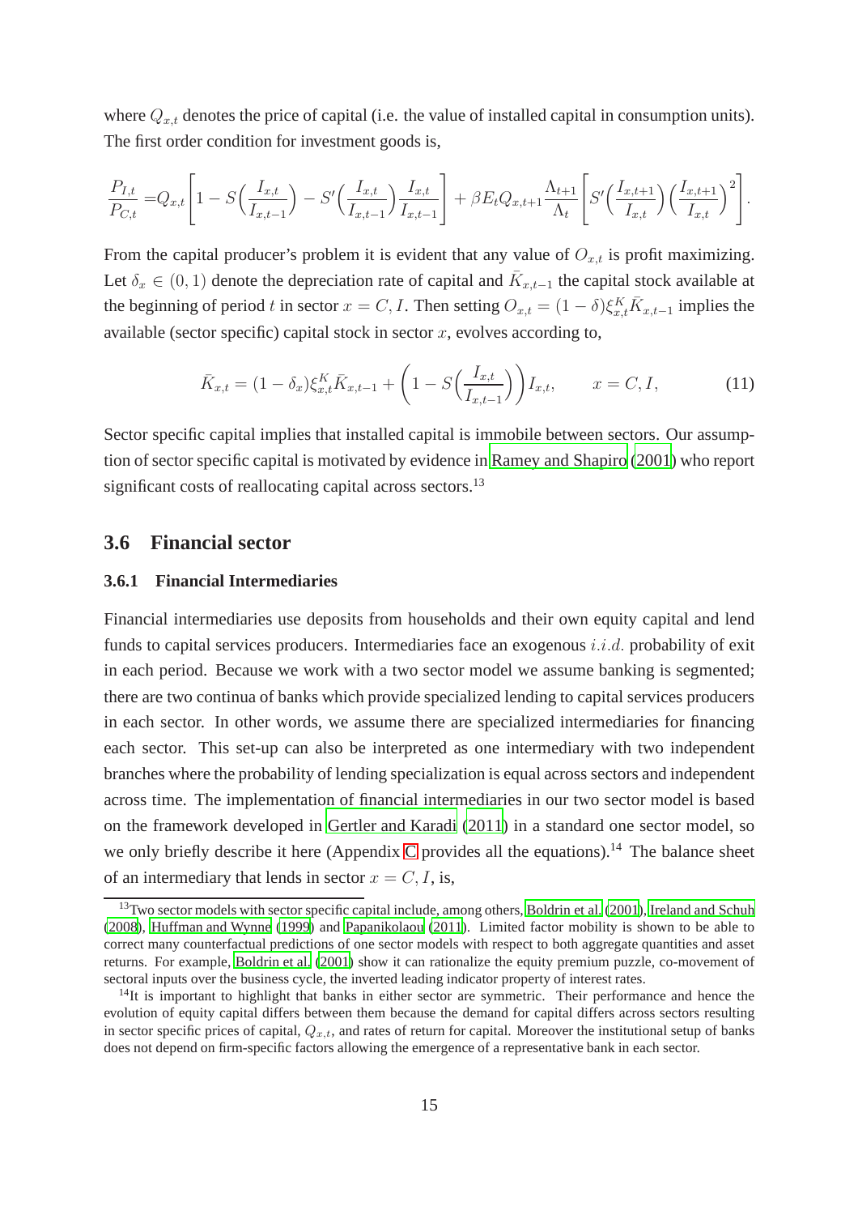where $Q_{x,t}$ denotes the price of capital (i.e. the value of installed capital in consumption units). The first order condition for investment goods is,

$$\frac{P_{I,t}}{P_{C,t}} = Q_{x,t}\left[1 - S\Big(\frac{I_{x,t}}{I_{x,t-1}}\Big) - S'\Big(\frac{I_{x,t}}{I_{x,t-1}}\Big)\frac{I_{x,t}}{I_{x,t-1}}\right] + \beta E_t Q_{x,t+1}\frac{\Lambda_{t+1}}{\Lambda_t}\left[S'\Big(\frac{I_{x,t+1}}{I_{x,t}}\Big)\Big(\frac{I_{x,t+1}}{I_{x,t}}\Big)^2\right].$$

From the capital producer's problem it is evident that any value of $O_{x,t}$ is profit maximizing. Let $\delta_x \in (0,1)$ denote the depreciation rate of capital and $\bar{K}_{x,t-1}$ the capital stock available at the beginning of period $t$ in sector $x = C, I$. Then setting $O_{x,t} = (1-\delta)\xi^K_{x,t}\bar{K}_{x,t-1}$ implies the available (sector specific) capital stock in sector $x$, evolves according to,

$$\bar{K}_{x,t} = (1-\delta_x)\xi^K_{x,t}\bar{K}_{x,t-1} + \left(1 - S\Big(\frac{I_{x,t}}{I_{x,t-1}}\Big)\right)I_{x,t}, \qquad x = C, I, \tag{11}$$

Sector specific capital implies that installed capital is immobile between sectors. Our assumption of sector specific capital is motivated by evidence in Ramey and Shapiro (2001) who report significant costs of reallocating capital across sectors.[13]

## 3.6 Financial sector

### 3.6.1 Financial Intermediaries

Financial intermediaries use deposits from households and their own equity capital and lend funds to capital services producers. Intermediaries face an exogenous $i.i.d.$ probability of exit in each period. Because we work with a two sector model we assume banking is segmented; there are two continua of banks which provide specialized lending to capital services producers in each sector. In other words, we assume there are specialized intermediaries for financing each sector. This set-up can also be interpreted as one intermediary with two independent branches where the probability of lending specialization is equal across sectors and independent across time. The implementation of financial intermediaries in our two sector model is based on the framework developed in Gertler and Karadi (2011) in a standard one sector model, so we only briefly describe it here (Appendix C provides all the equations).[14] The balance sheet of an intermediary that lends in sector $x = C, I$, is,

[13] Two sector models with sector specific capital include, among others, Boldrin et al. (2001), Ireland and Schuh (2008), Huffman and Wynne (1999) and Papanikolaou (2011). Limited factor mobility is shown to be able to correct many counterfactual predictions of one sector models with respect to both aggregate quantities and asset returns. For example, Boldrin et al. (2001) show it can rationalize the equity premium puzzle, co-movement of sectoral inputs over the business cycle, the inverted leading indicator property of interest rates.

[14] It is important to highlight that banks in either sector are symmetric. Their performance and hence the evolution of equity capital differs between them because the demand for capital differs across sectors resulting in sector specific prices of capital, $Q_{x,t}$, and rates of return for capital. Moreover the institutional setup of banks does not depend on firm-specific factors allowing the emergence of a representative bank in each sector.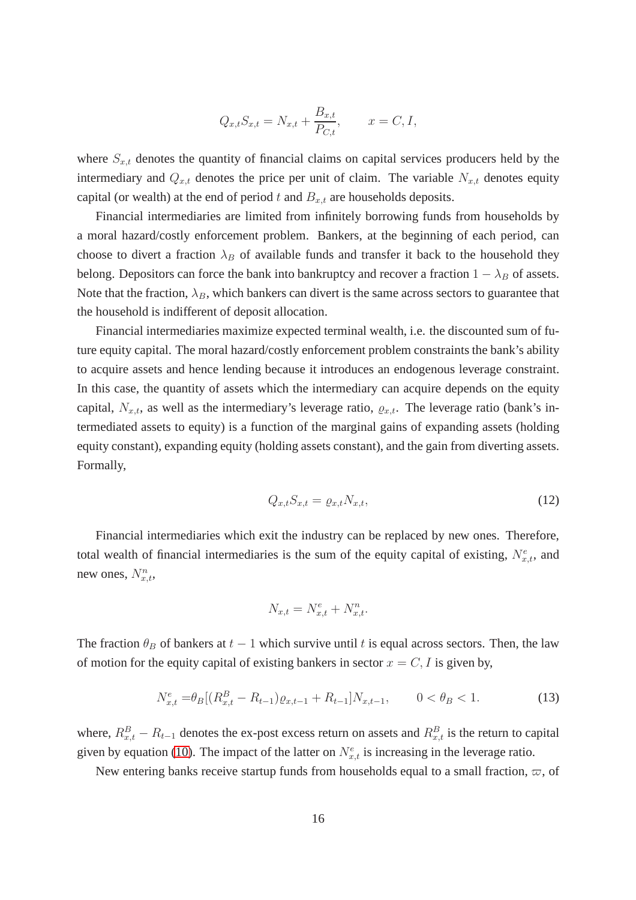$$Q_{x,t}S_{x,t} = N_{x,t} + \frac{B_{x,t}}{P_{C,t}}, \qquad x = C, I,$$

where $S_{x,t}$ denotes the quantity of financial claims on capital services producers held by the intermediary and $Q_{x,t}$ denotes the price per unit of claim. The variable $N_{x,t}$ denotes equity capital (or wealth) at the end of period $t$ and $B_{x,t}$ are households deposits.

Financial intermediaries are limited from infinitely borrowing funds from households by a moral hazard/costly enforcement problem. Bankers, at the beginning of each period, can choose to divert a fraction $\lambda_B$ of available funds and transfer it back to the household they belong. Depositors can force the bank into bankruptcy and recover a fraction $1 - \lambda_B$ of assets. Note that the fraction, $\lambda_B$, which bankers can divert is the same across sectors to guarantee that the household is indifferent of deposit allocation.

Financial intermediaries maximize expected terminal wealth, i.e. the discounted sum of future equity capital. The moral hazard/costly enforcement problem constraints the bank's ability to acquire assets and hence lending because it introduces an endogenous leverage constraint. In this case, the quantity of assets which the intermediary can acquire depends on the equity capital, $N_{x,t}$, as well as the intermediary's leverage ratio, $\varrho_{x,t}$. The leverage ratio (bank's intermediated assets to equity) is a function of the marginal gains of expanding assets (holding equity constant), expanding equity (holding assets constant), and the gain from diverting assets. Formally,

$$Q_{x,t}S_{x,t} = \varrho_{x,t}N_{x,t}, \tag{12}$$

Financial intermediaries which exit the industry can be replaced by new ones. Therefore, total wealth of financial intermediaries is the sum of the equity capital of existing, $N^e_{x,t}$, and new ones, $N^n_{x,t}$,

$$N_{x,t} = N^e_{x,t} + N^n_{x,t}.$$

The fraction $\theta_B$ of bankers at $t-1$ which survive until $t$ is equal across sectors. Then, the law of motion for the equity capital of existing bankers in sector $x = C, I$ is given by,

$$N^e_{x,t} = \theta_B[(R^B_{x,t} - R_{t-1})\varrho_{x,t-1} + R_{t-1}]N_{x,t-1}, \qquad 0 < \theta_B < 1. \tag{13}$$

where, $R^B_{x,t} - R_{t-1}$ denotes the ex-post excess return on assets and $R^B_{x,t}$ is the return to capital given by equation (10). The impact of the latter on $N^e_{x,t}$ is increasing in the leverage ratio.

New entering banks receive startup funds from households equal to a small fraction, $\varpi$, of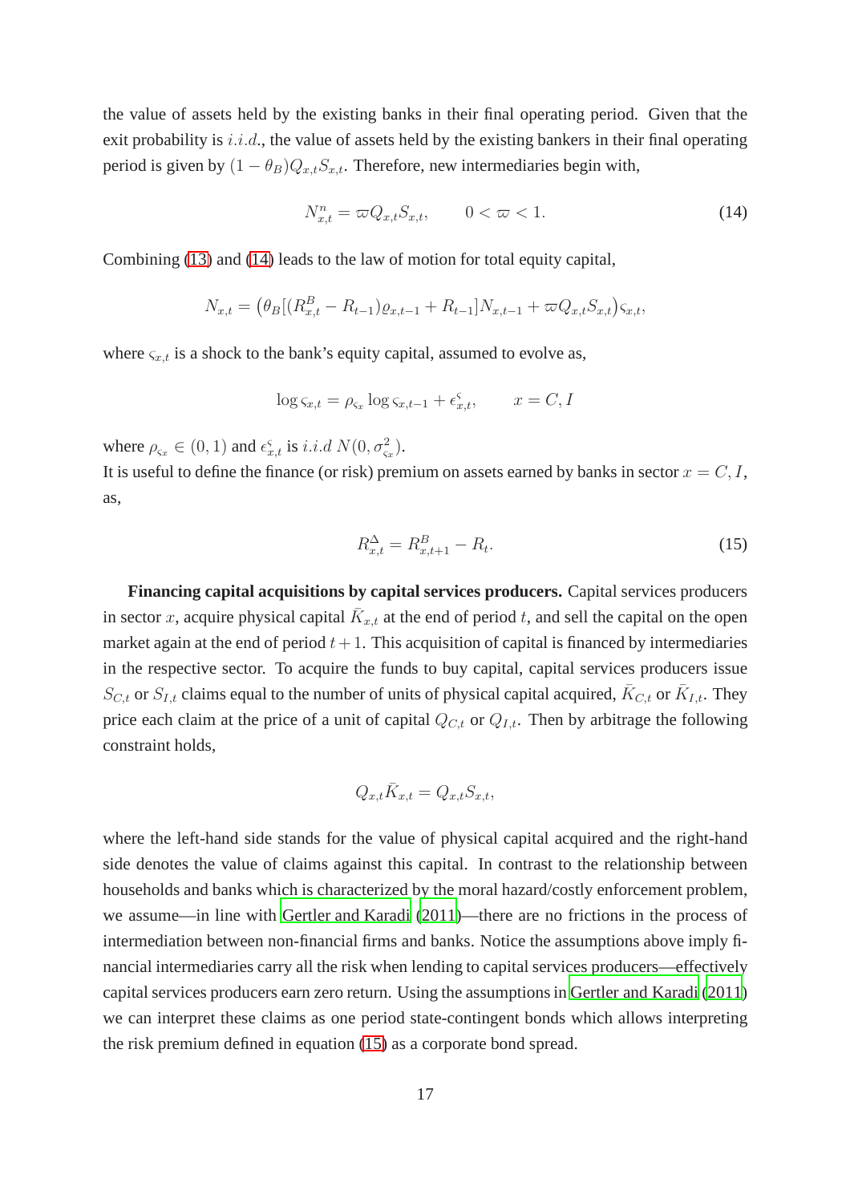the value of assets held by the existing banks in their final operating period. Given that the exit probability is $i.i.d.$, the value of assets held by the existing bankers in their final operating period is given by $(1-\theta_B)Q_{x,t}S_{x,t}$. Therefore, new intermediaries begin with,

$$N^n_{x,t} = \varpi Q_{x,t}S_{x,t}, \qquad 0 < \varpi < 1. \tag{14}$$

Combining (13) and (14) leads to the law of motion for total equity capital,

$$N_{x,t} = \left(\theta_B[(R^B_{x,t} - R_{t-1})\varrho_{x,t-1} + R_{t-1}]N_{x,t-1} + \varpi Q_{x,t}S_{x,t}\right)\varsigma_{x,t},$$

where $\varsigma_{x,t}$ is a shock to the bank's equity capital, assumed to evolve as,

$$\log \varsigma_{x,t} = \rho_{\varsigma_x} \log \varsigma_{x,t-1} + \epsilon^{\varsigma}_{x,t}, \qquad x = C, I$$

where $\rho_{\varsigma_x} \in (0,1)$ and $\epsilon^{\varsigma}_{x,t}$ is $i.i.d$ $N(0, \sigma^2_{\varsigma_x})$.

It is useful to define the finance (or risk) premium on assets earned by banks in sector $x = C, I$, as,

$$R^{\Delta}_{x,t} = R^B_{x,t+1} - R_t. \tag{15}$$

**Financing capital acquisitions by capital services producers.** Capital services producers in sector $x$, acquire physical capital $\bar{K}_{x,t}$ at the end of period $t$, and sell the capital on the open market again at the end of period $t+1$. This acquisition of capital is financed by intermediaries in the respective sector. To acquire the funds to buy capital, capital services producers issue $S_{C,t}$ or $S_{I,t}$ claims equal to the number of units of physical capital acquired, $\bar{K}_{C,t}$ or $\bar{K}_{I,t}$. They price each claim at the price of a unit of capital $Q_{C,t}$ or $Q_{I,t}$. Then by arbitrage the following constraint holds,

$$Q_{x,t}\bar{K}_{x,t} = Q_{x,t}S_{x,t},$$

where the left-hand side stands for the value of physical capital acquired and the right-hand side denotes the value of claims against this capital. In contrast to the relationship between households and banks which is characterized by the moral hazard/costly enforcement problem, we assume—in line with Gertler and Karadi (2011)—there are no frictions in the process of intermediation between non-financial firms and banks. Notice the assumptions above imply financial intermediaries carry all the risk when lending to capital services producers—effectively capital services producers earn zero return. Using the assumptions in Gertler and Karadi (2011) we can interpret these claims as one period state-contingent bonds which allows interpreting the risk premium defined in equation (15) as a corporate bond spread.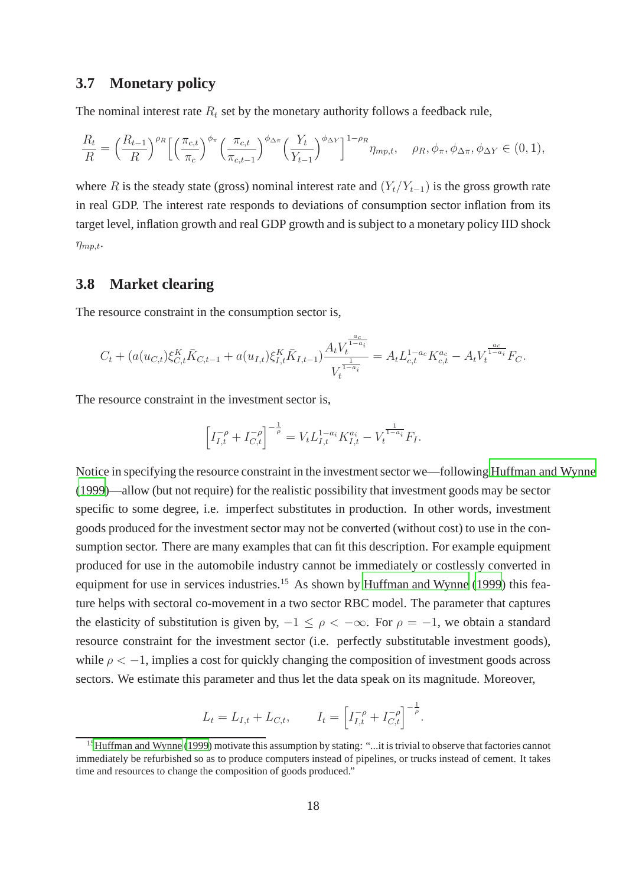### 3.7 Monetary policy

The nominal interest rate $R_t$ set by the monetary authority follows a feedback rule,

$$\frac{R_t}{R} = \left(\frac{R_{t-1}}{R}\right)^{\rho_R} \left[\left(\frac{\pi_{c,t}}{\pi_c}\right)^{\phi_\pi} \left(\frac{\pi_{c,t}}{\pi_{c,t-1}}\right)^{\phi_{\Delta\pi}} \left(\frac{Y_t}{Y_{t-1}}\right)^{\phi_{\Delta Y}}\right]^{1-\rho_R} \eta_{mp,t}, \quad \rho_R, \phi_\pi, \phi_{\Delta\pi}, \phi_{\Delta Y} \in (0,1),$$

where $R$ is the steady state (gross) nominal interest rate and $(Y_t/Y_{t-1})$ is the gross growth rate in real GDP. The interest rate responds to deviations of consumption sector inflation from its target level, inflation growth and real GDP growth and is subject to a monetary policy IID shock $\eta_{mp,t}$.

### 3.8 Market clearing

The resource constraint in the consumption sector is,

$$C_t + (a(u_{C,t})\xi^K_{C,t}\bar{K}_{C,t-1} + a(u_{I,t})\xi^K_{I,t}\bar{K}_{I,t-1})\frac{A_t V_t^{\frac{a_c}{1-a_i}}}{V_t^{\frac{1}{1-a_i}}} = A_t L_{c,t}^{1-a_c} K_{c,t}^{a_c} - A_t V_t^{\frac{a_c}{1-a_i}} F_C.$$

The resource constraint in the investment sector is,

$$\left[I_{I,t}^{-\rho} + I_{C,t}^{-\rho}\right]^{-\frac{1}{\rho}} = V_t L_{I,t}^{1-a_i} K_{I,t}^{a_i} - V_t^{\frac{1}{1-a_i}} F_I.$$

Notice in specifying the resource constraint in the investment sector we—following Huffman and Wynne (1999)—allow (but not require) for the realistic possibility that investment goods may be sector specific to some degree, i.e. imperfect substitutes in production. In other words, investment goods produced for the investment sector may not be converted (without cost) to use in the consumption sector. There are many examples that can fit this description. For example equipment produced for use in the automobile industry cannot be immediately or costlessly converted in equipment for use in services industries.[15] As shown by Huffman and Wynne (1999) this feature helps with sectoral co-movement in a two sector RBC model. The parameter that captures the elasticity of substitution is given by, $-1 \leq \rho < -\infty$. For $\rho = -1$, we obtain a standard resource constraint for the investment sector (i.e. perfectly substitutable investment goods), while $\rho < -1$, implies a cost for quickly changing the composition of investment goods across sectors. We estimate this parameter and thus let the data speak on its magnitude. Moreover,

$$L_t = L_{I,t} + L_{C,t}, \qquad I_t = \left[I_{I,t}^{-\rho} + I_{C,t}^{-\rho}\right]^{-\frac{1}{\rho}}.$$

[15] Huffman and Wynne (1999) motivate this assumption by stating: "...it is trivial to observe that factories cannot immediately be refurbished so as to produce computers instead of pipelines, or trucks instead of cement. It takes time and resources to change the composition of goods produced."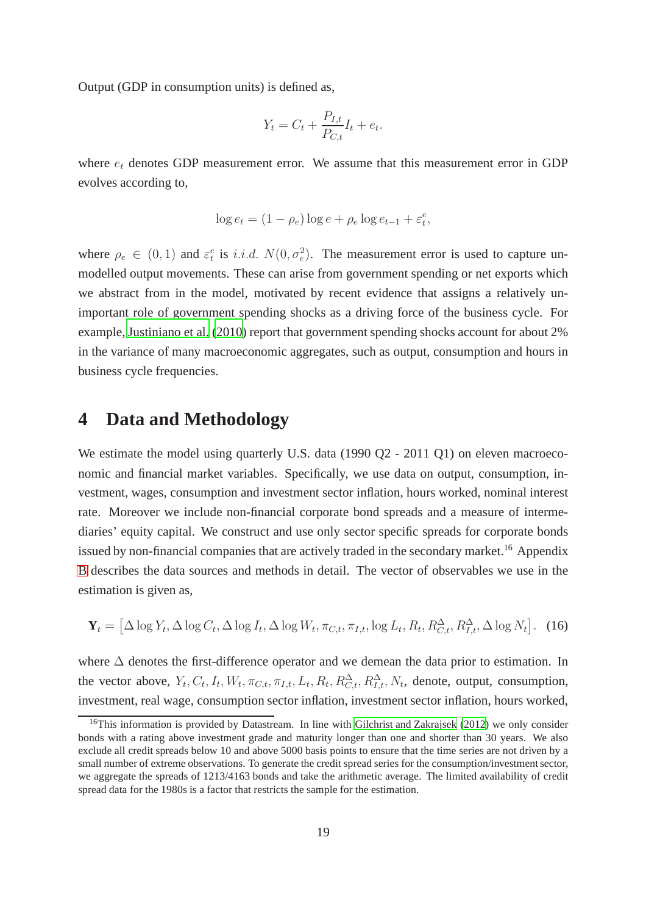Output (GDP in consumption units) is defined as,

$$Y_t = C_t + \frac{P_{I,t}}{P_{C,t}} I_t + e_t.$$

where $e_t$ denotes GDP measurement error. We assume that this measurement error in GDP evolves according to,

$$\log e_t = (1 - \rho_e) \log e + \rho_e \log e_{t-1} + \varepsilon_t^e,$$

where $\rho_e \in (0, 1)$ and $\varepsilon_t^e$ is $i.i.d.$ $N(0, \sigma_e^2)$. The measurement error is used to capture unmodelled output movements. These can arise from government spending or net exports which we abstract from in the model, motivated by recent evidence that assigns a relatively unimportant role of government spending shocks as a driving force of the business cycle. For example, Justiniano et al. (2010) report that government spending shocks account for about 2% in the variance of many macroeconomic aggregates, such as output, consumption and hours in business cycle frequencies.

# 4 Data and Methodology

We estimate the model using quarterly U.S. data (1990 Q2 - 2011 Q1) on eleven macroeconomic and financial market variables. Specifically, we use data on output, consumption, investment, wages, consumption and investment sector inflation, hours worked, nominal interest rate. Moreover we include non-financial corporate bond spreads and a measure of intermediaries' equity capital. We construct and use only sector specific spreads for corporate bonds issued by non-financial companies that are actively traded in the secondary market.[16] Appendix B describes the data sources and methods in detail. The vector of observables we use in the estimation is given as,

$$\mathbf{Y}_t = \left[ \Delta \log Y_t, \Delta \log C_t, \Delta \log I_t, \Delta \log W_t, \pi_{C,t}, \pi_{I,t}, \log L_t, R_t, R_{C,t}^{\Delta}, R_{I,t}^{\Delta}, \Delta \log N_t \right]. \quad (16)$$

where $\Delta$ denotes the first-difference operator and we demean the data prior to estimation. In the vector above, $Y_t, C_t, I_t, W_t, \pi_{C,t}, \pi_{I,t}, L_t, R_t, R_{C,t}^{\Delta}, R_{I,t}^{\Delta}, N_t$, denote, output, consumption, investment, real wage, consumption sector inflation, investment sector inflation, hours worked,

[16]This information is provided by Datastream. In line with Gilchrist and Zakrajsek (2012) we only consider bonds with a rating above investment grade and maturity longer than one and shorter than 30 years. We also exclude all credit spreads below 10 and above 5000 basis points to ensure that the time series are not driven by a small number of extreme observations. To generate the credit spread series for the consumption/investment sector, we aggregate the spreads of 1213/4163 bonds and take the arithmetic average. The limited availability of credit spread data for the 1980s is a factor that restricts the sample for the estimation.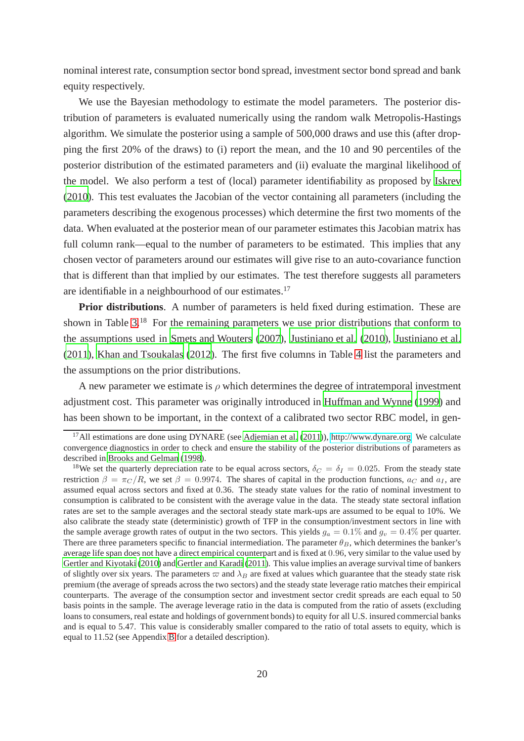nominal interest rate, consumption sector bond spread, investment sector bond spread and bank equity respectively.

We use the Bayesian methodology to estimate the model parameters. The posterior distribution of parameters is evaluated numerically using the random walk Metropolis-Hastings algorithm. We simulate the posterior using a sample of 500,000 draws and use this (after dropping the first 20% of the draws) to (i) report the mean, and the 10 and 90 percentiles of the posterior distribution of the estimated parameters and (ii) evaluate the marginal likelihood of the model. We also perform a test of (local) parameter identifiability as proposed by Iskrev (2010). This test evaluates the Jacobian of the vector containing all parameters (including the parameters describing the exogenous processes) which determine the first two moments of the data. When evaluated at the posterior mean of our parameter estimates this Jacobian matrix has full column rank—equal to the number of parameters to be estimated. This implies that any chosen vector of parameters around our estimates will give rise to an auto-covariance function that is different than that implied by our estimates. The test therefore suggests all parameters are identifiable in a neighbourhood of our estimates.[17]

**Prior distributions**. A number of parameters is held fixed during estimation. These are shown in Table 3.[18] For the remaining parameters we use prior distributions that conform to the assumptions used in Smets and Wouters (2007), Justiniano et al. (2010), Justiniano et al. (2011), Khan and Tsoukalas (2012). The first five columns in Table 4 list the parameters and the assumptions on the prior distributions.

A new parameter we estimate is $\rho$ which determines the degree of intratemporal investment adjustment cost. This parameter was originally introduced in Huffman and Wynne (1999) and has been shown to be important, in the context of a calibrated two sector RBC model, in gen-

---

[17] All estimations are done using DYNARE (see Adjemian et al. (2011)), http://www.dynare.org. We calculate convergence diagnostics in order to check and ensure the stability of the posterior distributions of parameters as described in Brooks and Gelman (1998).

[18] We set the quarterly depreciation rate to be equal across sectors, $\delta_C = \delta_I = 0.025$. From the steady state restriction $\beta = \pi_C/R$, we set $\beta = 0.9974$. The shares of capital in the production functions, $a_C$ and $a_I$, are assumed equal across sectors and fixed at 0.36. The steady state values for the ratio of nominal investment to consumption is calibrated to be consistent with the average value in the data. The steady state sectoral inflation rates are set to the sample averages and the sectoral steady state mark-ups are assumed to be equal to 10%. We also calibrate the steady state (deterministic) growth of TFP in the consumption/investment sectors in line with the sample average growth rates of output in the two sectors. This yields $g_a = 0.1\%$ and $g_v = 0.4\%$ per quarter. There are three parameters specific to financial intermediation. The parameter $\theta_B$, which determines the banker's average life span does not have a direct empirical counterpart and is fixed at 0.96, very similar to the value used by Gertler and Kiyotaki (2010) and Gertler and Karadi (2011). This value implies an average survival time of bankers of slightly over six years. The parameters $\varpi$ and $\lambda_B$ are fixed at values which guarantee that the steady state risk premium (the average of spreads across the two sectors) and the steady state leverage ratio matches their empirical counterparts. The average of the consumption sector and investment sector credit spreads are each equal to 50 basis points in the sample. The average leverage ratio in the data is computed from the ratio of assets (excluding loans to consumers, real estate and holdings of government bonds) to equity for all U.S. insured commercial banks and is equal to 5.47. This value is considerably smaller compared to the ratio of total assets to equity, which is equal to 11.52 (see Appendix B for a detailed description).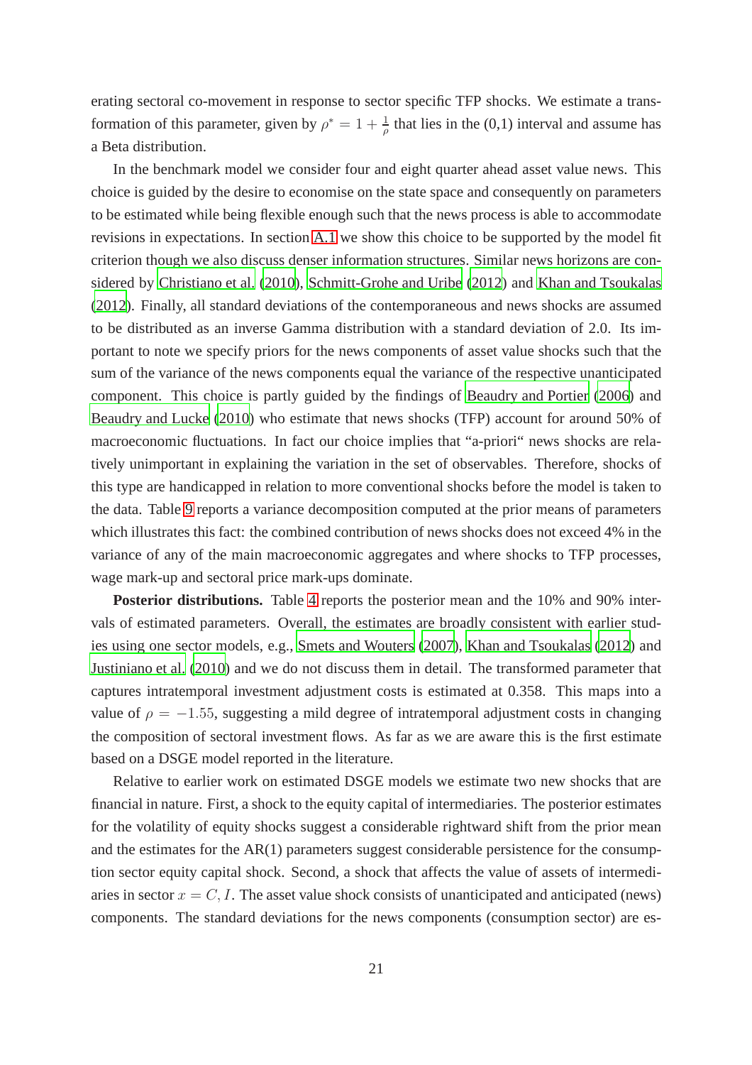erating sectoral co-movement in response to sector specific TFP shocks. We estimate a transformation of this parameter, given by $\rho^* = 1 + \frac{1}{\rho}$ that lies in the (0,1) interval and assume has a Beta distribution.

In the benchmark model we consider four and eight quarter ahead asset value news. This choice is guided by the desire to economise on the state space and consequently on parameters to be estimated while being flexible enough such that the news process is able to accommodate revisions in expectations. In section A.1 we show this choice to be supported by the model fit criterion though we also discuss denser information structures. Similar news horizons are considered by Christiano et al. (2010), Schmitt-Grohe and Uribe (2012) and Khan and Tsoukalas (2012). Finally, all standard deviations of the contemporaneous and news shocks are assumed to be distributed as an inverse Gamma distribution with a standard deviation of 2.0. Its important to note we specify priors for the news components of asset value shocks such that the sum of the variance of the news components equal the variance of the respective unanticipated component. This choice is partly guided by the findings of Beaudry and Portier (2006) and Beaudry and Lucke (2010) who estimate that news shocks (TFP) account for around 50% of macroeconomic fluctuations. In fact our choice implies that "a-priori" news shocks are relatively unimportant in explaining the variation in the set of observables. Therefore, shocks of this type are handicapped in relation to more conventional shocks before the model is taken to the data. Table 9 reports a variance decomposition computed at the prior means of parameters which illustrates this fact: the combined contribution of news shocks does not exceed 4% in the variance of any of the main macroeconomic aggregates and where shocks to TFP processes, wage mark-up and sectoral price mark-ups dominate.

**Posterior distributions.** Table 4 reports the posterior mean and the 10% and 90% intervals of estimated parameters. Overall, the estimates are broadly consistent with earlier studies using one sector models, e.g., Smets and Wouters (2007), Khan and Tsoukalas (2012) and Justiniano et al. (2010) and we do not discuss them in detail. The transformed parameter that captures intratemporal investment adjustment costs is estimated at 0.358. This maps into a value of $\rho = -1.55$, suggesting a mild degree of intratemporal adjustment costs in changing the composition of sectoral investment flows. As far as we are aware this is the first estimate based on a DSGE model reported in the literature.

Relative to earlier work on estimated DSGE models we estimate two new shocks that are financial in nature. First, a shock to the equity capital of intermediaries. The posterior estimates for the volatility of equity shocks suggest a considerable rightward shift from the prior mean and the estimates for the AR(1) parameters suggest considerable persistence for the consumption sector equity capital shock. Second, a shock that affects the value of assets of intermediaries in sector $x = C, I$. The asset value shock consists of unanticipated and anticipated (news) components. The standard deviations for the news components (consumption sector) are es-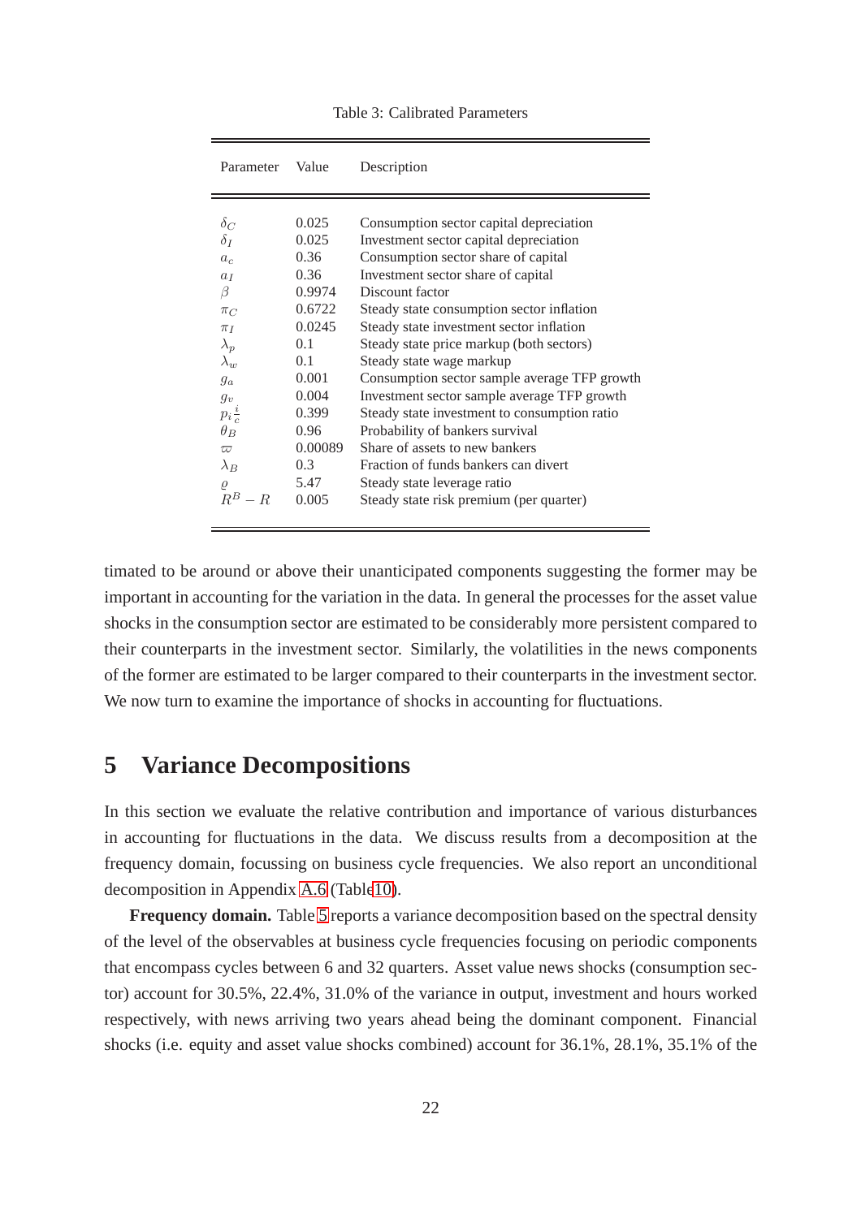Table 3: Calibrated Parameters

| Parameter | Value | Description |
|---|---|---|
| $\delta_C$ | 0.025 | Consumption sector capital depreciation |
| $\delta_I$ | 0.025 | Investment sector capital depreciation |
| $a_c$ | 0.36 | Consumption sector share of capital |
| $a_I$ | 0.36 | Investment sector share of capital |
| $\beta$ | 0.9974 | Discount factor |
| $\pi_C$ | 0.6722 | Steady state consumption sector inflation |
| $\pi_I$ | 0.0245 | Steady state investment sector inflation |
| $\lambda_p$ | 0.1 | Steady state price markup (both sectors) |
| $\lambda_w$ | 0.1 | Steady state wage markup |
| $g_a$ | 0.001 | Consumption sector sample average TFP growth |
| $g_v$ | 0.004 | Investment sector sample average TFP growth |
| $p_i \frac{i}{c}$ | 0.399 | Steady state investment to consumption ratio |
| $\theta_B$ | 0.96 | Probability of bankers survival |
| $\varpi$ | 0.00089 | Share of assets to new bankers |
| $\lambda_B$ | 0.3 | Fraction of funds bankers can divert |
| $\varrho$ | 5.47 | Steady state leverage ratio |
| $R^B - R$ | 0.005 | Steady state risk premium (per quarter) |

timated to be around or above their unanticipated components suggesting the former may be important in accounting for the variation in the data. In general the processes for the asset value shocks in the consumption sector are estimated to be considerably more persistent compared to their counterparts in the investment sector. Similarly, the volatilities in the news components of the former are estimated to be larger compared to their counterparts in the investment sector. We now turn to examine the importance of shocks in accounting for fluctuations.

## 5 Variance Decompositions

In this section we evaluate the relative contribution and importance of various disturbances in accounting for fluctuations in the data. We discuss results from a decomposition at the frequency domain, focussing on business cycle frequencies. We also report an unconditional decomposition in Appendix A.6 (Table10).

**Frequency domain.** Table 5 reports a variance decomposition based on the spectral density of the level of the observables at business cycle frequencies focusing on periodic components that encompass cycles between 6 and 32 quarters. Asset value news shocks (consumption sector) account for 30.5%, 22.4%, 31.0% of the variance in output, investment and hours worked respectively, with news arriving two years ahead being the dominant component. Financial shocks (i.e. equity and asset value shocks combined) account for 36.1%, 28.1%, 35.1% of the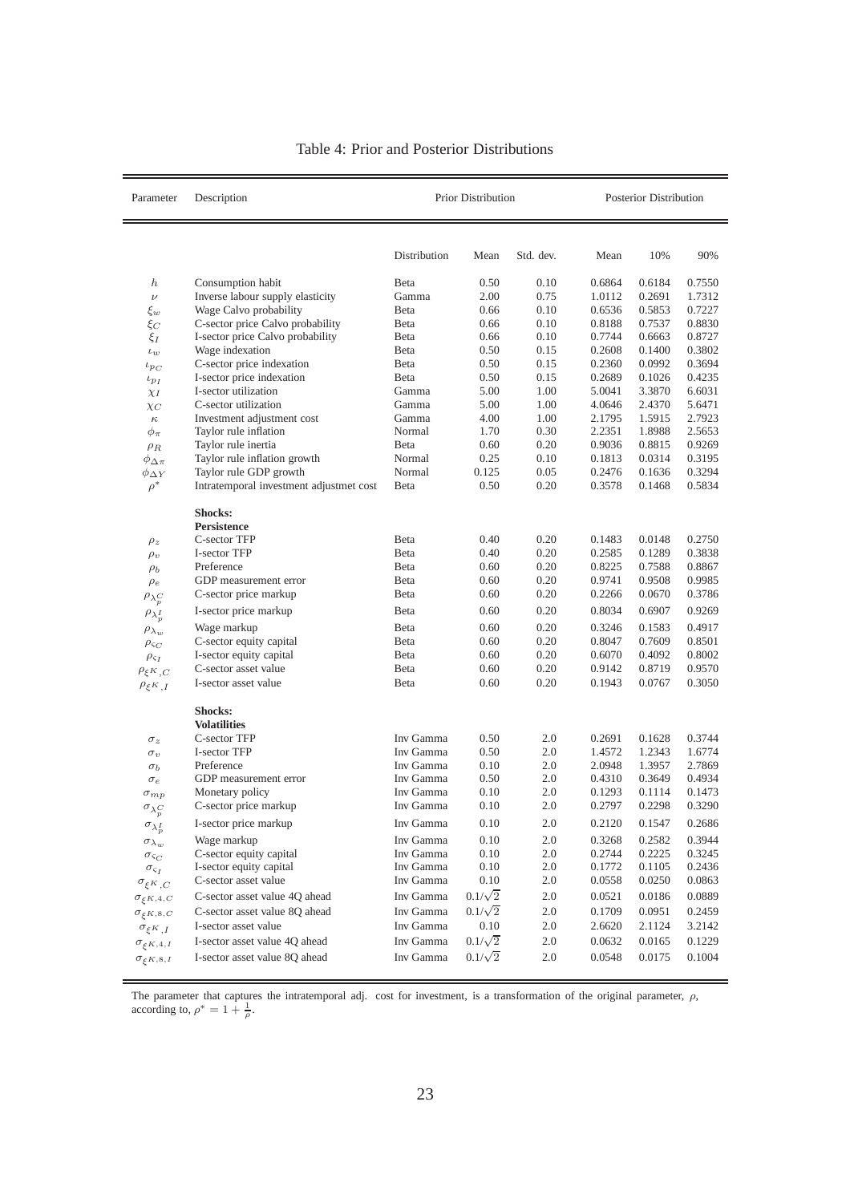Table 4: Prior and Posterior Distributions

| Parameter | Description | Prior Distribution | | | Posterior Distribution | | |
|---|---|---|---|---|---|---|---|
| | | Distribution | Mean | Std. dev. | Mean | 10% | 90% |
| $h$ | Consumption habit | Beta | 0.50 | 0.10 | 0.6864 | 0.6184 | 0.7550 |
| $\nu$ | Inverse labour supply elasticity | Gamma | 2.00 | 0.75 | 1.0112 | 0.2691 | 1.7312 |
| $\xi_w$ | Wage Calvo probability | Beta | 0.66 | 0.10 | 0.6536 | 0.5853 | 0.7227 |
| $\xi_C$ | C-sector price Calvo probability | Beta | 0.66 | 0.10 | 0.8188 | 0.7537 | 0.8830 |
| $\xi_I$ | I-sector price Calvo probability | Beta | 0.66 | 0.10 | 0.7744 | 0.6663 | 0.8727 |
| $\iota_w$ | Wage indexation | Beta | 0.50 | 0.15 | 0.2608 | 0.1400 | 0.3802 |
| $\iota_{p_C}$ | C-sector price indexation | Beta | 0.50 | 0.15 | 0.2360 | 0.0992 | 0.3694 |
| $\iota_{p_I}$ | I-sector price indexation | Beta | 0.50 | 0.15 | 0.2689 | 0.1026 | 0.4235 |
| $\chi_I$ | I-sector utilization | Gamma | 5.00 | 1.00 | 5.0041 | 3.3870 | 6.6031 |
| $\chi_C$ | C-sector utilization | Gamma | 5.00 | 1.00 | 4.0646 | 2.4370 | 5.6471 |
| $\kappa$ | Investment adjustment cost | Gamma | 4.00 | 1.00 | 2.1795 | 1.5915 | 2.7923 |
| $\phi_\pi$ | Taylor rule inflation | Normal | 1.70 | 0.30 | 2.2351 | 1.8988 | 2.5653 |
| $\rho_R$ | Taylor rule inertia | Beta | 0.60 | 0.20 | 0.9036 | 0.8815 | 0.9269 |
| $\phi_{\Delta\pi}$ | Taylor rule inflation growth | Normal | 0.25 | 0.10 | 0.1813 | 0.0314 | 0.3195 |
| $\phi_{\Delta Y}$ | Taylor rule GDP growth | Normal | 0.125 | 0.05 | 0.2476 | 0.1636 | 0.3294 |
| $\rho^*$ | Intratemporal investment adjustmet cost | Beta | 0.50 | 0.20 | 0.3578 | 0.1468 | 0.5834 |
| | **Shocks:** | | | | | | |
| | **Persistence** | | | | | | |
| $\rho_z$ | C-sector TFP | Beta | 0.40 | 0.20 | 0.1483 | 0.0148 | 0.2750 |
| $\rho_v$ | I-sector TFP | Beta | 0.40 | 0.20 | 0.2585 | 0.1289 | 0.3838 |
| $\rho_b$ | Preference | Beta | 0.60 | 0.20 | 0.8225 | 0.7588 | 0.8867 |
| $\rho_\epsilon$ | GDP measurement error | Beta | 0.60 | 0.20 | 0.9741 | 0.9508 | 0.9985 |
| $\rho_{\lambda_p^C}$ | C-sector price markup | Beta | 0.60 | 0.20 | 0.2266 | 0.0670 | 0.3786 |
| $\rho_{\lambda_p^I}$ | I-sector price markup | Beta | 0.60 | 0.20 | 0.8034 | 0.6907 | 0.9269 |
| $\rho_{\lambda_w}$ | Wage markup | Beta | 0.60 | 0.20 | 0.3246 | 0.1583 | 0.4917 |
| $\rho_{\varsigma_C}$ | C-sector equity capital | Beta | 0.60 | 0.20 | 0.8047 | 0.7609 | 0.8501 |
| $\rho_{\varsigma_I}$ | I-sector equity capital | Beta | 0.60 | 0.20 | 0.6070 | 0.4092 | 0.8002 |
| $\rho_{\xi^K,C}$ | C-sector asset value | Beta | 0.60 | 0.20 | 0.9142 | 0.8719 | 0.9570 |
| $\rho_{\xi^K,I}$ | I-sector asset value | Beta | 0.60 | 0.20 | 0.1943 | 0.0767 | 0.3050 |
| | **Shocks:** | | | | | | |
| | **Volatilities** | | | | | | |
| $\sigma_z$ | C-sector TFP | Inv Gamma | 0.50 | 2.0 | 0.2691 | 0.1628 | 0.3744 |
| $\sigma_v$ | I-sector TFP | Inv Gamma | 0.50 | 2.0 | 1.4572 | 1.2343 | 1.6774 |
| $\sigma_b$ | Preference | Inv Gamma | 0.10 | 2.0 | 2.0948 | 1.3957 | 2.7869 |
| $\sigma_\epsilon$ | GDP measurement error | Inv Gamma | 0.50 | 2.0 | 0.4310 | 0.3649 | 0.4934 |
| $\sigma_{mp}$ | Monetary policy | Inv Gamma | 0.10 | 2.0 | 0.1293 | 0.1114 | 0.1473 |
| $\sigma_{\lambda_p^C}$ | C-sector price markup | Inv Gamma | 0.10 | 2.0 | 0.2797 | 0.2298 | 0.3290 |
| $\sigma_{\lambda_p^I}$ | I-sector price markup | Inv Gamma | 0.10 | 2.0 | 0.2120 | 0.1547 | 0.2686 |
| $\sigma_{\lambda_w}$ | Wage markup | Inv Gamma | 0.10 | 2.0 | 0.3268 | 0.2582 | 0.3944 |
| $\sigma_{\varsigma_C}$ | C-sector equity capital | Inv Gamma | 0.10 | 2.0 | 0.2744 | 0.2225 | 0.3245 |
| $\sigma_{\varsigma_I}$ | I-sector equity capital | Inv Gamma | 0.10 | 2.0 | 0.1772 | 0.1105 | 0.2436 |
| $\sigma_{\xi^K,C}$ | C-sector asset value | Inv Gamma | 0.10 | 2.0 | 0.0558 | 0.0250 | 0.0863 |
| $\sigma_{\xi^K,4,C}$ | C-sector asset value 4Q ahead | Inv Gamma | $0.1/\sqrt{2}$ | 2.0 | 0.0521 | 0.0186 | 0.0889 |
| $\sigma_{\xi^K,8,C}$ | C-sector asset value 8Q ahead | Inv Gamma | $0.1/\sqrt{2}$ | 2.0 | 0.1709 | 0.0951 | 0.2459 |
| $\sigma_{\xi^K,I}$ | I-sector asset value | Inv Gamma | 0.10 | 2.0 | 2.6620 | 2.1124 | 3.2142 |
| $\sigma_{\xi^K,4,I}$ | I-sector asset value 4Q ahead | Inv Gamma | $0.1/\sqrt{2}$ | 2.0 | 0.0632 | 0.0165 | 0.1229 |
| $\sigma_{\xi^K,8,I}$ | I-sector asset value 8Q ahead | Inv Gamma | $0.1/\sqrt{2}$ | 2.0 | 0.0548 | 0.0175 | 0.1004 |

The parameter that captures the intratemporal adj. cost for investment, is a transformation of the original parameter, $\rho$, according to, $\rho^* = 1 + \frac{1}{\rho}$.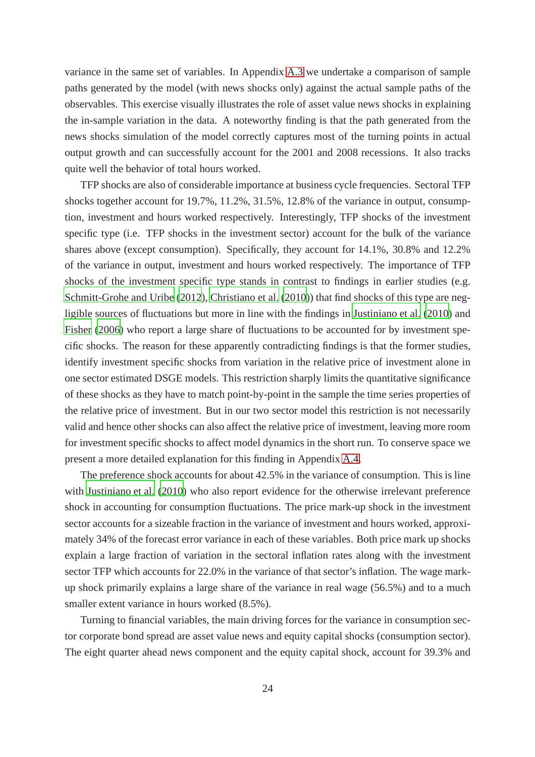variance in the same set of variables. In Appendix A.3 we undertake a comparison of sample paths generated by the model (with news shocks only) against the actual sample paths of the observables. This exercise visually illustrates the role of asset value news shocks in explaining the in-sample variation in the data. A noteworthy finding is that the path generated from the news shocks simulation of the model correctly captures most of the turning points in actual output growth and can successfully account for the 2001 and 2008 recessions. It also tracks quite well the behavior of total hours worked.

TFP shocks are also of considerable importance at business cycle frequencies. Sectoral TFP shocks together account for 19.7%, 11.2%, 31.5%, 12.8% of the variance in output, consumption, investment and hours worked respectively. Interestingly, TFP shocks of the investment specific type (i.e. TFP shocks in the investment sector) account for the bulk of the variance shares above (except consumption). Specifically, they account for 14.1%, 30.8% and 12.2% of the variance in output, investment and hours worked respectively. The importance of TFP shocks of the investment specific type stands in contrast to findings in earlier studies (e.g. Schmitt-Grohe and Uribe (2012), Christiano et al. (2010)) that find shocks of this type are negligible sources of fluctuations but more in line with the findings in Justiniano et al. (2010) and Fisher (2006) who report a large share of fluctuations to be accounted for by investment specific shocks. The reason for these apparently contradicting findings is that the former studies, identify investment specific shocks from variation in the relative price of investment alone in one sector estimated DSGE models. This restriction sharply limits the quantitative significance of these shocks as they have to match point-by-point in the sample the time series properties of the relative price of investment. But in our two sector model this restriction is not necessarily valid and hence other shocks can also affect the relative price of investment, leaving more room for investment specific shocks to affect model dynamics in the short run. To conserve space we present a more detailed explanation for this finding in Appendix A.4.

The preference shock accounts for about 42.5% in the variance of consumption. This is line with Justiniano et al. (2010) who also report evidence for the otherwise irrelevant preference shock in accounting for consumption fluctuations. The price mark-up shock in the investment sector accounts for a sizeable fraction in the variance of investment and hours worked, approximately 34% of the forecast error variance in each of these variables. Both price mark up shocks explain a large fraction of variation in the sectoral inflation rates along with the investment sector TFP which accounts for 22.0% in the variance of that sector's inflation. The wage markup shock primarily explains a large share of the variance in real wage (56.5%) and to a much smaller extent variance in hours worked (8.5%).

Turning to financial variables, the main driving forces for the variance in consumption sector corporate bond spread are asset value news and equity capital shocks (consumption sector). The eight quarter ahead news component and the equity capital shock, account for 39.3% and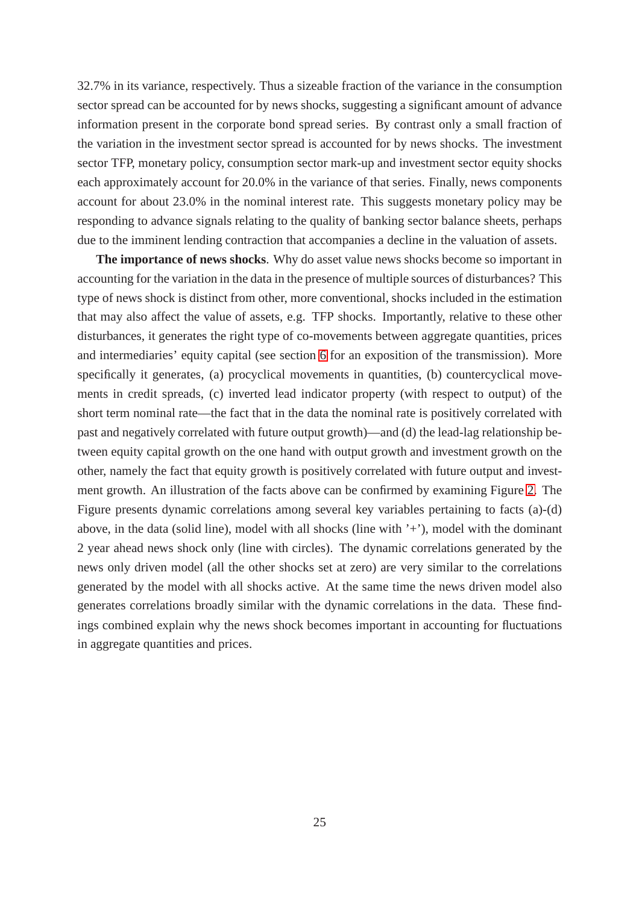32.7% in its variance, respectively. Thus a sizeable fraction of the variance in the consumption sector spread can be accounted for by news shocks, suggesting a significant amount of advance information present in the corporate bond spread series. By contrast only a small fraction of the variation in the investment sector spread is accounted for by news shocks. The investment sector TFP, monetary policy, consumption sector mark-up and investment sector equity shocks each approximately account for 20.0% in the variance of that series. Finally, news components account for about 23.0% in the nominal interest rate. This suggests monetary policy may be responding to advance signals relating to the quality of banking sector balance sheets, perhaps due to the imminent lending contraction that accompanies a decline in the valuation of assets.

**The importance of news shocks**. Why do asset value news shocks become so important in accounting for the variation in the data in the presence of multiple sources of disturbances? This type of news shock is distinct from other, more conventional, shocks included in the estimation that may also affect the value of assets, e.g. TFP shocks. Importantly, relative to these other disturbances, it generates the right type of co-movements between aggregate quantities, prices and intermediaries' equity capital (see section 6 for an exposition of the transmission). More specifically it generates, (a) procyclical movements in quantities, (b) countercyclical movements in credit spreads, (c) inverted lead indicator property (with respect to output) of the short term nominal rate—the fact that in the data the nominal rate is positively correlated with past and negatively correlated with future output growth)—and (d) the lead-lag relationship between equity capital growth on the one hand with output growth and investment growth on the other, namely the fact that equity growth is positively correlated with future output and investment growth. An illustration of the facts above can be confirmed by examining Figure 2. The Figure presents dynamic correlations among several key variables pertaining to facts (a)-(d) above, in the data (solid line), model with all shocks (line with '+'), model with the dominant 2 year ahead news shock only (line with circles). The dynamic correlations generated by the news only driven model (all the other shocks set at zero) are very similar to the correlations generated by the model with all shocks active. At the same time the news driven model also generates correlations broadly similar with the dynamic correlations in the data. These findings combined explain why the news shock becomes important in accounting for fluctuations in aggregate quantities and prices.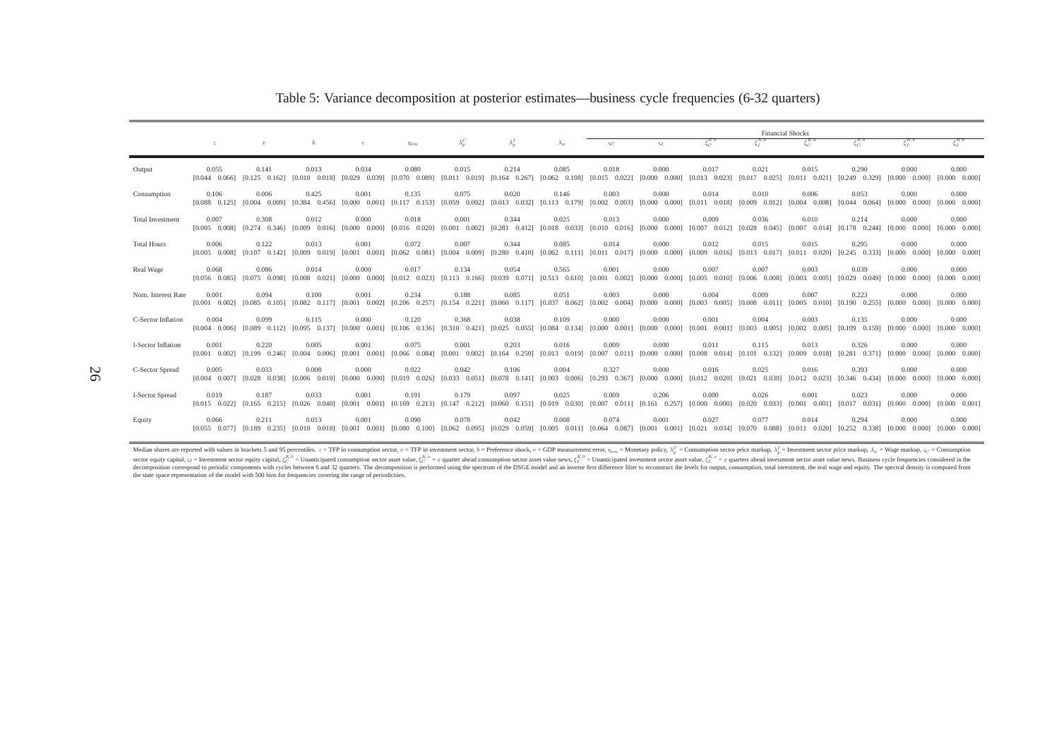Table 5: Variance decomposition at posterior estimates—business cycle frequencies (6-32 quarters)

| | $z$ | $v$ | $b$ | $e$ | $\eta_{em}$ | $\lambda_p^C$ | $\lambda_p^I$ | $\lambda_w$ | Financial Shocks $\varsigma_C$ | $\varsigma_I$ | $\xi_C^{K,0}$ | $\xi_I^{K,0}$ | $\xi_C^{K,4}$ | $\xi_C^{K,8}$ | $\xi_I^{K,4}$ | $\xi_I^{K,8}$ |
|---|---|---|---|---|---|---|---|---|---|---|---|---|---|---|---|---|
| Output | 0.055 [0.044 0.066] | 0.141 [0.125 0.162] | 0.013 [0.010 0.018] | 0.034 [0.029 0.039] | 0.080 [0.070 0.089] | 0.015 [0.011 0.019] | 0.214 [0.164 0.267] | 0.085 [0.062 0.108] | 0.018 [0.015 0.022] | 0.000 [0.000 0.000] | 0.017 [0.013 0.023] | 0.021 [0.017 0.025] | 0.015 [0.011 0.021] | 0.290 [0.249 0.329] | 0.000 [0.000 0.000] | 0.000 [0.000 0.000] |
| Consumption | 0.106 [0.088 0.125] | 0.006 [0.004 0.009] | 0.425 [0.384 0.456] | 0.001 [0.000 0.001] | 0.135 [0.117 0.153] | 0.075 [0.059 0.092] | 0.020 [0.013 0.032] | 0.146 [0.113 0.179] | 0.003 [0.002 0.003] | 0.000 [0.000 0.000] | 0.014 [0.011 0.018] | 0.010 [0.009 0.012] | 0.006 [0.004 0.008] | 0.053 [0.044 0.064] | 0.000 [0.000 0.000] | 0.000 [0.000 0.000] |
| Total Investment | 0.007 [0.005 0.008] | 0.308 [0.274 0.346] | 0.012 [0.009 0.016] | 0.000 [0.000 0.000] | 0.018 [0.016 0.020] | 0.001 [0.001 0.002] | 0.344 [0.281 0.412] | 0.025 [0.018 0.033] | 0.013 [0.010 0.016] | 0.000 [0.000 0.000] | 0.009 [0.007 0.012] | 0.036 [0.028 0.045] | 0.010 [0.007 0.014] | 0.214 [0.178 0.244] | 0.000 [0.000 0.000] | 0.000 [0.000 0.000] |
| Total Hours | 0.006 [0.005 0.008] | 0.122 [0.107 0.142] | 0.013 [0.009 0.019] | 0.001 [0.001 0.001] | 0.072 [0.062 0.081] | 0.007 [0.004 0.009] | 0.344 [0.280 0.410] | 0.085 [0.062 0.111] | 0.014 [0.011 0.017] | 0.000 [0.000 0.000] | 0.012 [0.009 0.016] | 0.015 [0.013 0.017] | 0.015 [0.011 0.020] | 0.295 [0.245 0.333] | 0.000 [0.000 0.000] | 0.000 [0.000 0.000] |
| Real Wage | 0.068 [0.056 0.085] | 0.086 [0.075 0.098] | 0.014 [0.008 0.021] | 0.000 [0.000 0.000] | 0.017 [0.012 0.023] | 0.134 [0.113 0.166] | 0.054 [0.039 0.071] | 0.565 [0.513 0.610] | 0.001 [0.001 0.002] | 0.000 [0.000 0.000] | 0.007 [0.005 0.010] | 0.007 [0.006 0.008] | 0.003 [0.003 0.005] | 0.039 [0.029 0.049] | 0.000 [0.000 0.000] | 0.000 [0.000 0.000] |
| Nom. Interest Rate | 0.001 [0.001 0.002] | 0.094 [0.085 0.105] | 0.100 [0.082 0.117] | 0.001 [0.001 0.002] | 0.234 [0.206 0.257] | 0.188 [0.154 0.221] | 0.085 [0.060 0.117] | 0.051 [0.037 0.062] | 0.003 [0.002 0.004] | 0.000 [0.000 0.000] | 0.004 [0.003 0.005] | 0.009 [0.008 0.011] | 0.007 [0.005 0.010] | 0.223 [0.190 0.255] | 0.000 [0.000 0.000] | 0.000 [0.000 0.000] |
| C-Sector Inflation | 0.004 [0.004 0.006] | 0.099 [0.089 0.112] | 0.115 [0.095 0.137] | 0.000 [0.000 0.001] | 0.120 [0.106 0.136] | 0.368 [0.310 0.421] | 0.038 [0.025 0.055] | 0.109 [0.084 0.134] | 0.000 [0.000 0.001] | 0.000 [0.000 0.000] | 0.001 [0.001 0.001] | 0.004 [0.003 0.005] | 0.003 [0.002 0.005] | 0.135 [0.109 0.159] | 0.000 [0.000 0.000] | 0.000 [0.000 0.000] |
| I-Sector Inflation | 0.001 [0.001 0.002] | 0.220 [0.199 0.246] | 0.005 [0.004 0.006] | 0.001 [0.001 0.001] | 0.075 [0.066 0.084] | 0.001 [0.001 0.002] | 0.203 [0.164 0.250] | 0.016 [0.013 0.019] | 0.009 [0.007 0.011] | 0.000 [0.000 0.000] | 0.011 [0.008 0.014] | 0.115 [0.101 0.132] | 0.013 [0.009 0.018] | 0.326 [0.281 0.371] | 0.000 [0.000 0.000] | 0.000 [0.000 0.000] |
| C-Sector Spread | 0.005 [0.004 0.007] | 0.033 [0.028 0.038] | 0.008 [0.006 0.010] | 0.000 [0.000 0.000] | 0.022 [0.019 0.026] | 0.042 [0.033 0.051] | 0.106 [0.078 0.141] | 0.004 [0.003 0.006] | 0.327 [0.293 0.367] | 0.000 [0.000 0.000] | 0.016 [0.012 0.020] | 0.025 [0.021 0.030] | 0.016 [0.012 0.023] | 0.393 [0.346 0.434] | 0.000 [0.000 0.000] | 0.000 [0.000 0.000] |
| I-Sector Spread | 0.019 [0.015 0.022] | 0.187 [0.165 0.215] | 0.033 [0.026 0.040] | 0.001 [0.001 0.001] | 0.191 [0.169 0.213] | 0.179 [0.147 0.212] | 0.097 [0.060 0.151] | 0.025 [0.019 0.030] | 0.009 [0.007 0.011] | 0.206 [0.161 0.257] | 0.000 [0.000 0.000] | 0.026 [0.020 0.033] | 0.001 [0.001 0.001] | 0.023 [0.017 0.031] | 0.000 [0.000 0.000] | 0.000 [0.000 0.001] |
| Equity | 0.066 [0.055 0.077] | 0.211 [0.189 0.235] | 0.013 [0.010 0.018] | 0.001 [0.001 0.001] | 0.090 [0.080 0.100] | 0.078 [0.062 0.095] | 0.042 [0.029 0.059] | 0.008 [0.005 0.011] | 0.074 [0.064 0.087] | 0.001 [0.001 0.001] | 0.027 [0.021 0.034] | 0.077 [0.070 0.088] | 0.014 [0.011 0.020] | 0.294 [0.252 0.338] | 0.000 [0.000 0.000] | 0.000 [0.000 0.000] |

Median shares are reported with values in brackets 5 and 95 percentiles. $z$ = TFP in consumption sector, $v$ = TFP in investment sector, $b$ = Preference shock, $e$ = GDP measurement error, $\eta_{em}$ = Monetary policy, $\lambda_p^C$ = Consumption sector price markup, $\lambda_p^I$ = Investment sector price markup, $\lambda_w$ = Wage markup, $\varsigma_C$ = Consumption sector equity capital, $\varsigma_I$ = Investment sector equity capital, $\xi_C^{K,0}$ = Unanticipated consumption sector asset value, $\xi_C^{K,x}$ = $x$ quarter ahead consumption sector asset value news, $\xi_I^{K,0}$ = Unanticipated investment sector asset value, $\xi_I^{K,x}$ = $x$ quarters ahead investment sector asset value news. Business cycle frequencies considered in the decomposition correspond to periodic components with cycles between 6 and 32 quarters. The decomposition is performed using the spectrum of the DSGE model and an inverse first difference filter to reconstruct the levels for output, consumption, total investment, the real wage and equity. The spectral density is computed from the state space representation of the model with 500 bins for frequencies covering the range of periodicities.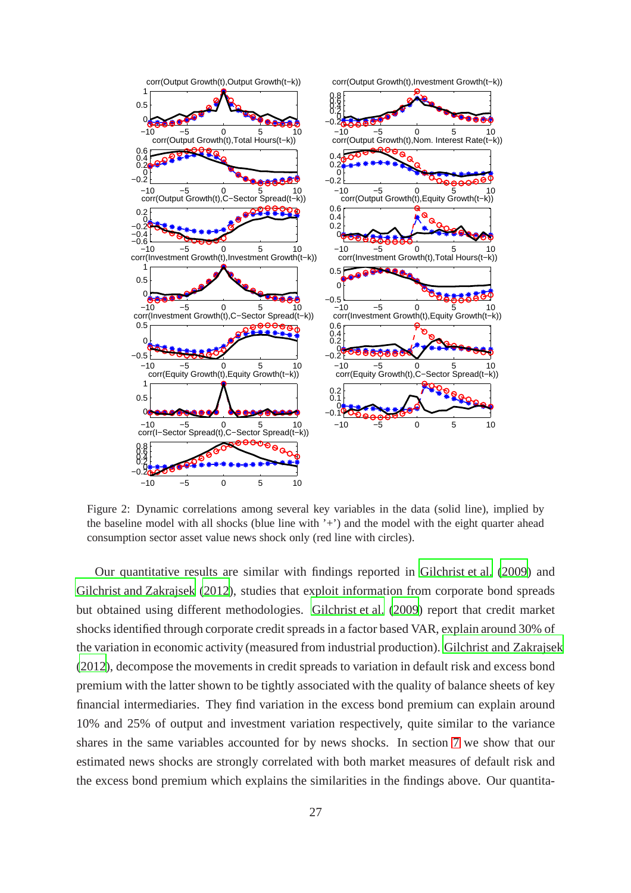Figure 2: Dynamic correlations among several key variables in the data (solid line), implied by the baseline model with all shocks (blue line with '+') and the model with the eight quarter ahead consumption sector asset value news shock only (red line with circles).

Our quantitative results are similar with findings reported in Gilchrist et al. (2009) and Gilchrist and Zakrajsek (2012), studies that exploit information from corporate bond spreads but obtained using different methodologies. Gilchrist et al. (2009) report that credit market shocks identified through corporate credit spreads in a factor based VAR, explain around 30% of the variation in economic activity (measured from industrial production). Gilchrist and Zakrajsek (2012), decompose the movements in credit spreads to variation in default risk and excess bond premium with the latter shown to be tightly associated with the quality of balance sheets of key financial intermediaries. They find variation in the excess bond premium can explain around 10% and 25% of output and investment variation respectively, quite similar to the variance shares in the same variables accounted for by news shocks. In section 7 we show that our estimated news shocks are strongly correlated with both market measures of default risk and the excess bond premium which explains the similarities in the findings above. Our quantita-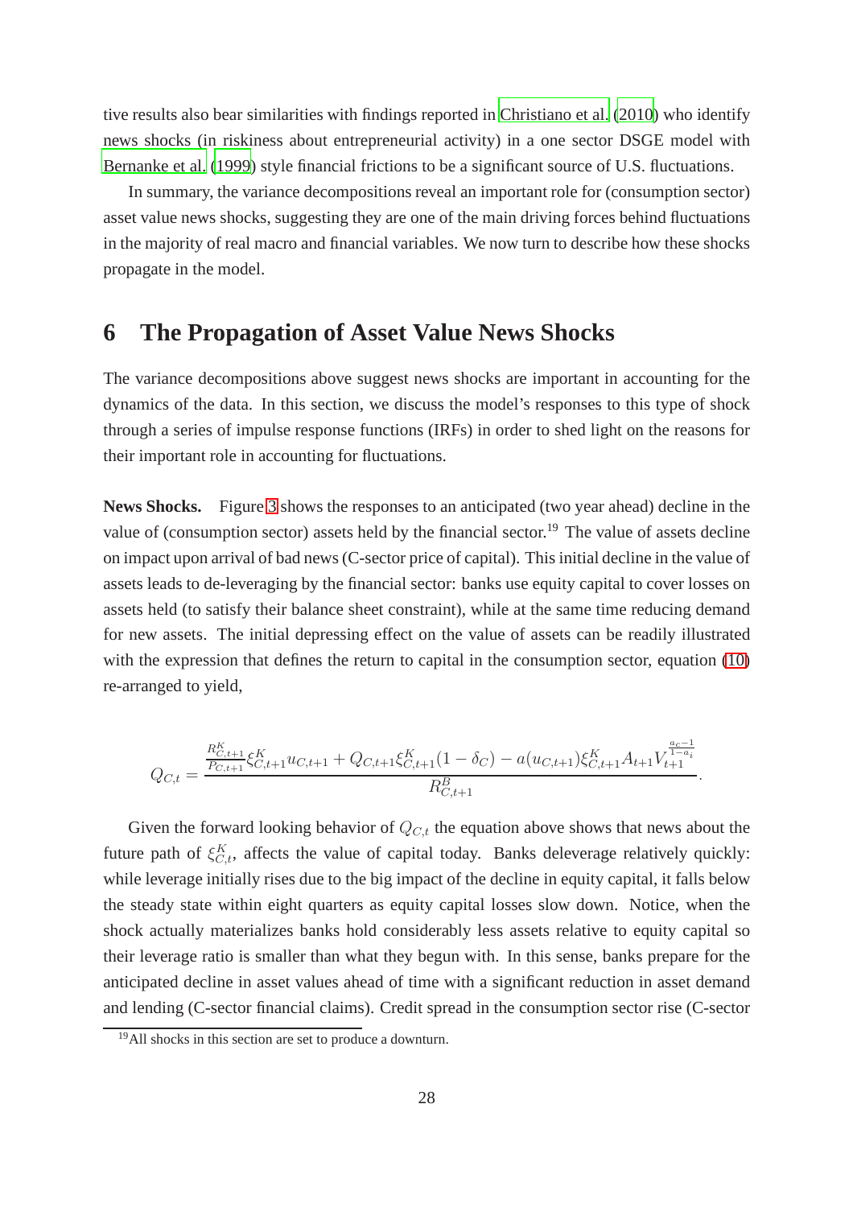tive results also bear similarities with findings reported in Christiano et al. (2010) who identify news shocks (in riskiness about entrepreneurial activity) in a one sector DSGE model with Bernanke et al. (1999) style financial frictions to be a significant source of U.S. fluctuations.

In summary, the variance decompositions reveal an important role for (consumption sector) asset value news shocks, suggesting they are one of the main driving forces behind fluctuations in the majority of real macro and financial variables. We now turn to describe how these shocks propagate in the model.

# 6 The Propagation of Asset Value News Shocks

The variance decompositions above suggest news shocks are important in accounting for the dynamics of the data. In this section, we discuss the model's responses to this type of shock through a series of impulse response functions (IRFs) in order to shed light on the reasons for their important role in accounting for fluctuations.

**News Shocks.** Figure 3 shows the responses to an anticipated (two year ahead) decline in the value of (consumption sector) assets held by the financial sector.[19] The value of assets decline on impact upon arrival of bad news (C-sector price of capital). This initial decline in the value of assets leads to de-leveraging by the financial sector: banks use equity capital to cover losses on assets held (to satisfy their balance sheet constraint), while at the same time reducing demand for new assets. The initial depressing effect on the value of assets can be readily illustrated with the expression that defines the return to capital in the consumption sector, equation (10) re-arranged to yield,

$$Q_{C,t} = \frac{\frac{R^K_{C,t+1}}{P_{C,t+1}}\xi^K_{C,t+1}u_{C,t+1} + Q_{C,t+1}\xi^K_{C,t+1}(1-\delta_C) - a(u_{C,t+1})\xi^K_{C,t+1}A_{t+1}V_{t+1}^{\frac{a_c-1}{1-a_i}}}{R^B_{C,t+1}}.$$

Given the forward looking behavior of $Q_{C,t}$ the equation above shows that news about the future path of $\xi^K_{C,t}$, affects the value of capital today. Banks deleverage relatively quickly: while leverage initially rises due to the big impact of the decline in equity capital, it falls below the steady state within eight quarters as equity capital losses slow down. Notice, when the shock actually materializes banks hold considerably less assets relative to equity capital so their leverage ratio is smaller than what they begun with. In this sense, banks prepare for the anticipated decline in asset values ahead of time with a significant reduction in asset demand and lending (C-sector financial claims). Credit spread in the consumption sector rise (C-sector

[19] All shocks in this section are set to produce a downturn.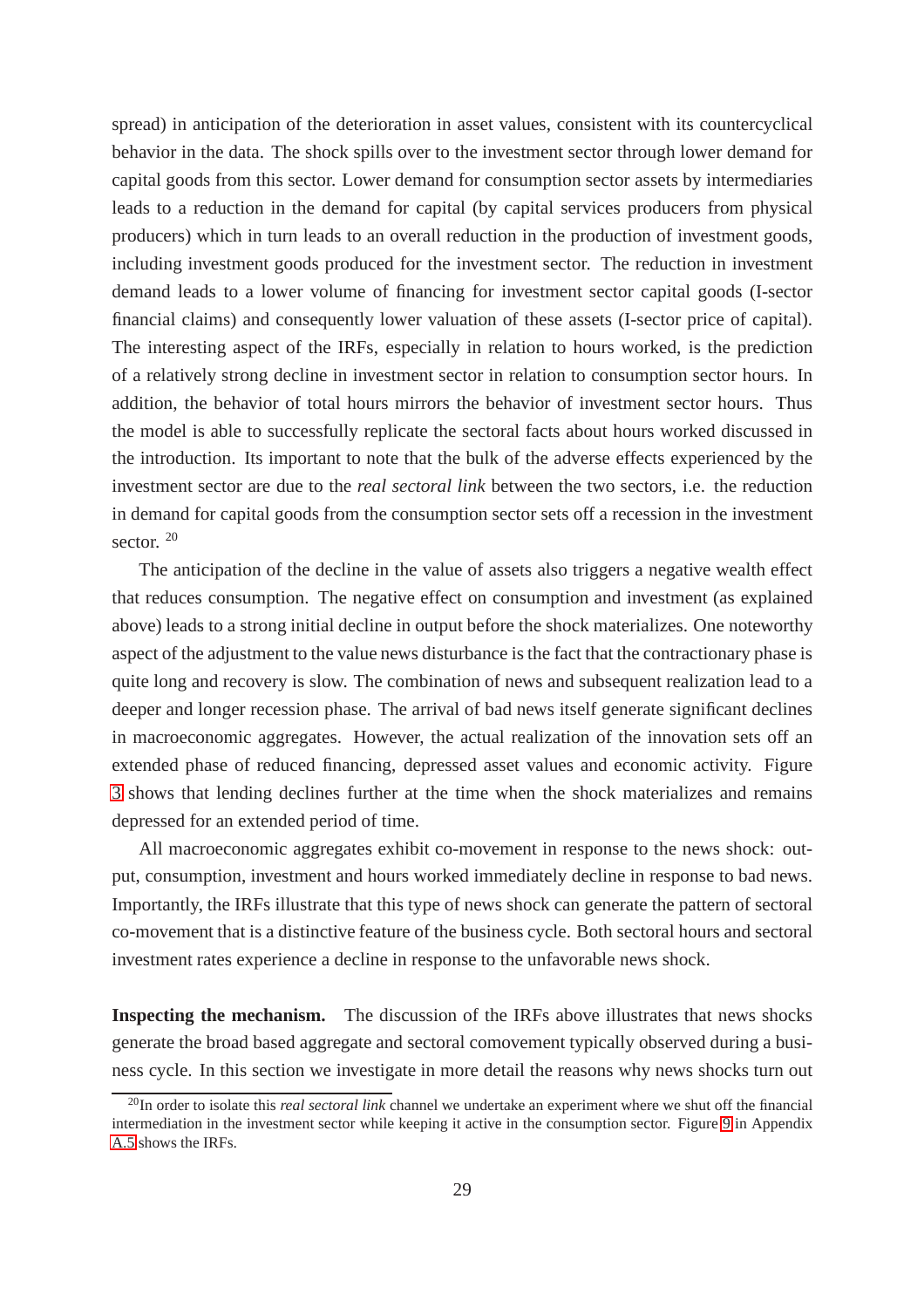spread) in anticipation of the deterioration in asset values, consistent with its countercyclical behavior in the data. The shock spills over to the investment sector through lower demand for capital goods from this sector. Lower demand for consumption sector assets by intermediaries leads to a reduction in the demand for capital (by capital services producers from physical producers) which in turn leads to an overall reduction in the production of investment goods, including investment goods produced for the investment sector. The reduction in investment demand leads to a lower volume of financing for investment sector capital goods (I-sector financial claims) and consequently lower valuation of these assets (I-sector price of capital). The interesting aspect of the IRFs, especially in relation to hours worked, is the prediction of a relatively strong decline in investment sector in relation to consumption sector hours. In addition, the behavior of total hours mirrors the behavior of investment sector hours. Thus the model is able to successfully replicate the sectoral facts about hours worked discussed in the introduction. Its important to note that the bulk of the adverse effects experienced by the investment sector are due to the *real sectoral link* between the two sectors, i.e. the reduction in demand for capital goods from the consumption sector sets off a recession in the investment sector. [20]

The anticipation of the decline in the value of assets also triggers a negative wealth effect that reduces consumption. The negative effect on consumption and investment (as explained above) leads to a strong initial decline in output before the shock materializes. One noteworthy aspect of the adjustment to the value news disturbance is the fact that the contractionary phase is quite long and recovery is slow. The combination of news and subsequent realization lead to a deeper and longer recession phase. The arrival of bad news itself generate significant declines in macroeconomic aggregates. However, the actual realization of the innovation sets off an extended phase of reduced financing, depressed asset values and economic activity. Figure 3 shows that lending declines further at the time when the shock materializes and remains depressed for an extended period of time.

All macroeconomic aggregates exhibit co-movement in response to the news shock: output, consumption, investment and hours worked immediately decline in response to bad news. Importantly, the IRFs illustrate that this type of news shock can generate the pattern of sectoral co-movement that is a distinctive feature of the business cycle. Both sectoral hours and sectoral investment rates experience a decline in response to the unfavorable news shock.

**Inspecting the mechanism.** The discussion of the IRFs above illustrates that news shocks generate the broad based aggregate and sectoral comovement typically observed during a business cycle. In this section we investigate in more detail the reasons why news shocks turn out

[20] In order to isolate this *real sectoral link* channel we undertake an experiment where we shut off the financial intermediation in the investment sector while keeping it active in the consumption sector. Figure 9 in Appendix A.5 shows the IRFs.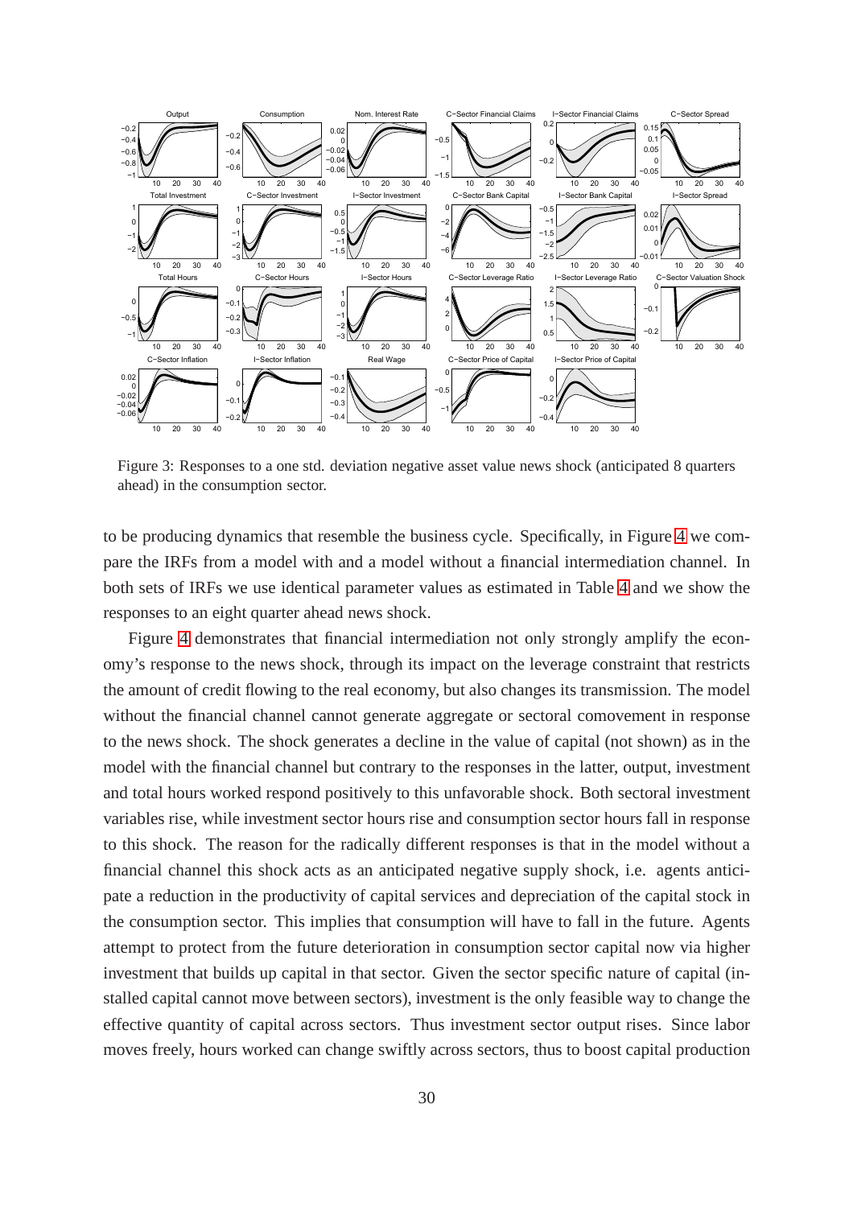Figure 3: Responses to a one std. deviation negative asset value news shock (anticipated 8 quarters ahead) in the consumption sector.

to be producing dynamics that resemble the business cycle. Specifically, in Figure 4 we compare the IRFs from a model with and a model without a financial intermediation channel. In both sets of IRFs we use identical parameter values as estimated in Table 4 and we show the responses to an eight quarter ahead news shock.

Figure 4 demonstrates that financial intermediation not only strongly amplify the economy's response to the news shock, through its impact on the leverage constraint that restricts the amount of credit flowing to the real economy, but also changes its transmission. The model without the financial channel cannot generate aggregate or sectoral comovement in response to the news shock. The shock generates a decline in the value of capital (not shown) as in the model with the financial channel but contrary to the responses in the latter, output, investment and total hours worked respond positively to this unfavorable shock. Both sectoral investment variables rise, while investment sector hours rise and consumption sector hours fall in response to this shock. The reason for the radically different responses is that in the model without a financial channel this shock acts as an anticipated negative supply shock, i.e. agents anticipate a reduction in the productivity of capital services and depreciation of the capital stock in the consumption sector. This implies that consumption will have to fall in the future. Agents attempt to protect from the future deterioration in consumption sector capital now via higher investment that builds up capital in that sector. Given the sector specific nature of capital (installed capital cannot move between sectors), investment is the only feasible way to change the effective quantity of capital across sectors. Thus investment sector output rises. Since labor moves freely, hours worked can change swiftly across sectors, thus to boost capital production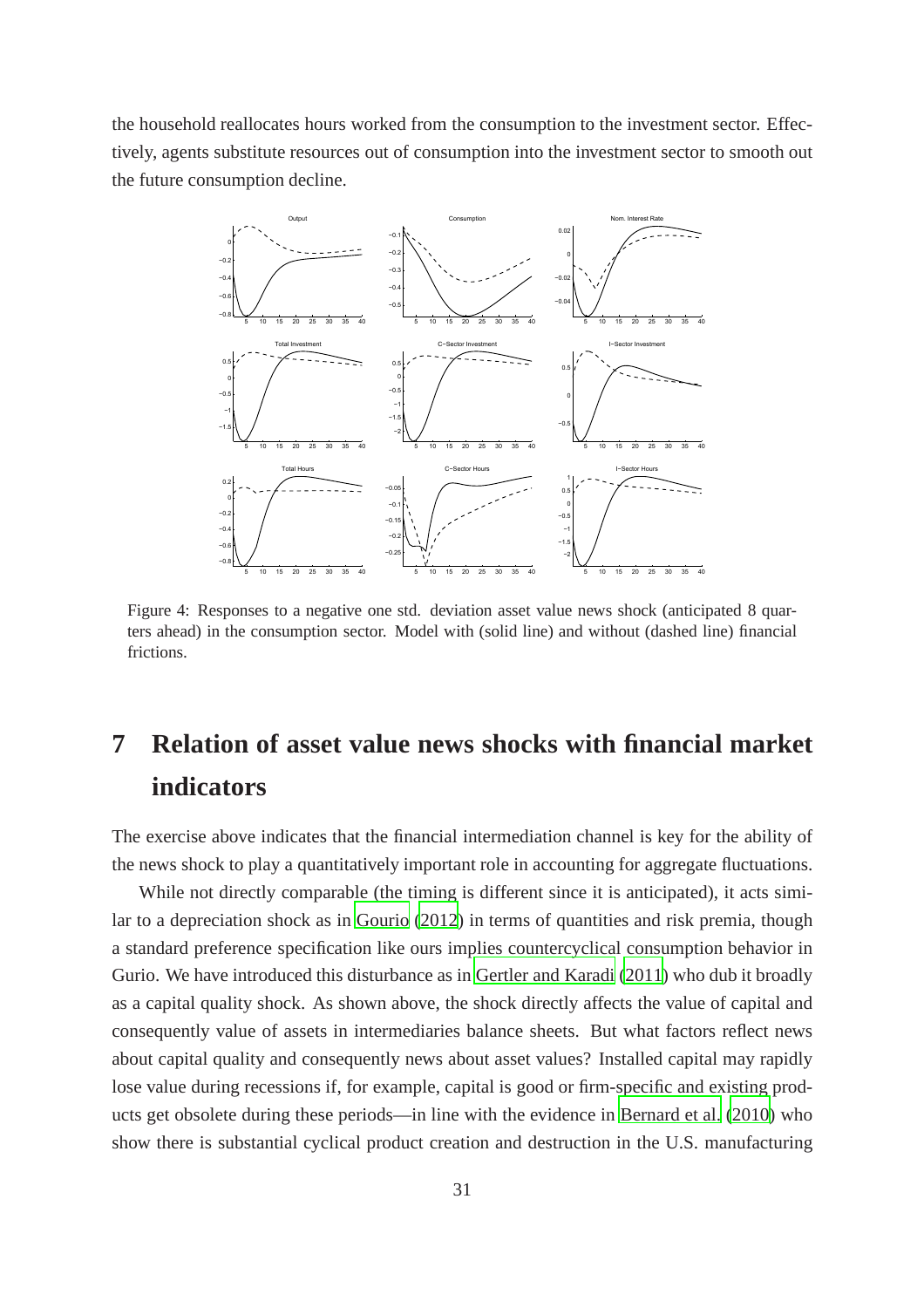the household reallocates hours worked from the consumption to the investment sector. Effectively, agents substitute resources out of consumption into the investment sector to smooth out the future consumption decline.

Figure 4: Responses to a negative one std. deviation asset value news shock (anticipated 8 quarters ahead) in the consumption sector. Model with (solid line) and without (dashed line) financial frictions.

# 7 Relation of asset value news shocks with financial market indicators

The exercise above indicates that the financial intermediation channel is key for the ability of the news shock to play a quantitatively important role in accounting for aggregate fluctuations.

While not directly comparable (the timing is different since it is anticipated), it acts similar to a depreciation shock as in Gourio (2012) in terms of quantities and risk premia, though a standard preference specification like ours implies countercyclical consumption behavior in Gurio. We have introduced this disturbance as in Gertler and Karadi (2011) who dub it broadly as a capital quality shock. As shown above, the shock directly affects the value of capital and consequently value of assets in intermediaries balance sheets. But what factors reflect news about capital quality and consequently news about asset values? Installed capital may rapidly lose value during recessions if, for example, capital is good or firm-specific and existing products get obsolete during these periods—in line with the evidence in Bernard et al. (2010) who show there is substantial cyclical product creation and destruction in the U.S. manufacturing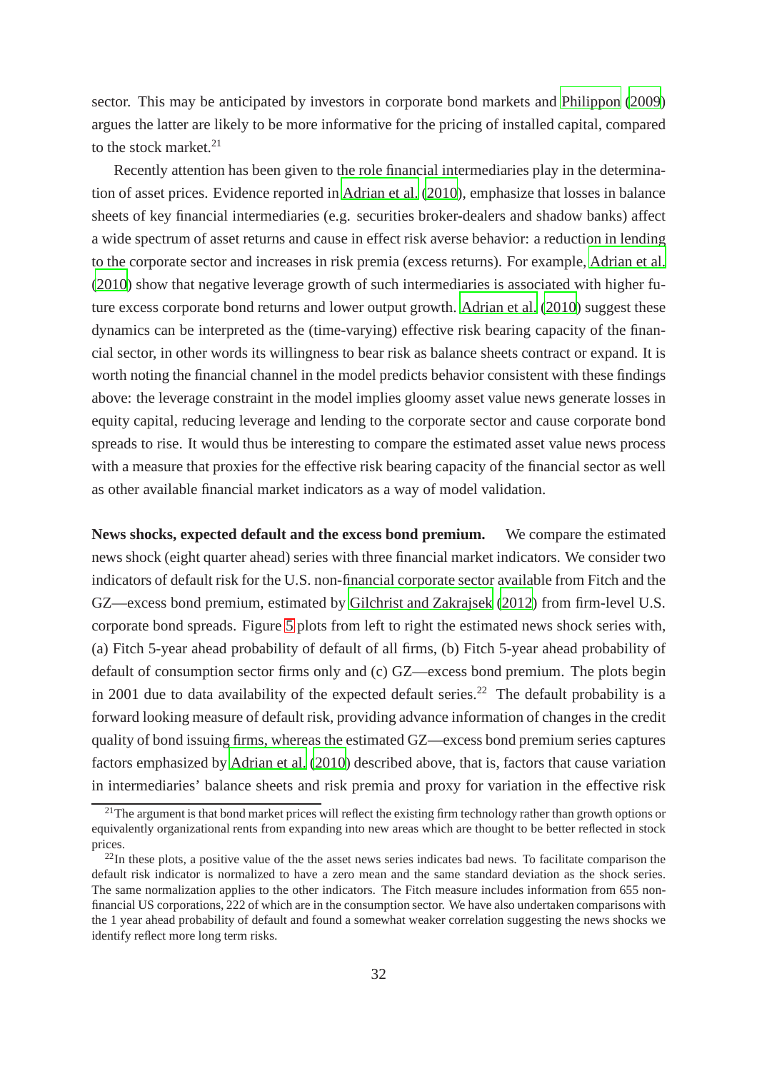sector. This may be anticipated by investors in corporate bond markets and Philippon (2009) argues the latter are likely to be more informative for the pricing of installed capital, compared to the stock market.[21]

Recently attention has been given to the role financial intermediaries play in the determination of asset prices. Evidence reported in Adrian et al. (2010), emphasize that losses in balance sheets of key financial intermediaries (e.g. securities broker-dealers and shadow banks) affect a wide spectrum of asset returns and cause in effect risk averse behavior: a reduction in lending to the corporate sector and increases in risk premia (excess returns). For example, Adrian et al. (2010) show that negative leverage growth of such intermediaries is associated with higher future excess corporate bond returns and lower output growth. Adrian et al. (2010) suggest these dynamics can be interpreted as the (time-varying) effective risk bearing capacity of the financial sector, in other words its willingness to bear risk as balance sheets contract or expand. It is worth noting the financial channel in the model predicts behavior consistent with these findings above: the leverage constraint in the model implies gloomy asset value news generate losses in equity capital, reducing leverage and lending to the corporate sector and cause corporate bond spreads to rise. It would thus be interesting to compare the estimated asset value news process with a measure that proxies for the effective risk bearing capacity of the financial sector as well as other available financial market indicators as a way of model validation.

**News shocks, expected default and the excess bond premium.** We compare the estimated news shock (eight quarter ahead) series with three financial market indicators. We consider two indicators of default risk for the U.S. non-financial corporate sector available from Fitch and the GZ—excess bond premium, estimated by Gilchrist and Zakrajsek (2012) from firm-level U.S. corporate bond spreads. Figure 5 plots from left to right the estimated news shock series with, (a) Fitch 5-year ahead probability of default of all firms, (b) Fitch 5-year ahead probability of default of consumption sector firms only and (c) GZ—excess bond premium. The plots begin in 2001 due to data availability of the expected default series.[22] The default probability is a forward looking measure of default risk, providing advance information of changes in the credit quality of bond issuing firms, whereas the estimated GZ—excess bond premium series captures factors emphasized by Adrian et al. (2010) described above, that is, factors that cause variation in intermediaries' balance sheets and risk premia and proxy for variation in the effective risk

[21] The argument is that bond market prices will reflect the existing firm technology rather than growth options or equivalently organizational rents from expanding into new areas which are thought to be better reflected in stock prices.

[22] In these plots, a positive value of the the asset news series indicates bad news. To facilitate comparison the default risk indicator is normalized to have a zero mean and the same standard deviation as the shock series. The same normalization applies to the other indicators. The Fitch measure includes information from 655 non-financial US corporations, 222 of which are in the consumption sector. We have also undertaken comparisons with the 1 year ahead probability of default and found a somewhat weaker correlation suggesting the news shocks we identify reflect more long term risks.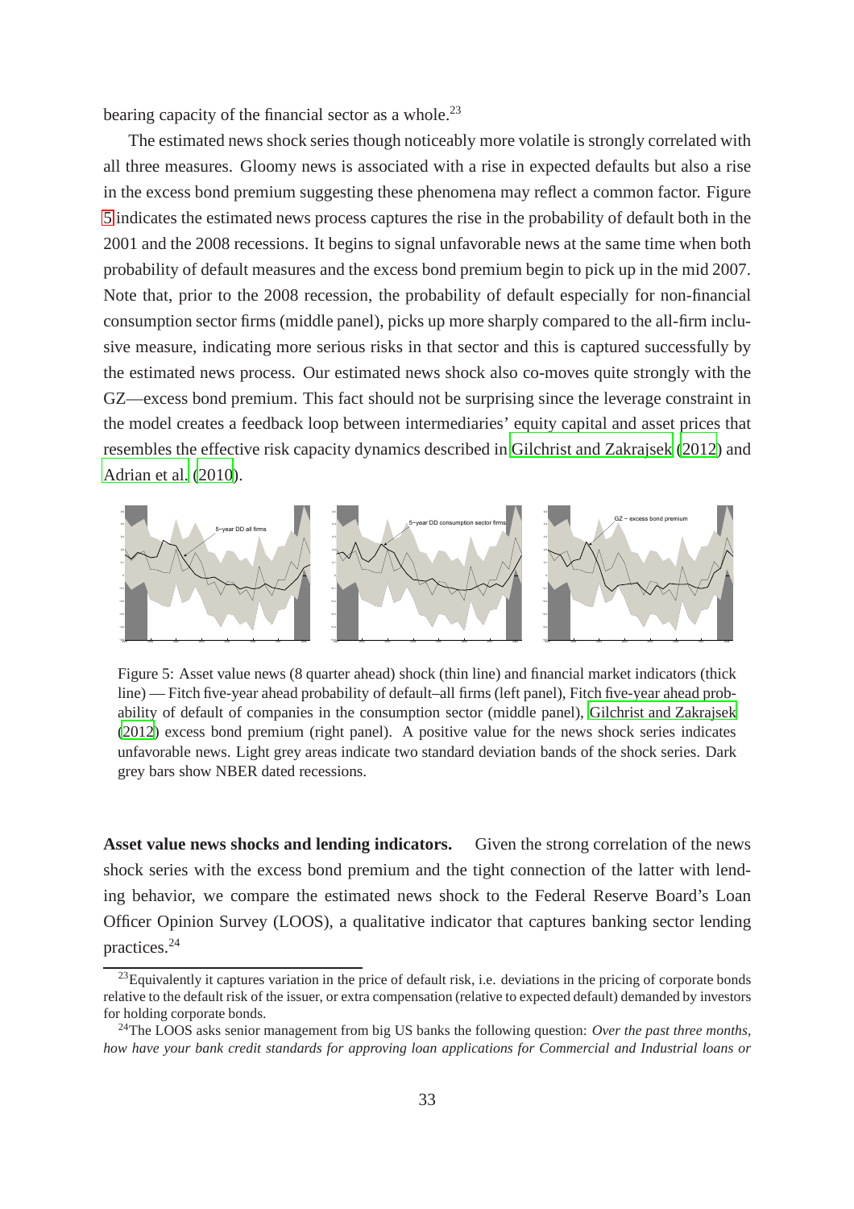bearing capacity of the financial sector as a whole.[23]

The estimated news shock series though noticeably more volatile is strongly correlated with all three measures. Gloomy news is associated with a rise in expected defaults but also a rise in the excess bond premium suggesting these phenomena may reflect a common factor. Figure 5 indicates the estimated news process captures the rise in the probability of default both in the 2001 and the 2008 recessions. It begins to signal unfavorable news at the same time when both probability of default measures and the excess bond premium begin to pick up in the mid 2007. Note that, prior to the 2008 recession, the probability of default especially for non-financial consumption sector firms (middle panel), picks up more sharply compared to the all-firm inclusive measure, indicating more serious risks in that sector and this is captured successfully by the estimated news process. Our estimated news shock also co-moves quite strongly with the GZ—excess bond premium. This fact should not be surprising since the leverage constraint in the model creates a feedback loop between intermediaries' equity capital and asset prices that resembles the effective risk capacity dynamics described in Gilchrist and Zakrajsek (2012) and Adrian et al. (2010).

Figure 5: Asset value news (8 quarter ahead) shock (thin line) and financial market indicators (thick line) — Fitch five-year ahead probability of default–all firms (left panel), Fitch five-year ahead probability of default of companies in the consumption sector (middle panel), Gilchrist and Zakrajsek (2012) excess bond premium (right panel). A positive value for the news shock series indicates unfavorable news. Light grey areas indicate two standard deviation bands of the shock series. Dark grey bars show NBER dated recessions.

**Asset value news shocks and lending indicators.** Given the strong correlation of the news shock series with the excess bond premium and the tight connection of the latter with lending behavior, we compare the estimated news shock to the Federal Reserve Board's Loan Officer Opinion Survey (LOOS), a qualitative indicator that captures banking sector lending practices.[24]

[23] Equivalently it captures variation in the price of default risk, i.e. deviations in the pricing of corporate bonds relative to the default risk of the issuer, or extra compensation (relative to expected default) demanded by investors for holding corporate bonds.

[24] The LOOS asks senior management from big US banks the following question: *Over the past three months, how have your bank credit standards for approving loan applications for Commercial and Industrial loans or*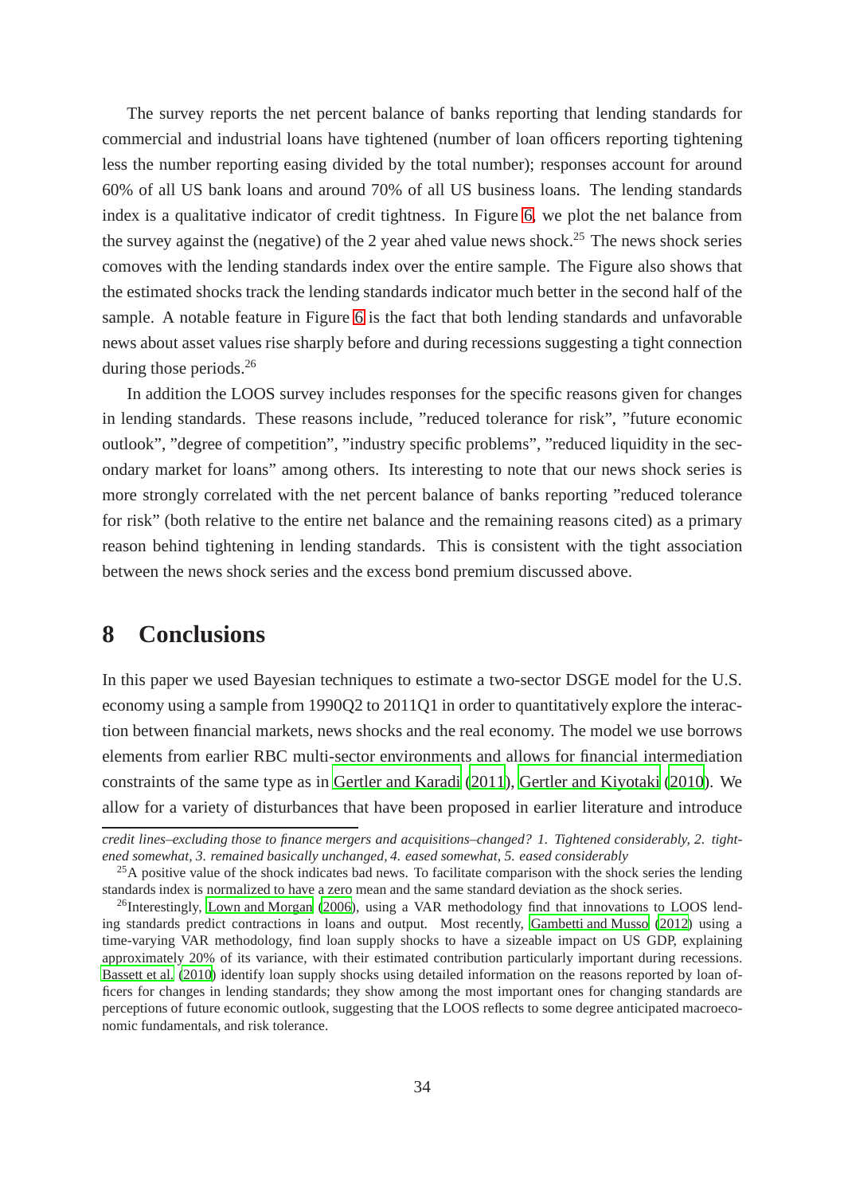The survey reports the net percent balance of banks reporting that lending standards for commercial and industrial loans have tightened (number of loan officers reporting tightening less the number reporting easing divided by the total number); responses account for around 60% of all US bank loans and around 70% of all US business loans. The lending standards index is a qualitative indicator of credit tightness. In Figure 6, we plot the net balance from the survey against the (negative) of the 2 year ahed value news shock.[25] The news shock series comoves with the lending standards index over the entire sample. The Figure also shows that the estimated shocks track the lending standards indicator much better in the second half of the sample. A notable feature in Figure 6 is the fact that both lending standards and unfavorable news about asset values rise sharply before and during recessions suggesting a tight connection during those periods.[26]

In addition the LOOS survey includes responses for the specific reasons given for changes in lending standards. These reasons include, "reduced tolerance for risk", "future economic outlook", "degree of competition", "industry specific problems", "reduced liquidity in the secondary market for loans" among others. Its interesting to note that our news shock series is more strongly correlated with the net percent balance of banks reporting "reduced tolerance for risk" (both relative to the entire net balance and the remaining reasons cited) as a primary reason behind tightening in lending standards. This is consistent with the tight association between the news shock series and the excess bond premium discussed above.

# 8 Conclusions

In this paper we used Bayesian techniques to estimate a two-sector DSGE model for the U.S. economy using a sample from 1990Q2 to 2011Q1 in order to quantitatively explore the interaction between financial markets, news shocks and the real economy. The model we use borrows elements from earlier RBC multi-sector environments and allows for financial intermediation constraints of the same type as in Gertler and Karadi (2011), Gertler and Kiyotaki (2010). We allow for a variety of disturbances that have been proposed in earlier literature and introduce

*credit lines–excluding those to finance mergers and acquisitions–changed? 1. Tightened considerably, 2. tightened somewhat, 3. remained basically unchanged, 4. eased somewhat, 5. eased considerably*

[25] A positive value of the shock indicates bad news. To facilitate comparison with the shock series the lending standards index is normalized to have a zero mean and the same standard deviation as the shock series.

[26] Interestingly, Lown and Morgan (2006), using a VAR methodology find that innovations to LOOS lending standards predict contractions in loans and output. Most recently, Gambetti and Musso (2012) using a time-varying VAR methodology, find loan supply shocks to have a sizeable impact on US GDP, explaining approximately 20% of its variance, with their estimated contribution particularly important during recessions. Bassett et al. (2010) identify loan supply shocks using detailed information on the reasons reported by loan officers for changes in lending standards; they show among the most important ones for changing standards are perceptions of future economic outlook, suggesting that the LOOS reflects to some degree anticipated macroeconomic fundamentals, and risk tolerance.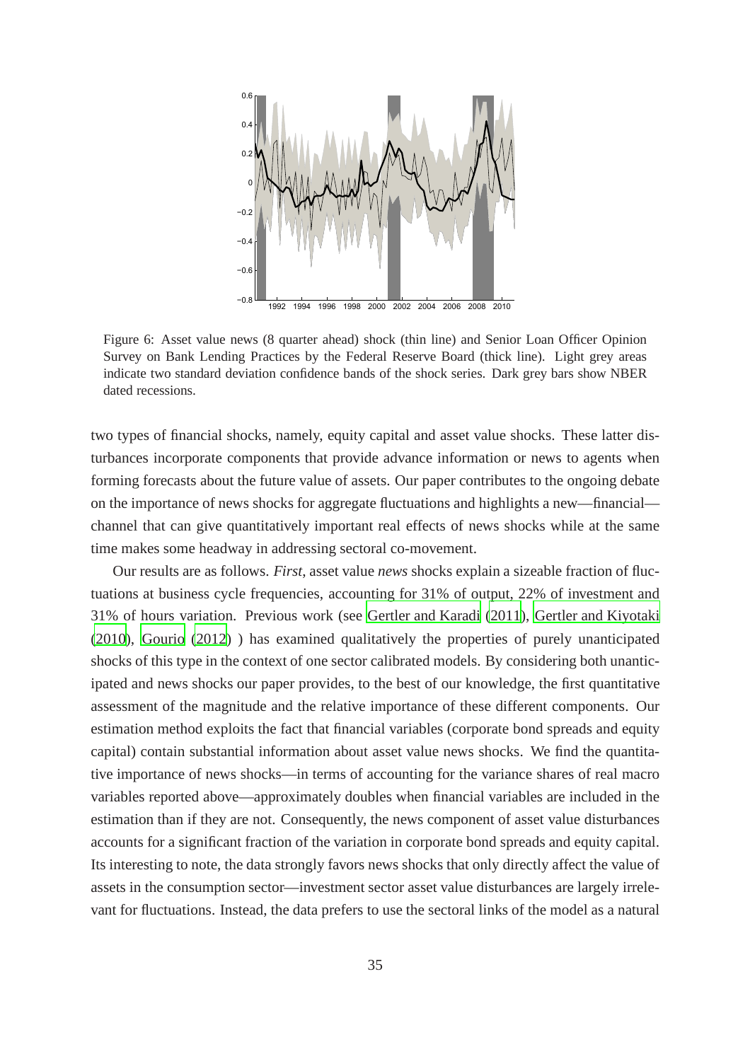Figure 6: Asset value news (8 quarter ahead) shock (thin line) and Senior Loan Officer Opinion Survey on Bank Lending Practices by the Federal Reserve Board (thick line). Light grey areas indicate two standard deviation confidence bands of the shock series. Dark grey bars show NBER dated recessions.

two types of financial shocks, namely, equity capital and asset value shocks. These latter disturbances incorporate components that provide advance information or news to agents when forming forecasts about the future value of assets. Our paper contributes to the ongoing debate on the importance of news shocks for aggregate fluctuations and highlights a new—financial—channel that can give quantitatively important real effects of news shocks while at the same time makes some headway in addressing sectoral co-movement.

Our results are as follows. *First*, asset value *news* shocks explain a sizeable fraction of fluctuations at business cycle frequencies, accounting for 31% of output, 22% of investment and 31% of hours variation. Previous work (see Gertler and Karadi (2011), Gertler and Kiyotaki (2010), Gourio (2012) ) has examined qualitatively the properties of purely unanticipated shocks of this type in the context of one sector calibrated models. By considering both unanticipated and news shocks our paper provides, to the best of our knowledge, the first quantitative assessment of the magnitude and the relative importance of these different components. Our estimation method exploits the fact that financial variables (corporate bond spreads and equity capital) contain substantial information about asset value news shocks. We find the quantitative importance of news shocks—in terms of accounting for the variance shares of real macro variables reported above—approximately doubles when financial variables are included in the estimation than if they are not. Consequently, the news component of asset value disturbances accounts for a significant fraction of the variation in corporate bond spreads and equity capital. Its interesting to note, the data strongly favors news shocks that only directly affect the value of assets in the consumption sector—investment sector asset value disturbances are largely irrelevant for fluctuations. Instead, the data prefers to use the sectoral links of the model as a natural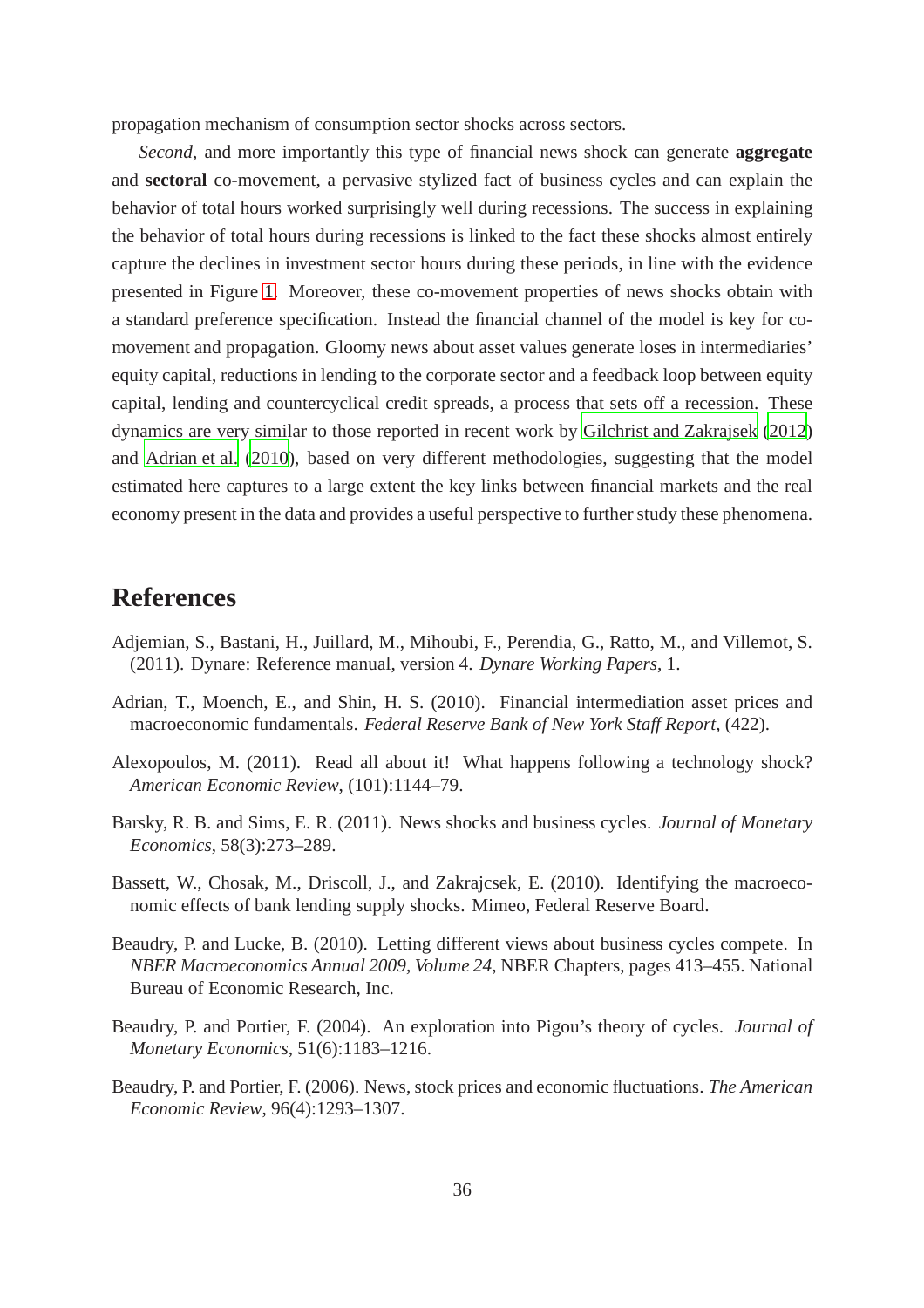propagation mechanism of consumption sector shocks across sectors.

*Second*, and more importantly this type of financial news shock can generate **aggregate** and **sectoral** co-movement, a pervasive stylized fact of business cycles and can explain the behavior of total hours worked surprisingly well during recessions. The success in explaining the behavior of total hours during recessions is linked to the fact these shocks almost entirely capture the declines in investment sector hours during these periods, in line with the evidence presented in Figure 1. Moreover, these co-movement properties of news shocks obtain with a standard preference specification. Instead the financial channel of the model is key for co-movement and propagation. Gloomy news about asset values generate loses in intermediaries' equity capital, reductions in lending to the corporate sector and a feedback loop between equity capital, lending and countercyclical credit spreads, a process that sets off a recession. These dynamics are very similar to those reported in recent work by Gilchrist and Zakrajsek (2012) and Adrian et al. (2010), based on very different methodologies, suggesting that the model estimated here captures to a large extent the key links between financial markets and the real economy present in the data and provides a useful perspective to further study these phenomena.

# References

Adjemian, S., Bastani, H., Juillard, M., Mihoubi, F., Perendia, G., Ratto, M., and Villemot, S. (2011). Dynare: Reference manual, version 4. *Dynare Working Papers*, 1.

Adrian, T., Moench, E., and Shin, H. S. (2010). Financial intermediation asset prices and macroeconomic fundamentals. *Federal Reserve Bank of New York Staff Report*, (422).

Alexopoulos, M. (2011). Read all about it! What happens following a technology shock? *American Economic Review*, (101):1144–79.

Barsky, R. B. and Sims, E. R. (2011). News shocks and business cycles. *Journal of Monetary Economics*, 58(3):273–289.

Bassett, W., Chosak, M., Driscoll, J., and Zakrajcsek, E. (2010). Identifying the macroeconomic effects of bank lending supply shocks. Mimeo, Federal Reserve Board.

Beaudry, P. and Lucke, B. (2010). Letting different views about business cycles compete. In *NBER Macroeconomics Annual 2009, Volume 24*, NBER Chapters, pages 413–455. National Bureau of Economic Research, Inc.

Beaudry, P. and Portier, F. (2004). An exploration into Pigou's theory of cycles. *Journal of Monetary Economics*, 51(6):1183–1216.

Beaudry, P. and Portier, F. (2006). News, stock prices and economic fluctuations. *The American Economic Review*, 96(4):1293–1307.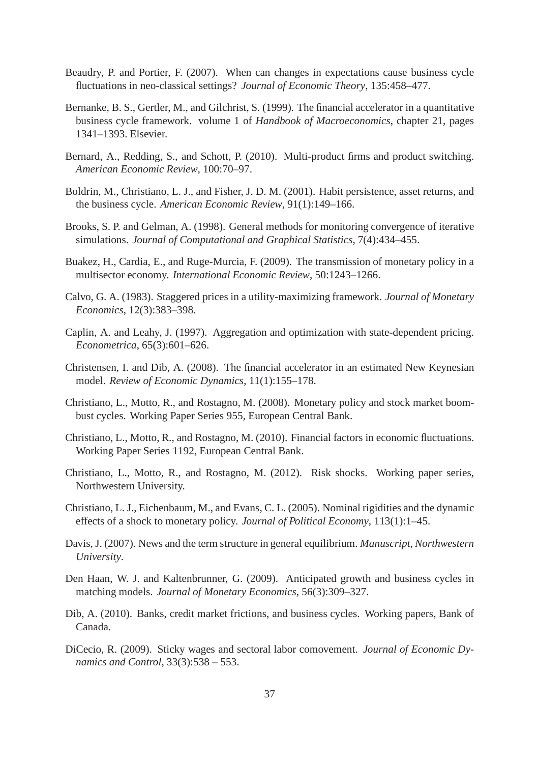Beaudry, P. and Portier, F. (2007). When can changes in expectations cause business cycle fluctuations in neo-classical settings? *Journal of Economic Theory*, 135:458–477.

Bernanke, B. S., Gertler, M., and Gilchrist, S. (1999). The financial accelerator in a quantitative business cycle framework. volume 1 of *Handbook of Macroeconomics*, chapter 21, pages 1341–1393. Elsevier.

Bernard, A., Redding, S., and Schott, P. (2010). Multi-product firms and product switching. *American Economic Review*, 100:70–97.

Boldrin, M., Christiano, L. J., and Fisher, J. D. M. (2001). Habit persistence, asset returns, and the business cycle. *American Economic Review*, 91(1):149–166.

Brooks, S. P. and Gelman, A. (1998). General methods for monitoring convergence of iterative simulations. *Journal of Computational and Graphical Statistics*, 7(4):434–455.

Buakez, H., Cardia, E., and Ruge-Murcia, F. (2009). The transmission of monetary policy in a multisector economy. *International Economic Review*, 50:1243–1266.

Calvo, G. A. (1983). Staggered prices in a utility-maximizing framework. *Journal of Monetary Economics*, 12(3):383–398.

Caplin, A. and Leahy, J. (1997). Aggregation and optimization with state-dependent pricing. *Econometrica*, 65(3):601–626.

Christensen, I. and Dib, A. (2008). The financial accelerator in an estimated New Keynesian model. *Review of Economic Dynamics*, 11(1):155–178.

Christiano, L., Motto, R., and Rostagno, M. (2008). Monetary policy and stock market boom-bust cycles. Working Paper Series 955, European Central Bank.

Christiano, L., Motto, R., and Rostagno, M. (2010). Financial factors in economic fluctuations. Working Paper Series 1192, European Central Bank.

Christiano, L., Motto, R., and Rostagno, M. (2012). Risk shocks. Working paper series, Northwestern University.

Christiano, L. J., Eichenbaum, M., and Evans, C. L. (2005). Nominal rigidities and the dynamic effects of a shock to monetary policy. *Journal of Political Economy*, 113(1):1–45.

Davis, J. (2007). News and the term structure in general equilibrium. *Manuscript, Northwestern University*.

Den Haan, W. J. and Kaltenbrunner, G. (2009). Anticipated growth and business cycles in matching models. *Journal of Monetary Economics*, 56(3):309–327.

Dib, A. (2010). Banks, credit market frictions, and business cycles. Working papers, Bank of Canada.

DiCecio, R. (2009). Sticky wages and sectoral labor comovement. *Journal of Economic Dynamics and Control*, 33(3):538 – 553.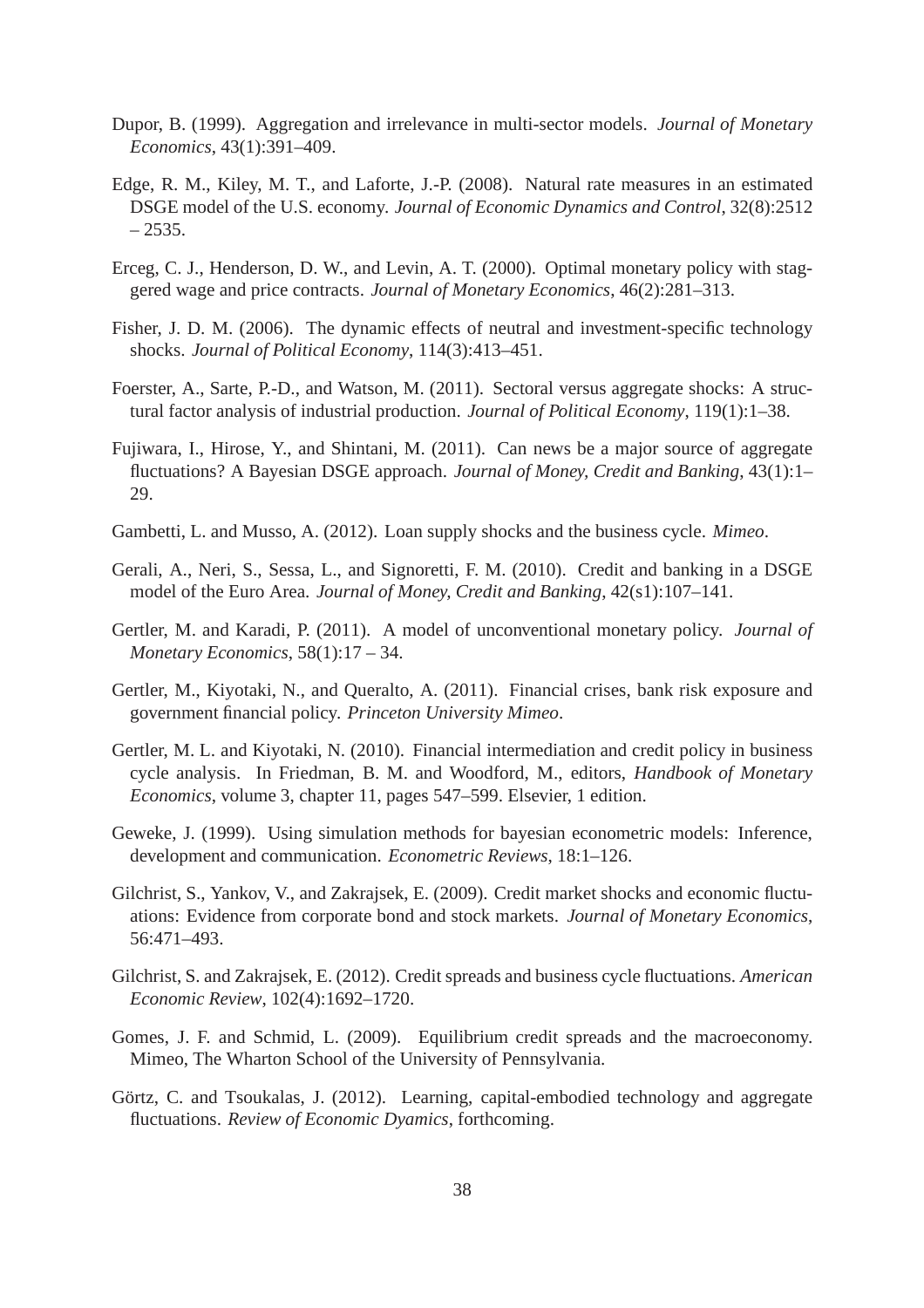Dupor, B. (1999). Aggregation and irrelevance in multi-sector models. *Journal of Monetary Economics*, 43(1):391–409.

Edge, R. M., Kiley, M. T., and Laforte, J.-P. (2008). Natural rate measures in an estimated DSGE model of the U.S. economy. *Journal of Economic Dynamics and Control*, 32(8):2512 – 2535.

Erceg, C. J., Henderson, D. W., and Levin, A. T. (2000). Optimal monetary policy with staggered wage and price contracts. *Journal of Monetary Economics*, 46(2):281–313.

Fisher, J. D. M. (2006). The dynamic effects of neutral and investment-specific technology shocks. *Journal of Political Economy*, 114(3):413–451.

Foerster, A., Sarte, P.-D., and Watson, M. (2011). Sectoral versus aggregate shocks: A structural factor analysis of industrial production. *Journal of Political Economy*, 119(1):1–38.

Fujiwara, I., Hirose, Y., and Shintani, M. (2011). Can news be a major source of aggregate fluctuations? A Bayesian DSGE approach. *Journal of Money, Credit and Banking*, 43(1):1–29.

Gambetti, L. and Musso, A. (2012). Loan supply shocks and the business cycle. *Mimeo*.

Gerali, A., Neri, S., Sessa, L., and Signoretti, F. M. (2010). Credit and banking in a DSGE model of the Euro Area. *Journal of Money, Credit and Banking*, 42(s1):107–141.

Gertler, M. and Karadi, P. (2011). A model of unconventional monetary policy. *Journal of Monetary Economics*, 58(1):17 – 34.

Gertler, M., Kiyotaki, N., and Queralto, A. (2011). Financial crises, bank risk exposure and government financial policy. *Princeton University Mimeo*.

Gertler, M. L. and Kiyotaki, N. (2010). Financial intermediation and credit policy in business cycle analysis. In Friedman, B. M. and Woodford, M., editors, *Handbook of Monetary Economics*, volume 3, chapter 11, pages 547–599. Elsevier, 1 edition.

Geweke, J. (1999). Using simulation methods for bayesian econometric models: Inference, development and communication. *Econometric Reviews*, 18:1–126.

Gilchrist, S., Yankov, V., and Zakrajsek, E. (2009). Credit market shocks and economic fluctuations: Evidence from corporate bond and stock markets. *Journal of Monetary Economics*, 56:471–493.

Gilchrist, S. and Zakrajsek, E. (2012). Credit spreads and business cycle fluctuations. *American Economic Review*, 102(4):1692–1720.

Gomes, J. F. and Schmid, L. (2009). Equilibrium credit spreads and the macroeconomy. Mimeo, The Wharton School of the University of Pennsylvania.

Görtz, C. and Tsoukalas, J. (2012). Learning, capital-embodied technology and aggregate fluctuations. *Review of Economic Dyamics*, forthcoming.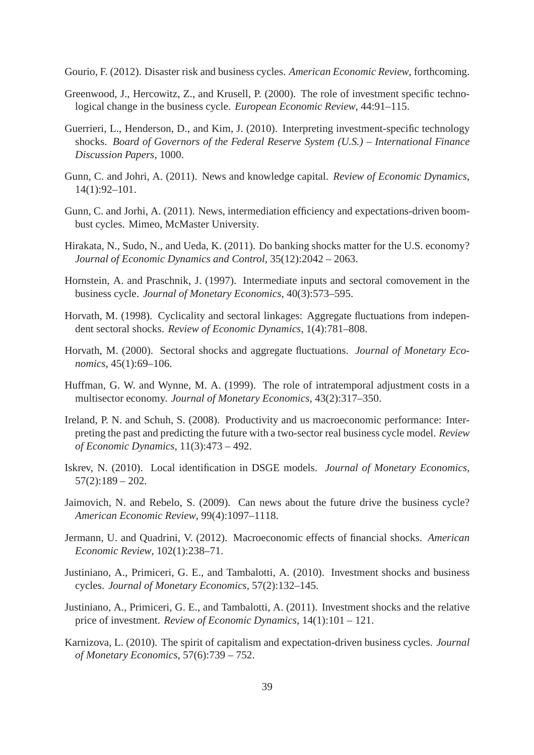Gourio, F. (2012). Disaster risk and business cycles. *American Economic Review*, forthcoming.

Greenwood, J., Hercowitz, Z., and Krusell, P. (2000). The role of investment specific technological change in the business cycle. *European Economic Review*, 44:91–115.

Guerrieri, L., Henderson, D., and Kim, J. (2010). Interpreting investment-specific technology shocks. *Board of Governors of the Federal Reserve System (U.S.) – International Finance Discussion Papers*, 1000.

Gunn, C. and Johri, A. (2011). News and knowledge capital. *Review of Economic Dynamics*, 14(1):92–101.

Gunn, C. and Jorhi, A. (2011). News, intermediation efficiency and expectations-driven boom-bust cycles. Mimeo, McMaster University.

Hirakata, N., Sudo, N., and Ueda, K. (2011). Do banking shocks matter for the U.S. economy? *Journal of Economic Dynamics and Control*, 35(12):2042 – 2063.

Hornstein, A. and Praschnik, J. (1997). Intermediate inputs and sectoral comovement in the business cycle. *Journal of Monetary Economics*, 40(3):573–595.

Horvath, M. (1998). Cyclicality and sectoral linkages: Aggregate fluctuations from independent sectoral shocks. *Review of Economic Dynamics*, 1(4):781–808.

Horvath, M. (2000). Sectoral shocks and aggregate fluctuations. *Journal of Monetary Economics*, 45(1):69–106.

Huffman, G. W. and Wynne, M. A. (1999). The role of intratemporal adjustment costs in a multisector economy. *Journal of Monetary Economics*, 43(2):317–350.

Ireland, P. N. and Schuh, S. (2008). Productivity and us macroeconomic performance: Interpreting the past and predicting the future with a two-sector real business cycle model. *Review of Economic Dynamics*, 11(3):473 – 492.

Iskrev, N. (2010). Local identification in DSGE models. *Journal of Monetary Economics*, 57(2):189 – 202.

Jaimovich, N. and Rebelo, S. (2009). Can news about the future drive the business cycle? *American Economic Review*, 99(4):1097–1118.

Jermann, U. and Quadrini, V. (2012). Macroeconomic effects of financial shocks. *American Economic Review*, 102(1):238–71.

Justiniano, A., Primiceri, G. E., and Tambalotti, A. (2010). Investment shocks and business cycles. *Journal of Monetary Economics*, 57(2):132–145.

Justiniano, A., Primiceri, G. E., and Tambalotti, A. (2011). Investment shocks and the relative price of investment. *Review of Economic Dynamics*, 14(1):101 – 121.

Karnizova, L. (2010). The spirit of capitalism and expectation-driven business cycles. *Journal of Monetary Economics*, 57(6):739 – 752.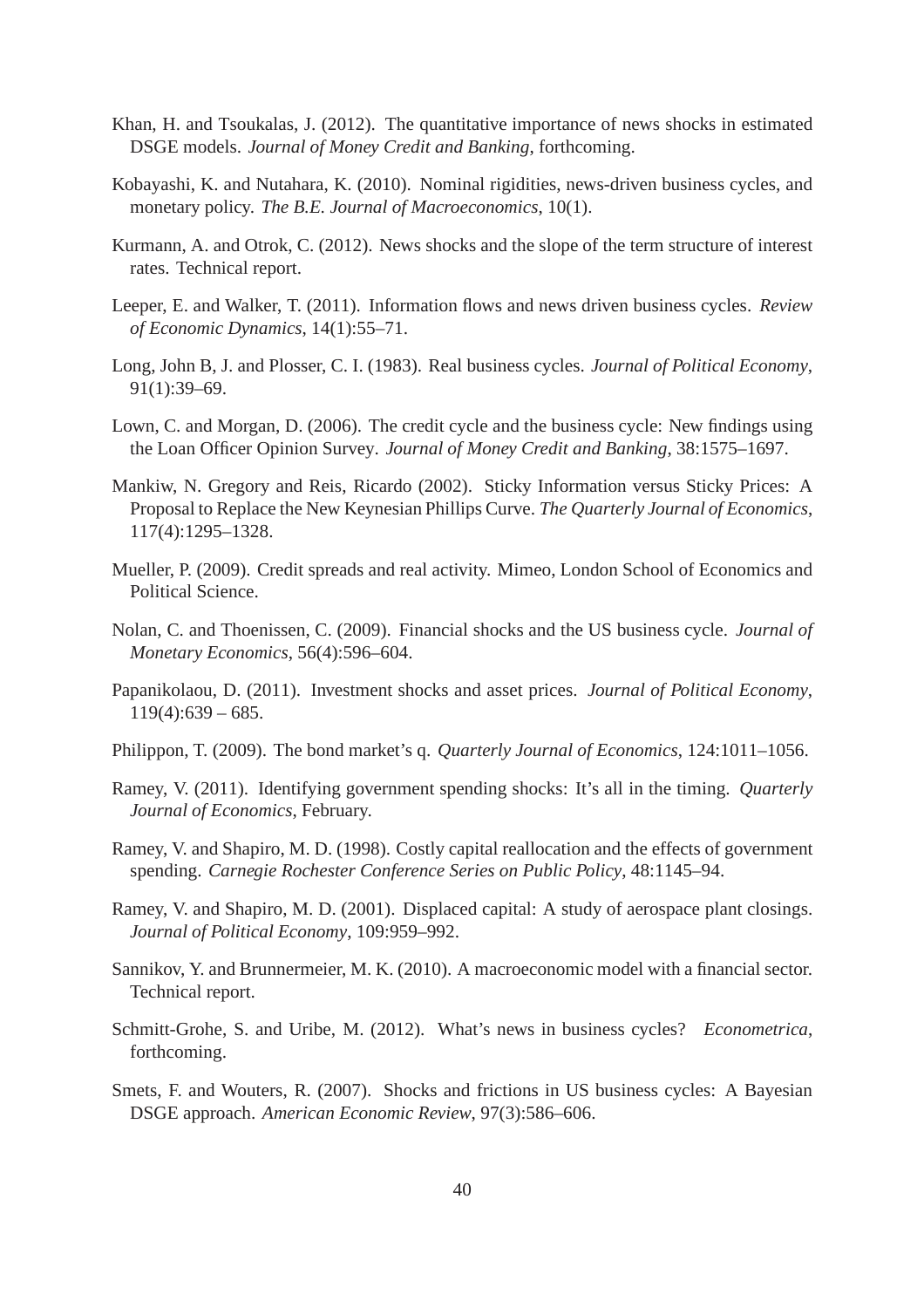Khan, H. and Tsoukalas, J. (2012). The quantitative importance of news shocks in estimated DSGE models. *Journal of Money Credit and Banking*, forthcoming.

Kobayashi, K. and Nutahara, K. (2010). Nominal rigidities, news-driven business cycles, and monetary policy. *The B.E. Journal of Macroeconomics*, 10(1).

Kurmann, A. and Otrok, C. (2012). News shocks and the slope of the term structure of interest rates. Technical report.

Leeper, E. and Walker, T. (2011). Information flows and news driven business cycles. *Review of Economic Dynamics*, 14(1):55–71.

Long, John B, J. and Plosser, C. I. (1983). Real business cycles. *Journal of Political Economy*, 91(1):39–69.

Lown, C. and Morgan, D. (2006). The credit cycle and the business cycle: New findings using the Loan Officer Opinion Survey. *Journal of Money Credit and Banking*, 38:1575–1697.

Mankiw, N. Gregory and Reis, Ricardo (2002). Sticky Information versus Sticky Prices: A Proposal to Replace the New Keynesian Phillips Curve. *The Quarterly Journal of Economics*, 117(4):1295–1328.

Mueller, P. (2009). Credit spreads and real activity. Mimeo, London School of Economics and Political Science.

Nolan, C. and Thoenissen, C. (2009). Financial shocks and the US business cycle. *Journal of Monetary Economics*, 56(4):596–604.

Papanikolaou, D. (2011). Investment shocks and asset prices. *Journal of Political Economy*, 119(4):639 – 685.

Philippon, T. (2009). The bond market's q. *Quarterly Journal of Economics*, 124:1011–1056.

Ramey, V. (2011). Identifying government spending shocks: It's all in the timing. *Quarterly Journal of Economics*, February.

Ramey, V. and Shapiro, M. D. (1998). Costly capital reallocation and the effects of government spending. *Carnegie Rochester Conference Series on Public Policy*, 48:1145–94.

Ramey, V. and Shapiro, M. D. (2001). Displaced capital: A study of aerospace plant closings. *Journal of Political Economy*, 109:959–992.

Sannikov, Y. and Brunnermeier, M. K. (2010). A macroeconomic model with a financial sector. Technical report.

Schmitt-Grohe, S. and Uribe, M. (2012). What's news in business cycles? *Econometrica*, forthcoming.

Smets, F. and Wouters, R. (2007). Shocks and frictions in US business cycles: A Bayesian DSGE approach. *American Economic Review*, 97(3):586–606.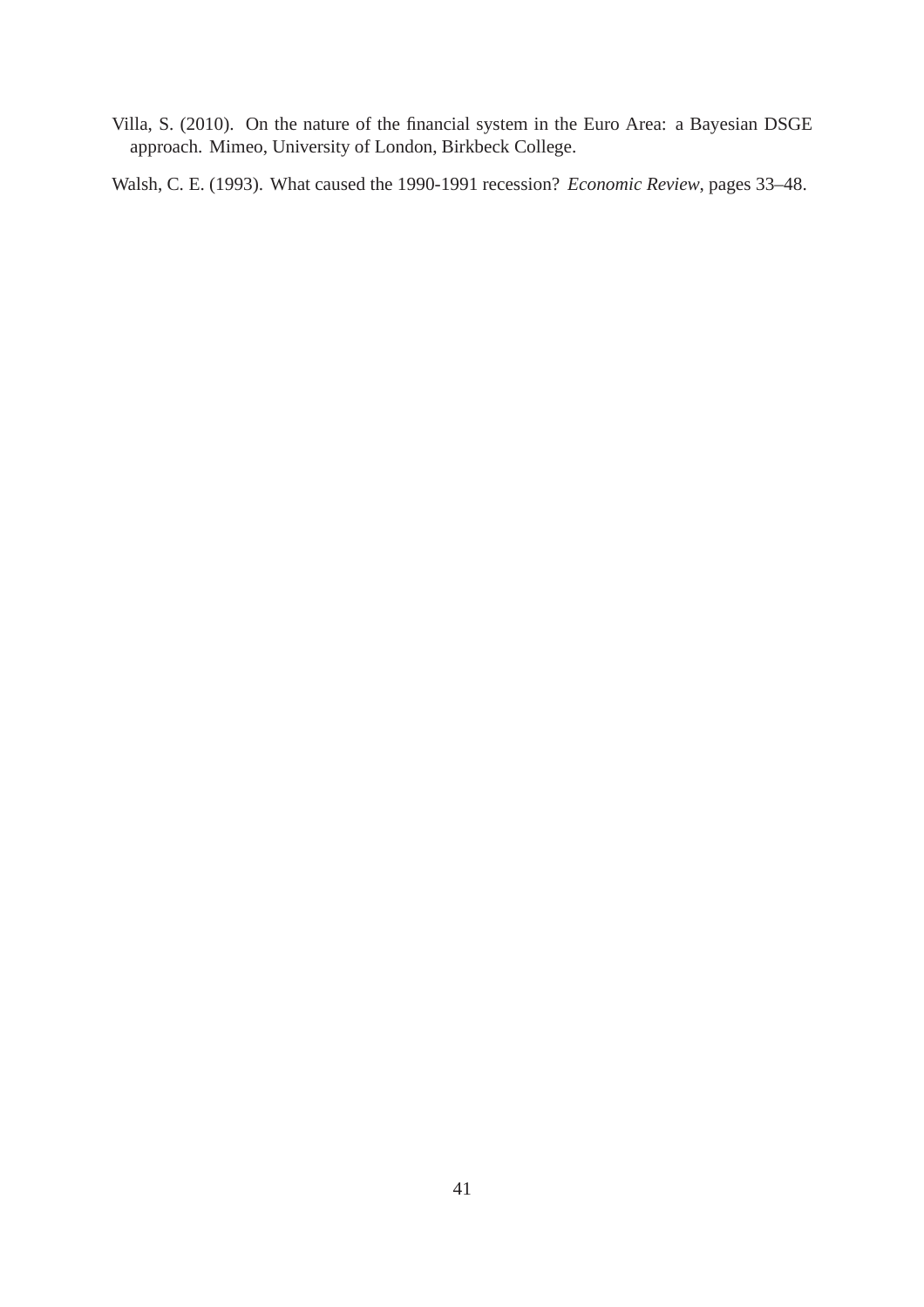Villa, S. (2010). On the nature of the financial system in the Euro Area: a Bayesian DSGE approach. Mimeo, University of London, Birkbeck College.

Walsh, C. E. (1993). What caused the 1990-1991 recession? *Economic Review*, pages 33–48.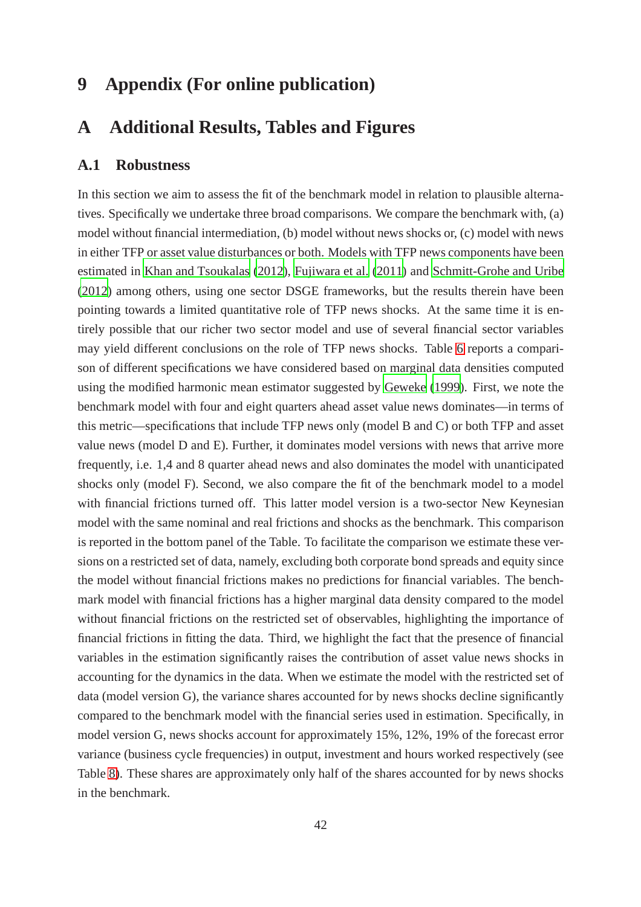# 9 Appendix (For online publication)

# A Additional Results, Tables and Figures

## A.1 Robustness

In this section we aim to assess the fit of the benchmark model in relation to plausible alternatives. Specifically we undertake three broad comparisons. We compare the benchmark with, (a) model without financial intermediation, (b) model without news shocks or, (c) model with news in either TFP or asset value disturbances or both. Models with TFP news components have been estimated in Khan and Tsoukalas (2012), Fujiwara et al. (2011) and Schmitt-Grohe and Uribe (2012) among others, using one sector DSGE frameworks, but the results therein have been pointing towards a limited quantitative role of TFP news shocks. At the same time it is entirely possible that our richer two sector model and use of several financial sector variables may yield different conclusions on the role of TFP news shocks. Table 6 reports a comparison of different specifications we have considered based on marginal data densities computed using the modified harmonic mean estimator suggested by Geweke (1999). First, we note the benchmark model with four and eight quarters ahead asset value news dominates—in terms of this metric—specifications that include TFP news only (model B and C) or both TFP and asset value news (model D and E). Further, it dominates model versions with news that arrive more frequently, i.e. 1,4 and 8 quarter ahead news and also dominates the model with unanticipated shocks only (model F). Second, we also compare the fit of the benchmark model to a model with financial frictions turned off. This latter model version is a two-sector New Keynesian model with the same nominal and real frictions and shocks as the benchmark. This comparison is reported in the bottom panel of the Table. To facilitate the comparison we estimate these versions on a restricted set of data, namely, excluding both corporate bond spreads and equity since the model without financial frictions makes no predictions for financial variables. The benchmark model with financial frictions has a higher marginal data density compared to the model without financial frictions on the restricted set of observables, highlighting the importance of financial frictions in fitting the data. Third, we highlight the fact that the presence of financial variables in the estimation significantly raises the contribution of asset value news shocks in accounting for the dynamics in the data. When we estimate the model with the restricted set of data (model version G), the variance shares accounted for by news shocks decline significantly compared to the benchmark model with the financial series used in estimation. Specifically, in model version G, news shocks account for approximately 15%, 12%, 19% of the forecast error variance (business cycle frequencies) in output, investment and hours worked respectively (see Table 8). These shares are approximately only half of the shares accounted for by news shocks in the benchmark.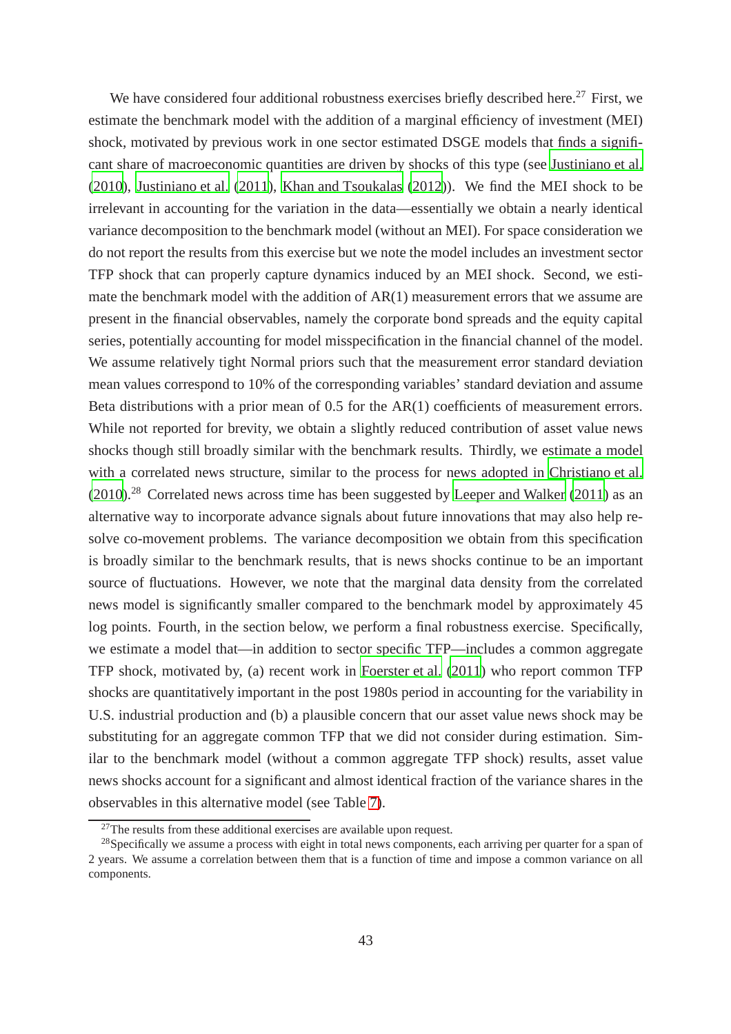We have considered four additional robustness exercises briefly described here.[27] First, we estimate the benchmark model with the addition of a marginal efficiency of investment (MEI) shock, motivated by previous work in one sector estimated DSGE models that finds a significant share of macroeconomic quantities are driven by shocks of this type (see Justiniano et al. (2010), Justiniano et al. (2011), Khan and Tsoukalas (2012)). We find the MEI shock to be irrelevant in accounting for the variation in the data—essentially we obtain a nearly identical variance decomposition to the benchmark model (without an MEI). For space consideration we do not report the results from this exercise but we note the model includes an investment sector TFP shock that can properly capture dynamics induced by an MEI shock. Second, we estimate the benchmark model with the addition of AR(1) measurement errors that we assume are present in the financial observables, namely the corporate bond spreads and the equity capital series, potentially accounting for model misspecification in the financial channel of the model. We assume relatively tight Normal priors such that the measurement error standard deviation mean values correspond to 10% of the corresponding variables' standard deviation and assume Beta distributions with a prior mean of 0.5 for the AR(1) coefficients of measurement errors. While not reported for brevity, we obtain a slightly reduced contribution of asset value news shocks though still broadly similar with the benchmark results. Thirdly, we estimate a model with a correlated news structure, similar to the process for news adopted in Christiano et al. (2010).[28] Correlated news across time has been suggested by Leeper and Walker (2011) as an alternative way to incorporate advance signals about future innovations that may also help resolve co-movement problems. The variance decomposition we obtain from this specification is broadly similar to the benchmark results, that is news shocks continue to be an important source of fluctuations. However, we note that the marginal data density from the correlated news model is significantly smaller compared to the benchmark model by approximately 45 log points. Fourth, in the section below, we perform a final robustness exercise. Specifically, we estimate a model that—in addition to sector specific TFP—includes a common aggregate TFP shock, motivated by, (a) recent work in Foerster et al. (2011) who report common TFP shocks are quantitatively important in the post 1980s period in accounting for the variability in U.S. industrial production and (b) a plausible concern that our asset value news shock may be substituting for an aggregate common TFP that we did not consider during estimation. Similar to the benchmark model (without a common aggregate TFP shock) results, asset value news shocks account for a significant and almost identical fraction of the variance shares in the observables in this alternative model (see Table 7).

[27] The results from these additional exercises are available upon request.

[28] Specifically we assume a process with eight in total news components, each arriving per quarter for a span of 2 years. We assume a correlation between them that is a function of time and impose a common variance on all components.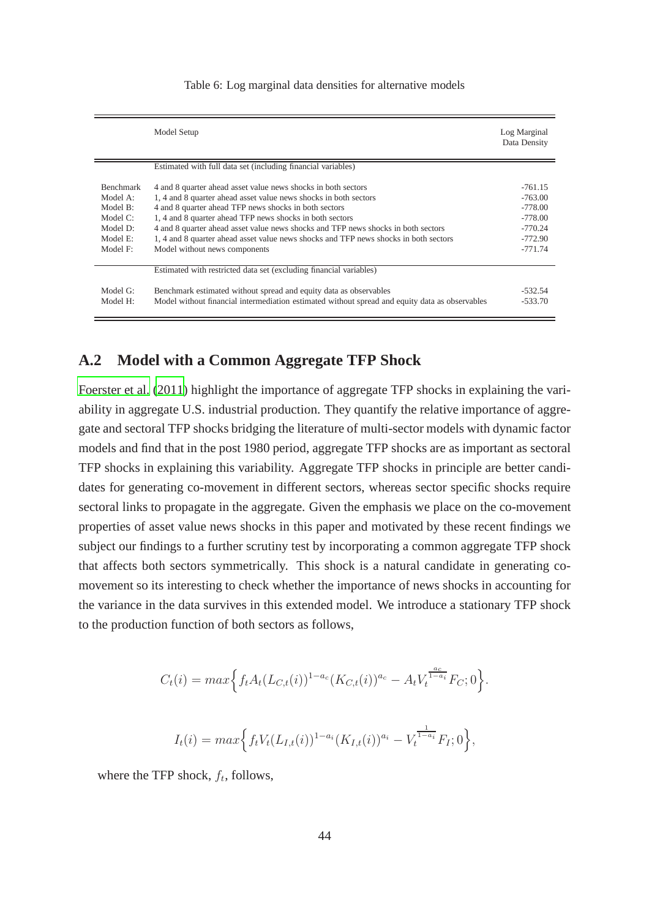Table 6: Log marginal data densities for alternative models

| | Model Setup | Log Marginal Data Density |
|---|---|---|
| | Estimated with full data set (including financial variables) | |
| Benchmark | 4 and 8 quarter ahead asset value news shocks in both sectors | -761.15 |
| Model A: | 1, 4 and 8 quarter ahead asset value news shocks in both sectors | -763.00 |
| Model B: | 4 and 8 quarter ahead TFP news shocks in both sectors | -778.00 |
| Model C: | 1, 4 and 8 quarter ahead TFP news shocks in both sectors | -778.00 |
| Model D: | 4 and 8 quarter ahead asset value news shocks and TFP news shocks in both sectors | -770.24 |
| Model E: | 1, 4 and 8 quarter ahead asset value news shocks and TFP news shocks in both sectors | -772.90 |
| Model F: | Model without news components | -771.74 |
| | Estimated with restricted data set (excluding financial variables) | |
| Model G: | Benchmark estimated without spread and equity data as observables | -532.54 |
| Model H: | Model without financial intermediation estimated without spread and equity data as observables | -533.70 |

## A.2 Model with a Common Aggregate TFP Shock

Foerster et al. (2011) highlight the importance of aggregate TFP shocks in explaining the variability in aggregate U.S. industrial production. They quantify the relative importance of aggregate and sectoral TFP shocks bridging the literature of multi-sector models with dynamic factor models and find that in the post 1980 period, aggregate TFP shocks are as important as sectoral TFP shocks in explaining this variability. Aggregate TFP shocks in principle are better candidates for generating co-movement in different sectors, whereas sector specific shocks require sectoral links to propagate in the aggregate. Given the emphasis we place on the co-movement properties of asset value news shocks in this paper and motivated by these recent findings we subject our findings to a further scrutiny test by incorporating a common aggregate TFP shock that affects both sectors symmetrically. This shock is a natural candidate in generating co-movement so its interesting to check whether the importance of news shocks in accounting for the variance in the data survives in this extended model. We introduce a stationary TFP shock to the production function of both sectors as follows,

$$C_t(i) = max\Big\{f_t A_t (L_{C,t}(i))^{1-a_c}(K_{C,t}(i))^{a_c} - A_t V_t^{\frac{a_c}{1-a_i}} F_C; 0\Big\}.$$

$$I_t(i) = max\Big\{f_t V_t (L_{I,t}(i))^{1-a_i}(K_{I,t}(i))^{a_i} - V_t^{\frac{1}{1-a_i}} F_I; 0\Big\},$$

where the TFP shock, $f_t$, follows,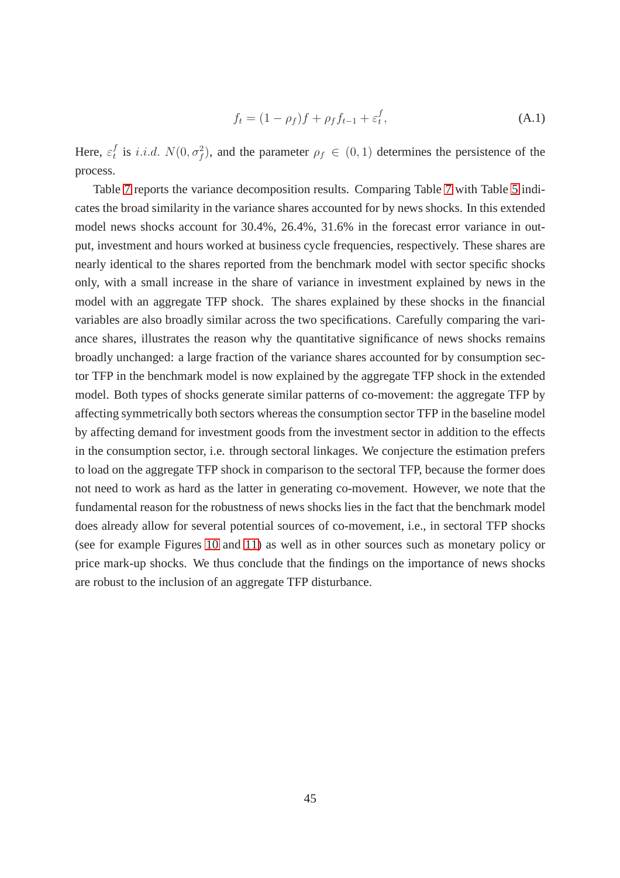$$f_t = (1 - \rho_f) f + \rho_f f_{t-1} + \varepsilon_t^f, \tag{A.1}$$

Here, $\varepsilon_t^f$ is $i.i.d.$ $N(0, \sigma_f^2)$, and the parameter $\rho_f \in (0, 1)$ determines the persistence of the process.

Table 7 reports the variance decomposition results. Comparing Table 7 with Table 5 indicates the broad similarity in the variance shares accounted for by news shocks. In this extended model news shocks account for 30.4%, 26.4%, 31.6% in the forecast error variance in output, investment and hours worked at business cycle frequencies, respectively. These shares are nearly identical to the shares reported from the benchmark model with sector specific shocks only, with a small increase in the share of variance in investment explained by news in the model with an aggregate TFP shock. The shares explained by these shocks in the financial variables are also broadly similar across the two specifications. Carefully comparing the variance shares, illustrates the reason why the quantitative significance of news shocks remains broadly unchanged: a large fraction of the variance shares accounted for by consumption sector TFP in the benchmark model is now explained by the aggregate TFP shock in the extended model. Both types of shocks generate similar patterns of co-movement: the aggregate TFP by affecting symmetrically both sectors whereas the consumption sector TFP in the baseline model by affecting demand for investment goods from the investment sector in addition to the effects in the consumption sector, i.e. through sectoral linkages. We conjecture the estimation prefers to load on the aggregate TFP shock in comparison to the sectoral TFP, because the former does not need to work as hard as the latter in generating co-movement. However, we note that the fundamental reason for the robustness of news shocks lies in the fact that the benchmark model does already allow for several potential sources of co-movement, i.e., in sectoral TFP shocks (see for example Figures 10 and 11) as well as in other sources such as monetary policy or price mark-up shocks. We thus conclude that the findings on the importance of news shocks are robust to the inclusion of an aggregate TFP disturbance.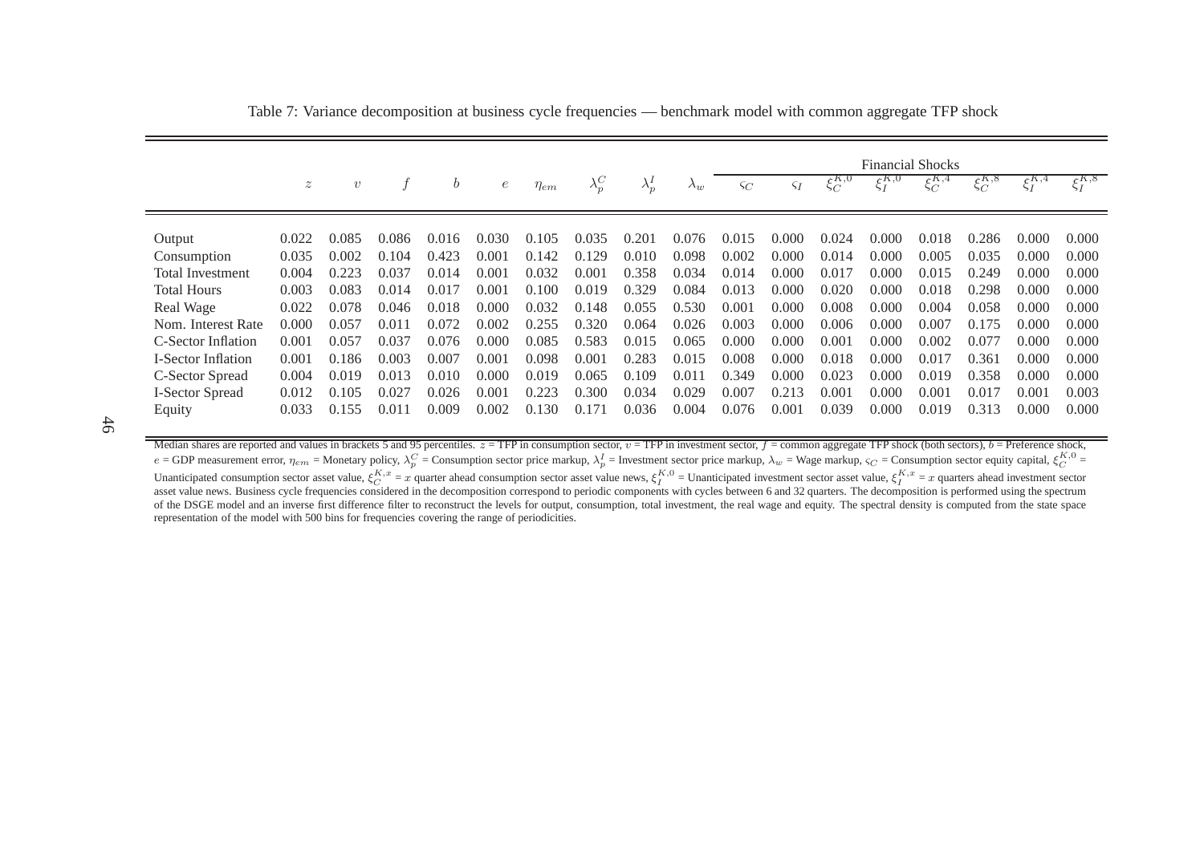Table 7: Variance decomposition at business cycle frequencies — benchmark model with common aggregate TFP shock

| | | | | | | | | | | Financial Shocks | | | | | | | |
|---|---|---|---|---|---|---|---|---|---|---|---|---|---|---|---|---|---|
| | $z$ | $v$ | $f$ | $b$ | $e$ | $\eta_{em}$ | $\lambda_p^C$ | $\lambda_p^I$ | $\lambda_w$ | $\varsigma_C$ | $\varsigma_I$ | $\xi_C^{K,0}$ | $\xi_I^{K,0}$ | $\xi_C^{K,4}$ | $\xi_C^{K,8}$ | $\xi_I^{K,4}$ | $\xi_I^{K,8}$ |
| Output | 0.022 | 0.085 | 0.086 | 0.016 | 0.030 | 0.105 | 0.035 | 0.201 | 0.076 | 0.015 | 0.000 | 0.024 | 0.000 | 0.018 | 0.286 | 0.000 | 0.000 |
| Consumption | 0.035 | 0.002 | 0.104 | 0.423 | 0.001 | 0.142 | 0.129 | 0.010 | 0.098 | 0.002 | 0.000 | 0.014 | 0.000 | 0.005 | 0.035 | 0.000 | 0.000 |
| Total Investment | 0.004 | 0.223 | 0.037 | 0.014 | 0.001 | 0.032 | 0.001 | 0.358 | 0.034 | 0.014 | 0.000 | 0.017 | 0.000 | 0.015 | 0.249 | 0.000 | 0.000 |
| Total Hours | 0.003 | 0.083 | 0.014 | 0.017 | 0.001 | 0.100 | 0.019 | 0.329 | 0.084 | 0.013 | 0.000 | 0.020 | 0.000 | 0.018 | 0.298 | 0.000 | 0.000 |
| Real Wage | 0.022 | 0.078 | 0.046 | 0.018 | 0.000 | 0.032 | 0.148 | 0.055 | 0.530 | 0.001 | 0.000 | 0.008 | 0.000 | 0.004 | 0.058 | 0.000 | 0.000 |
| Nom. Interest Rate | 0.000 | 0.057 | 0.011 | 0.072 | 0.002 | 0.255 | 0.320 | 0.064 | 0.026 | 0.003 | 0.000 | 0.006 | 0.000 | 0.007 | 0.175 | 0.000 | 0.000 |
| C-Sector Inflation | 0.001 | 0.057 | 0.037 | 0.076 | 0.000 | 0.085 | 0.583 | 0.015 | 0.065 | 0.000 | 0.000 | 0.001 | 0.000 | 0.002 | 0.077 | 0.000 | 0.000 |
| I-Sector Inflation | 0.001 | 0.186 | 0.003 | 0.007 | 0.001 | 0.098 | 0.001 | 0.283 | 0.015 | 0.008 | 0.000 | 0.018 | 0.000 | 0.017 | 0.361 | 0.000 | 0.000 |
| C-Sector Spread | 0.004 | 0.019 | 0.013 | 0.010 | 0.000 | 0.019 | 0.065 | 0.109 | 0.011 | 0.349 | 0.000 | 0.023 | 0.000 | 0.019 | 0.358 | 0.000 | 0.000 |
| I-Sector Spread | 0.012 | 0.105 | 0.027 | 0.026 | 0.001 | 0.223 | 0.300 | 0.034 | 0.029 | 0.007 | 0.213 | 0.001 | 0.000 | 0.001 | 0.017 | 0.001 | 0.003 |
| Equity | 0.033 | 0.155 | 0.011 | 0.009 | 0.002 | 0.130 | 0.171 | 0.036 | 0.004 | 0.076 | 0.001 | 0.039 | 0.000 | 0.019 | 0.313 | 0.000 | 0.000 |

Median shares are reported and values in brackets 5 and 95 percentiles. $z$ = TFP in consumption sector, $v$ = TFP in investment sector, $f$ = common aggregate TFP shock (both sectors), $b$ = Preference shock, $e$ = GDP measurement error, $\eta_{em}$ = Monetary policy, $\lambda_p^C$ = Consumption sector price markup, $\lambda_p^I$ = Investment sector price markup, $\lambda_w$ = Wage markup, $\varsigma_C$ = Consumption sector equity capital, $\xi_C^{K,0}$ = Unanticipated consumption sector asset value, $\xi_C^{K,x}$ = $x$ quarter ahead consumption sector asset value news, $\xi_I^{K,0}$ = Unanticipated investment sector asset value, $\xi_I^{K,x}$ = $x$ quarters ahead investment sector asset value news. Business cycle frequencies considered in the decomposition correspond to periodic components with cycles between 6 and 32 quarters. The decomposition is performed using the spectrum of the DSGE model and an inverse first difference filter to reconstruct the levels for output, consumption, total investment, the real wage and equity. The spectral density is computed from the state space representation of the model with 500 bins for frequencies covering the range of periodicities.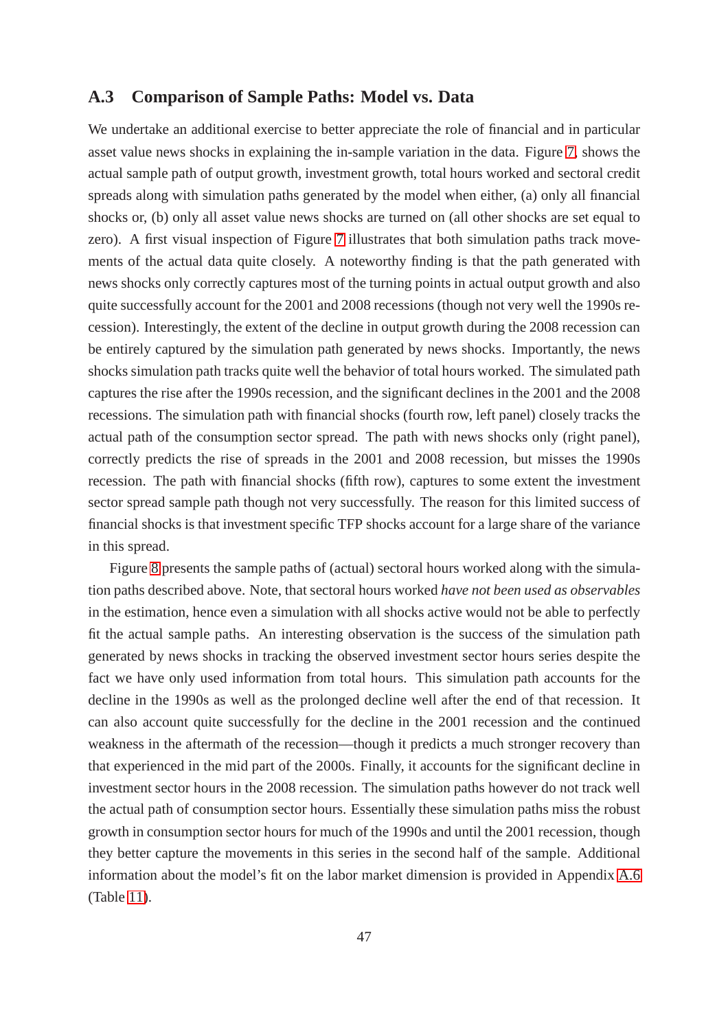## A.3 Comparison of Sample Paths: Model vs. Data

We undertake an additional exercise to better appreciate the role of financial and in particular asset value news shocks in explaining the in-sample variation in the data. Figure 7, shows the actual sample path of output growth, investment growth, total hours worked and sectoral credit spreads along with simulation paths generated by the model when either, (a) only all financial shocks or, (b) only all asset value news shocks are turned on (all other shocks are set equal to zero). A first visual inspection of Figure 7 illustrates that both simulation paths track movements of the actual data quite closely. A noteworthy finding is that the path generated with news shocks only correctly captures most of the turning points in actual output growth and also quite successfully account for the 2001 and 2008 recessions (though not very well the 1990s recession). Interestingly, the extent of the decline in output growth during the 2008 recession can be entirely captured by the simulation path generated by news shocks. Importantly, the news shocks simulation path tracks quite well the behavior of total hours worked. The simulated path captures the rise after the 1990s recession, and the significant declines in the 2001 and the 2008 recessions. The simulation path with financial shocks (fourth row, left panel) closely tracks the actual path of the consumption sector spread. The path with news shocks only (right panel), correctly predicts the rise of spreads in the 2001 and 2008 recession, but misses the 1990s recession. The path with financial shocks (fifth row), captures to some extent the investment sector spread sample path though not very successfully. The reason for this limited success of financial shocks is that investment specific TFP shocks account for a large share of the variance in this spread.

Figure 8 presents the sample paths of (actual) sectoral hours worked along with the simulation paths described above. Note, that sectoral hours worked *have not been used as observables* in the estimation, hence even a simulation with all shocks active would not be able to perfectly fit the actual sample paths. An interesting observation is the success of the simulation path generated by news shocks in tracking the observed investment sector hours series despite the fact we have only used information from total hours. This simulation path accounts for the decline in the 1990s as well as the prolonged decline well after the end of that recession. It can also account quite successfully for the decline in the 2001 recession and the continued weakness in the aftermath of the recession—though it predicts a much stronger recovery than that experienced in the mid part of the 2000s. Finally, it accounts for the significant decline in investment sector hours in the 2008 recession. The simulation paths however do not track well the actual path of consumption sector hours. Essentially these simulation paths miss the robust growth in consumption sector hours for much of the 1990s and until the 2001 recession, though they better capture the movements in this series in the second half of the sample. Additional information about the model's fit on the labor market dimension is provided in Appendix A.6 (Table 11).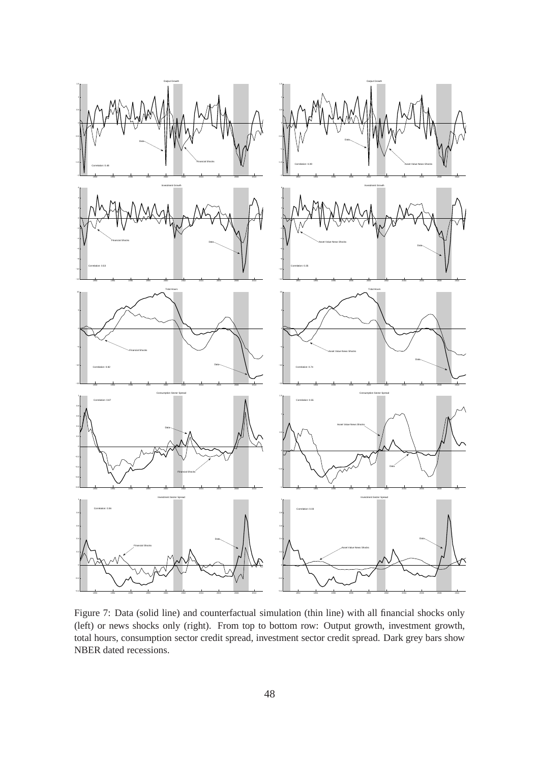Figure 7: Data (solid line) and counterfactual simulation (thin line) with all financial shocks only (left) or news shocks only (right). From top to bottom row: Output growth, investment growth, total hours, consumption sector credit spread, investment sector credit spread. Dark grey bars show NBER dated recessions.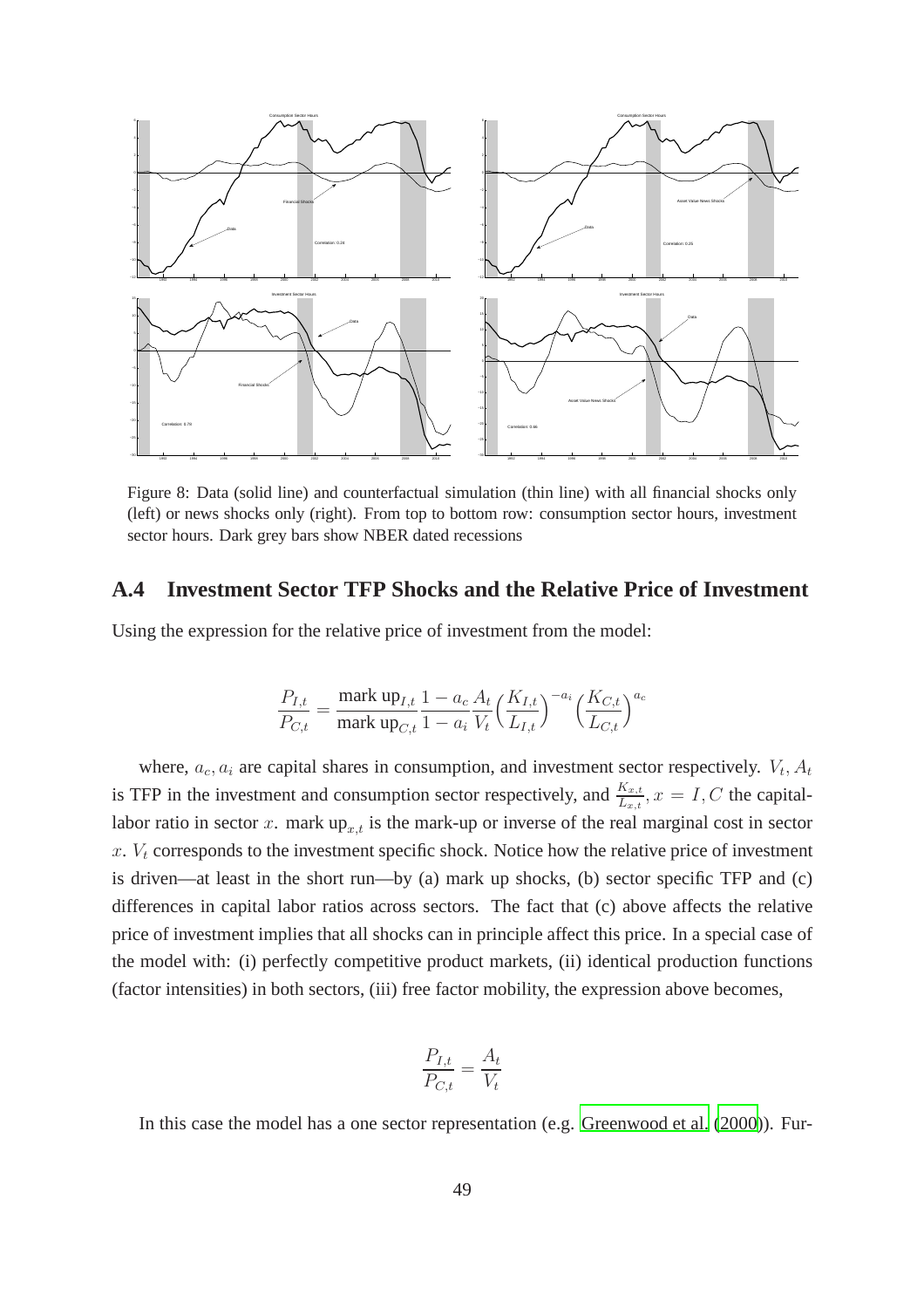Figure 8: Data (solid line) and counterfactual simulation (thin line) with all financial shocks only (left) or news shocks only (right). From top to bottom row: consumption sector hours, investment sector hours. Dark grey bars show NBER dated recessions

## A.4 Investment Sector TFP Shocks and the Relative Price of Investment

Using the expression for the relative price of investment from the model:

$$\frac{P_{I,t}}{P_{C,t}} = \frac{\text{mark up}_{I,t}}{\text{mark up}_{C,t}} \frac{1-a_c}{1-a_i} \frac{A_t}{V_t} \Big(\frac{K_{I,t}}{L_{I,t}}\Big)^{-a_i} \Big(\frac{K_{C,t}}{L_{C,t}}\Big)^{a_c}$$

where, $a_c, a_i$ are capital shares in consumption, and investment sector respectively. $V_t, A_t$ is TFP in the investment and consumption sector respectively, and $\frac{K_{x,t}}{L_{x,t}}, x = I, C$ the capital-labor ratio in sector $x$. mark $\text{up}_{x,t}$ is the mark-up or inverse of the real marginal cost in sector $x$. $V_t$ corresponds to the investment specific shock. Notice how the relative price of investment is driven—at least in the short run—by (a) mark up shocks, (b) sector specific TFP and (c) differences in capital labor ratios across sectors. The fact that (c) above affects the relative price of investment implies that all shocks can in principle affect this price. In a special case of the model with: (i) perfectly competitive product markets, (ii) identical production functions (factor intensities) in both sectors, (iii) free factor mobility, the expression above becomes,

$$\frac{P_{I,t}}{P_{C,t}} = \frac{A_t}{V_t}$$

In this case the model has a one sector representation (e.g. Greenwood et al. (2000)). Fur-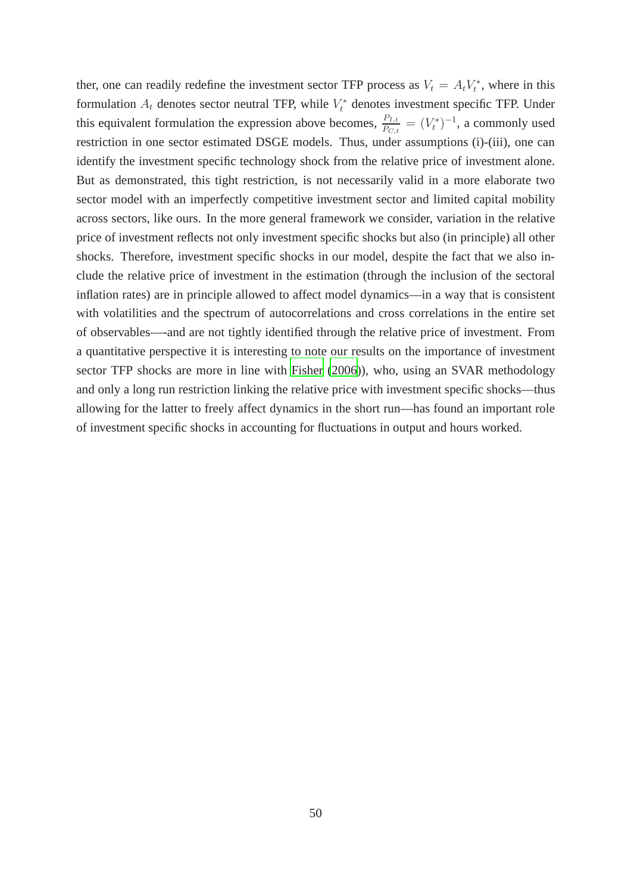ther, one can readily redefine the investment sector TFP process as $V_t = A_t V_t^*$, where in this formulation $A_t$ denotes sector neutral TFP, while $V_t^*$ denotes investment specific TFP. Under this equivalent formulation the expression above becomes, $\frac{P_{I,t}}{P_{C,t}} = (V_t^*)^{-1}$, a commonly used restriction in one sector estimated DSGE models. Thus, under assumptions (i)-(iii), one can identify the investment specific technology shock from the relative price of investment alone. But as demonstrated, this tight restriction, is not necessarily valid in a more elaborate two sector model with an imperfectly competitive investment sector and limited capital mobility across sectors, like ours. In the more general framework we consider, variation in the relative price of investment reflects not only investment specific shocks but also (in principle) all other shocks. Therefore, investment specific shocks in our model, despite the fact that we also include the relative price of investment in the estimation (through the inclusion of the sectoral inflation rates) are in principle allowed to affect model dynamics—in a way that is consistent with volatilities and the spectrum of autocorrelations and cross correlations in the entire set of observables—-and are not tightly identified through the relative price of investment. From a quantitative perspective it is interesting to note our results on the importance of investment sector TFP shocks are more in line with Fisher (2006)), who, using an SVAR methodology and only a long run restriction linking the relative price with investment specific shocks—thus allowing for the latter to freely affect dynamics in the short run—has found an important role of investment specific shocks in accounting for fluctuations in output and hours worked.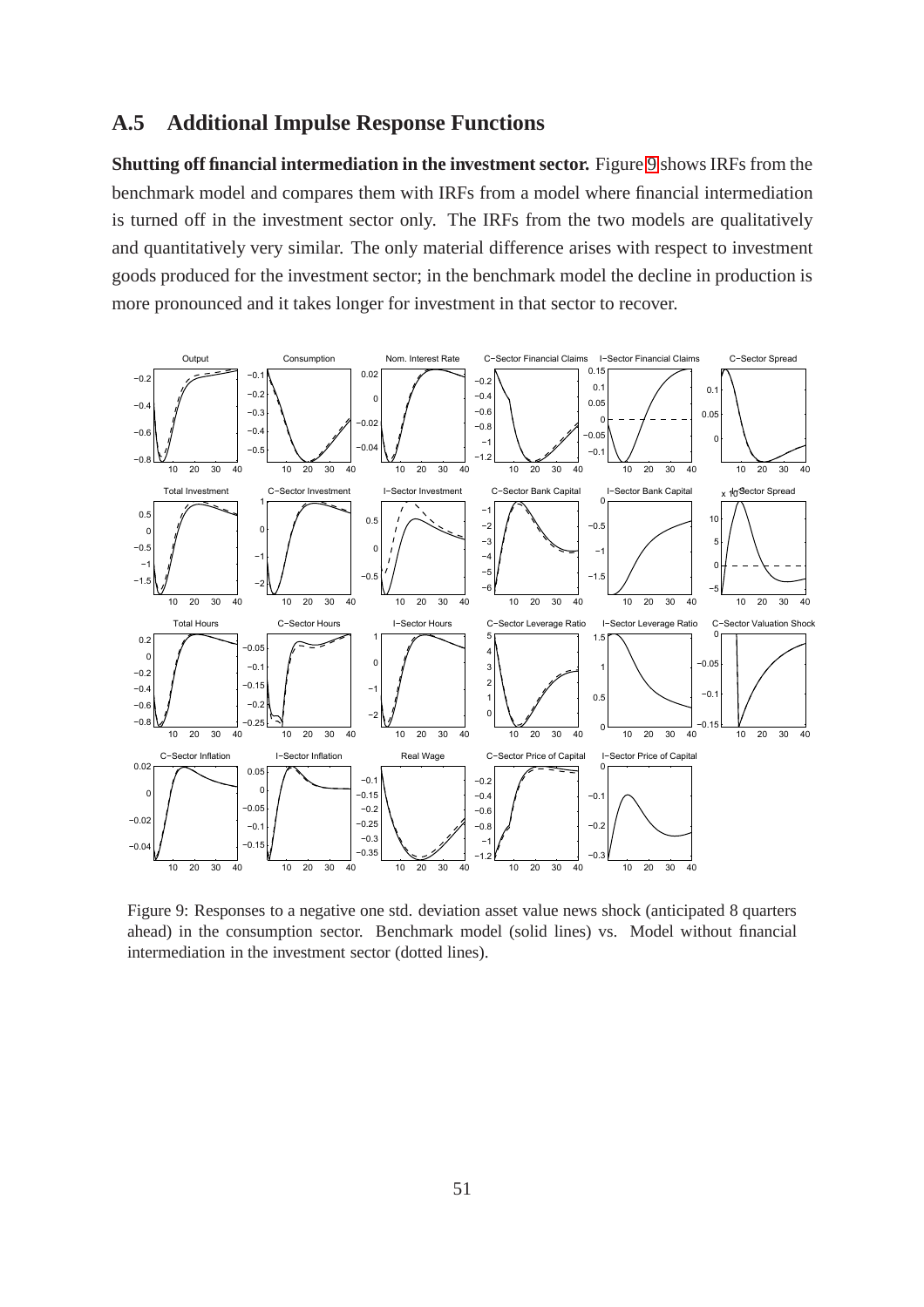## A.5 Additional Impulse Response Functions

**Shutting off financial intermediation in the investment sector.** Figure 9 shows IRFs from the benchmark model and compares them with IRFs from a model where financial intermediation is turned off in the investment sector only. The IRFs from the two models are qualitatively and quantitatively very similar. The only material difference arises with respect to investment goods produced for the investment sector; in the benchmark model the decline in production is more pronounced and it takes longer for investment in that sector to recover.

Figure 9: Responses to a negative one std. deviation asset value news shock (anticipated 8 quarters ahead) in the consumption sector. Benchmark model (solid lines) vs. Model without financial intermediation in the investment sector (dotted lines).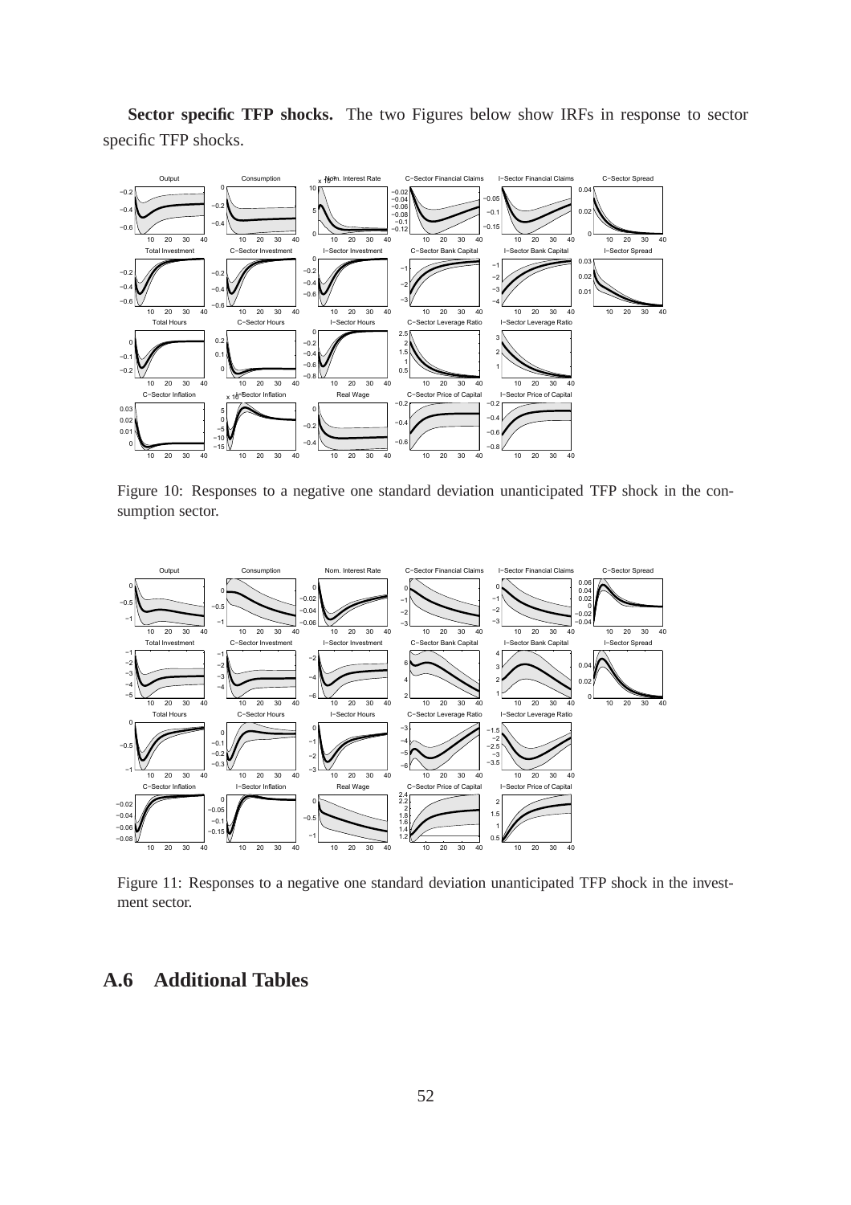**Sector specific TFP shocks.** The two Figures below show IRFs in response to sector specific TFP shocks.

Figure 10: Responses to a negative one standard deviation unanticipated TFP shock in the consumption sector.

Figure 11: Responses to a negative one standard deviation unanticipated TFP shock in the investment sector.

## A.6 Additional Tables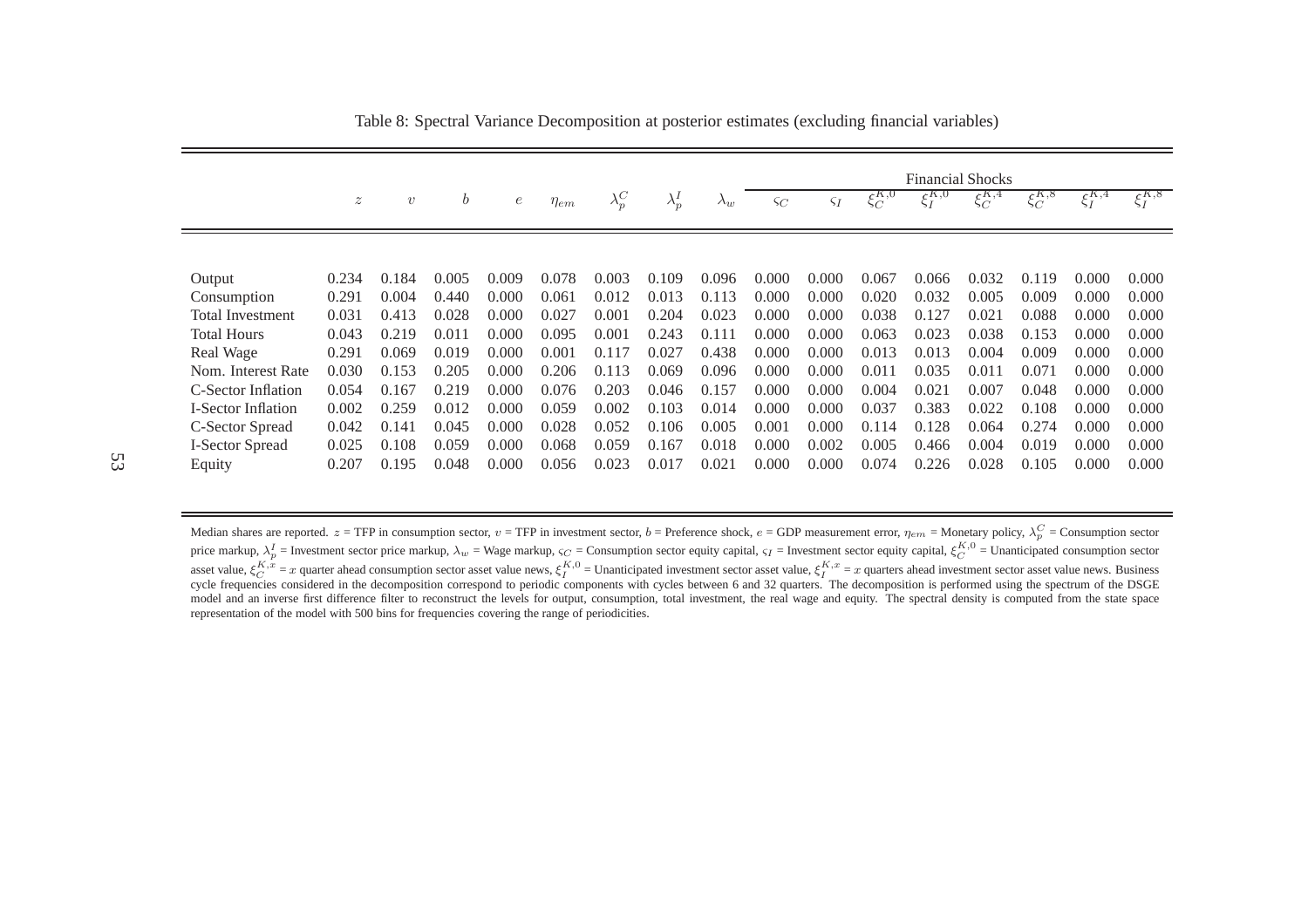Table 8: Spectral Variance Decomposition at posterior estimates (excluding financial variables)

| | $z$ | $v$ | $b$ | $e$ | $\eta_{em}$ | $\lambda_p^C$ | $\lambda_p^I$ | $\lambda_w$ | Financial Shocks | | | | | | | |
|---|---|---|---|---|---|---|---|---|---|---|---|---|---|---|---|---|
| | | | | | | | | | $\varsigma_C$ | $\varsigma_I$ | $\xi_C^{K,0}$ | $\xi_I^{K,0}$ | $\xi_C^{K,4}$ | $\xi_C^{K,8}$ | $\xi_I^{K,4}$ | $\xi_I^{K,8}$ |
| Output | 0.234 | 0.184 | 0.005 | 0.009 | 0.078 | 0.003 | 0.109 | 0.096 | 0.000 | 0.000 | 0.067 | 0.066 | 0.032 | 0.119 | 0.000 | 0.000 |
| Consumption | 0.291 | 0.004 | 0.440 | 0.000 | 0.061 | 0.012 | 0.013 | 0.113 | 0.000 | 0.000 | 0.020 | 0.032 | 0.005 | 0.009 | 0.000 | 0.000 |
| Total Investment | 0.031 | 0.413 | 0.028 | 0.000 | 0.027 | 0.001 | 0.204 | 0.023 | 0.000 | 0.000 | 0.038 | 0.127 | 0.021 | 0.088 | 0.000 | 0.000 |
| Total Hours | 0.043 | 0.219 | 0.011 | 0.000 | 0.095 | 0.001 | 0.243 | 0.111 | 0.000 | 0.000 | 0.063 | 0.023 | 0.038 | 0.153 | 0.000 | 0.000 |
| Real Wage | 0.291 | 0.069 | 0.019 | 0.000 | 0.001 | 0.117 | 0.027 | 0.438 | 0.000 | 0.000 | 0.013 | 0.013 | 0.004 | 0.009 | 0.000 | 0.000 |
| Nom. Interest Rate | 0.030 | 0.153 | 0.205 | 0.000 | 0.206 | 0.113 | 0.069 | 0.096 | 0.000 | 0.000 | 0.011 | 0.035 | 0.011 | 0.071 | 0.000 | 0.000 |
| C-Sector Inflation | 0.054 | 0.167 | 0.219 | 0.000 | 0.076 | 0.203 | 0.046 | 0.157 | 0.000 | 0.000 | 0.004 | 0.021 | 0.007 | 0.048 | 0.000 | 0.000 |
| I-Sector Inflation | 0.002 | 0.259 | 0.012 | 0.000 | 0.059 | 0.002 | 0.103 | 0.014 | 0.000 | 0.000 | 0.037 | 0.383 | 0.022 | 0.108 | 0.000 | 0.000 |
| C-Sector Spread | 0.042 | 0.141 | 0.045 | 0.000 | 0.028 | 0.052 | 0.106 | 0.005 | 0.001 | 0.000 | 0.114 | 0.128 | 0.064 | 0.274 | 0.000 | 0.000 |
| I-Sector Spread | 0.025 | 0.108 | 0.059 | 0.000 | 0.068 | 0.059 | 0.167 | 0.018 | 0.000 | 0.002 | 0.005 | 0.466 | 0.004 | 0.019 | 0.000 | 0.000 |
| Equity | 0.207 | 0.195 | 0.048 | 0.000 | 0.056 | 0.023 | 0.017 | 0.021 | 0.000 | 0.000 | 0.074 | 0.226 | 0.028 | 0.105 | 0.000 | 0.000 |

Median shares are reported. $z$ = TFP in consumption sector, $v$ = TFP in investment sector, $b$ = Preference shock, $e$ = GDP measurement error, $\eta_{em}$ = Monetary policy, $\lambda_p^C$ = Consumption sector price markup, $\lambda_p^I$ = Investment sector price markup, $\lambda_w$ = Wage markup, $\varsigma_C$ = Consumption sector equity capital, $\varsigma_I$ = Investment sector equity capital, $\xi_C^{K,0}$ = Unanticipated consumption sector asset value, $\xi_C^{K,x}$ = $x$ quarter ahead consumption sector asset value news, $\xi_I^{K,0}$ = Unanticipated investment sector asset value, $\xi_I^{K,x}$ = $x$ quarters ahead investment sector asset value news. Business cycle frequencies considered in the decomposition correspond to periodic components with cycles between 6 and 32 quarters. The decomposition is performed using the spectrum of the DSGE model and an inverse first difference filter to reconstruct the levels for output, consumption, total investment, the real wage and equity. The spectral density is computed from the state space representation of the model with 500 bins for frequencies covering the range of periodicities.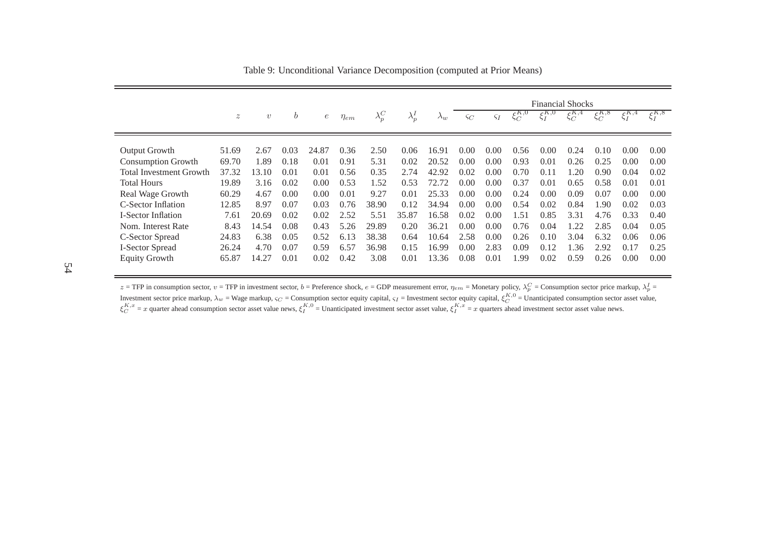Table 9: Unconditional Variance Decomposition (computed at Prior Means)

| | $z$ | $v$ | $b$ | $e$ | $\eta_{em}$ | $\lambda_p^C$ | $\lambda_p^I$ | $\lambda_w$ | Financial Shocks | | | | | | | |
|---|---|---|---|---|---|---|---|---|---|---|---|---|---|---|---|---|
| | | | | | | | | | $\varsigma_C$ | $\varsigma_I$ | $\xi_C^{K,0}$ | $\xi_I^{K,0}$ | $\xi_C^{K,4}$ | $\xi_C^{K,8}$ | $\xi_I^{K,4}$ | $\xi_I^{K,8}$ |
| Output Growth | 51.69 | 2.67 | 0.03 | 24.87 | 0.36 | 2.50 | 0.06 | 16.91 | 0.00 | 0.00 | 0.56 | 0.00 | 0.24 | 0.10 | 0.00 | 0.00 |
| Consumption Growth | 69.70 | 1.89 | 0.18 | 0.01 | 0.91 | 5.31 | 0.02 | 20.52 | 0.00 | 0.00 | 0.93 | 0.01 | 0.26 | 0.25 | 0.00 | 0.00 |
| Total Investment Growth | 37.32 | 13.10 | 0.01 | 0.01 | 0.56 | 0.35 | 2.74 | 42.92 | 0.02 | 0.00 | 0.70 | 0.11 | 1.20 | 0.90 | 0.04 | 0.02 |
| Total Hours | 19.89 | 3.16 | 0.02 | 0.00 | 0.53 | 1.52 | 0.53 | 72.72 | 0.00 | 0.00 | 0.37 | 0.01 | 0.65 | 0.58 | 0.01 | 0.01 |
| Real Wage Growth | 60.29 | 4.67 | 0.00 | 0.00 | 0.01 | 9.27 | 0.01 | 25.33 | 0.00 | 0.00 | 0.24 | 0.00 | 0.09 | 0.07 | 0.00 | 0.00 |
| C-Sector Inflation | 12.85 | 8.97 | 0.07 | 0.03 | 0.76 | 38.90 | 0.12 | 34.94 | 0.00 | 0.00 | 0.54 | 0.02 | 0.84 | 1.90 | 0.02 | 0.03 |
| I-Sector Inflation | 7.61 | 20.69 | 0.02 | 0.02 | 2.52 | 5.51 | 35.87 | 16.58 | 0.02 | 0.00 | 1.51 | 0.85 | 3.31 | 4.76 | 0.33 | 0.40 |
| Nom. Interest Rate | 8.43 | 14.54 | 0.08 | 0.43 | 5.26 | 29.89 | 0.20 | 36.21 | 0.00 | 0.00 | 0.76 | 0.04 | 1.22 | 2.85 | 0.04 | 0.05 |
| C-Sector Spread | 24.83 | 6.38 | 0.05 | 0.52 | 6.13 | 38.38 | 0.64 | 10.64 | 2.58 | 0.00 | 0.26 | 0.10 | 3.04 | 6.32 | 0.06 | 0.06 |
| I-Sector Spread | 26.24 | 4.70 | 0.07 | 0.59 | 6.57 | 36.98 | 0.15 | 16.99 | 0.00 | 2.83 | 0.09 | 0.12 | 1.36 | 2.92 | 0.17 | 0.25 |
| Equity Growth | 65.87 | 14.27 | 0.01 | 0.02 | 0.42 | 3.08 | 0.01 | 13.36 | 0.08 | 0.01 | 1.99 | 0.02 | 0.59 | 0.26 | 0.00 | 0.00 |

$z$ = TFP in consumption sector, $v$ = TFP in investment sector, $b$ = Preference shock, $e$ = GDP measurement error, $\eta_{em}$ = Monetary policy, $\lambda_p^C$ = Consumption sector price markup, $\lambda_p^I$ = Investment sector price markup, $\lambda_w$ = Wage markup, $\varsigma_C$ = Consumption sector equity capital, $\varsigma_I$ = Investment sector equity capital, $\xi_C^{K,0}$ = Unanticipated consumption sector asset value, $\xi_C^{K,x}$ = $x$ quarter ahead consumption sector asset value news, $\xi_I^{K,0}$ = Unanticipated investment sector asset value, $\xi_I^{K,x}$ = $x$ quarters ahead investment sector asset value news.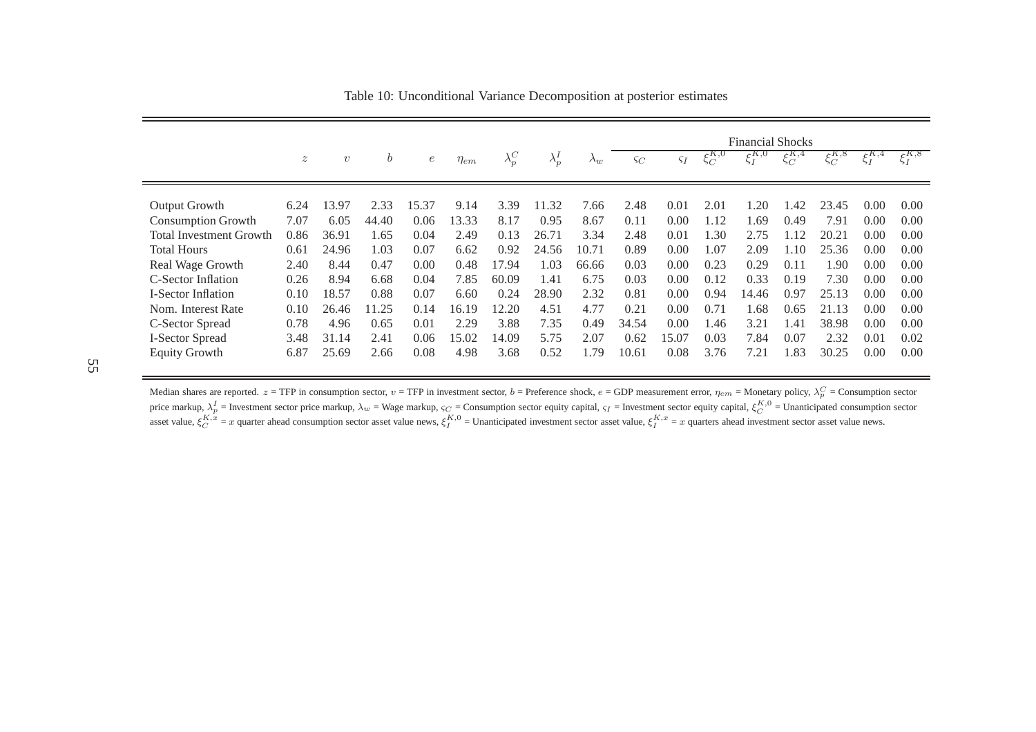Table 10: Unconditional Variance Decomposition at posterior estimates

| | $z$ | $v$ | $b$ | $e$ | $\eta_{em}$ | $\lambda_p^C$ | $\lambda_p^I$ | $\lambda_w$ | Financial Shocks | | | | | | | |
|---|---|---|---|---|---|---|---|---|---|---|---|---|---|---|---|---|
| | | | | | | | | | $\varsigma_C$ | $\varsigma_I$ | $\xi_C^{K,0}$ | $\xi_I^{K,0}$ | $\xi_C^{K,4}$ | $\xi_C^{K,8}$ | $\xi_I^{K,4}$ | $\xi_I^{K,8}$ |
| Output Growth | 6.24 | 13.97 | 2.33 | 15.37 | 9.14 | 3.39 | 11.32 | 7.66 | 2.48 | 0.01 | 2.01 | 1.20 | 1.42 | 23.45 | 0.00 | 0.00 |
| Consumption Growth | 7.07 | 6.05 | 44.40 | 0.06 | 13.33 | 8.17 | 0.95 | 8.67 | 0.11 | 0.00 | 1.12 | 1.69 | 0.49 | 7.91 | 0.00 | 0.00 |
| Total Investment Growth | 0.86 | 36.91 | 1.65 | 0.04 | 2.49 | 0.13 | 26.71 | 3.34 | 2.48 | 0.01 | 1.30 | 2.75 | 1.12 | 20.21 | 0.00 | 0.00 |
| Total Hours | 0.61 | 24.96 | 1.03 | 0.07 | 6.62 | 0.92 | 24.56 | 10.71 | 0.89 | 0.00 | 1.07 | 2.09 | 1.10 | 25.36 | 0.00 | 0.00 |
| Real Wage Growth | 2.40 | 8.44 | 0.47 | 0.00 | 0.48 | 17.94 | 1.03 | 66.66 | 0.03 | 0.00 | 0.23 | 0.29 | 0.11 | 1.90 | 0.00 | 0.00 |
| C-Sector Inflation | 0.26 | 8.94 | 6.68 | 0.04 | 7.85 | 60.09 | 1.41 | 6.75 | 0.03 | 0.00 | 0.12 | 0.33 | 0.19 | 7.30 | 0.00 | 0.00 |
| I-Sector Inflation | 0.10 | 18.57 | 0.88 | 0.07 | 6.60 | 0.24 | 28.90 | 2.32 | 0.81 | 0.00 | 0.94 | 14.46 | 0.97 | 25.13 | 0.00 | 0.00 |
| Nom. Interest Rate | 0.10 | 26.46 | 11.25 | 0.14 | 16.19 | 12.20 | 4.51 | 4.77 | 0.21 | 0.00 | 0.71 | 1.68 | 0.65 | 21.13 | 0.00 | 0.00 |
| C-Sector Spread | 0.78 | 4.96 | 0.65 | 0.01 | 2.29 | 3.88 | 7.35 | 0.49 | 34.54 | 0.00 | 1.46 | 3.21 | 1.41 | 38.98 | 0.00 | 0.00 |
| I-Sector Spread | 3.48 | 31.14 | 2.41 | 0.06 | 15.02 | 14.09 | 5.75 | 2.07 | 0.62 | 15.07 | 0.03 | 7.84 | 0.07 | 2.32 | 0.01 | 0.02 |
| Equity Growth | 6.87 | 25.69 | 2.66 | 0.08 | 4.98 | 3.68 | 0.52 | 1.79 | 10.61 | 0.08 | 3.76 | 7.21 | 1.83 | 30.25 | 0.00 | 0.00 |

Median shares are reported. $z$ = TFP in consumption sector, $v$ = TFP in investment sector, $b$ = Preference shock, $e$ = GDP measurement error, $\eta_{em}$ = Monetary policy, $\lambda_p^C$ = Consumption sector price markup, $\lambda_p^I$ = Investment sector price markup, $\lambda_w$ = Wage markup, $\varsigma_C$ = Consumption sector equity capital, $\varsigma_I$ = Investment sector equity capital, $\xi_C^{K,0}$ = Unanticipated consumption sector asset value, $\xi_C^{K,x}$ = $x$ quarter ahead consumption sector asset value news, $\xi_I^{K,0}$ = Unanticipated investment sector asset value, $\xi_I^{K,x}$ = $x$ quarters ahead investment sector asset value news.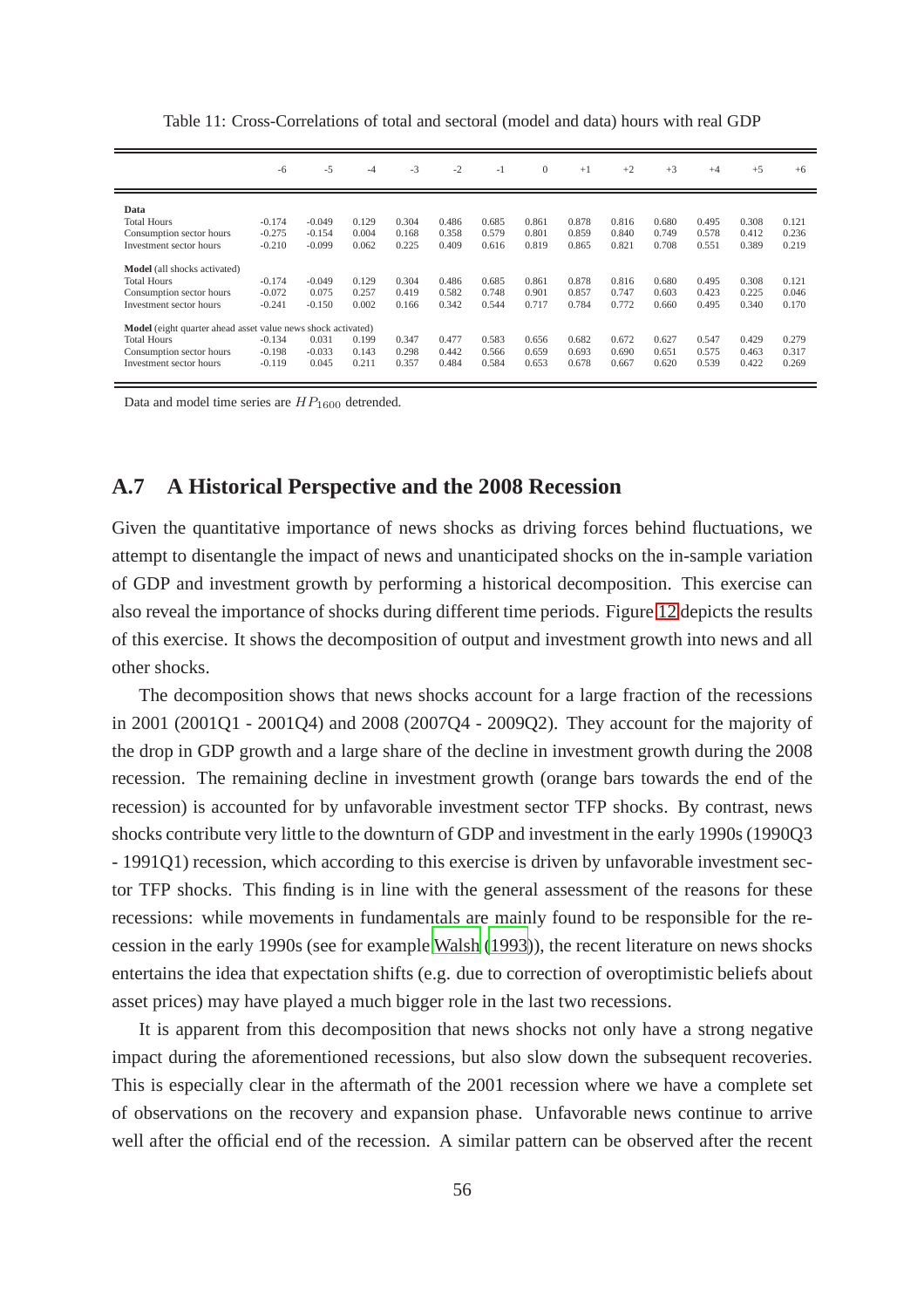Table 11: Cross-Correlations of total and sectoral (model and data) hours with real GDP

| | -6 | -5 | -4 | -3 | -2 | -1 | 0 | +1 | +2 | +3 | +4 | +5 | +6 |
|---|---|---|---|---|---|---|---|---|---|---|---|---|---|
| **Data** | | | | | | | | | | | | | |
| Total Hours | -0.174 | -0.049 | 0.129 | 0.304 | 0.486 | 0.685 | 0.861 | 0.878 | 0.816 | 0.680 | 0.495 | 0.308 | 0.121 |
| Consumption sector hours | -0.275 | -0.154 | 0.004 | 0.168 | 0.358 | 0.579 | 0.801 | 0.859 | 0.840 | 0.749 | 0.578 | 0.412 | 0.236 |
| Investment sector hours | -0.210 | -0.099 | 0.062 | 0.225 | 0.409 | 0.616 | 0.819 | 0.865 | 0.821 | 0.708 | 0.551 | 0.389 | 0.219 |
| **Model** (all shocks activated) | | | | | | | | | | | | | |
| Total Hours | -0.174 | -0.049 | 0.129 | 0.304 | 0.486 | 0.685 | 0.861 | 0.878 | 0.816 | 0.680 | 0.495 | 0.308 | 0.121 |
| Consumption sector hours | -0.072 | 0.075 | 0.257 | 0.419 | 0.582 | 0.748 | 0.901 | 0.857 | 0.747 | 0.603 | 0.423 | 0.225 | 0.046 |
| Investment sector hours | -0.241 | -0.150 | 0.002 | 0.166 | 0.342 | 0.544 | 0.717 | 0.784 | 0.772 | 0.660 | 0.495 | 0.340 | 0.170 |
| **Model** (eight quarter ahead asset value news shock activated) | | | | | | | | | | | | | |
| Total Hours | -0.134 | 0.031 | 0.199 | 0.347 | 0.477 | 0.583 | 0.656 | 0.682 | 0.672 | 0.627 | 0.547 | 0.429 | 0.279 |
| Consumption sector hours | -0.198 | -0.033 | 0.143 | 0.298 | 0.442 | 0.566 | 0.659 | 0.693 | 0.690 | 0.651 | 0.575 | 0.463 | 0.317 |
| Investment sector hours | -0.119 | 0.045 | 0.211 | 0.357 | 0.484 | 0.584 | 0.653 | 0.678 | 0.667 | 0.620 | 0.539 | 0.422 | 0.269 |

Data and model time series are $HP_{1600}$ detrended.

## A.7 A Historical Perspective and the 2008 Recession

Given the quantitative importance of news shocks as driving forces behind fluctuations, we attempt to disentangle the impact of news and unanticipated shocks on the in-sample variation of GDP and investment growth by performing a historical decomposition. This exercise can also reveal the importance of shocks during different time periods. Figure 12 depicts the results of this exercise. It shows the decomposition of output and investment growth into news and all other shocks.

The decomposition shows that news shocks account for a large fraction of the recessions in 2001 (2001Q1 - 2001Q4) and 2008 (2007Q4 - 2009Q2). They account for the majority of the drop in GDP growth and a large share of the decline in investment growth during the 2008 recession. The remaining decline in investment growth (orange bars towards the end of the recession) is accounted for by unfavorable investment sector TFP shocks. By contrast, news shocks contribute very little to the downturn of GDP and investment in the early 1990s (1990Q3 - 1991Q1) recession, which according to this exercise is driven by unfavorable investment sector TFP shocks. This finding is in line with the general assessment of the reasons for these recessions: while movements in fundamentals are mainly found to be responsible for the recession in the early 1990s (see for example Walsh (1993)), the recent literature on news shocks entertains the idea that expectation shifts (e.g. due to correction of overoptimistic beliefs about asset prices) may have played a much bigger role in the last two recessions.

It is apparent from this decomposition that news shocks not only have a strong negative impact during the aforementioned recessions, but also slow down the subsequent recoveries. This is especially clear in the aftermath of the 2001 recession where we have a complete set of observations on the recovery and expansion phase. Unfavorable news continue to arrive well after the official end of the recession. A similar pattern can be observed after the recent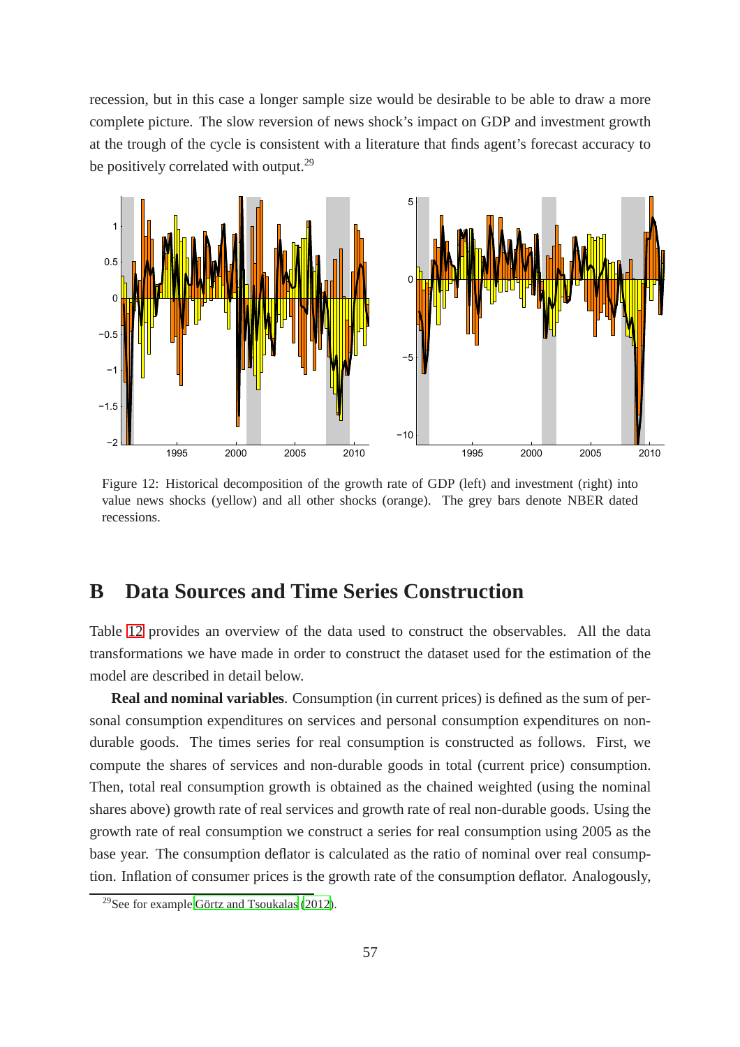recession, but in this case a longer sample size would be desirable to be able to draw a more complete picture. The slow reversion of news shock's impact on GDP and investment growth at the trough of the cycle is consistent with a literature that finds agent's forecast accuracy to be positively correlated with output.[29]

Figure 12: Historical decomposition of the growth rate of GDP (left) and investment (right) into value news shocks (yellow) and all other shocks (orange). The grey bars denote NBER dated recessions.

## B Data Sources and Time Series Construction

Table 12 provides an overview of the data used to construct the observables. All the data transformations we have made in order to construct the dataset used for the estimation of the model are described in detail below.

**Real and nominal variables**. Consumption (in current prices) is defined as the sum of personal consumption expenditures on services and personal consumption expenditures on non-durable goods. The times series for real consumption is constructed as follows. First, we compute the shares of services and non-durable goods in total (current price) consumption. Then, total real consumption growth is obtained as the chained weighted (using the nominal shares above) growth rate of real services and growth rate of real non-durable goods. Using the growth rate of real consumption we construct a series for real consumption using 2005 as the base year. The consumption deflator is calculated as the ratio of nominal over real consumption. Inflation of consumer prices is the growth rate of the consumption deflator. Analogously,

[29]See for example Görtz and Tsoukalas (2012).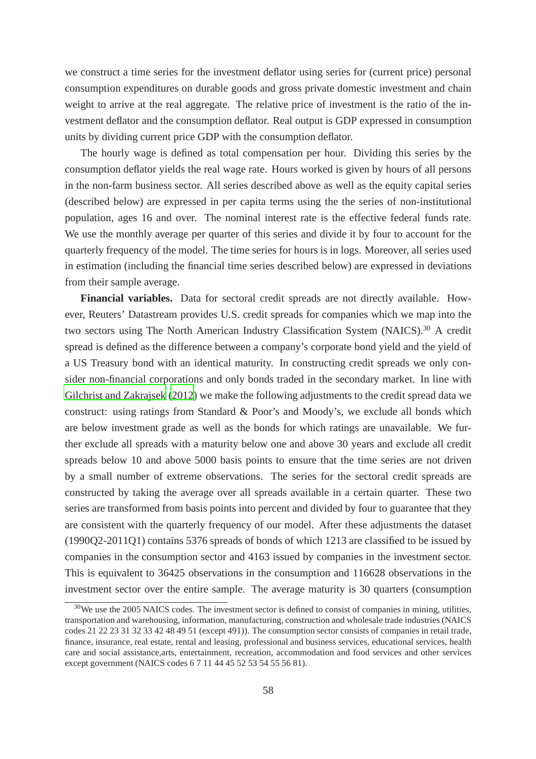we construct a time series for the investment deflator using series for (current price) personal consumption expenditures on durable goods and gross private domestic investment and chain weight to arrive at the real aggregate. The relative price of investment is the ratio of the investment deflator and the consumption deflator. Real output is GDP expressed in consumption units by dividing current price GDP with the consumption deflator.

The hourly wage is defined as total compensation per hour. Dividing this series by the consumption deflator yields the real wage rate. Hours worked is given by hours of all persons in the non-farm business sector. All series described above as well as the equity capital series (described below) are expressed in per capita terms using the the series of non-institutional population, ages 16 and over. The nominal interest rate is the effective federal funds rate. We use the monthly average per quarter of this series and divide it by four to account for the quarterly frequency of the model. The time series for hours is in logs. Moreover, all series used in estimation (including the financial time series described below) are expressed in deviations from their sample average.

**Financial variables.** Data for sectoral credit spreads are not directly available. However, Reuters' Datastream provides U.S. credit spreads for companies which we map into the two sectors using The North American Industry Classification System (NAICS).[30] A credit spread is defined as the difference between a company's corporate bond yield and the yield of a US Treasury bond with an identical maturity. In constructing credit spreads we only consider non-financial corporations and only bonds traded in the secondary market. In line with Gilchrist and Zakrajsek (2012) we make the following adjustments to the credit spread data we construct: using ratings from Standard & Poor's and Moody's, we exclude all bonds which are below investment grade as well as the bonds for which ratings are unavailable. We further exclude all spreads with a maturity below one and above 30 years and exclude all credit spreads below 10 and above 5000 basis points to ensure that the time series are not driven by a small number of extreme observations. The series for the sectoral credit spreads are constructed by taking the average over all spreads available in a certain quarter. These two series are transformed from basis points into percent and divided by four to guarantee that they are consistent with the quarterly frequency of our model. After these adjustments the dataset (1990Q2-2011Q1) contains 5376 spreads of bonds of which 1213 are classified to be issued by companies in the consumption sector and 4163 issued by companies in the investment sector. This is equivalent to 36425 observations in the consumption and 116628 observations in the investment sector over the entire sample. The average maturity is 30 quarters (consumption

[30] We use the 2005 NAICS codes. The investment sector is defined to consist of companies in mining, utilities, transportation and warehousing, information, manufacturing, construction and wholesale trade industries (NAICS codes 21 22 23 31 32 33 42 48 49 51 (except 491)). The consumption sector consists of companies in retail trade, finance, insurance, real estate, rental and leasing, professional and business services, educational services, health care and social assistance,arts, entertainment, recreation, accommodation and food services and other services except government (NAICS codes 6 7 11 44 45 52 53 54 55 56 81).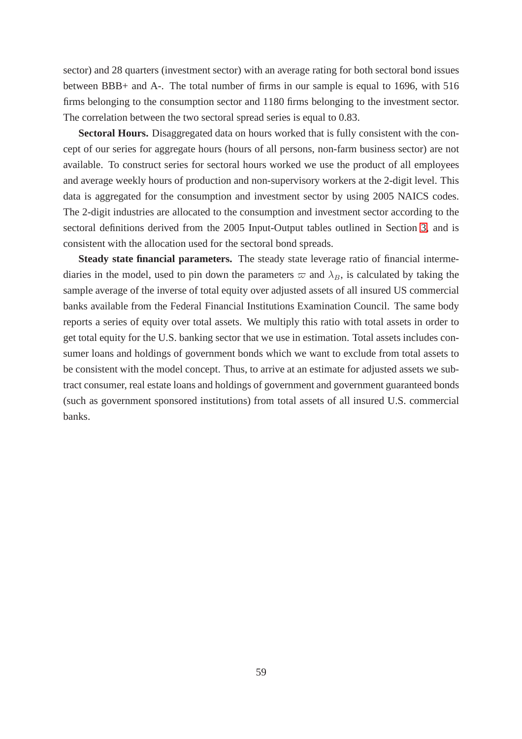sector) and 28 quarters (investment sector) with an average rating for both sectoral bond issues between BBB+ and A-. The total number of firms in our sample is equal to 1696, with 516 firms belonging to the consumption sector and 1180 firms belonging to the investment sector. The correlation between the two sectoral spread series is equal to 0.83.

**Sectoral Hours.** Disaggregated data on hours worked that is fully consistent with the concept of our series for aggregate hours (hours of all persons, non-farm business sector) are not available. To construct series for sectoral hours worked we use the product of all employees and average weekly hours of production and non-supervisory workers at the 2-digit level. This data is aggregated for the consumption and investment sector by using 2005 NAICS codes. The 2-digit industries are allocated to the consumption and investment sector according to the sectoral definitions derived from the 2005 Input-Output tables outlined in Section 3, and is consistent with the allocation used for the sectoral bond spreads.

**Steady state financial parameters.** The steady state leverage ratio of financial intermediaries in the model, used to pin down the parameters $\varpi$ and $\lambda_B$, is calculated by taking the sample average of the inverse of total equity over adjusted assets of all insured US commercial banks available from the Federal Financial Institutions Examination Council. The same body reports a series of equity over total assets. We multiply this ratio with total assets in order to get total equity for the U.S. banking sector that we use in estimation. Total assets includes consumer loans and holdings of government bonds which we want to exclude from total assets to be consistent with the model concept. Thus, to arrive at an estimate for adjusted assets we subtract consumer, real estate loans and holdings of government and government guaranteed bonds (such as government sponsored institutions) from total assets of all insured U.S. commercial banks.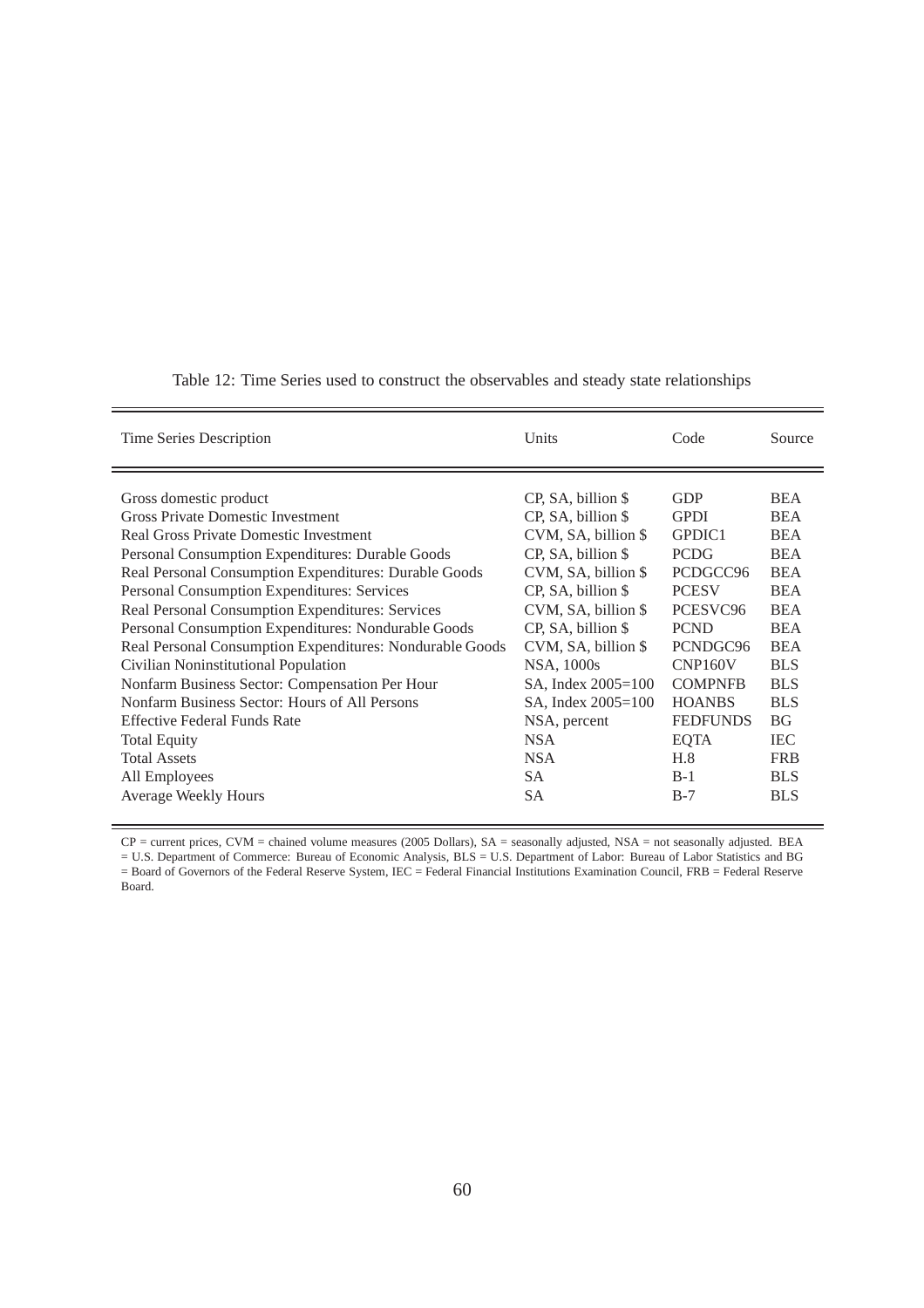Table 12: Time Series used to construct the observables and steady state relationships

| Time Series Description | Units | Code | Source |
|---|---|---|---|
| Gross domestic product | CP, SA, billion $ | GDP | BEA |
| Gross Private Domestic Investment | CP, SA, billion $ | GPDI | BEA |
| Real Gross Private Domestic Investment | CVM, SA, billion $ | GPDIC1 | BEA |
| Personal Consumption Expenditures: Durable Goods | CP, SA, billion $ | PCDG | BEA |
| Real Personal Consumption Expenditures: Durable Goods | CVM, SA, billion $ | PCDGCC96 | BEA |
| Personal Consumption Expenditures: Services | CP, SA, billion $ | PCESV | BEA |
| Real Personal Consumption Expenditures: Services | CVM, SA, billion $ | PCESVC96 | BEA |
| Personal Consumption Expenditures: Nondurable Goods | CP, SA, billion $ | PCND | BEA |
| Real Personal Consumption Expenditures: Nondurable Goods | CVM, SA, billion $ | PCNDGC96 | BEA |
| Civilian Noninstitutional Population | NSA, 1000s | CNP160V | BLS |
| Nonfarm Business Sector: Compensation Per Hour | SA, Index 2005=100 | COMPNFB | BLS |
| Nonfarm Business Sector: Hours of All Persons | SA, Index 2005=100 | HOANBS | BLS |
| Effective Federal Funds Rate | NSA, percent | FEDFUNDS | BG |
| Total Equity | NSA | EQTA | IEC |
| Total Assets | NSA | H.8 | FRB |
| All Employees | SA | B-1 | BLS |
| Average Weekly Hours | SA | B-7 | BLS |

CP = current prices, CVM = chained volume measures (2005 Dollars), SA = seasonally adjusted, NSA = not seasonally adjusted. BEA = U.S. Department of Commerce: Bureau of Economic Analysis, BLS = U.S. Department of Labor: Bureau of Labor Statistics and BG = Board of Governors of the Federal Reserve System, IEC = Federal Financial Institutions Examination Council, FRB = Federal Reserve Board.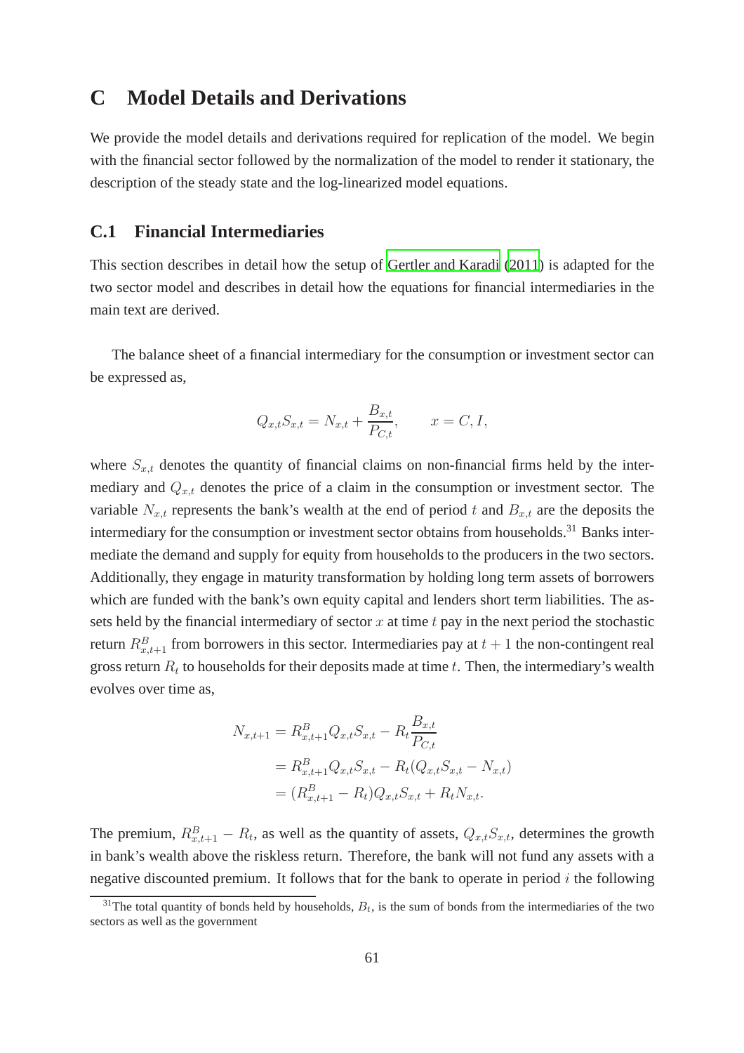# C Model Details and Derivations

We provide the model details and derivations required for replication of the model. We begin with the financial sector followed by the normalization of the model to render it stationary, the description of the steady state and the log-linearized model equations.

## C.1 Financial Intermediaries

This section describes in detail how the setup of Gertler and Karadi (2011) is adapted for the two sector model and describes in detail how the equations for financial intermediaries in the main text are derived.

The balance sheet of a financial intermediary for the consumption or investment sector can be expressed as,

$$Q_{x,t} S_{x,t} = N_{x,t} + \frac{B_{x,t}}{P_{C,t}}, \qquad x = C, I,$$

where $S_{x,t}$ denotes the quantity of financial claims on non-financial firms held by the intermediary and $Q_{x,t}$ denotes the price of a claim in the consumption or investment sector. The variable $N_{x,t}$ represents the bank's wealth at the end of period $t$ and $B_{x,t}$ are the deposits the intermediary for the consumption or investment sector obtains from households.[31] Banks intermediate the demand and supply for equity from households to the producers in the two sectors. Additionally, they engage in maturity transformation by holding long term assets of borrowers which are funded with the bank's own equity capital and lenders short term liabilities. The assets held by the financial intermediary of sector $x$ at time $t$ pay in the next period the stochastic return $R^B_{x,t+1}$ from borrowers in this sector. Intermediaries pay at $t+1$ the non-contingent real gross return $R_t$ to households for their deposits made at time $t$. Then, the intermediary's wealth evolves over time as,

$$\begin{aligned}
N_{x,t+1} &= R^B_{x,t+1} Q_{x,t} S_{x,t} - R_t \frac{B_{x,t}}{P_{C,t}} \\
&= R^B_{x,t+1} Q_{x,t} S_{x,t} - R_t (Q_{x,t} S_{x,t} - N_{x,t}) \\
&= (R^B_{x,t+1} - R_t) Q_{x,t} S_{x,t} + R_t N_{x,t}.
\end{aligned}$$

The premium, $R^B_{x,t+1} - R_t$, as well as the quantity of assets, $Q_{x,t} S_{x,t}$, determines the growth in bank's wealth above the riskless return. Therefore, the bank will not fund any assets with a negative discounted premium. It follows that for the bank to operate in period $i$ the following

[31] The total quantity of bonds held by households, $B_t$, is the sum of bonds from the intermediaries of the two sectors as well as the government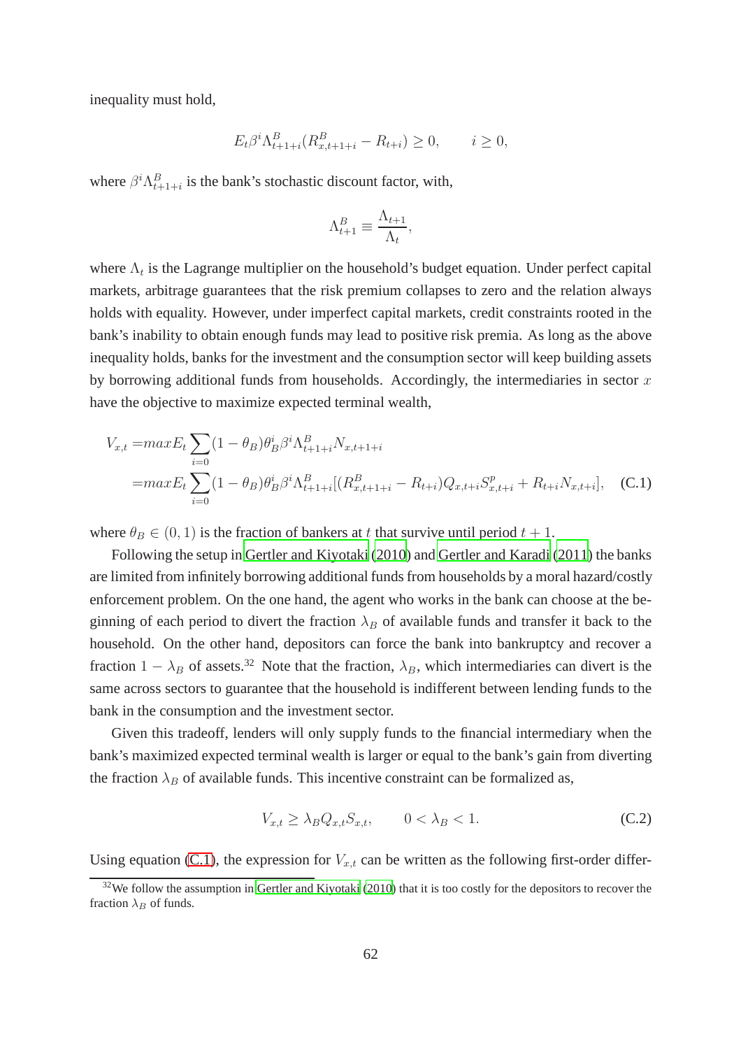inequality must hold,

$$E_t \beta^i \Lambda^B_{t+1+i}(R^B_{x,t+1+i} - R_{t+i}) \geq 0, \qquad i \geq 0,$$

where $\beta^i \Lambda^B_{t+1+i}$ is the bank's stochastic discount factor, with,

$$\Lambda^B_{t+1} \equiv \frac{\Lambda_{t+1}}{\Lambda_t},$$

where $\Lambda_t$ is the Lagrange multiplier on the household's budget equation. Under perfect capital markets, arbitrage guarantees that the risk premium collapses to zero and the relation always holds with equality. However, under imperfect capital markets, credit constraints rooted in the bank's inability to obtain enough funds may lead to positive risk premia. As long as the above inequality holds, banks for the investment and the consumption sector will keep building assets by borrowing additional funds from households. Accordingly, the intermediaries in sector $x$ have the objective to maximize expected terminal wealth,

$$\begin{aligned} V_{x,t} =& maxE_t \sum_{i=0} (1-\theta_B)\theta_B^i \beta^i \Lambda^B_{t+1+i} N_{x,t+1+i} \\ =& maxE_t \sum_{i=0} (1-\theta_B)\theta_B^i \beta^i \Lambda^B_{t+1+i}[(R^B_{x,t+1+i} - R_{t+i})Q_{x,t+i}S^p_{x,t+i} + R_{t+i}N_{x,t+i}], \end{aligned} \quad \text{(C.1)}$$

where $\theta_B \in (0,1)$ is the fraction of bankers at $t$ that survive until period $t+1$.

Following the setup in Gertler and Kiyotaki (2010) and Gertler and Karadi (2011) the banks are limited from infinitely borrowing additional funds from households by a moral hazard/costly enforcement problem. On the one hand, the agent who works in the bank can choose at the beginning of each period to divert the fraction $\lambda_B$ of available funds and transfer it back to the household. On the other hand, depositors can force the bank into bankruptcy and recover a fraction $1-\lambda_B$ of assets.[32] Note that the fraction, $\lambda_B$, which intermediaries can divert is the same across sectors to guarantee that the household is indifferent between lending funds to the bank in the consumption and the investment sector.

Given this tradeoff, lenders will only supply funds to the financial intermediary when the bank's maximized expected terminal wealth is larger or equal to the bank's gain from diverting the fraction $\lambda_B$ of available funds. This incentive constraint can be formalized as,

$$V_{x,t} \geq \lambda_B Q_{x,t} S_{x,t}, \qquad 0 < \lambda_B < 1. \quad \text{(C.2)}$$

Using equation (C.1), the expression for $V_{x,t}$ can be written as the following first-order differ-

[32] We follow the assumption in Gertler and Kiyotaki (2010) that it is too costly for the depositors to recover the fraction $\lambda_B$ of funds.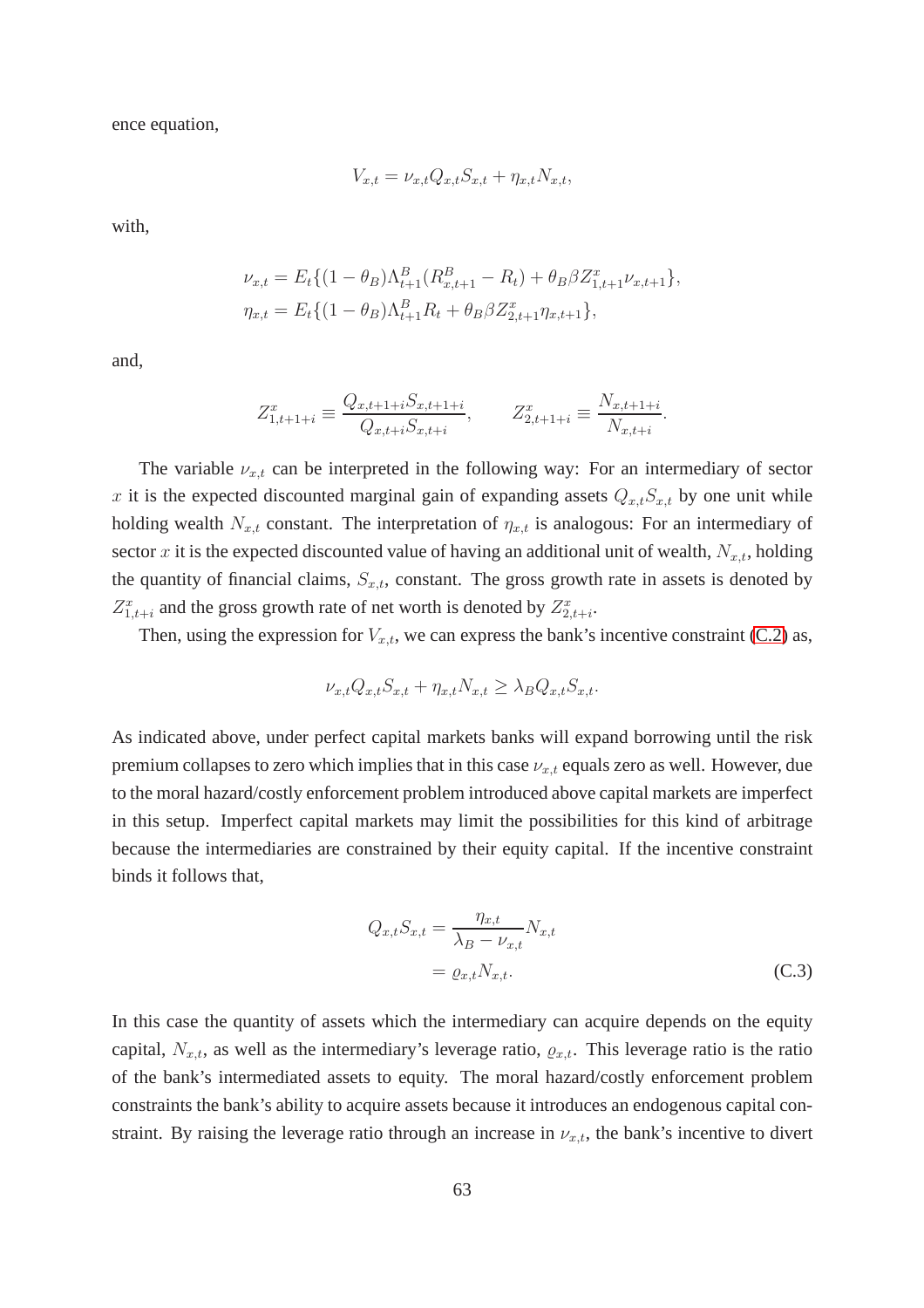ence equation,

$$V_{x,t} = \nu_{x,t} Q_{x,t} S_{x,t} + \eta_{x,t} N_{x,t},$$

with,

$$\nu_{x,t} = E_t\{(1-\theta_B)\Lambda^B_{t+1}(R^B_{x,t+1} - R_t) + \theta_B \beta Z^x_{1,t+1} \nu_{x,t+1}\},$$
$$\eta_{x,t} = E_t\{(1-\theta_B)\Lambda^B_{t+1} R_t + \theta_B \beta Z^x_{2,t+1} \eta_{x,t+1}\},$$

and,

$$Z^x_{1,t+1+i} \equiv \frac{Q_{x,t+1+i} S_{x,t+1+i}}{Q_{x,t+i} S_{x,t+i}}, \qquad Z^x_{2,t+1+i} \equiv \frac{N_{x,t+1+i}}{N_{x,t+i}}.$$

The variable $\nu_{x,t}$ can be interpreted in the following way: For an intermediary of sector $x$ it is the expected discounted marginal gain of expanding assets $Q_{x,t}S_{x,t}$ by one unit while holding wealth $N_{x,t}$ constant. The interpretation of $\eta_{x,t}$ is analogous: For an intermediary of sector $x$ it is the expected discounted value of having an additional unit of wealth, $N_{x,t}$, holding the quantity of financial claims, $S_{x,t}$, constant. The gross growth rate in assets is denoted by $Z^x_{1,t+i}$ and the gross growth rate of net worth is denoted by $Z^x_{2,t+i}$.

Then, using the expression for $V_{x,t}$, we can express the bank's incentive constraint (C.2) as,

$$\nu_{x,t} Q_{x,t} S_{x,t} + \eta_{x,t} N_{x,t} \geq \lambda_B Q_{x,t} S_{x,t}.$$

As indicated above, under perfect capital markets banks will expand borrowing until the risk premium collapses to zero which implies that in this case $\nu_{x,t}$ equals zero as well. However, due to the moral hazard/costly enforcement problem introduced above capital markets are imperfect in this setup. Imperfect capital markets may limit the possibilities for this kind of arbitrage because the intermediaries are constrained by their equity capital. If the incentive constraint binds it follows that,

$$\begin{aligned} Q_{x,t} S_{x,t} &= \frac{\eta_{x,t}}{\lambda_B - \nu_{x,t}} N_{x,t} \\ &= \varrho_{x,t} N_{x,t}. \end{aligned} \tag{C.3}$$

In this case the quantity of assets which the intermediary can acquire depends on the equity capital, $N_{x,t}$, as well as the intermediary's leverage ratio, $\varrho_{x,t}$. This leverage ratio is the ratio of the bank's intermediated assets to equity. The moral hazard/costly enforcement problem constraints the bank's ability to acquire assets because it introduces an endogenous capital constraint. By raising the leverage ratio through an increase in $\nu_{x,t}$, the bank's incentive to divert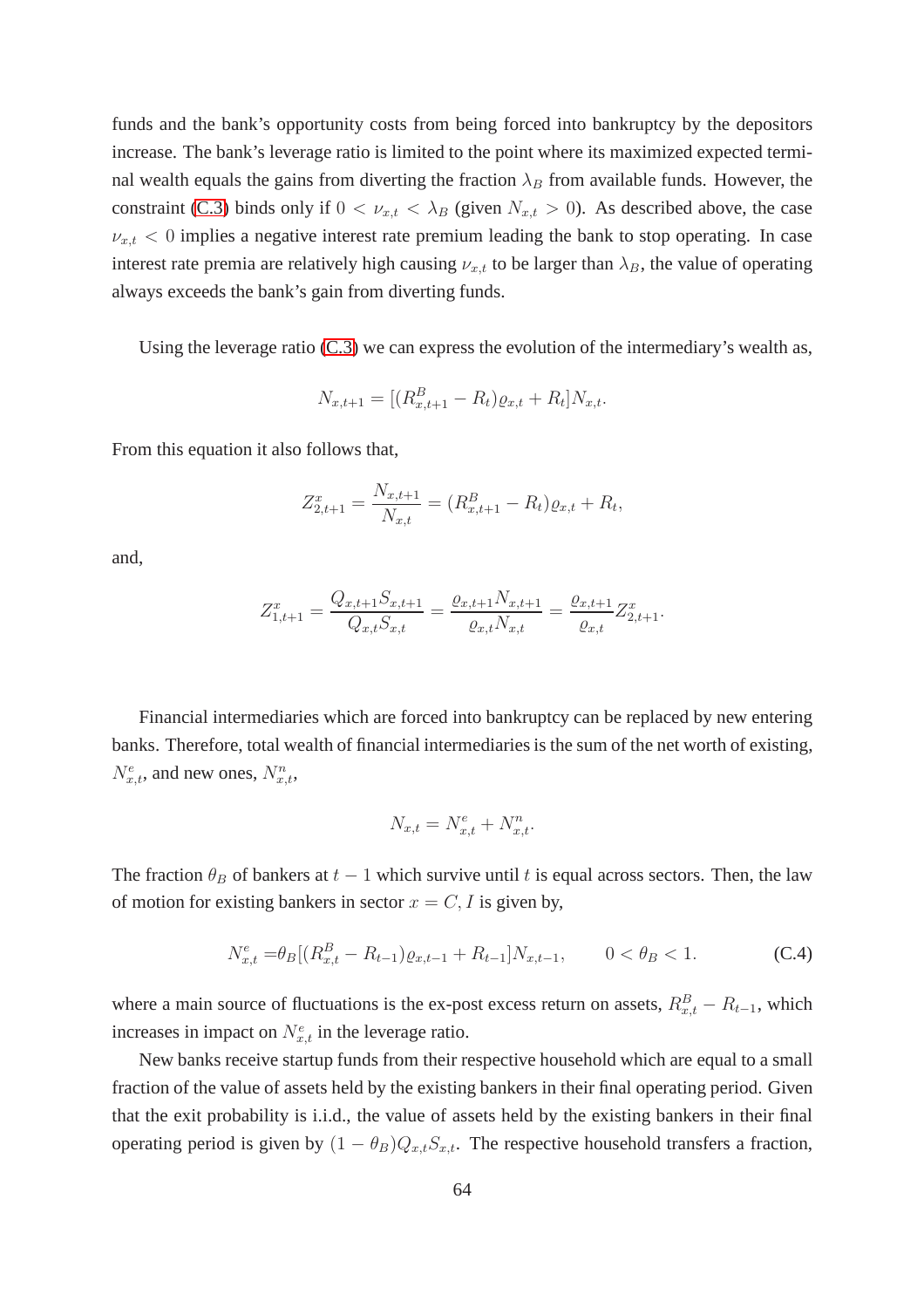funds and the bank's opportunity costs from being forced into bankruptcy by the depositors increase. The bank's leverage ratio is limited to the point where its maximized expected terminal wealth equals the gains from diverting the fraction $\lambda_B$ from available funds. However, the constraint (C.3) binds only if $0 < \nu_{x,t} < \lambda_B$ (given $N_{x,t} > 0$). As described above, the case $\nu_{x,t} < 0$ implies a negative interest rate premium leading the bank to stop operating. In case interest rate premia are relatively high causing $\nu_{x,t}$ to be larger than $\lambda_B$, the value of operating always exceeds the bank's gain from diverting funds.

Using the leverage ratio (C.3) we can express the evolution of the intermediary's wealth as,

$$N_{x,t+1} = [(R^B_{x,t+1} - R_t)\varrho_{x,t} + R_t]N_{x,t}.$$

From this equation it also follows that,

$$Z^x_{2,t+1} = \frac{N_{x,t+1}}{N_{x,t}} = (R^B_{x,t+1} - R_t)\varrho_{x,t} + R_t,$$

and,

$$Z^x_{1,t+1} = \frac{Q_{x,t+1}S_{x,t+1}}{Q_{x,t}S_{x,t}} = \frac{\varrho_{x,t+1}N_{x,t+1}}{\varrho_{x,t}N_{x,t}} = \frac{\varrho_{x,t+1}}{\varrho_{x,t}}Z^x_{2,t+1}.$$

Financial intermediaries which are forced into bankruptcy can be replaced by new entering banks. Therefore, total wealth of financial intermediaries is the sum of the net worth of existing, $N^e_{x,t}$, and new ones, $N^n_{x,t}$,

$$N_{x,t} = N^e_{x,t} + N^n_{x,t}.$$

The fraction $\theta_B$ of bankers at $t-1$ which survive until $t$ is equal across sectors. Then, the law of motion for existing bankers in sector $x = C, I$ is given by,

$$N^e_{x,t} = \theta_B[(R^B_{x,t} - R_{t-1})\varrho_{x,t-1} + R_{t-1}]N_{x,t-1}, \qquad 0 < \theta_B < 1. \tag{C.4}$$

where a main source of fluctuations is the ex-post excess return on assets, $R^B_{x,t} - R_{t-1}$, which increases in impact on $N^e_{x,t}$ in the leverage ratio.

New banks receive startup funds from their respective household which are equal to a small fraction of the value of assets held by the existing bankers in their final operating period. Given that the exit probability is i.i.d., the value of assets held by the existing bankers in their final operating period is given by $(1-\theta_B)Q_{x,t}S_{x,t}$. The respective household transfers a fraction,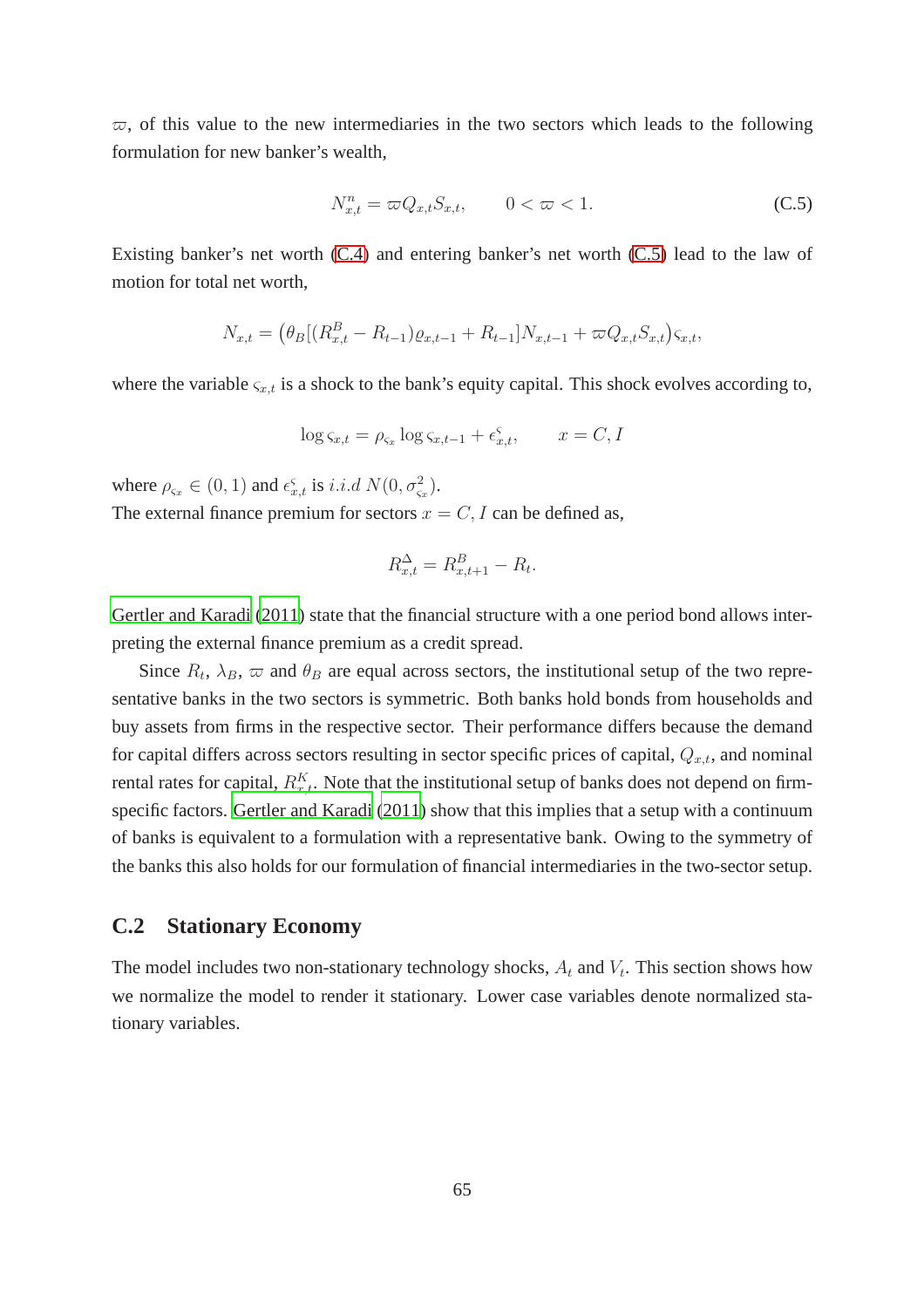$\varpi$, of this value to the new intermediaries in the two sectors which leads to the following formulation for new banker's wealth,

$$N^n_{x,t} = \varpi Q_{x,t} S_{x,t}, \qquad 0 < \varpi < 1. \tag{C.5}$$

Existing banker's net worth (C.4) and entering banker's net worth (C.5) lead to the law of motion for total net worth,

$$N_{x,t} = \left(\theta_B[(R^B_{x,t} - R_{t-1})\varrho_{x,t-1} + R_{t-1}]N_{x,t-1} + \varpi Q_{x,t} S_{x,t}\right)\varsigma_{x,t},$$

where the variable $\varsigma_{x,t}$ is a shock to the bank's equity capital. This shock evolves according to,

$$\log \varsigma_{x,t} = \rho_{\varsigma_x} \log \varsigma_{x,t-1} + \epsilon^{\varsigma}_{x,t}, \qquad x = C, I$$

where $\rho_{\varsigma_x} \in (0,1)$ and $\epsilon^{\varsigma}_{x,t}$ is $i.i.d$ $N(0, \sigma^2_{\varsigma_x})$.
The external finance premium for sectors $x = C, I$ can be defined as,

$$R^{\Delta}_{x,t} = R^B_{x,t+1} - R_t.$$

Gertler and Karadi (2011) state that the financial structure with a one period bond allows interpreting the external finance premium as a credit spread.

Since $R_t$, $\lambda_B$, $\varpi$ and $\theta_B$ are equal across sectors, the institutional setup of the two representative banks in the two sectors is symmetric. Both banks hold bonds from households and buy assets from firms in the respective sector. Their performance differs because the demand for capital differs across sectors resulting in sector specific prices of capital, $Q_{x,t}$, and nominal rental rates for capital, $R^K_{x,t}$. Note that the institutional setup of banks does not depend on firm-specific factors. Gertler and Karadi (2011) show that this implies that a setup with a continuum of banks is equivalent to a formulation with a representative bank. Owing to the symmetry of the banks this also holds for our formulation of financial intermediaries in the two-sector setup.

## C.2 Stationary Economy

The model includes two non-stationary technology shocks, $A_t$ and $V_t$. This section shows how we normalize the model to render it stationary. Lower case variables denote normalized stationary variables.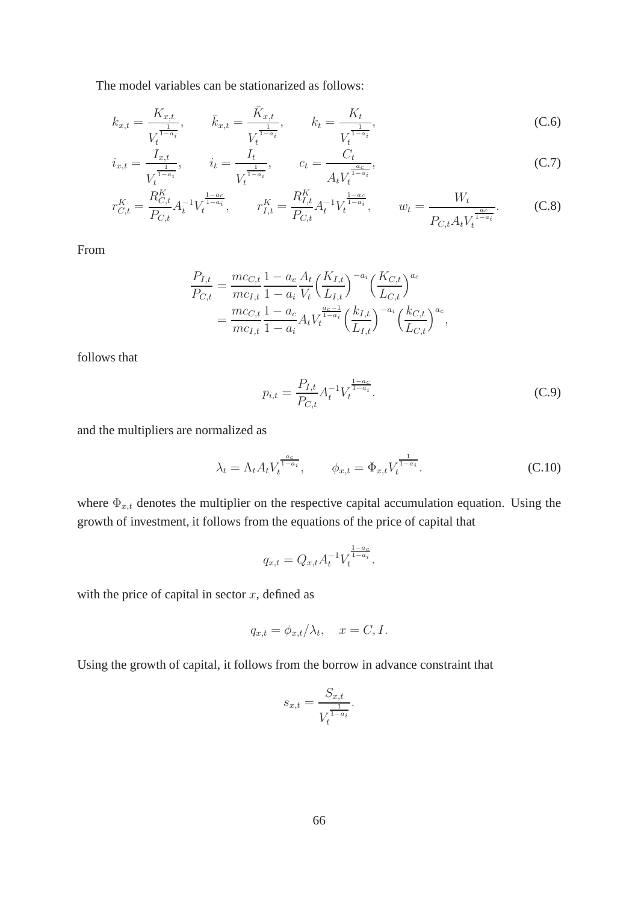The model variables can be stationarized as follows:

$$k_{x,t} = \frac{K_{x,t}}{V_t^{\frac{1}{1-a_i}}}, \qquad \bar{k}_{x,t} = \frac{\bar{K}_{x,t}}{V_t^{\frac{1}{1-a_i}}}, \qquad k_t = \frac{K_t}{V_t^{\frac{1}{1-a_i}}}, \tag{C.6}$$

$$i_{x,t} = \frac{I_{x,t}}{V_t^{\frac{1}{1-a_i}}}, \qquad i_t = \frac{I_t}{V_t^{\frac{1}{1-a_i}}}, \qquad c_t = \frac{C_t}{A_t V_t^{\frac{a_c}{1-a_i}}}, \tag{C.7}$$

$$r^K_{C,t} = \frac{R^K_{C,t}}{P_{C,t}} A_t^{-1} V_t^{\frac{1-a_c}{1-a_i}}, \qquad r^K_{I,t} = \frac{R^K_{I,t}}{P_{C,t}} A_t^{-1} V_t^{\frac{1-a_c}{1-a_i}}, \qquad w_t = \frac{W_t}{P_{C,t} A_t V_t^{\frac{a_c}{1-a_i}}}. \tag{C.8}$$

From

$$\begin{aligned}
\frac{P_{I,t}}{P_{C,t}} &= \frac{mc_{C,t}}{mc_{I,t}} \frac{1-a_c}{1-a_i} \frac{A_t}{V_t} \Big(\frac{K_{I,t}}{L_{I,t}}\Big)^{-a_i} \Big(\frac{K_{C,t}}{L_{C,t}}\Big)^{a_c} \\
&= \frac{mc_{C,t}}{mc_{I,t}} \frac{1-a_c}{1-a_i} A_t V_t^{\frac{a_c-1}{1-a_i}} \Big(\frac{k_{I,t}}{L_{I,t}}\Big)^{-a_i} \Big(\frac{k_{C,t}}{L_{C,t}}\Big)^{a_c},
\end{aligned}$$

follows that

$$p_{i,t} = \frac{P_{I,t}}{P_{C,t}} A_t^{-1} V_t^{\frac{1-a_c}{1-a_i}}. \tag{C.9}$$

and the multipliers are normalized as

$$\lambda_t = \Lambda_t A_t V_t^{\frac{a_c}{1-a_i}}, \qquad \phi_{x,t} = \Phi_{x,t} V_t^{\frac{1}{1-a_i}}. \tag{C.10}$$

where $\Phi_{x,t}$ denotes the multiplier on the respective capital accumulation equation. Using the growth of investment, it follows from the equations of the price of capital that

$$q_{x,t} = Q_{x,t} A_t^{-1} V_t^{\frac{1-a_c}{1-a_i}}.$$

with the price of capital in sector $x$, defined as

$$q_{x,t} = \phi_{x,t} / \lambda_t, \quad x = C, I.$$

Using the growth of capital, it follows from the borrow in advance constraint that

$$s_{x,t} = \frac{S_{x,t}}{V_t^{\frac{1}{1-a_i}}}.$$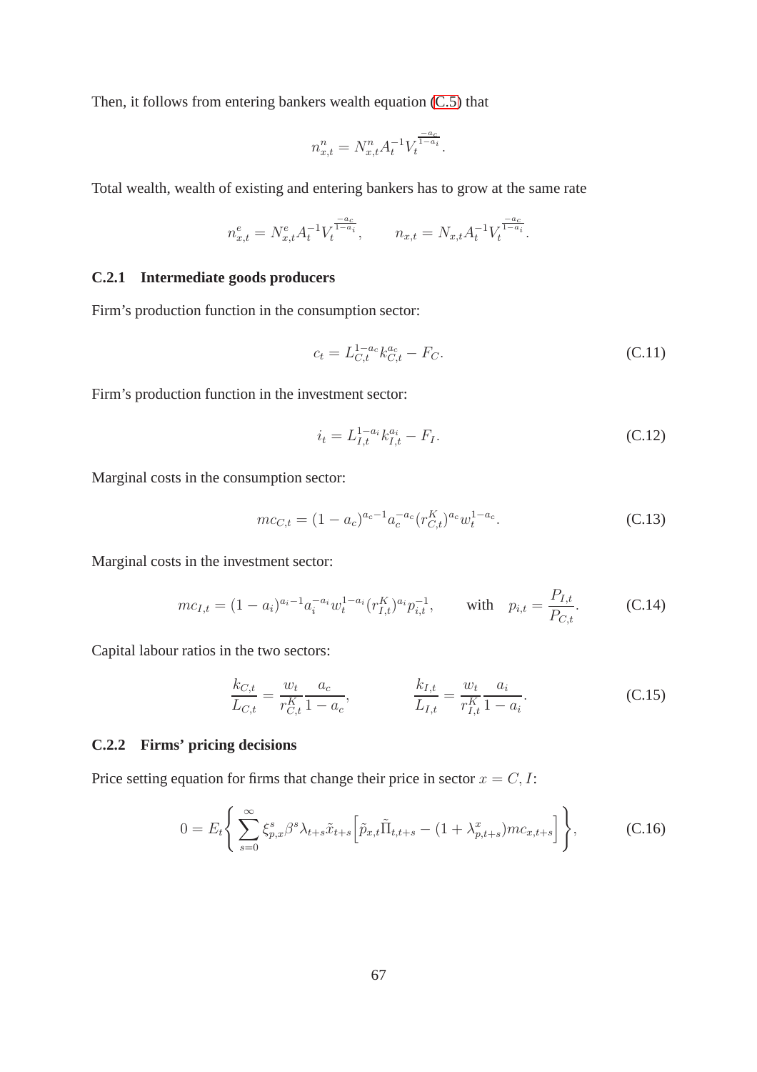Then, it follows from entering bankers wealth equation (C.5) that

$$n^n_{x,t} = N^n_{x,t} A_t^{-1} V_t^{\frac{-a_c}{1-a_i}}.$$

Total wealth, wealth of existing and entering bankers has to grow at the same rate

$$n^e_{x,t} = N^e_{x,t} A_t^{-1} V_t^{\frac{-a_c}{1-a_i}}, \qquad n_{x,t} = N_{x,t} A_t^{-1} V_t^{\frac{-a_c}{1-a_i}}.$$

### C.2.1 Intermediate goods producers

Firm's production function in the consumption sector:

$$c_t = L_{C,t}^{1-a_c} k_{C,t}^{a_c} - F_C. \tag{C.11}$$

Firm's production function in the investment sector:

$$i_t = L_{I,t}^{1-a_i} k_{I,t}^{a_i} - F_I. \tag{C.12}$$

Marginal costs in the consumption sector:

$$mc_{C,t} = (1-a_c)^{a_c-1} a_c^{-a_c} (r^K_{C,t})^{a_c} w_t^{1-a_c}. \tag{C.13}$$

Marginal costs in the investment sector:

$$mc_{I,t} = (1-a_i)^{a_i-1} a_i^{-a_i} w_t^{1-a_i} (r^K_{I,t})^{a_i} p_{i,t}^{-1}, \qquad \text{with} \quad p_{i,t} = \frac{P_{I,t}}{P_{C,t}}. \tag{C.14}$$

Capital labour ratios in the two sectors:

$$\frac{k_{C,t}}{L_{C,t}} = \frac{w_t}{r^K_{C,t}} \frac{a_c}{1-a_c}, \qquad \frac{k_{I,t}}{L_{I,t}} = \frac{w_t}{r^K_{I,t}} \frac{a_i}{1-a_i}. \tag{C.15}$$

### C.2.2 Firms' pricing decisions

Price setting equation for firms that change their price in sector $x = C, I$:

$$0 = E_t \left\{ \sum_{s=0}^{\infty} \xi^s_{p,x} \beta^s \lambda_{t+s} \tilde{x}_{t+s} \Big[ \tilde{p}_{x,t} \tilde{\Pi}_{t,t+s} - (1+\lambda^x_{p,t+s}) mc_{x,t+s} \Big] \right\}, \tag{C.16}$$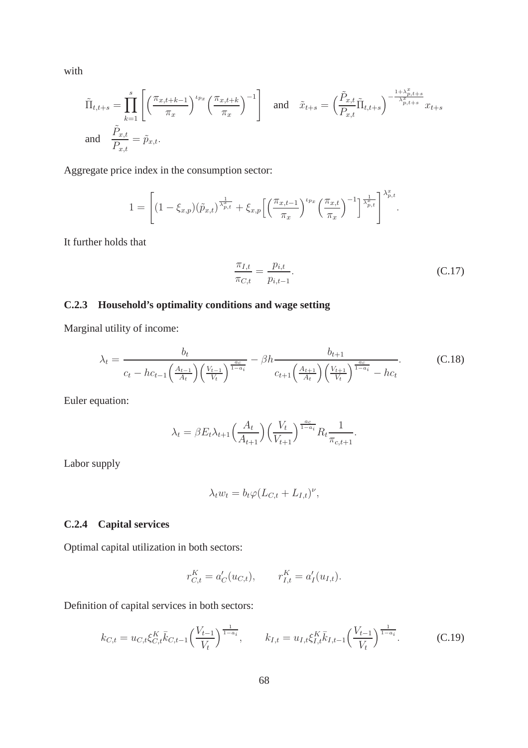with

$$\tilde{\Pi}_{t,t+s} = \prod_{k=1}^{s} \left[ \left( \frac{\pi_{x,t+k-1}}{\pi_x} \right)^{\iota_{p_x}} \left( \frac{\pi_{x,t+k}}{\pi_x} \right)^{-1} \right] \quad \text{and} \quad \tilde{x}_{t+s} = \left( \frac{\tilde{P}_{x,t}}{P_{x,t}} \tilde{\Pi}_{t,t+s} \right)^{-\frac{1+\lambda^x_{p,t+s}}{\lambda^x_{p,t+s}}} x_{t+s}$$

$$\text{and} \quad \frac{\tilde{P}_{x,t}}{P_{x,t}} = \tilde{p}_{x,t}.$$

Aggregate price index in the consumption sector:

$$1 = \left[ (1 - \xi_{x,p}) (\tilde{p}_{x,t})^{\frac{1}{\lambda^x_{p,t}}} + \xi_{x,p} \left[ \left( \frac{\pi_{x,t-1}}{\pi_x} \right)^{\iota_{p_x}} \left( \frac{\pi_{x,t}}{\pi_x} \right)^{-1} \right]^{\frac{1}{\lambda^x_{p,t}}} \right]^{\lambda^x_{p,t}}.$$

It further holds that

$$\frac{\pi_{I,t}}{\pi_{C,t}} = \frac{p_{i,t}}{p_{i,t-1}}. \tag{C.17}$$

### C.2.3 Household's optimality conditions and wage setting

Marginal utility of income:

$$\lambda_t = \frac{b_t}{c_t - h c_{t-1} \left( \frac{A_{t-1}}{A_t} \right) \left( \frac{V_{t-1}}{V_t} \right)^{\frac{a_c}{1-a_i}}} - \beta h \frac{b_{t+1}}{c_{t+1} \left( \frac{A_{t+1}}{A_t} \right) \left( \frac{V_{t+1}}{V_t} \right)^{\frac{a_c}{1-a_i}} - h c_t}. \tag{C.18}$$

Euler equation:

$$\lambda_t = \beta E_t \lambda_{t+1} \left( \frac{A_t}{A_{t+1}} \right) \left( \frac{V_t}{V_{t+1}} \right)^{\frac{a_c}{1-a_i}} R_t \frac{1}{\pi_{c,t+1}}.$$

Labor supply

$$\lambda_t w_t = b_t \varphi (L_{C,t} + L_{I,t})^{\nu},$$

### C.2.4 Capital services

Optimal capital utilization in both sectors:

$$r^K_{C,t} = a'_C(u_{C,t}), \qquad r^K_{I,t} = a'_I(u_{I,t}).$$

Definition of capital services in both sectors:

$$k_{C,t} = u_{C,t} \xi^K_{C,t} \bar{k}_{C,t-1} \left( \frac{V_{t-1}}{V_t} \right)^{\frac{1}{1-a_i}}, \qquad k_{I,t} = u_{I,t} \xi^K_{I,t} \bar{k}_{I,t-1} \left( \frac{V_{t-1}}{V_t} \right)^{\frac{1}{1-a_i}}. \tag{C.19}$$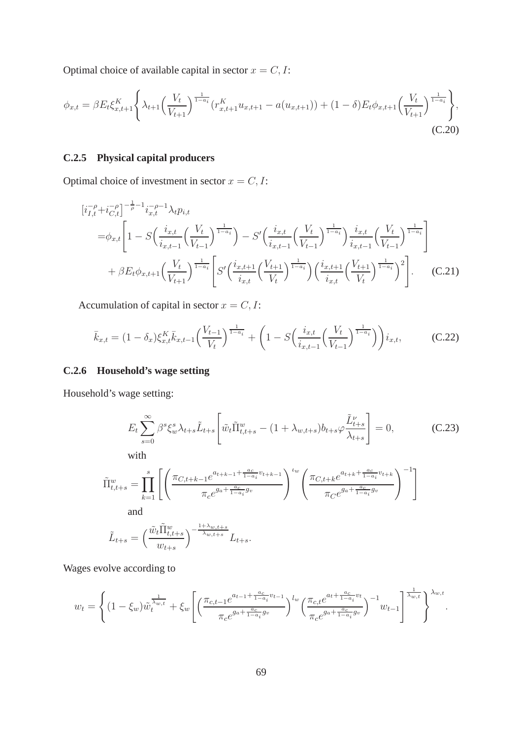Optimal choice of available capital in sector $x = C, I$:

$$\phi_{x,t} = \beta E_t \xi^K_{x,t+1} \Bigg\{ \lambda_{t+1} \Big( \frac{V_t}{V_{t+1}} \Big)^{\frac{1}{1-a_i}} (r^K_{x,t+1} u_{x,t+1} - a(u_{x,t+1})) + (1-\delta) E_t \phi_{x,t+1} \Big( \frac{V_t}{V_{t+1}} \Big)^{\frac{1}{1-a_i}} \Bigg\}, \tag{C.20}$$

### C.2.5 Physical capital producers

Optimal choice of investment in sector $x = C, I$:

$$\begin{aligned}
[i_{I,t}^{-\rho} + i_{C,t}^{-\rho}]^{-\frac{1}{\rho}-1} i_{x,t}^{-\rho-1} \lambda_t p_{i,t} \\
= \phi_{x,t} \Bigg[ 1 - S\Big( \frac{i_{x,t}}{i_{x,t-1}} \Big( \frac{V_t}{V_{t-1}} \Big)^{\frac{1}{1-a_i}} \Big) - S'\Big( \frac{i_{x,t}}{i_{x,t-1}} \Big( \frac{V_t}{V_{t-1}} \Big)^{\frac{1}{1-a_i}} \Big) \frac{i_{x,t}}{i_{x,t-1}} \Big( \frac{V_t}{V_{t-1}} \Big)^{\frac{1}{1-a_i}} \Bigg] \\
+ \beta E_t \phi_{x,t+1} \Big( \frac{V_t}{V_{t+1}} \Big)^{\frac{1}{1-a_i}} \Bigg[ S'\Big( \frac{i_{x,t+1}}{i_{x,t}} \Big( \frac{V_{t+1}}{V_t} \Big)^{\frac{1}{1-a_i}} \Big) \Big( \frac{i_{x,t+1}}{i_{x,t}} \Big( \frac{V_{t+1}}{V_t} \Big)^{\frac{1}{1-a_i}} \Big)^2 \Bigg].
\end{aligned} \tag{C.21}$$

Accumulation of capital in sector $x = C, I$:

$$\bar{k}_{x,t} = (1-\delta_x) \xi^K_{x,t} \bar{k}_{x,t-1} \Big( \frac{V_{t-1}}{V_t} \Big)^{\frac{1}{1-a_i}} + \Bigg( 1 - S\Big( \frac{i_{x,t}}{i_{x,t-1}} \Big( \frac{V_t}{V_{t-1}} \Big)^{\frac{1}{1-a_i}} \Big) \Bigg) i_{x,t}, \tag{C.22}$$

### C.2.6 Household's wage setting

Household's wage setting:

$$E_t \sum_{s=0}^{\infty} \beta^s \xi_w^s \lambda_{t+s} \tilde{L}_{t+s} \Bigg[ \tilde{w}_t \tilde{\Pi}^w_{t,t+s} - (1+\lambda_{w,t+s}) b_{t+s} \varphi \frac{\tilde{L}^{\nu}_{t+s}}{\lambda_{t+s}} \Bigg] = 0, \tag{C.23}$$

with

$$\tilde{\Pi}^w_{t,t+s} = \prod_{k=1}^{s} \Bigg[ \Bigg( \frac{\pi_{C,t+k-1} e^{a_{t+k-1} + \frac{a_c}{1-a_i} v_{t+k-1}}}{\pi_c e^{g_a + \frac{a_c}{1-a_i} g_v}} \Bigg)^{\iota_w} \Bigg( \frac{\pi_{C,t+k} e^{a_{t+k} + \frac{a_c}{1-a_i} v_{t+k}}}{\pi_C e^{g_a + \frac{a_c}{1-a_i} g_v}} \Bigg)^{-1} \Bigg]$$

and

$$\tilde{L}_{t+s} = \Big( \frac{\tilde{w}_t \tilde{\Pi}^w_{t,t+s}}{w_{t+s}} \Big)^{-\frac{1+\lambda_{w,t+s}}{\lambda_{w,t+s}}} L_{t+s}.$$

Wages evolve according to

$$w_t = \Bigg\{ (1-\xi_w) \tilde{w}_t^{\frac{1}{\lambda_{w,t}}} + \xi_w \Bigg[ \Big( \frac{\pi_{c,t-1} e^{a_{t-1} + \frac{a_c}{1-a_i} v_{t-1}}}{\pi_c e^{g_a + \frac{a_c}{1-a_i} g_v}} \Big)^{\iota_w} \Big( \frac{\pi_{c,t} e^{a_t + \frac{a_c}{1-a_i} v_t}}{\pi_c e^{g_a + \frac{a_c}{1-a_i} g_v}} \Big)^{-1} w_{t-1} \Bigg]^{\frac{1}{\lambda_{w,t}}} \Bigg\}^{\lambda_{w,t}}.$$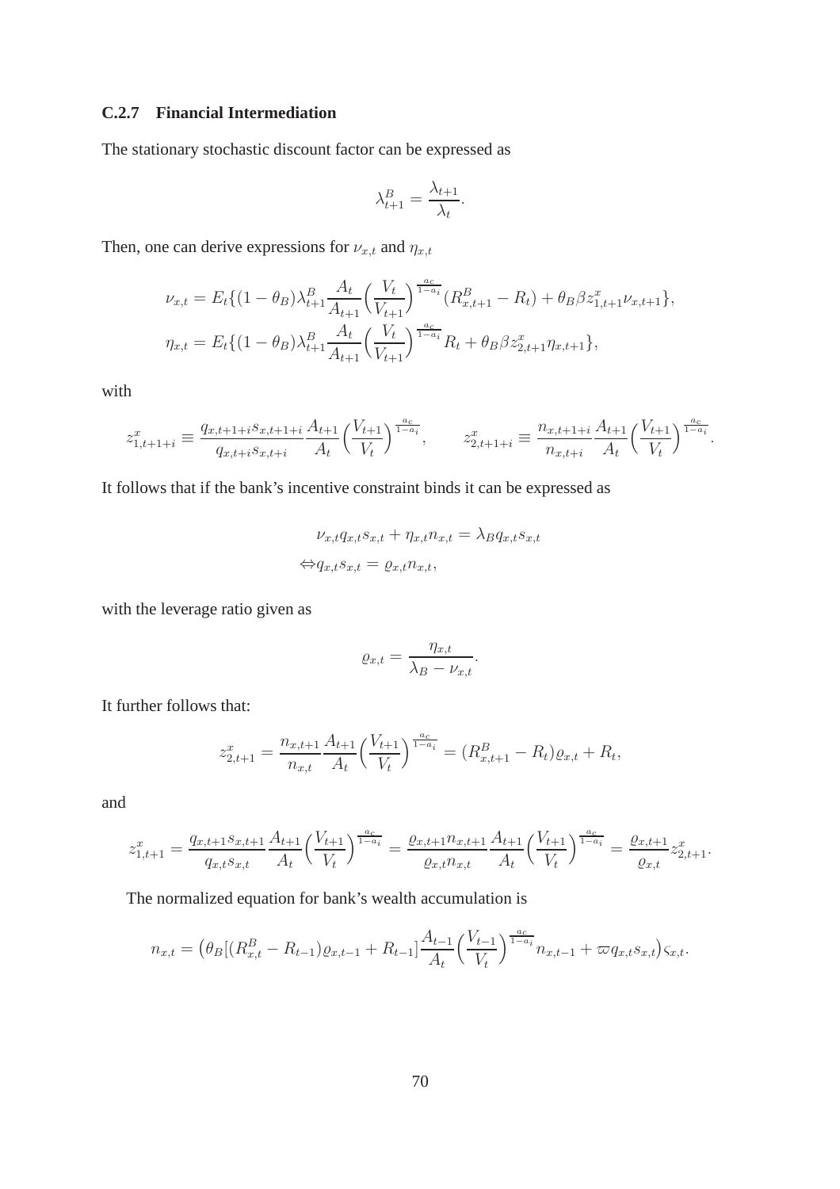### C.2.7 Financial Intermediation

The stationary stochastic discount factor can be expressed as

$$\lambda_{t+1}^{B} = \frac{\lambda_{t+1}}{\lambda_t}.$$

Then, one can derive expressions for $\nu_{x,t}$ and $\eta_{x,t}$

$$\nu_{x,t} = E_t\{(1-\theta_B)\lambda_{t+1}^{B}\frac{A_t}{A_{t+1}}\Big(\frac{V_t}{V_{t+1}}\Big)^{\frac{a_c}{1-a_i}}(R_{x,t+1}^{B} - R_t) + \theta_B\beta z_{1,t+1}^{x}\nu_{x,t+1}\},$$

$$\eta_{x,t} = E_t\{(1-\theta_B)\lambda_{t+1}^{B}\frac{A_t}{A_{t+1}}\Big(\frac{V_t}{V_{t+1}}\Big)^{\frac{a_c}{1-a_i}}R_t + \theta_B\beta z_{2,t+1}^{x}\eta_{x,t+1}\},$$

with

$$z_{1,t+1+i}^{x} \equiv \frac{q_{x,t+1+i}s_{x,t+1+i}}{q_{x,t+i}s_{x,t+i}}\frac{A_{t+1}}{A_t}\Big(\frac{V_{t+1}}{V_t}\Big)^{\frac{a_c}{1-a_i}}, \qquad z_{2,t+1+i}^{x} \equiv \frac{n_{x,t+1+i}}{n_{x,t+i}}\frac{A_{t+1}}{A_t}\Big(\frac{V_{t+1}}{V_t}\Big)^{\frac{a_c}{1-a_i}}.$$

It follows that if the bank's incentive constraint binds it can be expressed as

$$\nu_{x,t}q_{x,t}s_{x,t} + \eta_{x,t}n_{x,t} = \lambda_B q_{x,t}s_{x,t}$$

$$\Leftrightarrow q_{x,t}s_{x,t} = \varrho_{x,t}n_{x,t},$$

with the leverage ratio given as

$$\varrho_{x,t} = \frac{\eta_{x,t}}{\lambda_B - \nu_{x,t}}.$$

It further follows that:

$$z_{2,t+1}^{x} = \frac{n_{x,t+1}}{n_{x,t}}\frac{A_{t+1}}{A_t}\Big(\frac{V_{t+1}}{V_t}\Big)^{\frac{a_c}{1-a_i}} = (R_{x,t+1}^{B} - R_t)\varrho_{x,t} + R_t,$$

and

$$z_{1,t+1}^{x} = \frac{q_{x,t+1}s_{x,t+1}}{q_{x,t}s_{x,t}}\frac{A_{t+1}}{A_t}\Big(\frac{V_{t+1}}{V_t}\Big)^{\frac{a_c}{1-a_i}} = \frac{\varrho_{x,t+1}n_{x,t+1}}{\varrho_{x,t}n_{x,t}}\frac{A_{t+1}}{A_t}\Big(\frac{V_{t+1}}{V_t}\Big)^{\frac{a_c}{1-a_i}} = \frac{\varrho_{x,t+1}}{\varrho_{x,t}}z_{2,t+1}^{x}.$$

The normalized equation for bank's wealth accumulation is

$$n_{x,t} = \big(\theta_B[(R_{x,t}^{B} - R_{t-1})\varrho_{x,t-1} + R_{t-1}]\frac{A_{t-1}}{A_t}\Big(\frac{V_{t-1}}{V_t}\Big)^{\frac{a_c}{1-a_i}}n_{x,t-1} + \varpi q_{x,t}s_{x,t}\big)\varsigma_{x,t}.$$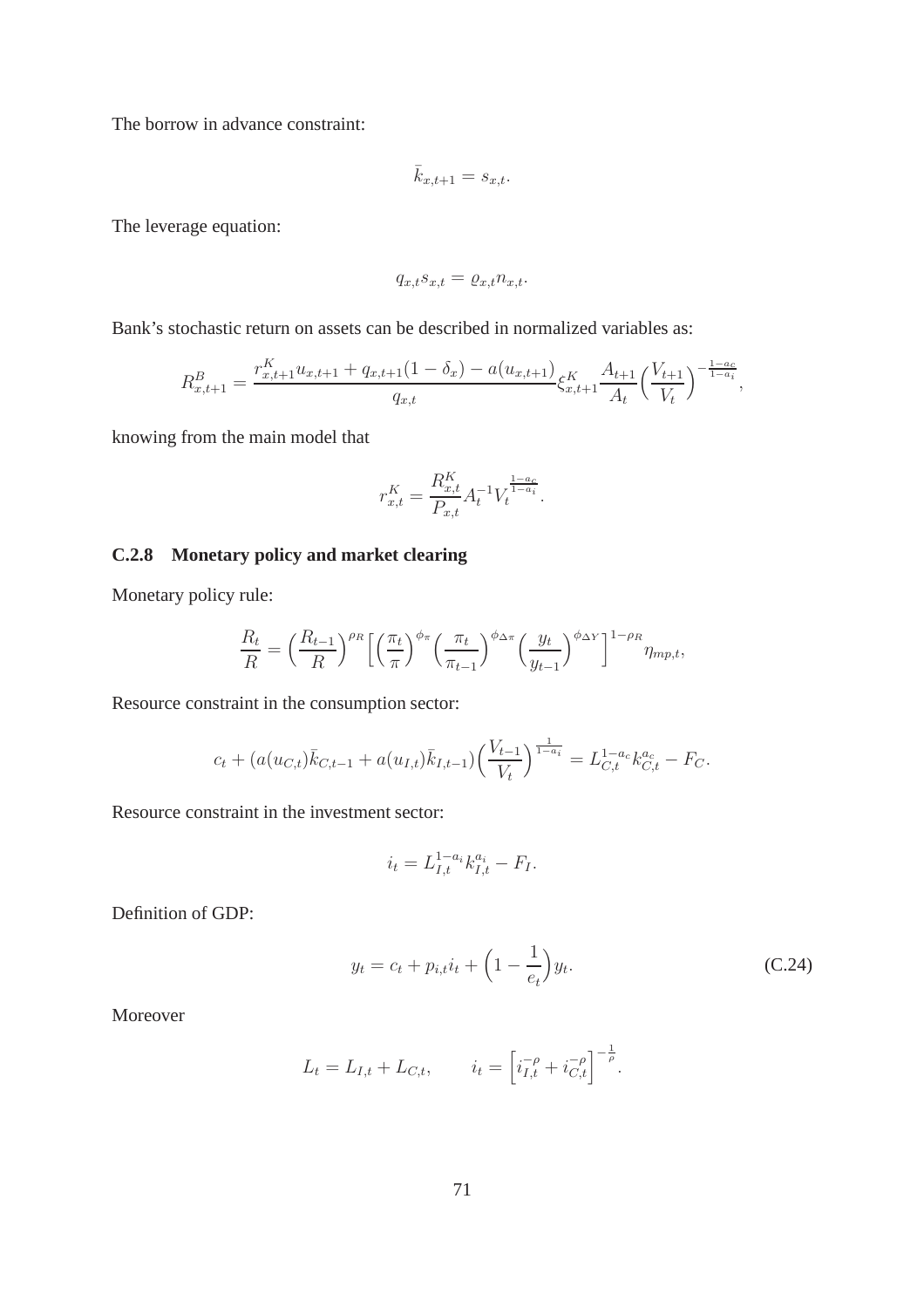The borrow in advance constraint:

$$\bar{k}_{x,t+1} = s_{x,t}.$$

The leverage equation:

$$q_{x,t} s_{x,t} = \varrho_{x,t} n_{x,t}.$$

Bank's stochastic return on assets can be described in normalized variables as:

$$R^B_{x,t+1} = \frac{r^K_{x,t+1} u_{x,t+1} + q_{x,t+1}(1-\delta_x) - a(u_{x,t+1})}{q_{x,t}} \xi^K_{x,t+1} \frac{A_{t+1}}{A_t} \Big(\frac{V_{t+1}}{V_t}\Big)^{-\frac{1-a_c}{1-a_i}},$$

knowing from the main model that

$$r^K_{x,t} = \frac{R^K_{x,t}}{P_{x,t}} A_t^{-1} V_t^{\frac{1-a_c}{1-a_i}}.$$

### C.2.8 Monetary policy and market clearing

Monetary policy rule:

$$\frac{R_t}{R} = \Big(\frac{R_{t-1}}{R}\Big)^{\rho_R} \Big[ \Big(\frac{\pi_t}{\pi}\Big)^{\phi_\pi} \Big(\frac{\pi_t}{\pi_{t-1}}\Big)^{\phi_{\Delta\pi}} \Big(\frac{y_t}{y_{t-1}}\Big)^{\phi_{\Delta Y}} \Big]^{1-\rho_R} \eta_{mp,t},$$

Resource constraint in the consumption sector:

$$c_t + (a(u_{C,t})\bar{k}_{C,t-1} + a(u_{I,t})\bar{k}_{I,t-1}) \Big(\frac{V_{t-1}}{V_t}\Big)^{\frac{1}{1-a_i}} = L^{1-a_c}_{C,t} k^{a_c}_{C,t} - F_C.$$

Resource constraint in the investment sector:

$$i_t = L^{1-a_i}_{I,t} k^{a_i}_{I,t} - F_I.$$

Definition of GDP:

$$y_t = c_t + p_{i,t} i_t + \Big(1 - \frac{1}{e_t}\Big) y_t. \tag{C.24}$$

Moreover

$$L_t = L_{I,t} + L_{C,t}, \qquad i_t = \Big[ i^{-\rho}_{I,t} + i^{-\rho}_{C,t} \Big]^{-\frac{1}{\rho}}.$$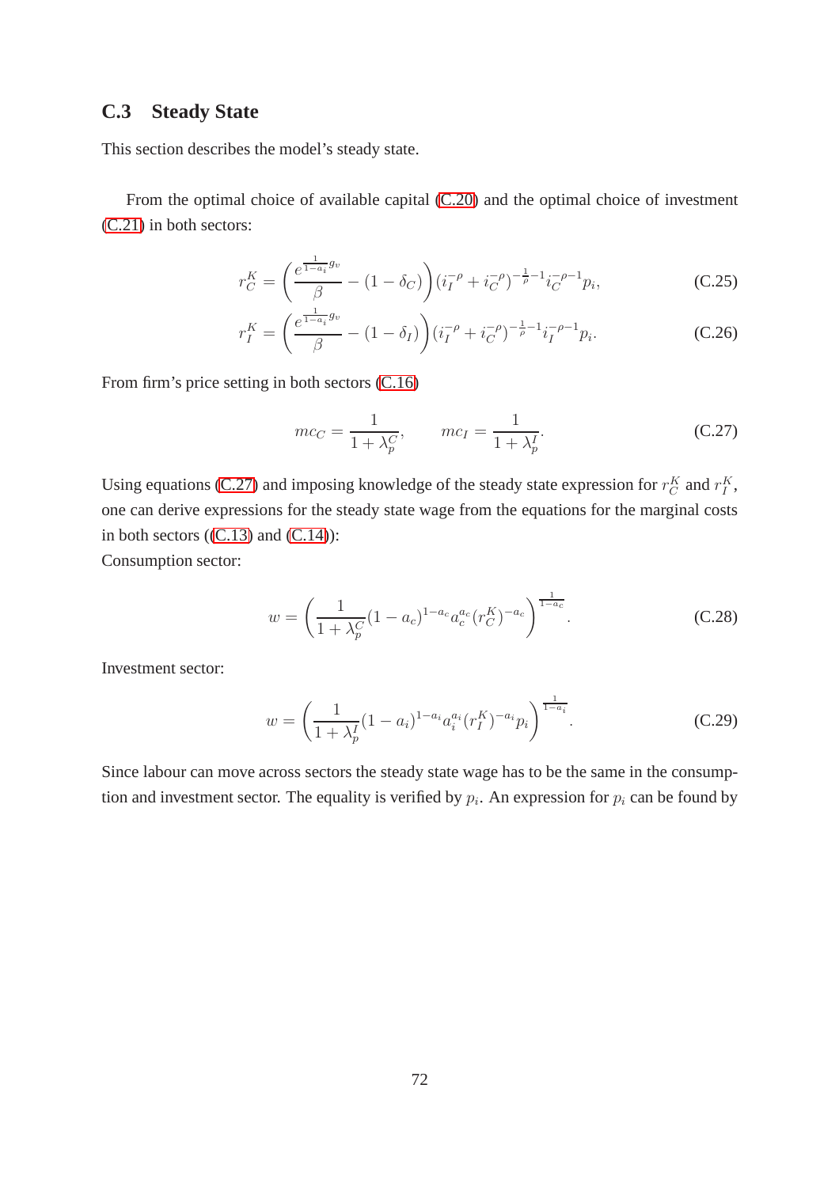## C.3 Steady State

This section describes the model's steady state.

From the optimal choice of available capital (C.20) and the optimal choice of investment (C.21) in both sectors:

$$r_C^K = \left( \frac{e^{\frac{1}{1-a_i} g_v}}{\beta} - (1-\delta_C) \right) (i_I^{-\rho} + i_C^{-\rho})^{-\frac{1}{\rho}-1} i_C^{-\rho-1} p_i, \tag{C.25}$$

$$r_I^K = \left( \frac{e^{\frac{1}{1-a_i} g_v}}{\beta} - (1-\delta_I) \right) (i_I^{-\rho} + i_C^{-\rho})^{-\frac{1}{\rho}-1} i_I^{-\rho-1} p_i. \tag{C.26}$$

From firm's price setting in both sectors (C.16)

$$mc_C = \frac{1}{1+\lambda_p^C}, \qquad mc_I = \frac{1}{1+\lambda_p^I}. \tag{C.27}$$

Using equations (C.27) and imposing knowledge of the steady state expression for $r_C^K$ and $r_I^K$, one can derive expressions for the steady state wage from the equations for the marginal costs in both sectors ((C.13) and (C.14)):
Consumption sector:

$$w = \left( \frac{1}{1+\lambda_p^C} (1-a_c)^{1-a_c} a_c^{a_c} (r_C^K)^{-a_c} \right)^{\frac{1}{1-a_c}}. \tag{C.28}$$

Investment sector:

$$w = \left( \frac{1}{1+\lambda_p^I} (1-a_i)^{1-a_i} a_i^{a_i} (r_I^K)^{-a_i} p_i \right)^{\frac{1}{1-a_i}}. \tag{C.29}$$

Since labour can move across sectors the steady state wage has to be the same in the consumption and investment sector. The equality is verified by $p_i$. An expression for $p_i$ can be found by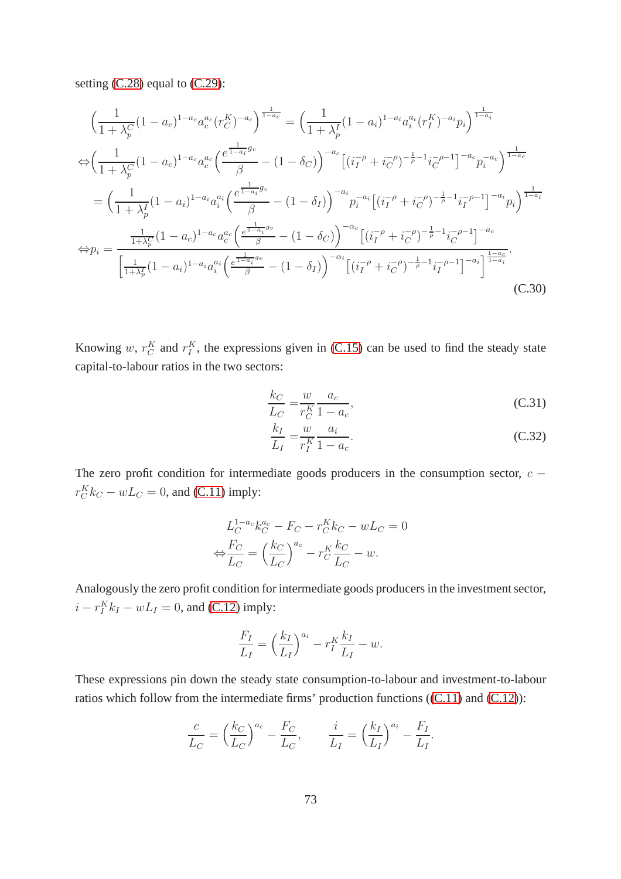setting (C.28) equal to (C.29):

$$
\begin{aligned}
&\left(\frac{1}{1+\lambda_p^C}(1-a_c)^{1-a_c}a_c^{a_c}(r_C^K)^{-a_c}\right)^{\frac{1}{1-a_c}} = \left(\frac{1}{1+\lambda_p^I}(1-a_i)^{1-a_i}a_i^{a_i}(r_I^K)^{-a_i}p_i\right)^{\frac{1}{1-a_i}} \\
\Leftrightarrow &\left(\frac{1}{1+\lambda_p^C}(1-a_c)^{1-a_c}a_c^{a_c}\left(\frac{e^{\frac{1}{1-a_i}g_v}}{\beta}-(1-\delta_C)\right)^{-a_c}\left[(i_I^{-\rho}+i_C^{-\rho})^{-\frac{1}{\rho}-1}i_C^{-\rho-1}\right]^{-a_c}p_i^{-a_c}\right)^{\frac{1}{1-a_c}} \\
&= \left(\frac{1}{1+\lambda_p^I}(1-a_i)^{1-a_i}a_i^{a_i}\left(\frac{e^{\frac{1}{1-a_i}g_v}}{\beta}-(1-\delta_I)\right)^{-a_i}p_i^{-a_i}\left[(i_I^{-\rho}+i_C^{-\rho})^{-\frac{1}{\rho}-1}i_I^{-\rho-1}\right]^{-a_i}p_i\right)^{\frac{1}{1-a_i}} \\
\Leftrightarrow &p_i = \frac{\frac{1}{1+\lambda_p^C}(1-a_c)^{1-a_c}a_c^{a_c}\left(\frac{e^{\frac{1}{1-a_i}g_v}}{\beta}-(1-\delta_C)\right)^{-\alpha_c}\left[(i_I^{-\rho}+i_C^{-\rho})^{-\frac{1}{\rho}-1}i_C^{-\rho-1}\right]^{-a_c}}{\left[\frac{1}{1+\lambda_p^I}(1-a_i)^{1-a_i}a_i^{a_i}\left(\frac{e^{\frac{1}{1-a_i}g_v}}{\beta}-(1-\delta_I)\right)^{-\alpha_i}\left[(i_I^{-\rho}+i_C^{-\rho})^{-\frac{1}{\rho}-1}i_I^{-\rho-1}\right]^{-a_i}\right]^{\frac{1-a_c}{1-a_i}}}.
\end{aligned}
\tag{C.30}
$$

Knowing $w$, $r_C^K$ and $r_I^K$, the expressions given in (C.15) can be used to find the steady state capital-to-labour ratios in the two sectors:

$$
\frac{k_C}{L_C} = \frac{w}{r_C^K}\frac{a_c}{1-a_c}, \tag{C.31}
$$

$$
\frac{k_I}{L_I} = \frac{w}{r_I^K}\frac{a_i}{1-a_c}. \tag{C.32}
$$

The zero profit condition for intermediate goods producers in the consumption sector, $c - r_C^K k_C - wL_C = 0$, and (C.11) imply:

$$
\begin{aligned}
&L_C^{1-a_c}k_C^{a_c} - F_C - r_C^K k_C - wL_C = 0 \\
\Leftrightarrow &\frac{F_C}{L_C} = \left(\frac{k_C}{L_C}\right)^{a_c} - r_C^K\frac{k_C}{L_C} - w.
\end{aligned}
$$

Analogously the zero profit condition for intermediate goods producers in the investment sector, $i - r_I^K k_I - wL_I = 0$, and (C.12) imply:

$$
\frac{F_I}{L_I} = \left(\frac{k_I}{L_I}\right)^{a_i} - r_I^K\frac{k_I}{L_I} - w.
$$

These expressions pin down the steady state consumption-to-labour and investment-to-labour ratios which follow from the intermediate firms' production functions ((C.11) and (C.12)):

$$
\frac{c}{L_C} = \left(\frac{k_C}{L_C}\right)^{a_c} - \frac{F_C}{L_C}, \qquad \frac{i}{L_I} = \left(\frac{k_I}{L_I}\right)^{a_i} - \frac{F_I}{L_I}.
$$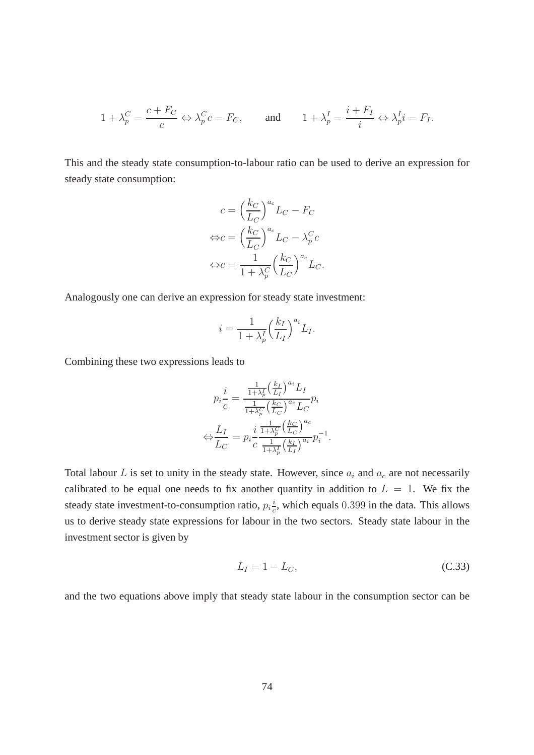$$1 + \lambda_p^C = \frac{c + F_C}{c} \Leftrightarrow \lambda_p^C c = F_C, \qquad \text{and} \qquad 1 + \lambda_p^I = \frac{i + F_I}{i} \Leftrightarrow \lambda_p^I i = F_I.$$

This and the steady state consumption-to-labour ratio can be used to derive an expression for steady state consumption:

$$\begin{aligned}
c &= \Big(\frac{k_C}{L_C}\Big)^{a_c} L_C - F_C \\
\Leftrightarrow c &= \Big(\frac{k_C}{L_C}\Big)^{a_c} L_C - \lambda_p^C c \\
\Leftrightarrow c &= \frac{1}{1 + \lambda_p^C}\Big(\frac{k_C}{L_C}\Big)^{a_c} L_C.
\end{aligned}$$

Analogously one can derive an expression for steady state investment:

$$i = \frac{1}{1 + \lambda_p^I}\Big(\frac{k_I}{L_I}\Big)^{a_i} L_I.$$

Combining these two expressions leads to

$$\begin{aligned}
p_i \frac{i}{c} &= \frac{\frac{1}{1+\lambda_p^I}\Big(\frac{k_I}{L_I}\Big)^{a_i} L_I}{\frac{1}{1+\lambda_p^C}\Big(\frac{k_C}{L_C}\Big)^{a_c} L_C} p_i \\
\Leftrightarrow \frac{L_I}{L_C} &= p_i \frac{i}{c} \frac{\frac{1}{1+\lambda_p^C}\Big(\frac{k_C}{L_C}\Big)^{a_c}}{\frac{1}{1+\lambda_p^I}\Big(\frac{k_I}{L_I}\Big)^{a_i}} p_i^{-1}.
\end{aligned}$$

Total labour $L$ is set to unity in the steady state. However, since $a_i$ and $a_c$ are not necessarily calibrated to be equal one needs to fix another quantity in addition to $L = 1$. We fix the steady state investment-to-consumption ratio, $p_i \frac{i}{c}$, which equals $0.399$ in the data. This allows us to derive steady state expressions for labour in the two sectors. Steady state labour in the investment sector is given by

$$L_I = 1 - L_C, \tag{C.33}$$

and the two equations above imply that steady state labour in the consumption sector can be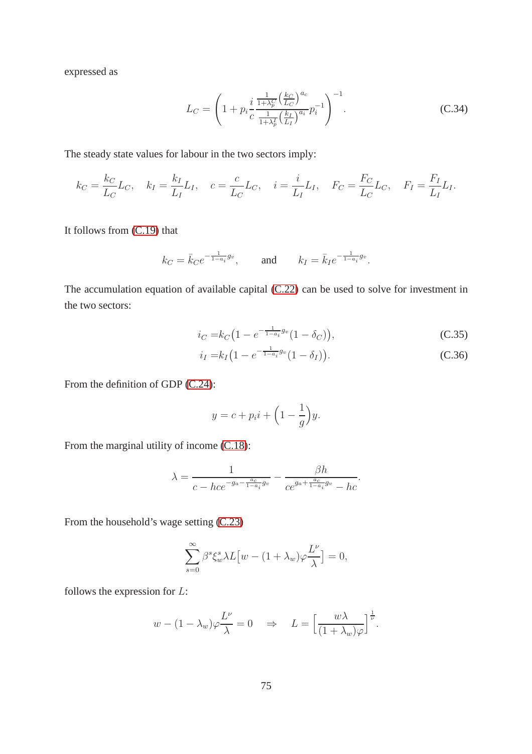expressed as

$$L_C = \left(1 + p_i \frac{i}{c} \frac{\frac{1}{1+\lambda_p^C}\left(\frac{k_C}{L_C}\right)^{a_c}}{\frac{1}{1+\lambda_p^I}\left(\frac{k_I}{L_I}\right)^{a_i}} p_i^{-1}\right)^{-1}. \tag{C.34}$$

The steady state values for labour in the two sectors imply:

$$k_C = \frac{k_C}{L_C} L_C, \quad k_I = \frac{k_I}{L_I} L_I, \quad c = \frac{c}{L_C} L_C, \quad i = \frac{i}{L_I} L_I, \quad F_C = \frac{F_C}{L_C} L_C, \quad F_I = \frac{F_I}{L_I} L_I.$$

It follows from (C.19) that

$$k_C = \bar{k}_C e^{-\frac{1}{1-a_i} g_v}, \qquad \text{and} \qquad k_I = \bar{k}_I e^{-\frac{1}{1-a_i} g_v}.$$

The accumulation equation of available capital (C.22) can be used to solve for investment in the two sectors:

$$i_C = k_C \big(1 - e^{-\frac{1}{1-a_i} g_v} (1 - \delta_C)\big), \tag{C.35}$$

$$i_I = k_I \big(1 - e^{-\frac{1}{1-a_i} g_v} (1 - \delta_I)\big). \tag{C.36}$$

From the definition of GDP (C.24):

$$y = c + p_i i + \Big(1 - \frac{1}{g}\Big) y.$$

From the marginal utility of income (C.18):

$$\lambda = \frac{1}{c - hce^{-g_a - \frac{a_c}{1-a_i} g_v}} - \frac{\beta h}{ce^{g_a + \frac{a_c}{1-a_i} g_v} - hc}.$$

From the household's wage setting (C.23)

$$\sum_{s=0}^{\infty} \beta^s \xi_w^s \lambda L \big[w - (1 + \lambda_w) \varphi \frac{L^\nu}{\lambda}\big] = 0,$$

follows the expression for $L$:

$$w - (1 - \lambda_w) \varphi \frac{L^\nu}{\lambda} = 0 \quad \Rightarrow \quad L = \left[\frac{w\lambda}{(1 + \lambda_w)\varphi}\right]^{\frac{1}{\nu}}.$$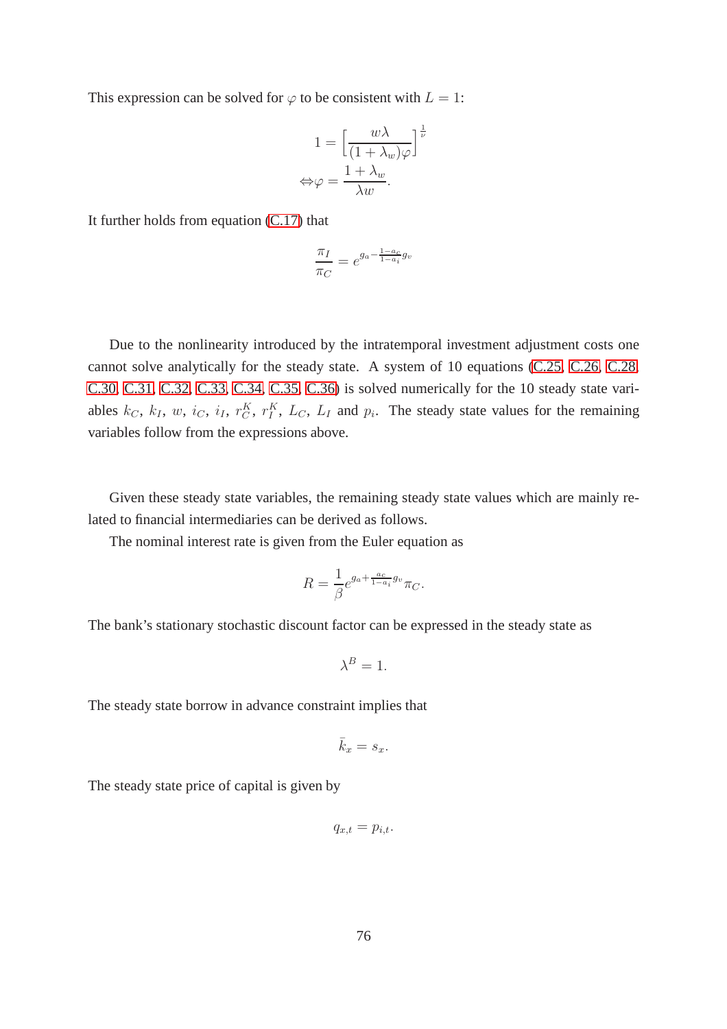This expression can be solved for $\varphi$ to be consistent with $L = 1$:

$$1 = \left[\frac{w\lambda}{(1+\lambda_w)\varphi}\right]^{\frac{1}{\nu}}$$
$$\Leftrightarrow \varphi = \frac{1+\lambda_w}{\lambda w}.$$

It further holds from equation (C.17) that

$$\frac{\pi_I}{\pi_C} = e^{g_a - \frac{1-a_c}{1-a_i} g_v}$$

Due to the nonlinearity introduced by the intratemporal investment adjustment costs one cannot solve analytically for the steady state. A system of 10 equations (C.25, C.26, C.28, C.30, C.31, C.32, C.33, C.34, C.35, C.36) is solved numerically for the 10 steady state variables $k_C$, $k_I$, $w$, $i_C$, $i_I$, $r_C^K$, $r_I^K$, $L_C$, $L_I$ and $p_i$. The steady state values for the remaining variables follow from the expressions above.

Given these steady state variables, the remaining steady state values which are mainly related to financial intermediaries can be derived as follows.

The nominal interest rate is given from the Euler equation as

$$R = \frac{1}{\beta} e^{g_a + \frac{a_C}{1-a_i} g_v} \pi_C.$$

The bank's stationary stochastic discount factor can be expressed in the steady state as

$$\lambda^B = 1.$$

The steady state borrow in advance constraint implies that

$$\bar{k}_x = s_x.$$

The steady state price of capital is given by

$$q_{x,t} = p_{i,t}.$$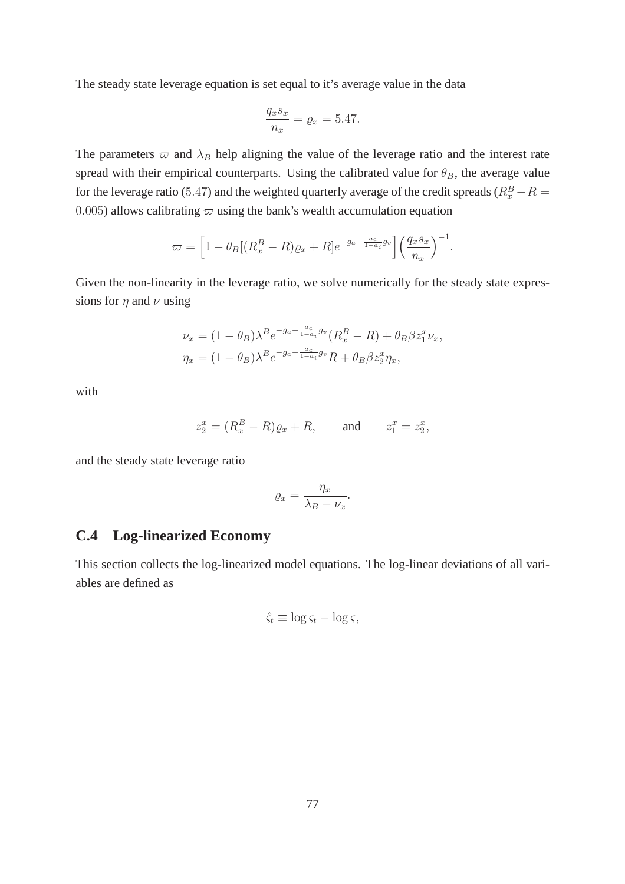The steady state leverage equation is set equal to it's average value in the data

$$\frac{q_x s_x}{n_x} = \varrho_x = 5.47.$$

The parameters $\varpi$ and $\lambda_B$ help aligning the value of the leverage ratio and the interest rate spread with their empirical counterparts. Using the calibrated value for $\theta_B$, the average value for the leverage ratio ($5.47$) and the weighted quarterly average of the credit spreads ($R_x^B - R = 0.005$) allows calibrating $\varpi$ using the bank's wealth accumulation equation

$$\varpi = \Big[1 - \theta_B[(R_x^B - R)\varrho_x + R]e^{-g_a - \frac{a_c}{1-a_i}g_v}\Big]\Big(\frac{q_x s_x}{n_x}\Big)^{-1}.$$

Given the non-linearity in the leverage ratio, we solve numerically for the steady state expressions for $\eta$ and $\nu$ using

$$\nu_x = (1-\theta_B)\lambda^B e^{-g_a - \frac{a_c}{1-a_i}g_v}(R_x^B - R) + \theta_B \beta z_1^x \nu_x,$$
$$\eta_x = (1-\theta_B)\lambda^B e^{-g_a - \frac{a_c}{1-a_i}g_v} R + \theta_B \beta z_2^x \eta_x,$$

with

$$z_2^x = (R_x^B - R)\varrho_x + R, \qquad \text{and} \qquad z_1^x = z_2^x,$$

and the steady state leverage ratio

$$\varrho_x = \frac{\eta_x}{\lambda_B - \nu_x}.$$

## C.4 Log-linearized Economy

This section collects the log-linearized model equations. The log-linear deviations of all variables are defined as

$$\hat{\varsigma}_t \equiv \log \varsigma_t - \log \varsigma,$$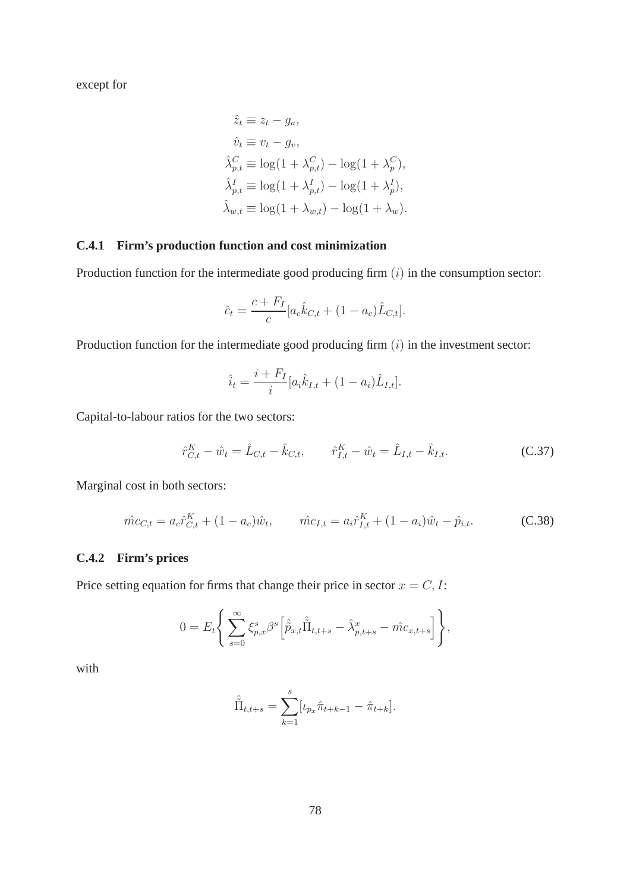except for

$$
\begin{aligned}
\hat{z}_t &\equiv z_t - g_a, \\
\hat{v}_t &\equiv v_t - g_v, \\
\hat{\lambda}^C_{p,t} &\equiv \log(1+\lambda^C_{p,t}) - \log(1+\lambda^C_p), \\
\hat{\lambda}^I_{p,t} &\equiv \log(1+\lambda^I_{p,t}) - \log(1+\lambda^I_p), \\
\hat{\lambda}_{w,t} &\equiv \log(1+\lambda_{w,t}) - \log(1+\lambda_w).
\end{aligned}
$$

### C.4.1 Firm's production function and cost minimization

Production function for the intermediate good producing firm $(i)$ in the consumption sector:

$$
\hat{c}_t = \frac{c + F_I}{c}[a_c \hat{k}_{C,t} + (1-a_c)\hat{L}_{C,t}].
$$

Production function for the intermediate good producing firm $(i)$ in the investment sector:

$$
\hat{i}_t = \frac{i + F_I}{i}[a_i \hat{k}_{I,t} + (1-a_i)\hat{L}_{I,t}].
$$

Capital-to-labour ratios for the two sectors:

$$
\hat{r}^K_{C,t} - \hat{w}_t = \hat{L}_{C,t} - \hat{k}_{C,t}, \qquad \hat{r}^K_{I,t} - \hat{w}_t = \hat{L}_{I,t} - \hat{k}_{I,t}. \tag{C.37}
$$

Marginal cost in both sectors:

$$
\hat{mc}_{C,t} = a_c \hat{r}^K_{C,t} + (1-a_c)\hat{w}_t, \qquad \hat{mc}_{I,t} = a_i \hat{r}^K_{I,t} + (1-a_i)\hat{w}_t - \hat{p}_{i,t}. \tag{C.38}
$$

### C.4.2 Firm's prices

Price setting equation for firms that change their price in sector $x = C, I$:

$$
0 = E_t \left\{ \sum_{s=0}^{\infty} \xi^s_{p,x} \beta^s \left[ \hat{\tilde{p}}_{x,t} \hat{\tilde{\Pi}}_{t,t+s} - \hat{\lambda}^x_{p,t+s} - \hat{mc}_{x,t+s} \right] \right\},
$$

with

$$
\hat{\tilde{\Pi}}_{t,t+s} = \sum_{k=1}^{s} [\iota_{p_x} \hat{\pi}_{t+k-1} - \hat{\pi}_{t+k}].
$$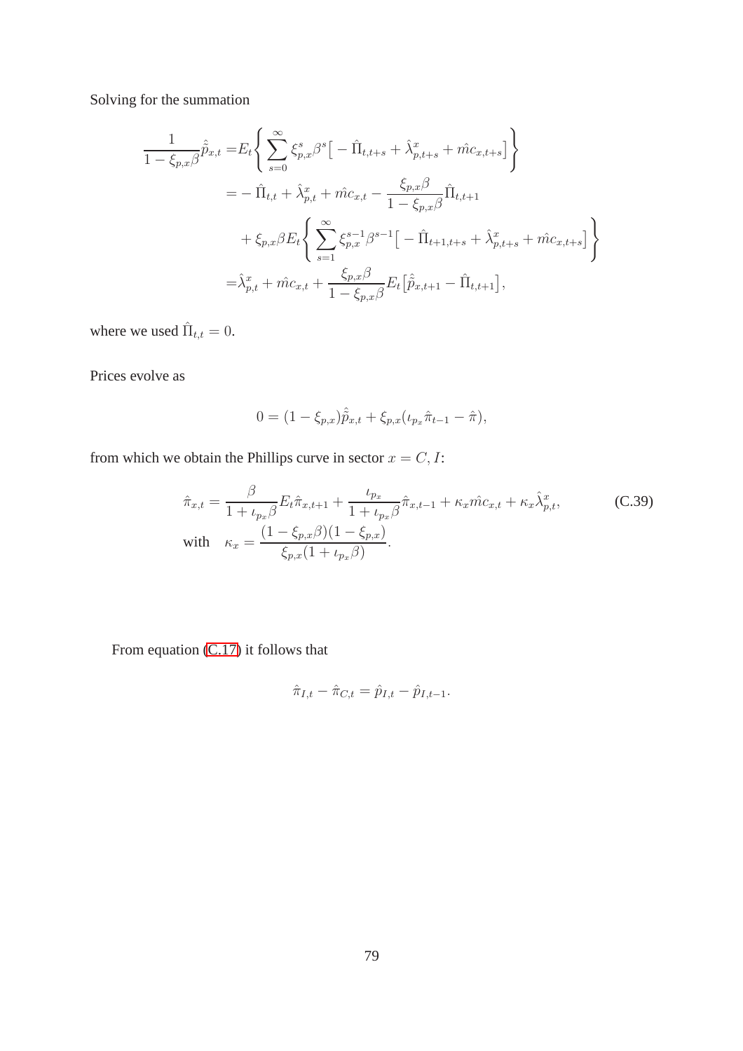Solving for the summation

$$
\begin{aligned}
\frac{1}{1-\xi_{p,x}\beta}\hat{\tilde{p}}_{x,t} =& E_t\left\{\sum_{s=0}^{\infty}\xi_{p,x}^s\beta^s\big[-\hat{\Pi}_{t,t+s}+\hat{\lambda}_{p,t+s}^x+\hat{mc}_{x,t+s}\big]\right\} \\
=& -\hat{\Pi}_{t,t}+\hat{\lambda}_{p,t}^x+\hat{mc}_{x,t}-\frac{\xi_{p,x}\beta}{1-\xi_{p,x}\beta}\hat{\Pi}_{t,t+1} \\
&+\xi_{p,x}\beta E_t\left\{\sum_{s=1}^{\infty}\xi_{p,x}^{s-1}\beta^{s-1}\big[-\hat{\Pi}_{t+1,t+s}+\hat{\lambda}_{p,t+s}^x+\hat{mc}_{x,t+s}\big]\right\} \\
=& \hat{\lambda}_{p,t}^x+\hat{mc}_{x,t}+\frac{\xi_{p,x}\beta}{1-\xi_{p,x}\beta}E_t\big[\hat{\tilde{p}}_{x,t+1}-\hat{\Pi}_{t,t+1}\big],
\end{aligned}
$$

where we used $\hat{\Pi}_{t,t}=0$.

Prices evolve as

$$
0=(1-\xi_{p,x})\hat{\tilde{p}}_{x,t}+\xi_{p,x}(\iota_{p_x}\hat{\pi}_{t-1}-\hat{\pi}),
$$

from which we obtain the Phillips curve in sector $x=C,I$:

$$
\begin{aligned}
&\hat{\pi}_{x,t}=\frac{\beta}{1+\iota_{p_x}\beta}E_t\hat{\pi}_{x,t+1}+\frac{\iota_{p_x}}{1+\iota_{p_x}\beta}\hat{\pi}_{x,t-1}+\kappa_x\hat{mc}_{x,t}+\kappa_x\hat{\lambda}_{p,t}^x, \\
&\text{with}\quad \kappa_x=\frac{(1-\xi_{p,x}\beta)(1-\xi_{p,x})}{\xi_{p,x}(1+\iota_{p_x}\beta)}.
\end{aligned} \tag{C.39}
$$

From equation (C.17) it follows that

$$
\hat{\pi}_{I,t}-\hat{\pi}_{C,t}=\hat{p}_{I,t}-\hat{p}_{I,t-1}.
$$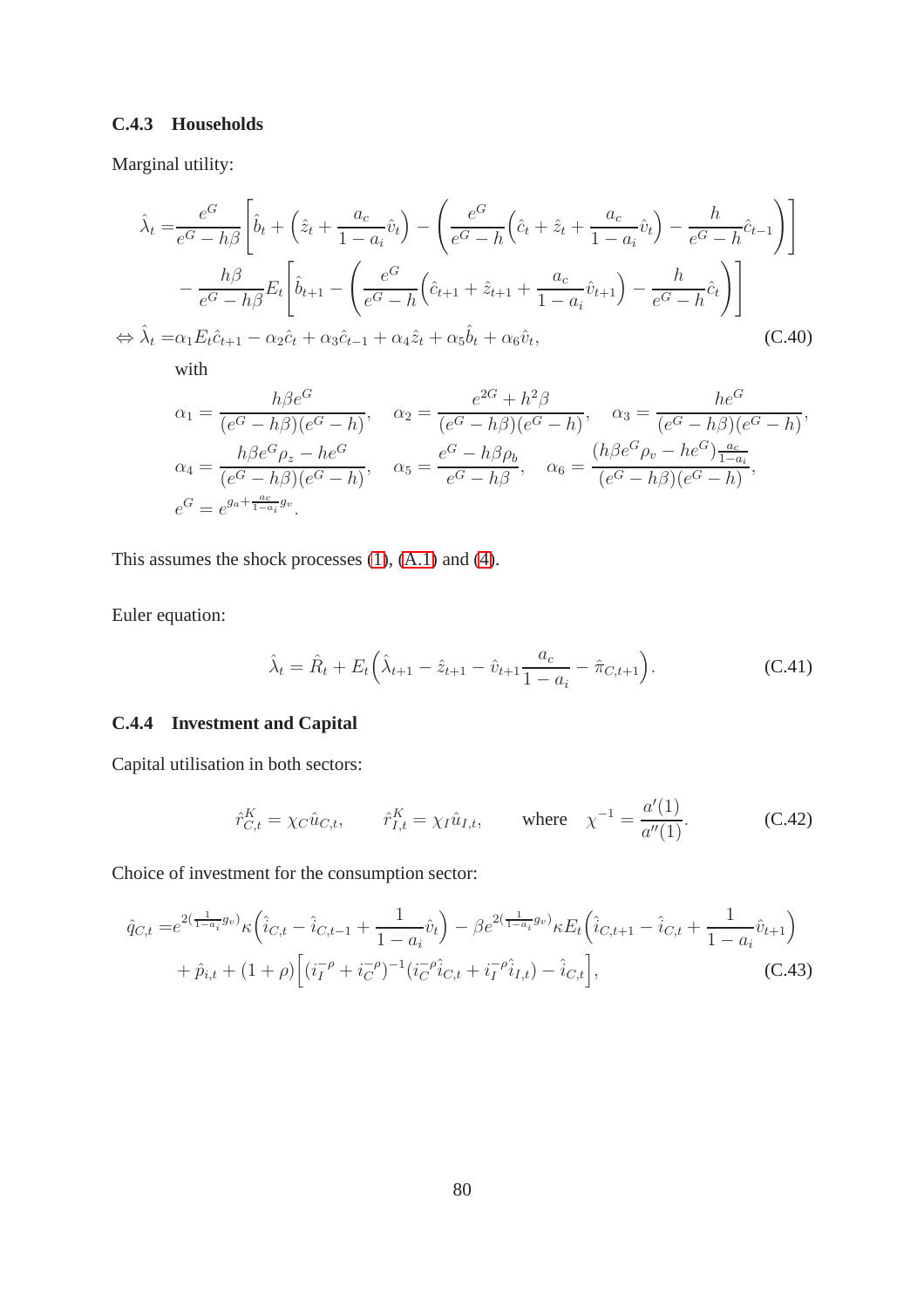### C.4.3 Households

Marginal utility:

$$
\begin{aligned}
\hat{\lambda}_t =& \frac{e^G}{e^G - h\beta}\left[\hat{b}_t + \left(\hat{z}_t + \frac{a_c}{1-a_i}\hat{v}_t\right) - \left(\frac{e^G}{e^G-h}\left(\hat{c}_t + \hat{z}_t + \frac{a_c}{1-a_i}\hat{v}_t\right) - \frac{h}{e^G-h}\hat{c}_{t-1}\right)\right] \\
& - \frac{h\beta}{e^G-h\beta}E_t\left[\hat{b}_{t+1} - \left(\frac{e^G}{e^G-h}\left(\hat{c}_{t+1} + \hat{z}_{t+1} + \frac{a_c}{1-a_i}\hat{v}_{t+1}\right) - \frac{h}{e^G-h}\hat{c}_t\right)\right] \\
\Leftrightarrow \hat{\lambda}_t =& \alpha_1 E_t\hat{c}_{t+1} - \alpha_2\hat{c}_t + \alpha_3\hat{c}_{t-1} + \alpha_4\hat{z}_t + \alpha_5\hat{b}_t + \alpha_6\hat{v}_t, \qquad \text{(C.40)}
\end{aligned}
$$

with

$$
\alpha_1 = \frac{h\beta e^G}{(e^G-h\beta)(e^G-h)}, \quad \alpha_2 = \frac{e^{2G}+h^2\beta}{(e^G-h\beta)(e^G-h)}, \quad \alpha_3 = \frac{he^G}{(e^G-h\beta)(e^G-h)},
$$

$$
\alpha_4 = \frac{h\beta e^G\rho_z - he^G}{(e^G-h\beta)(e^G-h)}, \quad \alpha_5 = \frac{e^G - h\beta\rho_b}{e^G-h\beta}, \quad \alpha_6 = \frac{(h\beta e^G\rho_v - he^G)\frac{a_c}{1-a_i}}{(e^G-h\beta)(e^G-h)},
$$

$$
e^G = e^{g_a + \frac{a_c}{1-a_i}g_v}.
$$

This assumes the shock processes (1), (A.1) and (4).

Euler equation:

$$
\hat{\lambda}_t = \hat{R}_t + E_t\left(\hat{\lambda}_{t+1} - \hat{z}_{t+1} - \hat{v}_{t+1}\frac{a_c}{1-a_i} - \hat{\pi}_{C,t+1}\right). \qquad \text{(C.41)}
$$

### C.4.4 Investment and Capital

Capital utilisation in both sectors:

$$
\hat{r}^K_{C,t} = \chi_C\hat{u}_{C,t}, \qquad \hat{r}^K_{I,t} = \chi_I\hat{u}_{I,t}, \qquad \text{where} \quad \chi^{-1} = \frac{a'(1)}{a''(1)}. \qquad \text{(C.42)}
$$

Choice of investment for the consumption sector:

$$
\begin{aligned}
\hat{q}_{C,t} =& e^{2(\frac{1}{1-a_i}g_v)}\kappa\left(\hat{i}_{C,t} - \hat{i}_{C,t-1} + \frac{1}{1-a_i}\hat{v}_t\right) - \beta e^{2(\frac{1}{1-a_i}g_v)}\kappa E_t\left(\hat{i}_{C,t+1} - \hat{i}_{C,t} + \frac{1}{1-a_i}\hat{v}_{t+1}\right) \\
& + \hat{p}_{i,t} + (1+\rho)\left[(i_I^{-\rho} + i_C^{-\rho})^{-1}(i_C^{-\rho}\hat{i}_{C,t} + i_I^{-\rho}\hat{i}_{I,t}) - \hat{i}_{C,t}\right], \qquad \text{(C.43)}
\end{aligned}
$$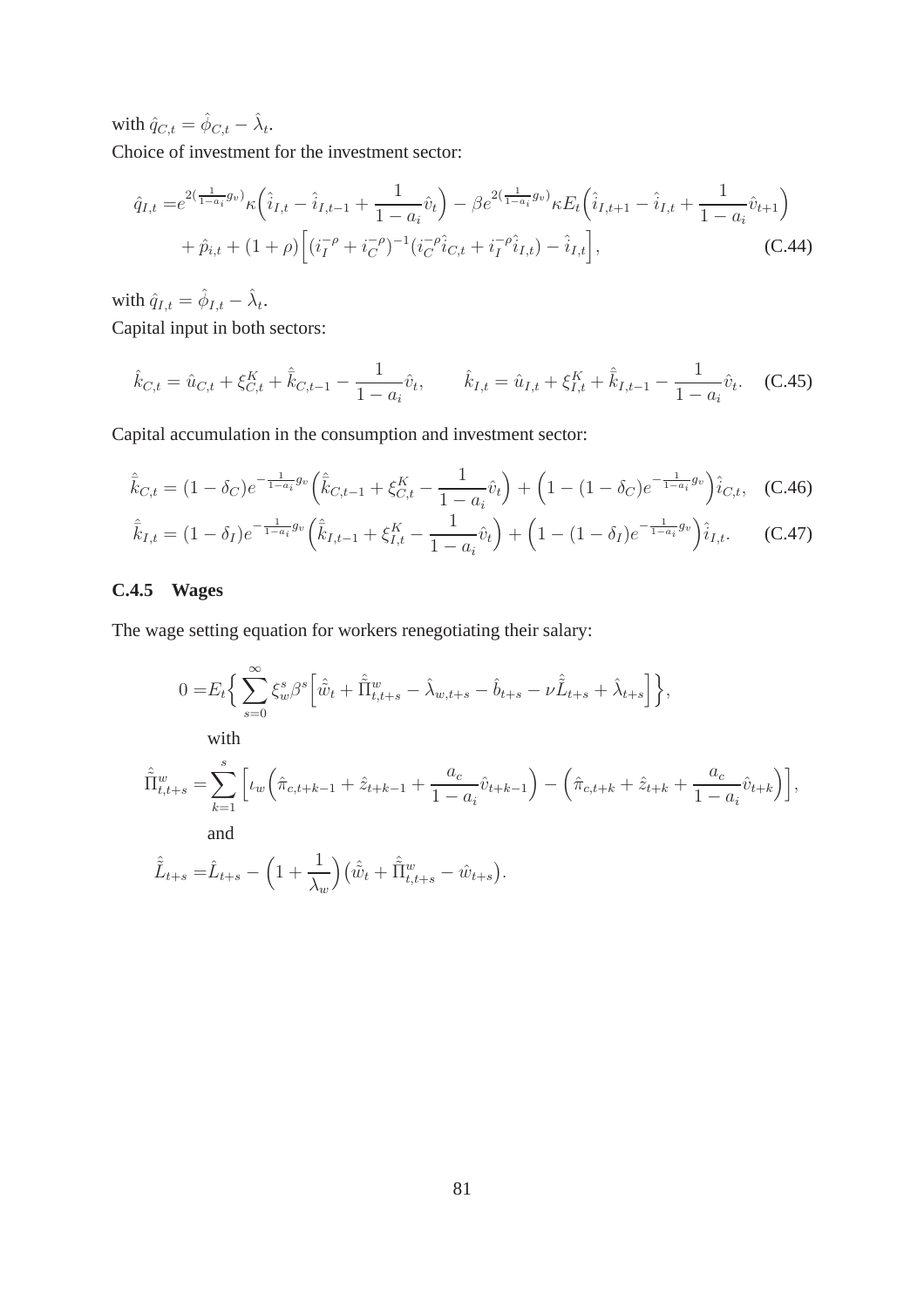with $\hat{q}_{C,t} = \hat{\phi}_{C,t} - \hat{\lambda}_t$.

Choice of investment for the investment sector:

$$\begin{aligned}
\hat{q}_{I,t} =& e^{2(\frac{1}{1-a_i}g_v)}\kappa\Big(\hat{i}_{I,t} - \hat{i}_{I,t-1} + \frac{1}{1-a_i}\hat{v}_t\Big) - \beta e^{2(\frac{1}{1-a_i}g_v)}\kappa E_t\Big(\hat{i}_{I,t+1} - \hat{i}_{I,t} + \frac{1}{1-a_i}\hat{v}_{t+1}\Big) \\
&+ \hat{p}_{i,t} + (1+\rho)\Big[(i_I^{-\rho} + i_C^{-\rho})^{-1}(i_C^{-\rho}\hat{i}_{C,t} + i_I^{-\rho}\hat{i}_{I,t}) - \hat{i}_{I,t}\Big], \qquad \text{(C.44)}
\end{aligned}$$

with $\hat{q}_{I,t} = \hat{\phi}_{I,t} - \hat{\lambda}_t$.

Capital input in both sectors:

$$\hat{k}_{C,t} = \hat{u}_{C,t} + \xi^K_{C,t} + \hat{\bar{k}}_{C,t-1} - \frac{1}{1-a_i}\hat{v}_t, \qquad \hat{k}_{I,t} = \hat{u}_{I,t} + \xi^K_{I,t} + \hat{\bar{k}}_{I,t-1} - \frac{1}{1-a_i}\hat{v}_t. \quad \text{(C.45)}$$

Capital accumulation in the consumption and investment sector:

$$\hat{\bar{k}}_{C,t} = (1-\delta_C)e^{-\frac{1}{1-a_i}g_v}\Big(\hat{\bar{k}}_{C,t-1} + \xi^K_{C,t} - \frac{1}{1-a_i}\hat{v}_t\Big) + \Big(1 - (1-\delta_C)e^{-\frac{1}{1-a_i}g_v}\Big)\hat{i}_{C,t}, \quad \text{(C.46)}$$

$$\hat{\bar{k}}_{I,t} = (1-\delta_I)e^{-\frac{1}{1-a_i}g_v}\Big(\hat{\bar{k}}_{I,t-1} + \xi^K_{I,t} - \frac{1}{1-a_i}\hat{v}_t\Big) + \Big(1 - (1-\delta_I)e^{-\frac{1}{1-a_i}g_v}\Big)\hat{i}_{I,t}. \quad \text{(C.47)}$$

### C.4.5 Wages

The wage setting equation for workers renegotiating their salary:

$$0 = E_t\Big\{\sum_{s=0}^{\infty}\xi_w^s\beta^s\Big[\hat{\tilde{w}}_t + \hat{\tilde{\Pi}}^w_{t,t+s} - \hat{\lambda}_{w,t+s} - \hat{b}_{t+s} - \nu\hat{\tilde{L}}_{t+s} + \hat{\lambda}_{t+s}\Big]\Big\},$$

with

$$\hat{\tilde{\Pi}}^w_{t,t+s} = \sum_{k=1}^{s}\Big[\iota_w\Big(\hat{\pi}_{c,t+k-1} + \hat{z}_{t+k-1} + \frac{a_c}{1-a_i}\hat{v}_{t+k-1}\Big) - \Big(\hat{\pi}_{c,t+k} + \hat{z}_{t+k} + \frac{a_c}{1-a_i}\hat{v}_{t+k}\Big)\Big],$$

and

$$\hat{\tilde{L}}_{t+s} = \hat{L}_{t+s} - \Big(1 + \frac{1}{\lambda_w}\Big)\big(\hat{\tilde{w}}_t + \hat{\tilde{\Pi}}^w_{t,t+s} - \hat{w}_{t+s}\big).$$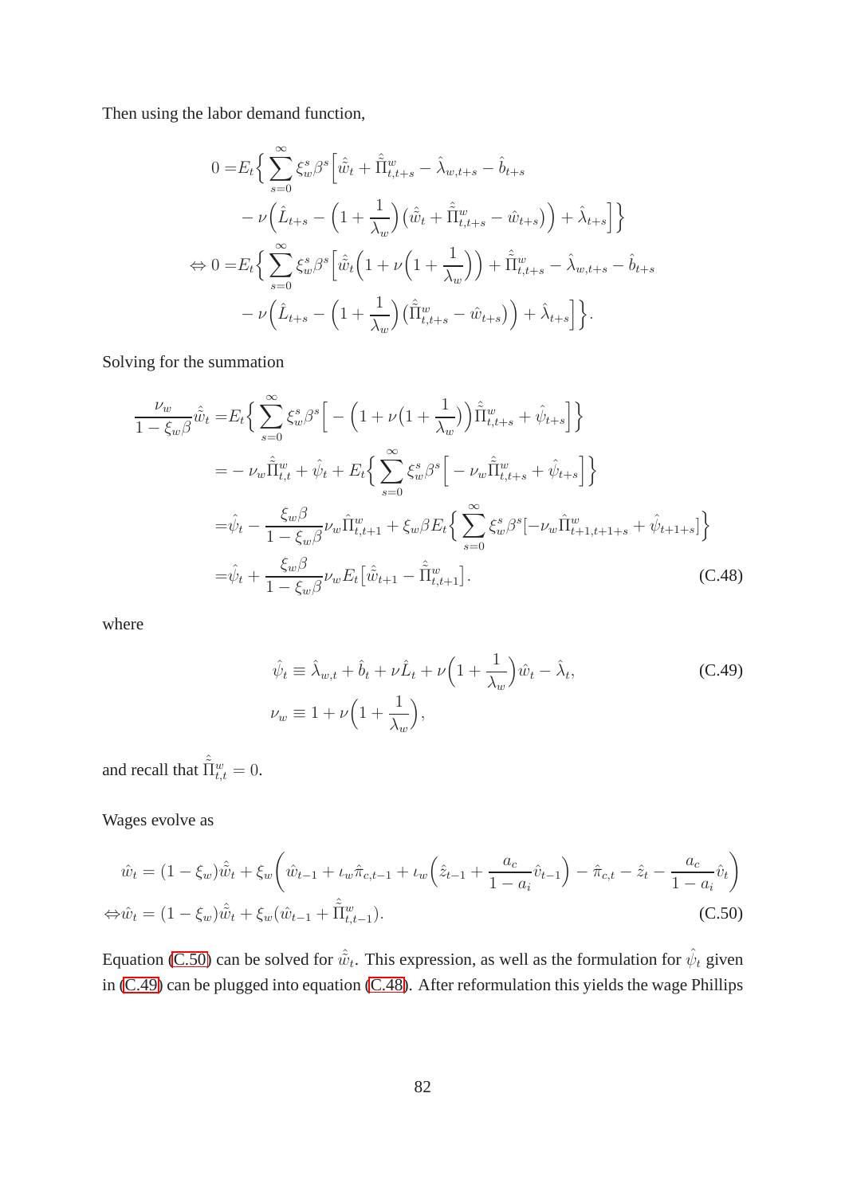Then using the labor demand function,

$$
\begin{aligned}
0 =& E_t\Big\{ \sum_{s=0}^{\infty} \xi_w^s \beta^s \Big[ \hat{\tilde{w}}_t + \hat{\tilde{\Pi}}^w_{t,t+s} - \hat{\lambda}_{w,t+s} - \hat{b}_{t+s} \\
& - \nu\Big( \hat{L}_{t+s} - \Big(1 + \frac{1}{\lambda_w}\Big)\big(\hat{\tilde{w}}_t + \hat{\tilde{\Pi}}^w_{t,t+s} - \hat{w}_{t+s}\big)\Big) + \hat{\lambda}_{t+s}\Big]\Big\} \\
\Leftrightarrow 0 =& E_t\Big\{ \sum_{s=0}^{\infty} \xi_w^s \beta^s \Big[ \hat{\tilde{w}}_t \Big(1 + \nu\Big(1 + \frac{1}{\lambda_w}\Big)\Big) + \hat{\tilde{\Pi}}^w_{t,t+s} - \hat{\lambda}_{w,t+s} - \hat{b}_{t+s} \\
& - \nu\Big( \hat{L}_{t+s} - \Big(1 + \frac{1}{\lambda_w}\Big)\big(\hat{\tilde{\Pi}}^w_{t,t+s} - \hat{w}_{t+s}\big)\Big) + \hat{\lambda}_{t+s}\Big]\Big\}.
\end{aligned}
$$

Solving for the summation

$$
\begin{aligned}
\frac{\nu_w}{1-\xi_w\beta}\hat{\tilde{w}}_t =& E_t\Big\{ \sum_{s=0}^{\infty} \xi_w^s \beta^s \Big[ - \Big(1 + \nu\big(1 + \frac{1}{\lambda_w}\big)\Big)\hat{\tilde{\Pi}}^w_{t,t+s} + \hat{\psi}_{t+s}\Big]\Big\} \\
=& -\nu_w \hat{\tilde{\Pi}}^w_{t,t} + \hat{\psi}_t + E_t\Big\{ \sum_{s=0}^{\infty} \xi_w^s \beta^s \Big[ -\nu_w \hat{\tilde{\Pi}}^w_{t,t+s} + \hat{\psi}_{t+s}\Big]\Big\} \\
=& \hat{\psi}_t - \frac{\xi_w\beta}{1-\xi_w\beta}\nu_w \hat{\Pi}^w_{t,t+1} + \xi_w\beta E_t\Big\{ \sum_{s=0}^{\infty} \xi_w^s \beta^s [-\nu_w \hat{\Pi}^w_{t+1,t+1+s} + \hat{\psi}_{t+1+s}]\Big\} \\
=& \hat{\psi}_t + \frac{\xi_w\beta}{1-\xi_w\beta}\nu_w E_t\big[\hat{\tilde{w}}_{t+1} - \hat{\tilde{\Pi}}^w_{t,t+1}\big].
\end{aligned} \tag{C.48}
$$

where

$$
\begin{aligned}
\hat{\psi}_t &\equiv \hat{\lambda}_{w,t} + \hat{b}_t + \nu\hat{L}_t + \nu\Big(1 + \frac{1}{\lambda_w}\Big)\hat{w}_t - \hat{\lambda}_t, \\
\nu_w &\equiv 1 + \nu\Big(1 + \frac{1}{\lambda_w}\Big),
\end{aligned} \tag{C.49}
$$

and recall that $\hat{\tilde{\Pi}}^w_{t,t} = 0$.

Wages evolve as

$$
\begin{aligned}
\hat{w}_t =& (1-\xi_w)\hat{\tilde{w}}_t + \xi_w\Big( \hat{w}_{t-1} + \iota_w\hat{\pi}_{c,t-1} + \iota_w\Big(\hat{z}_{t-1} + \frac{a_c}{1-a_i}\hat{v}_{t-1}\Big) - \hat{\pi}_{c,t} - \hat{z}_t - \frac{a_c}{1-a_i}\hat{v}_t\Big) \\
\Leftrightarrow \hat{w}_t =& (1-\xi_w)\hat{\tilde{w}}_t + \xi_w(\hat{w}_{t-1} + \hat{\tilde{\Pi}}^w_{t,t-1}).
\end{aligned} \tag{C.50}
$$

Equation (C.50) can be solved for $\hat{\tilde{w}}_t$. This expression, as well as the formulation for $\hat{\psi}_t$ given in (C.49) can be plugged into equation (C.48). After reformulation this yields the wage Phillips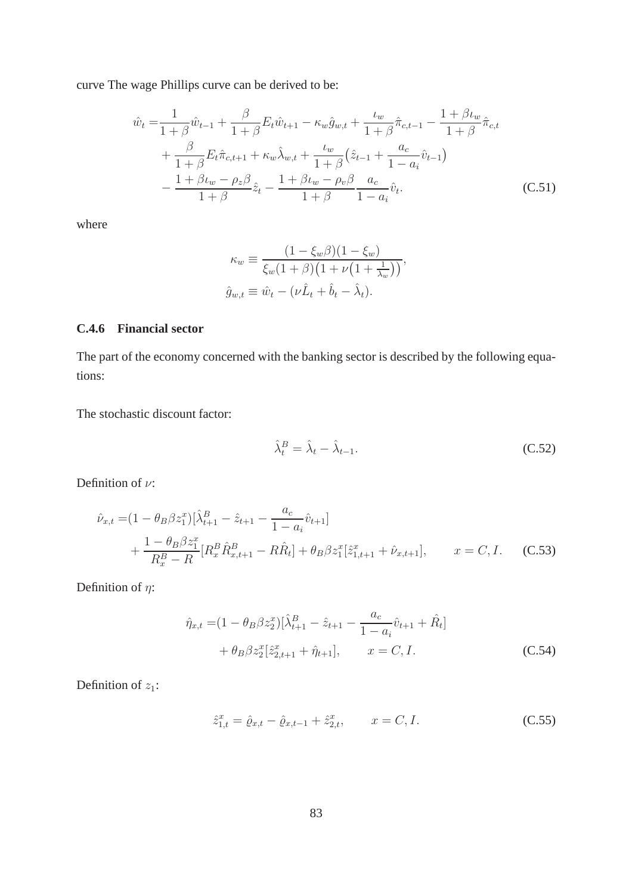curve The wage Phillips curve can be derived to be:

$$
\begin{aligned}
\hat{w}_t =& \frac{1}{1+\beta}\hat{w}_{t-1} + \frac{\beta}{1+\beta}E_t\hat{w}_{t+1} - \kappa_w \hat{g}_{w,t} + \frac{\iota_w}{1+\beta}\hat{\pi}_{c,t-1} - \frac{1+\beta\iota_w}{1+\beta}\hat{\pi}_{c,t} \\
&+ \frac{\beta}{1+\beta}E_t\hat{\pi}_{c,t+1} + \kappa_w\hat{\lambda}_{w,t} + \frac{\iota_w}{1+\beta}\big(\hat{z}_{t-1} + \frac{a_c}{1-a_i}\hat{v}_{t-1}\big) \\
&- \frac{1+\beta\iota_w - \rho_z\beta}{1+\beta}\hat{z}_t - \frac{1+\beta\iota_w - \rho_v\beta}{1+\beta}\frac{a_c}{1-a_i}\hat{v}_t.
\end{aligned}
\tag{C.51}
$$

where

$$
\begin{aligned}
\kappa_w &\equiv \frac{(1-\xi_w\beta)(1-\xi_w)}{\xi_w(1+\beta)\big(1+\nu\big(1+\frac{1}{\lambda_w}\big)\big)}, \\
\hat{g}_{w,t} &\equiv \hat{w}_t - (\nu\hat{L}_t + \hat{b}_t - \hat{\lambda}_t).
\end{aligned}
$$

### C.4.6 Financial sector

The part of the economy concerned with the banking sector is described by the following equations:

The stochastic discount factor:

$$
\hat{\lambda}^B_t = \hat{\lambda}_t - \hat{\lambda}_{t-1}. \tag{C.52}
$$

Definition of $\nu$:

$$
\begin{aligned}
\hat{\nu}_{x,t} =& (1-\theta_B\beta z^x_1)[\hat{\lambda}^B_{t+1} - \hat{z}_{t+1} - \frac{a_c}{1-a_i}\hat{v}_{t+1}] \\
&+ \frac{1-\theta_B\beta z^x_1}{R^B_x - R}[R^B_x\hat{R}^B_{x,t+1} - R\hat{R}_t] + \theta_B\beta z^x_1[\hat{z}^x_{1,t+1} + \hat{\nu}_{x,t+1}], \qquad x = C, I.
\end{aligned}
\tag{C.53}
$$

Definition of $\eta$:

$$
\begin{aligned}
\hat{\eta}_{x,t} =& (1-\theta_B\beta z^x_2)[\hat{\lambda}^B_{t+1} - \hat{z}_{t+1} - \frac{a_c}{1-a_i}\hat{v}_{t+1} + \hat{R}_t] \\
&+ \theta_B\beta z^x_2[\hat{z}^x_{2,t+1} + \hat{\eta}_{t+1}], \qquad x = C, I.
\end{aligned}
\tag{C.54}
$$

Definition of $z_1$:

$$
\hat{z}^x_{1,t} = \hat{\varrho}_{x,t} - \hat{\varrho}_{x,t-1} + \hat{z}^x_{2,t}, \qquad x = C, I. \tag{C.55}
$$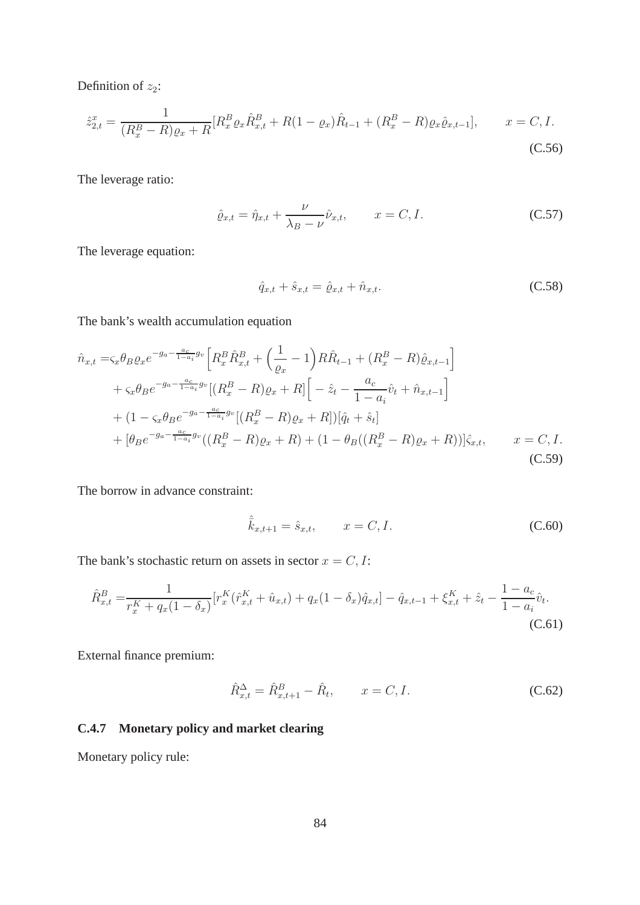Definition of $z_2$:

$$\hat{z}_{2,t}^{x} = \frac{1}{(R_x^B - R)\varrho_x + R}[R_x^B \varrho_x \hat{R}_{x,t}^B + R(1-\varrho_x)\hat{R}_{t-1} + (R_x^B - R)\varrho_x \hat{\varrho}_{x,t-1}], \qquad x = C, I. \tag{C.56}$$

The leverage ratio:

$$\hat{\varrho}_{x,t} = \hat{\eta}_{x,t} + \frac{\nu}{\lambda_B - \nu}\hat{\nu}_{x,t}, \qquad x = C, I. \tag{C.57}$$

The leverage equation:

$$\hat{q}_{x,t} + \hat{s}_{x,t} = \hat{\varrho}_{x,t} + \hat{n}_{x,t}. \tag{C.58}$$

The bank's wealth accumulation equation

$$\begin{aligned}
\hat{n}_{x,t} =& \varsigma_x \theta_B \varrho_x e^{-g_a - \frac{a_c}{1-a_i}g_v}\Big[R_x^B \hat{R}_{x,t}^B + \Big(\frac{1}{\varrho_x} - 1\Big)R\hat{R}_{t-1} + (R_x^B - R)\hat{\varrho}_{x,t-1}\Big] \\
&+ \varsigma_x \theta_B e^{-g_a - \frac{a_c}{1-a_i}g_v}[(R_x^B - R)\varrho_x + R]\Big[-\hat{z}_t - \frac{a_c}{1-a_i}\hat{v}_t + \hat{n}_{x,t-1}\Big] \\
&+ (1 - \varsigma_x \theta_B e^{-g_a - \frac{a_c}{1-a_i}g_v}[(R_x^B - R)\varrho_x + R])[\hat{q}_t + \hat{s}_t] \\
&+ [\theta_B e^{-g_a - \frac{a_c}{1-a_i}g_v}((R_x^B - R)\varrho_x + R) + (1 - \theta_B((R_x^B - R)\varrho_x + R))]\hat{\varsigma}_{x,t}, \qquad x = C, I.
\end{aligned} \tag{C.59}$$

The borrow in advance constraint:

$$\hat{\bar{k}}_{x,t+1} = \hat{s}_{x,t}, \qquad x = C, I. \tag{C.60}$$

The bank's stochastic return on assets in sector $x = C, I$:

$$\hat{R}_{x,t}^B = \frac{1}{r_x^K + q_x(1-\delta_x)}[r_x^K(\hat{r}_{x,t}^K + \hat{u}_{x,t}) + q_x(1-\delta_x)\hat{q}_{x,t}] - \hat{q}_{x,t-1} + \xi_{x,t}^K + \hat{z}_t - \frac{1-a_c}{1-a_i}\hat{v}_t. \tag{C.61}$$

External finance premium:

$$\hat{R}_{x,t}^{\Delta} = \hat{R}_{x,t+1}^B - \hat{R}_t, \qquad x = C, I. \tag{C.62}$$

### C.4.7 Monetary policy and market clearing

Monetary policy rule: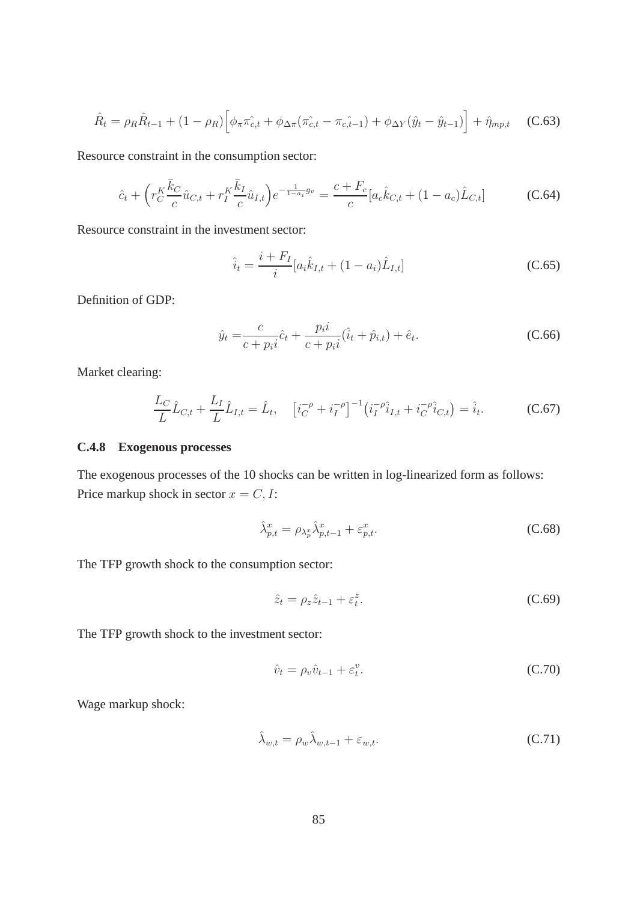$$\hat{R}_t = \rho_R \hat{R}_{t-1} + (1-\rho_R)\Big[\phi_\pi \hat{\pi_{c,t}} + \phi_{\Delta\pi}(\hat{\pi_{c,t}} - \hat{\pi_{c,t-1}}) + \phi_{\Delta Y}(\hat{y}_t - \hat{y}_{t-1})\Big] + \hat{\eta}_{mp,t} \quad \text{(C.63)}$$

Resource constraint in the consumption sector:

$$\hat{c}_t + \Big(r_C^K \frac{\bar{k}_C}{c}\hat{u}_{C,t} + r_I^K \frac{\bar{k}_I}{c}\hat{u}_{I,t}\Big)e^{-\frac{1}{1-a_i}g_v} = \frac{c+F_c}{c}[a_c \hat{k}_{C,t} + (1-a_c)\hat{L}_{C,t}] \quad \text{(C.64)}$$

Resource constraint in the investment sector:

$$\hat{i}_t = \frac{i+F_I}{i}[a_i \hat{k}_{I,t} + (1-a_i)\hat{L}_{I,t}] \quad \text{(C.65)}$$

Definition of GDP:

$$\hat{y}_t = \frac{c}{c+p_i i}\hat{c}_t + \frac{p_i i}{c+p_i i}(\hat{i}_t + \hat{p}_{i,t}) + \hat{e}_t. \quad \text{(C.66)}$$

Market clearing:

$$\frac{L_C}{L}\hat{L}_{C,t} + \frac{L_I}{L}\hat{L}_{I,t} = \hat{L}_t, \quad \big[i_C^{-\rho} + i_I^{-\rho}\big]^{-1}\big(i_I^{-\rho}\hat{i}_{I,t} + i_C^{-\rho}\hat{i}_{C,t}\big) = \hat{i}_t. \quad \text{(C.67)}$$

### C.4.8 Exogenous processes

The exogenous processes of the 10 shocks can be written in log-linearized form as follows: Price markup shock in sector $x = C, I$:

$$\hat{\lambda}_{p,t}^x = \rho_{\lambda_p^x}\hat{\lambda}_{p,t-1}^x + \varepsilon_{p,t}^x. \quad \text{(C.68)}$$

The TFP growth shock to the consumption sector:

$$\hat{z}_t = \rho_z \hat{z}_{t-1} + \varepsilon_t^z. \quad \text{(C.69)}$$

The TFP growth shock to the investment sector:

$$\hat{v}_t = \rho_v \hat{v}_{t-1} + \varepsilon_t^v. \quad \text{(C.70)}$$

Wage markup shock:

$$\hat{\lambda}_{w,t} = \rho_w \hat{\lambda}_{w,t-1} + \varepsilon_{w,t}. \quad \text{(C.71)}$$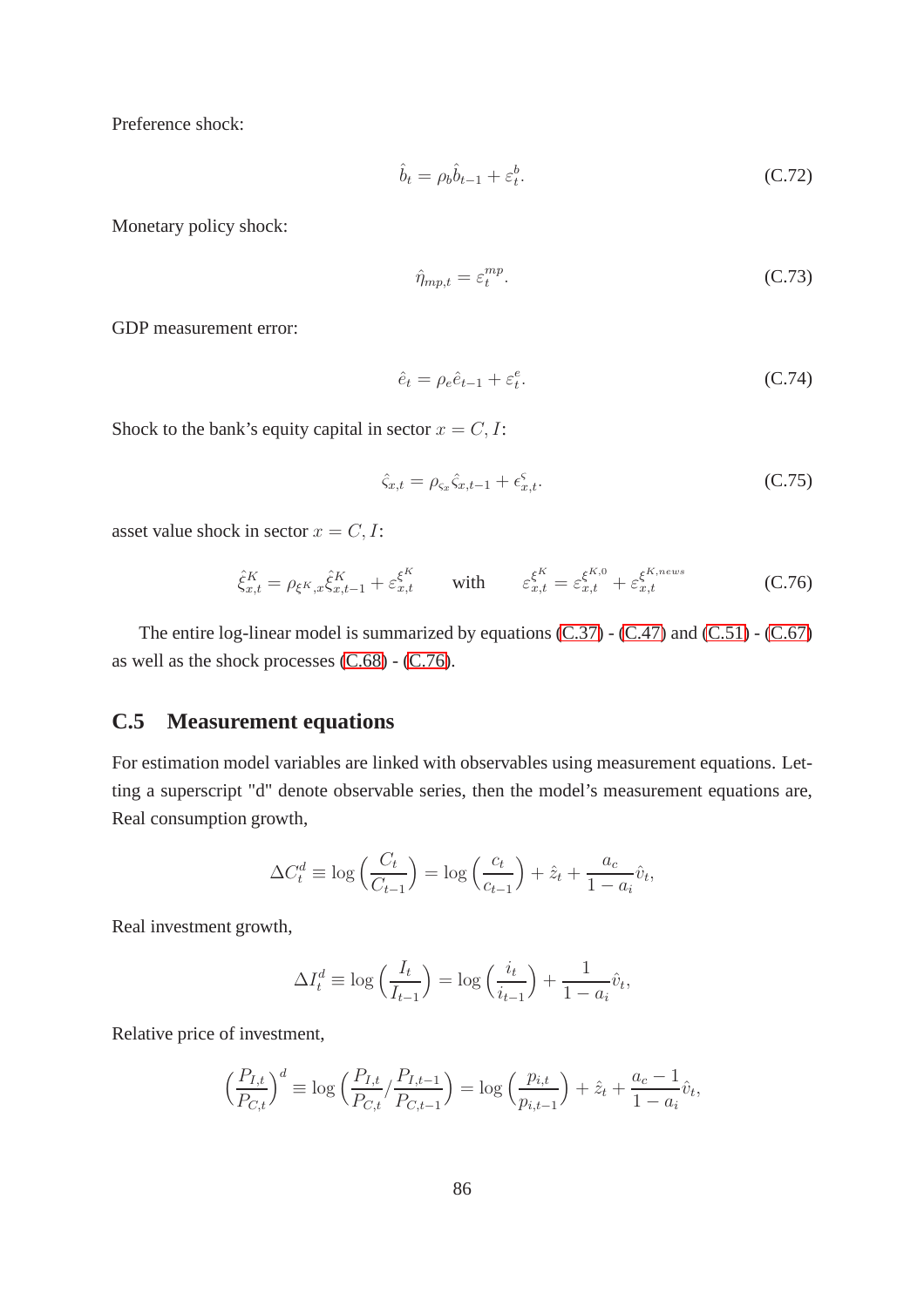Preference shock:

$$\hat{b}_t = \rho_b \hat{b}_{t-1} + \varepsilon_t^b. \tag{C.72}$$

Monetary policy shock:

$$\hat{\eta}_{mp,t} = \varepsilon_t^{mp}. \tag{C.73}$$

GDP measurement error:

$$\hat{e}_t = \rho_e \hat{e}_{t-1} + \varepsilon_t^e. \tag{C.74}$$

Shock to the bank's equity capital in sector $x = C, I$:

$$\hat{\varsigma}_{x,t} = \rho_{\varsigma_x} \hat{\varsigma}_{x,t-1} + \epsilon_{x,t}^{\varsigma}. \tag{C.75}$$

asset value shock in sector $x = C, I$:

$$\hat{\xi}_{x,t}^K = \rho_{\xi^K,x} \hat{\xi}_{x,t-1}^K + \varepsilon_{x,t}^{\xi^K} \qquad \text{with} \qquad \varepsilon_{x,t}^{\xi^K} = \varepsilon_{x,t}^{\xi^{K,0}} + \varepsilon_{x,t}^{\xi^{K,news}} \tag{C.76}$$

The entire log-linear model is summarized by equations (C.37) - (C.47) and (C.51) - (C.67) as well as the shock processes (C.68) - (C.76).

## C.5 Measurement equations

For estimation model variables are linked with observables using measurement equations. Letting a superscript "d" denote observable series, then the model's measurement equations are, Real consumption growth,

$$\Delta C_t^d \equiv \log\left(\frac{C_t}{C_{t-1}}\right) = \log\left(\frac{c_t}{c_{t-1}}\right) + \hat{z}_t + \frac{a_c}{1-a_i}\hat{v}_t,$$

Real investment growth,

$$\Delta I_t^d \equiv \log\left(\frac{I_t}{I_{t-1}}\right) = \log\left(\frac{i_t}{i_{t-1}}\right) + \frac{1}{1-a_i}\hat{v}_t,$$

Relative price of investment,

$$\left(\frac{P_{I,t}}{P_{C,t}}\right)^d \equiv \log\left(\frac{P_{I,t}}{P_{C,t}} / \frac{P_{I,t-1}}{P_{C,t-1}}\right) = \log\left(\frac{p_{i,t}}{p_{i,t-1}}\right) + \hat{z}_t + \frac{a_c - 1}{1-a_i}\hat{v}_t,$$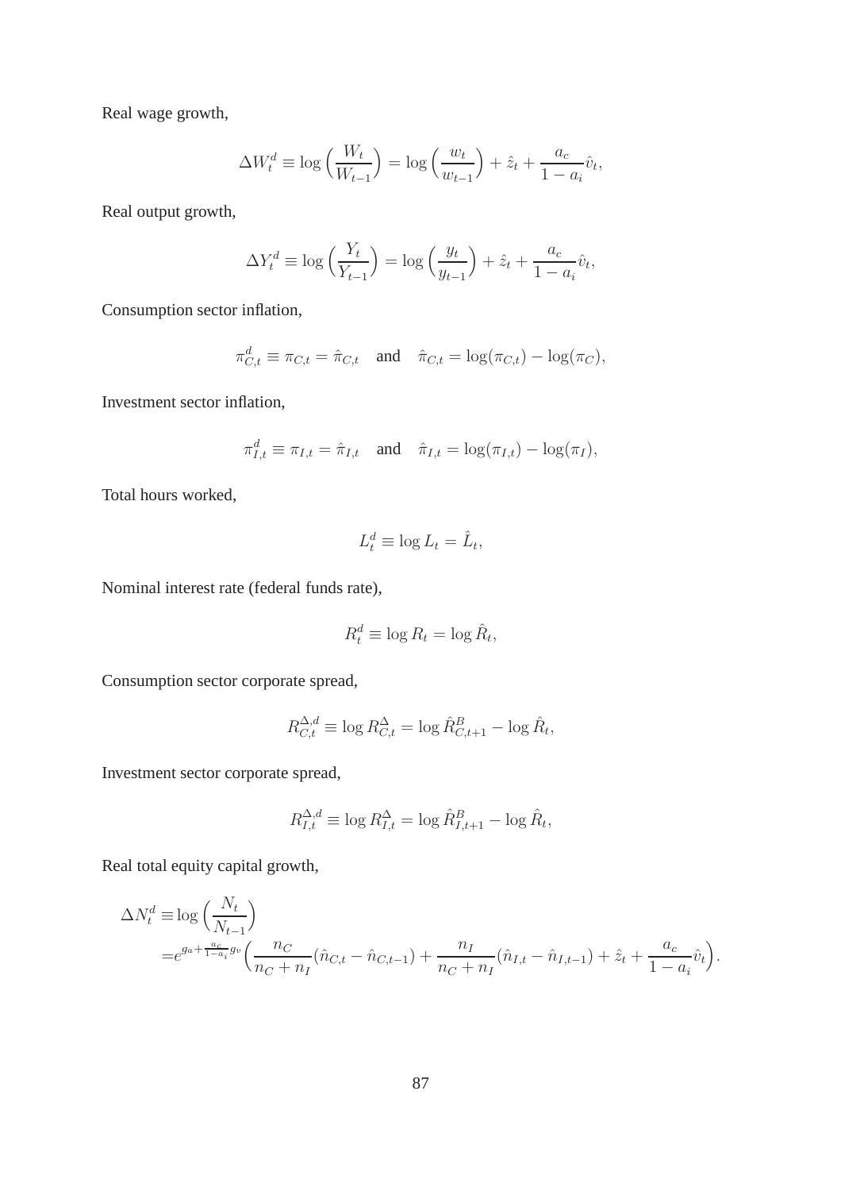Real wage growth,

$$\Delta W_t^d \equiv \log\Big(\frac{W_t}{W_{t-1}}\Big) = \log\Big(\frac{w_t}{w_{t-1}}\Big) + \hat{z}_t + \frac{a_c}{1-a_i}\hat{v}_t,$$

Real output growth,

$$\Delta Y_t^d \equiv \log\Big(\frac{Y_t}{Y_{t-1}}\Big) = \log\Big(\frac{y_t}{y_{t-1}}\Big) + \hat{z}_t + \frac{a_c}{1-a_i}\hat{v}_t,$$

Consumption sector inflation,

$$\pi_{C,t}^d \equiv \pi_{C,t} = \hat{\pi}_{C,t} \quad \text{and} \quad \hat{\pi}_{C,t} = \log(\pi_{C,t}) - \log(\pi_C),$$

Investment sector inflation,

$$\pi_{I,t}^d \equiv \pi_{I,t} = \hat{\pi}_{I,t} \quad \text{and} \quad \hat{\pi}_{I,t} = \log(\pi_{I,t}) - \log(\pi_I),$$

Total hours worked,

$$L_t^d \equiv \log L_t = \hat{L}_t,$$

Nominal interest rate (federal funds rate),

$$R_t^d \equiv \log R_t = \log \hat{R}_t,$$

Consumption sector corporate spread,

$$R_{C,t}^{\Delta,d} \equiv \log R_{C,t}^{\Delta} = \log \hat{R}_{C,t+1}^B - \log \hat{R}_t,$$

Investment sector corporate spread,

$$R_{I,t}^{\Delta,d} \equiv \log R_{I,t}^{\Delta} = \log \hat{R}_{I,t+1}^B - \log \hat{R}_t,$$

Real total equity capital growth,

$$\begin{aligned}\Delta N_t^d \equiv& \log\Big(\frac{N_t}{N_{t-1}}\Big) \\ =& e^{g_a + \frac{a_c}{1-a_i}g_v}\Big(\frac{n_C}{n_C+n_I}(\hat{n}_{C,t} - \hat{n}_{C,t-1}) + \frac{n_I}{n_C+n_I}(\hat{n}_{I,t} - \hat{n}_{I,t-1}) + \hat{z}_t + \frac{a_c}{1-a_i}\hat{v}_t\Big).\end{aligned}$$